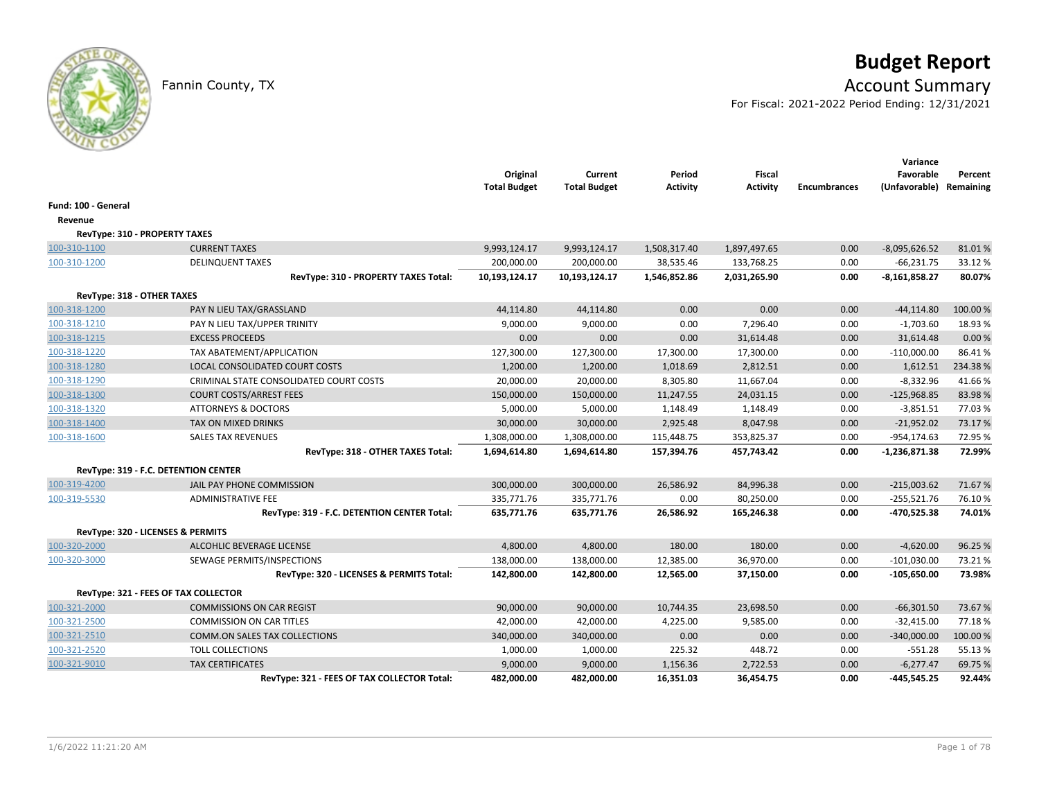# Budget Report

Fannin County, TX

## Account Summary

For Fiscal: 2021-2022 Period Ending: 12/31/2021

| | | Original Total Budget | Current Total Budget | Period Activity | Fiscal Activity | Encumbrances | Variance Favorable (Unfavorable) | Percent Remaining |
|---|---|---|---|---|---|---|---|---|
| **Fund: 100 - General** | | | | | | | | |
| **Revenue** | | | | | | | | |
| **RevType: 310 - PROPERTY TAXES** | | | | | | | | |
| 100-310-1100 | CURRENT TAXES | 9,993,124.17 | 9,993,124.17 | 1,508,317.40 | 1,897,497.65 | 0.00 | -8,095,626.52 | 81.01 % |
| 100-310-1200 | DELINQUENT TAXES | 200,000.00 | 200,000.00 | 38,535.46 | 133,768.25 | 0.00 | -66,231.75 | 33.12 % |
| | **RevType: 310 - PROPERTY TAXES Total:** | **10,193,124.17** | **10,193,124.17** | **1,546,852.86** | **2,031,265.90** | **0.00** | **-8,161,858.27** | **80.07%** |
| **RevType: 318 - OTHER TAXES** | | | | | | | | |
| 100-318-1200 | PAY N LIEU TAX/GRASSLAND | 44,114.80 | 44,114.80 | 0.00 | 0.00 | 0.00 | -44,114.80 | 100.00 % |
| 100-318-1210 | PAY N LIEU TAX/UPPER TRINITY | 9,000.00 | 9,000.00 | 0.00 | 7,296.40 | 0.00 | -1,703.60 | 18.93 % |
| 100-318-1215 | EXCESS PROCEEDS | 0.00 | 0.00 | 0.00 | 31,614.48 | 0.00 | 31,614.48 | 0.00 % |
| 100-318-1220 | TAX ABATEMENT/APPLICATION | 127,300.00 | 127,300.00 | 17,300.00 | 17,300.00 | 0.00 | -110,000.00 | 86.41 % |
| 100-318-1280 | LOCAL CONSOLIDATED COURT COSTS | 1,200.00 | 1,200.00 | 1,018.69 | 2,812.51 | 0.00 | 1,612.51 | 234.38 % |
| 100-318-1290 | CRIMINAL STATE CONSOLIDATED COURT COSTS | 20,000.00 | 20,000.00 | 8,305.80 | 11,667.04 | 0.00 | -8,332.96 | 41.66 % |
| 100-318-1300 | COURT COSTS/ARREST FEES | 150,000.00 | 150,000.00 | 11,247.55 | 24,031.15 | 0.00 | -125,968.85 | 83.98 % |
| 100-318-1320 | ATTORNEYS & DOCTORS | 5,000.00 | 5,000.00 | 1,148.49 | 1,148.49 | 0.00 | -3,851.51 | 77.03 % |
| 100-318-1400 | TAX ON MIXED DRINKS | 30,000.00 | 30,000.00 | 2,925.48 | 8,047.98 | 0.00 | -21,952.02 | 73.17 % |
| 100-318-1600 | SALES TAX REVENUES | 1,308,000.00 | 1,308,000.00 | 115,448.75 | 353,825.37 | 0.00 | -954,174.63 | 72.95 % |
| | **RevType: 318 - OTHER TAXES Total:** | **1,694,614.80** | **1,694,614.80** | **157,394.76** | **457,743.42** | **0.00** | **-1,236,871.38** | **72.99%** |
| **RevType: 319 - F.C. DETENTION CENTER** | | | | | | | | |
| 100-319-4200 | JAIL PAY PHONE COMMISSION | 300,000.00 | 300,000.00 | 26,586.92 | 84,996.38 | 0.00 | -215,003.62 | 71.67 % |
| 100-319-5530 | ADMINISTRATIVE FEE | 335,771.76 | 335,771.76 | 0.00 | 80,250.00 | 0.00 | -255,521.76 | 76.10 % |
| | **RevType: 319 - F.C. DETENTION CENTER Total:** | **635,771.76** | **635,771.76** | **26,586.92** | **165,246.38** | **0.00** | **-470,525.38** | **74.01%** |
| **RevType: 320 - LICENSES & PERMITS** | | | | | | | | |
| 100-320-2000 | ALCOHLIC BEVERAGE LICENSE | 4,800.00 | 4,800.00 | 180.00 | 180.00 | 0.00 | -4,620.00 | 96.25 % |
| 100-320-3000 | SEWAGE PERMITS/INSPECTIONS | 138,000.00 | 138,000.00 | 12,385.00 | 36,970.00 | 0.00 | -101,030.00 | 73.21 % |
| | **RevType: 320 - LICENSES & PERMITS Total:** | **142,800.00** | **142,800.00** | **12,565.00** | **37,150.00** | **0.00** | **-105,650.00** | **73.98%** |
| **RevType: 321 - FEES OF TAX COLLECTOR** | | | | | | | | |
| 100-321-2000 | COMMISSIONS ON CAR REGIST | 90,000.00 | 90,000.00 | 10,744.35 | 23,698.50 | 0.00 | -66,301.50 | 73.67 % |
| 100-321-2500 | COMMISSION ON CAR TITLES | 42,000.00 | 42,000.00 | 4,225.00 | 9,585.00 | 0.00 | -32,415.00 | 77.18 % |
| 100-321-2510 | COMM.ON SALES TAX COLLECTIONS | 340,000.00 | 340,000.00 | 0.00 | 0.00 | 0.00 | -340,000.00 | 100.00 % |
| 100-321-2520 | TOLL COLLECTIONS | 1,000.00 | 1,000.00 | 225.32 | 448.72 | 0.00 | -551.28 | 55.13 % |
| 100-321-9010 | TAX CERTIFICATES | 9,000.00 | 9,000.00 | 1,156.36 | 2,722.53 | 0.00 | -6,277.47 | 69.75 % |
| | **RevType: 321 - FEES OF TAX COLLECTOR Total:** | **482,000.00** | **482,000.00** | **16,351.03** | **36,454.75** | **0.00** | **-445,545.25** | **92.44%** |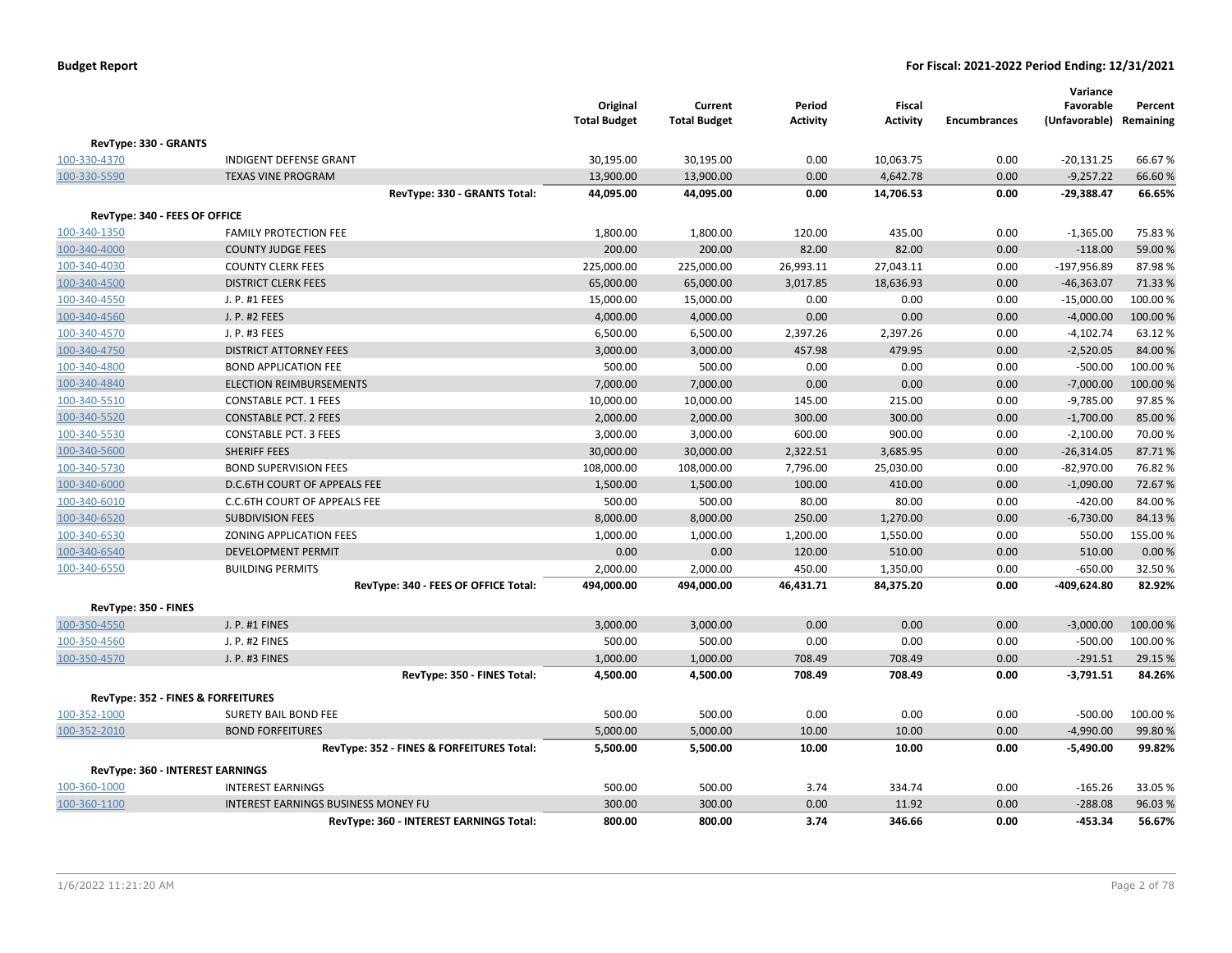**Budget Report** **For Fiscal: 2021-2022 Period Ending: 12/31/2021**

| | | Original Total Budget | Current Total Budget | Period Activity | Fiscal Activity | Encumbrances | Variance Favorable (Unfavorable) | Percent Remaining |
|---|---|---|---|---|---|---|---|---|
| **RevType: 330 - GRANTS** | | | | | | | | |
| 100-330-4370 | INDIGENT DEFENSE GRANT | 30,195.00 | 30,195.00 | 0.00 | 10,063.75 | 0.00 | -20,131.25 | 66.67 % |
| 100-330-5590 | TEXAS VINE PROGRAM | 13,900.00 | 13,900.00 | 0.00 | 4,642.78 | 0.00 | -9,257.22 | 66.60 % |
| | **RevType: 330 - GRANTS Total:** | **44,095.00** | **44,095.00** | **0.00** | **14,706.53** | **0.00** | **-29,388.47** | **66.65%** |
| **RevType: 340 - FEES OF OFFICE** | | | | | | | | |
| 100-340-1350 | FAMILY PROTECTION FEE | 1,800.00 | 1,800.00 | 120.00 | 435.00 | 0.00 | -1,365.00 | 75.83 % |
| 100-340-4000 | COUNTY JUDGE FEES | 200.00 | 200.00 | 82.00 | 82.00 | 0.00 | -118.00 | 59.00 % |
| 100-340-4030 | COUNTY CLERK FEES | 225,000.00 | 225,000.00 | 26,993.11 | 27,043.11 | 0.00 | -197,956.89 | 87.98 % |
| 100-340-4500 | DISTRICT CLERK FEES | 65,000.00 | 65,000.00 | 3,017.85 | 18,636.93 | 0.00 | -46,363.07 | 71.33 % |
| 100-340-4550 | J. P. #1 FEES | 15,000.00 | 15,000.00 | 0.00 | 0.00 | 0.00 | -15,000.00 | 100.00 % |
| 100-340-4560 | J. P. #2 FEES | 4,000.00 | 4,000.00 | 0.00 | 0.00 | 0.00 | -4,000.00 | 100.00 % |
| 100-340-4570 | J. P. #3 FEES | 6,500.00 | 6,500.00 | 2,397.26 | 2,397.26 | 0.00 | -4,102.74 | 63.12 % |
| 100-340-4750 | DISTRICT ATTORNEY FEES | 3,000.00 | 3,000.00 | 457.98 | 479.95 | 0.00 | -2,520.05 | 84.00 % |
| 100-340-4800 | BOND APPLICATION FEE | 500.00 | 500.00 | 0.00 | 0.00 | 0.00 | -500.00 | 100.00 % |
| 100-340-4840 | ELECTION REIMBURSEMENTS | 7,000.00 | 7,000.00 | 0.00 | 0.00 | 0.00 | -7,000.00 | 100.00 % |
| 100-340-5510 | CONSTABLE PCT. 1 FEES | 10,000.00 | 10,000.00 | 145.00 | 215.00 | 0.00 | -9,785.00 | 97.85 % |
| 100-340-5520 | CONSTABLE PCT. 2 FEES | 2,000.00 | 2,000.00 | 300.00 | 300.00 | 0.00 | -1,700.00 | 85.00 % |
| 100-340-5530 | CONSTABLE PCT. 3 FEES | 3,000.00 | 3,000.00 | 600.00 | 900.00 | 0.00 | -2,100.00 | 70.00 % |
| 100-340-5600 | SHERIFF FEES | 30,000.00 | 30,000.00 | 2,322.51 | 3,685.95 | 0.00 | -26,314.05 | 87.71 % |
| 100-340-5730 | BOND SUPERVISION FEES | 108,000.00 | 108,000.00 | 7,796.00 | 25,030.00 | 0.00 | -82,970.00 | 76.82 % |
| 100-340-6000 | D.C.6TH COURT OF APPEALS FEE | 1,500.00 | 1,500.00 | 100.00 | 410.00 | 0.00 | -1,090.00 | 72.67 % |
| 100-340-6010 | C.C.6TH COURT OF APPEALS FEE | 500.00 | 500.00 | 80.00 | 80.00 | 0.00 | -420.00 | 84.00 % |
| 100-340-6520 | SUBDIVISION FEES | 8,000.00 | 8,000.00 | 250.00 | 1,270.00 | 0.00 | -6,730.00 | 84.13 % |
| 100-340-6530 | ZONING APPLICATION FEES | 1,000.00 | 1,000.00 | 1,200.00 | 1,550.00 | 0.00 | 550.00 | 155.00 % |
| 100-340-6540 | DEVELOPMENT PERMIT | 0.00 | 0.00 | 120.00 | 510.00 | 0.00 | 510.00 | 0.00 % |
| 100-340-6550 | BUILDING PERMITS | 2,000.00 | 2,000.00 | 450.00 | 1,350.00 | 0.00 | -650.00 | 32.50 % |
| | **RevType: 340 - FEES OF OFFICE Total:** | **494,000.00** | **494,000.00** | **46,431.71** | **84,375.20** | **0.00** | **-409,624.80** | **82.92%** |
| **RevType: 350 - FINES** | | | | | | | | |
| 100-350-4550 | J. P. #1 FINES | 3,000.00 | 3,000.00 | 0.00 | 0.00 | 0.00 | -3,000.00 | 100.00 % |
| 100-350-4560 | J. P. #2 FINES | 500.00 | 500.00 | 0.00 | 0.00 | 0.00 | -500.00 | 100.00 % |
| 100-350-4570 | J. P. #3 FINES | 1,000.00 | 1,000.00 | 708.49 | 708.49 | 0.00 | -291.51 | 29.15 % |
| | **RevType: 350 - FINES Total:** | **4,500.00** | **4,500.00** | **708.49** | **708.49** | **0.00** | **-3,791.51** | **84.26%** |
| **RevType: 352 - FINES & FORFEITURES** | | | | | | | | |
| 100-352-1000 | SURETY BAIL BOND FEE | 500.00 | 500.00 | 0.00 | 0.00 | 0.00 | -500.00 | 100.00 % |
| 100-352-2010 | BOND FORFEITURES | 5,000.00 | 5,000.00 | 10.00 | 10.00 | 0.00 | -4,990.00 | 99.80 % |
| | **RevType: 352 - FINES & FORFEITURES Total:** | **5,500.00** | **5,500.00** | **10.00** | **10.00** | **0.00** | **-5,490.00** | **99.82%** |
| **RevType: 360 - INTEREST EARNINGS** | | | | | | | | |
| 100-360-1000 | INTEREST EARNINGS | 500.00 | 500.00 | 3.74 | 334.74 | 0.00 | -165.26 | 33.05 % |
| 100-360-1100 | INTEREST EARNINGS BUSINESS MONEY FU | 300.00 | 300.00 | 0.00 | 11.92 | 0.00 | -288.08 | 96.03 % |
| | **RevType: 360 - INTEREST EARNINGS Total:** | **800.00** | **800.00** | **3.74** | **346.66** | **0.00** | **-453.34** | **56.67%** |

1/6/2022 11:21:20 AM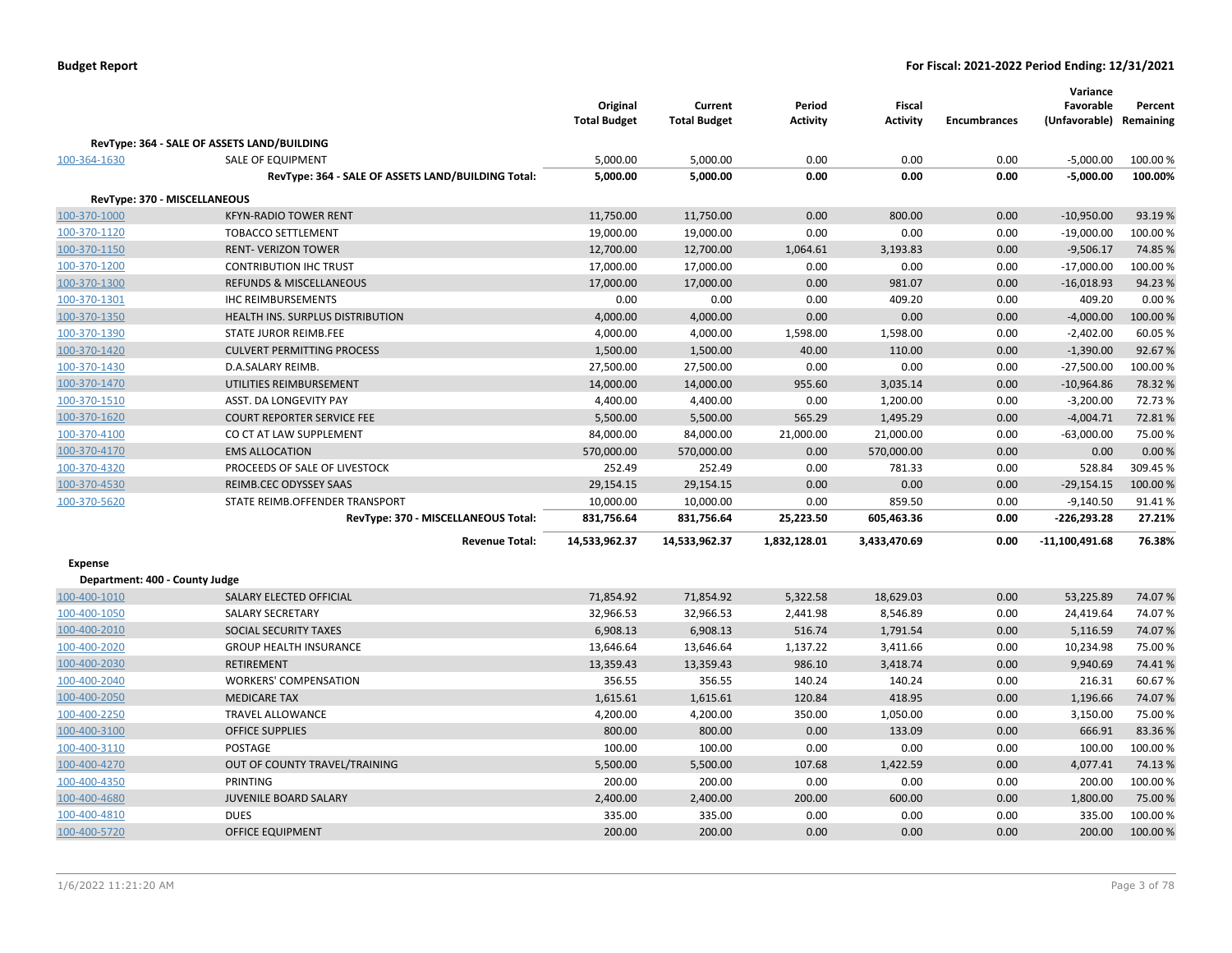| | | Original Total Budget | Current Total Budget | Period Activity | Fiscal Activity | Encumbrances | Variance Favorable (Unfavorable) | Percent Remaining |
|---|---|---|---|---|---|---|---|---|
| **RevType: 364 - SALE OF ASSETS LAND/BUILDING** | | | | | | | | |
| 100-364-1630 | SALE OF EQUIPMENT | 5,000.00 | 5,000.00 | 0.00 | 0.00 | 0.00 | -5,000.00 | 100.00 % |
| | **RevType: 364 - SALE OF ASSETS LAND/BUILDING Total:** | **5,000.00** | **5,000.00** | **0.00** | **0.00** | **0.00** | **-5,000.00** | **100.00%** |
| **RevType: 370 - MISCELLANEOUS** | | | | | | | | |
| 100-370-1000 | KFYN-RADIO TOWER RENT | 11,750.00 | 11,750.00 | 0.00 | 800.00 | 0.00 | -10,950.00 | 93.19 % |
| 100-370-1120 | TOBACCO SETTLEMENT | 19,000.00 | 19,000.00 | 0.00 | 0.00 | 0.00 | -19,000.00 | 100.00 % |
| 100-370-1150 | RENT- VERIZON TOWER | 12,700.00 | 12,700.00 | 1,064.61 | 3,193.83 | 0.00 | -9,506.17 | 74.85 % |
| 100-370-1200 | CONTRIBUTION IHC TRUST | 17,000.00 | 17,000.00 | 0.00 | 0.00 | 0.00 | -17,000.00 | 100.00 % |
| 100-370-1300 | REFUNDS & MISCELLANEOUS | 17,000.00 | 17,000.00 | 0.00 | 981.07 | 0.00 | -16,018.93 | 94.23 % |
| 100-370-1301 | IHC REIMBURSEMENTS | 0.00 | 0.00 | 0.00 | 409.20 | 0.00 | 409.20 | 0.00 % |
| 100-370-1350 | HEALTH INS. SURPLUS DISTRIBUTION | 4,000.00 | 4,000.00 | 0.00 | 0.00 | 0.00 | -4,000.00 | 100.00 % |
| 100-370-1390 | STATE JUROR REIMB.FEE | 4,000.00 | 4,000.00 | 1,598.00 | 1,598.00 | 0.00 | -2,402.00 | 60.05 % |
| 100-370-1420 | CULVERT PERMITTING PROCESS | 1,500.00 | 1,500.00 | 40.00 | 110.00 | 0.00 | -1,390.00 | 92.67 % |
| 100-370-1430 | D.A.SALARY REIMB. | 27,500.00 | 27,500.00 | 0.00 | 0.00 | 0.00 | -27,500.00 | 100.00 % |
| 100-370-1470 | UTILITIES REIMBURSEMENT | 14,000.00 | 14,000.00 | 955.60 | 3,035.14 | 0.00 | -10,964.86 | 78.32 % |
| 100-370-1510 | ASST. DA LONGEVITY PAY | 4,400.00 | 4,400.00 | 0.00 | 1,200.00 | 0.00 | -3,200.00 | 72.73 % |
| 100-370-1620 | COURT REPORTER SERVICE FEE | 5,500.00 | 5,500.00 | 565.29 | 1,495.29 | 0.00 | -4,004.71 | 72.81 % |
| 100-370-4100 | CO CT AT LAW SUPPLEMENT | 84,000.00 | 84,000.00 | 21,000.00 | 21,000.00 | 0.00 | -63,000.00 | 75.00 % |
| 100-370-4170 | EMS ALLOCATION | 570,000.00 | 570,000.00 | 0.00 | 570,000.00 | 0.00 | 0.00 | 0.00 % |
| 100-370-4320 | PROCEEDS OF SALE OF LIVESTOCK | 252.49 | 252.49 | 0.00 | 781.33 | 0.00 | 528.84 | 309.45 % |
| 100-370-4530 | REIMB.CEC ODYSSEY SAAS | 29,154.15 | 29,154.15 | 0.00 | 0.00 | 0.00 | -29,154.15 | 100.00 % |
| 100-370-5620 | STATE REIMB.OFFENDER TRANSPORT | 10,000.00 | 10,000.00 | 0.00 | 859.50 | 0.00 | -9,140.50 | 91.41 % |
| | **RevType: 370 - MISCELLANEOUS Total:** | **831,756.64** | **831,756.64** | **25,223.50** | **605,463.36** | **0.00** | **-226,293.28** | **27.21%** |
| | **Revenue Total:** | **14,533,962.37** | **14,533,962.37** | **1,832,128.01** | **3,433,470.69** | **0.00** | **-11,100,491.68** | **76.38%** |
| **Expense** | | | | | | | | |
| **Department: 400 - County Judge** | | | | | | | | |
| 100-400-1010 | SALARY ELECTED OFFICIAL | 71,854.92 | 71,854.92 | 5,322.58 | 18,629.03 | 0.00 | 53,225.89 | 74.07 % |
| 100-400-1050 | SALARY SECRETARY | 32,966.53 | 32,966.53 | 2,441.98 | 8,546.89 | 0.00 | 24,419.64 | 74.07 % |
| 100-400-2010 | SOCIAL SECURITY TAXES | 6,908.13 | 6,908.13 | 516.74 | 1,791.54 | 0.00 | 5,116.59 | 74.07 % |
| 100-400-2020 | GROUP HEALTH INSURANCE | 13,646.64 | 13,646.64 | 1,137.22 | 3,411.66 | 0.00 | 10,234.98 | 75.00 % |
| 100-400-2030 | RETIREMENT | 13,359.43 | 13,359.43 | 986.10 | 3,418.74 | 0.00 | 9,940.69 | 74.41 % |
| 100-400-2040 | WORKERS' COMPENSATION | 356.55 | 356.55 | 140.24 | 140.24 | 0.00 | 216.31 | 60.67 % |
| 100-400-2050 | MEDICARE TAX | 1,615.61 | 1,615.61 | 120.84 | 418.95 | 0.00 | 1,196.66 | 74.07 % |
| 100-400-2250 | TRAVEL ALLOWANCE | 4,200.00 | 4,200.00 | 350.00 | 1,050.00 | 0.00 | 3,150.00 | 75.00 % |
| 100-400-3100 | OFFICE SUPPLIES | 800.00 | 800.00 | 0.00 | 133.09 | 0.00 | 666.91 | 83.36 % |
| 100-400-3110 | POSTAGE | 100.00 | 100.00 | 0.00 | 0.00 | 0.00 | 100.00 | 100.00 % |
| 100-400-4270 | OUT OF COUNTY TRAVEL/TRAINING | 5,500.00 | 5,500.00 | 107.68 | 1,422.59 | 0.00 | 4,077.41 | 74.13 % |
| 100-400-4350 | PRINTING | 200.00 | 200.00 | 0.00 | 0.00 | 0.00 | 200.00 | 100.00 % |
| 100-400-4680 | JUVENILE BOARD SALARY | 2,400.00 | 2,400.00 | 200.00 | 600.00 | 0.00 | 1,800.00 | 75.00 % |
| 100-400-4810 | DUES | 335.00 | 335.00 | 0.00 | 0.00 | 0.00 | 335.00 | 100.00 % |
| 100-400-5720 | OFFICE EQUIPMENT | 200.00 | 200.00 | 0.00 | 0.00 | 0.00 | 200.00 | 100.00 % |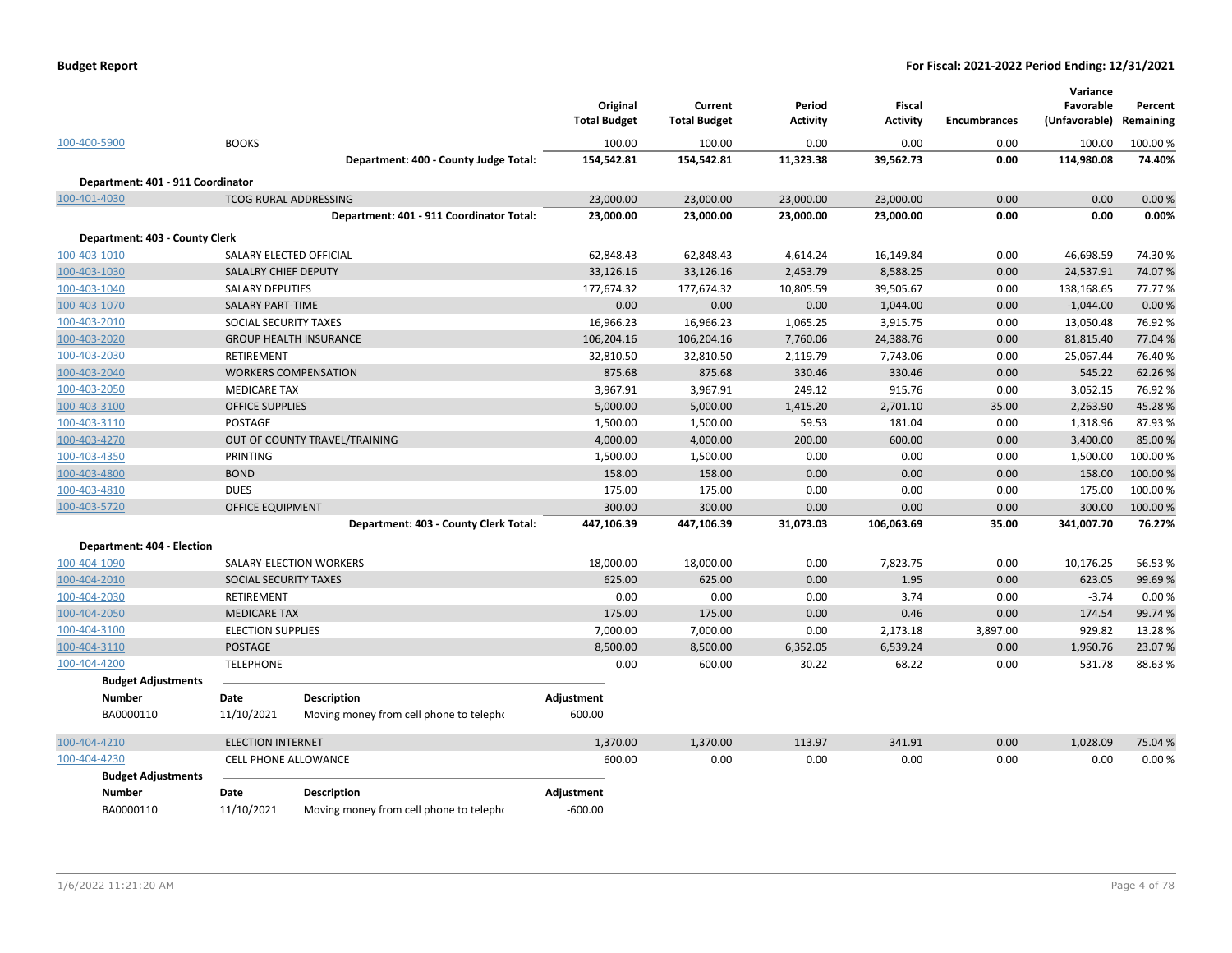**Budget Report** **For Fiscal: 2021-2022 Period Ending: 12/31/2021**

| | | Original Total Budget | Current Total Budget | Period Activity | Fiscal Activity | Encumbrances | Variance Favorable (Unfavorable) | Percent Remaining |
|---|---|---|---|---|---|---|---|---|
| 100-400-5900 | BOOKS | 100.00 | 100.00 | 0.00 | 0.00 | 0.00 | 100.00 | 100.00 % |
| | **Department: 400 - County Judge Total:** | **154,542.81** | **154,542.81** | **11,323.38** | **39,562.73** | **0.00** | **114,980.08** | **74.40%** |
| **Department: 401 - 911 Coordinator** | | | | | | | | |
| 100-401-4030 | TCOG RURAL ADDRESSING | 23,000.00 | 23,000.00 | 23,000.00 | 23,000.00 | 0.00 | 0.00 | 0.00 % |
| | **Department: 401 - 911 Coordinator Total:** | **23,000.00** | **23,000.00** | **23,000.00** | **23,000.00** | **0.00** | **0.00** | **0.00%** |
| **Department: 403 - County Clerk** | | | | | | | | |
| 100-403-1010 | SALARY ELECTED OFFICIAL | 62,848.43 | 62,848.43 | 4,614.24 | 16,149.84 | 0.00 | 46,698.59 | 74.30 % |
| 100-403-1030 | SALALRY CHIEF DEPUTY | 33,126.16 | 33,126.16 | 2,453.79 | 8,588.25 | 0.00 | 24,537.91 | 74.07 % |
| 100-403-1040 | SALARY DEPUTIES | 177,674.32 | 177,674.32 | 10,805.59 | 39,505.67 | 0.00 | 138,168.65 | 77.77 % |
| 100-403-1070 | SALARY PART-TIME | 0.00 | 0.00 | 0.00 | 1,044.00 | 0.00 | -1,044.00 | 0.00 % |
| 100-403-2010 | SOCIAL SECURITY TAXES | 16,966.23 | 16,966.23 | 1,065.25 | 3,915.75 | 0.00 | 13,050.48 | 76.92 % |
| 100-403-2020 | GROUP HEALTH INSURANCE | 106,204.16 | 106,204.16 | 7,760.06 | 24,388.76 | 0.00 | 81,815.40 | 77.04 % |
| 100-403-2030 | RETIREMENT | 32,810.50 | 32,810.50 | 2,119.79 | 7,743.06 | 0.00 | 25,067.44 | 76.40 % |
| 100-403-2040 | WORKERS COMPENSATION | 875.68 | 875.68 | 330.46 | 330.46 | 0.00 | 545.22 | 62.26 % |
| 100-403-2050 | MEDICARE TAX | 3,967.91 | 3,967.91 | 249.12 | 915.76 | 0.00 | 3,052.15 | 76.92 % |
| 100-403-3100 | OFFICE SUPPLIES | 5,000.00 | 5,000.00 | 1,415.20 | 2,701.10 | 35.00 | 2,263.90 | 45.28 % |
| 100-403-3110 | POSTAGE | 1,500.00 | 1,500.00 | 59.53 | 181.04 | 0.00 | 1,318.96 | 87.93 % |
| 100-403-4270 | OUT OF COUNTY TRAVEL/TRAINING | 4,000.00 | 4,000.00 | 200.00 | 600.00 | 0.00 | 3,400.00 | 85.00 % |
| 100-403-4350 | PRINTING | 1,500.00 | 1,500.00 | 0.00 | 0.00 | 0.00 | 1,500.00 | 100.00 % |
| 100-403-4800 | BOND | 158.00 | 158.00 | 0.00 | 0.00 | 0.00 | 158.00 | 100.00 % |
| 100-403-4810 | DUES | 175.00 | 175.00 | 0.00 | 0.00 | 0.00 | 175.00 | 100.00 % |
| 100-403-5720 | OFFICE EQUIPMENT | 300.00 | 300.00 | 0.00 | 0.00 | 0.00 | 300.00 | 100.00 % |
| | **Department: 403 - County Clerk Total:** | **447,106.39** | **447,106.39** | **31,073.03** | **106,063.69** | **35.00** | **341,007.70** | **76.27%** |
| **Department: 404 - Election** | | | | | | | | |
| 100-404-1090 | SALARY-ELECTION WORKERS | 18,000.00 | 18,000.00 | 0.00 | 7,823.75 | 0.00 | 10,176.25 | 56.53 % |
| 100-404-2010 | SOCIAL SECURITY TAXES | 625.00 | 625.00 | 0.00 | 1.95 | 0.00 | 623.05 | 99.69 % |
| 100-404-2030 | RETIREMENT | 0.00 | 0.00 | 0.00 | 3.74 | 0.00 | -3.74 | 0.00 % |
| 100-404-2050 | MEDICARE TAX | 175.00 | 175.00 | 0.00 | 0.46 | 0.00 | 174.54 | 99.74 % |
| 100-404-3100 | ELECTION SUPPLIES | 7,000.00 | 7,000.00 | 0.00 | 2,173.18 | 3,897.00 | 929.82 | 13.28 % |
| 100-404-3110 | POSTAGE | 8,500.00 | 8,500.00 | 6,352.05 | 6,539.24 | 0.00 | 1,960.76 | 23.07 % |
| 100-404-4200 | TELEPHONE | 0.00 | 600.00 | 30.22 | 68.22 | 0.00 | 531.78 | 88.63 % |

**Budget Adjustments**

| Number | Date | Description | Adjustment |
|---|---|---|---|
| BA0000110 | 11/10/2021 | Moving money from cell phone to telephc | 600.00 |

| | | Original Total Budget | Current Total Budget | Period Activity | Fiscal Activity | Encumbrances | Variance Favorable (Unfavorable) | Percent Remaining |
|---|---|---|---|---|---|---|---|---|
| 100-404-4210 | ELECTION INTERNET | 1,370.00 | 1,370.00 | 113.97 | 341.91 | 0.00 | 1,028.09 | 75.04 % |
| 100-404-4230 | CELL PHONE ALLOWANCE | 600.00 | 0.00 | 0.00 | 0.00 | 0.00 | 0.00 | 0.00 % |

**Budget Adjustments**

| Number | Date | Description | Adjustment |
|---|---|---|---|
| BA0000110 | 11/10/2021 | Moving money from cell phone to telephc | -600.00 |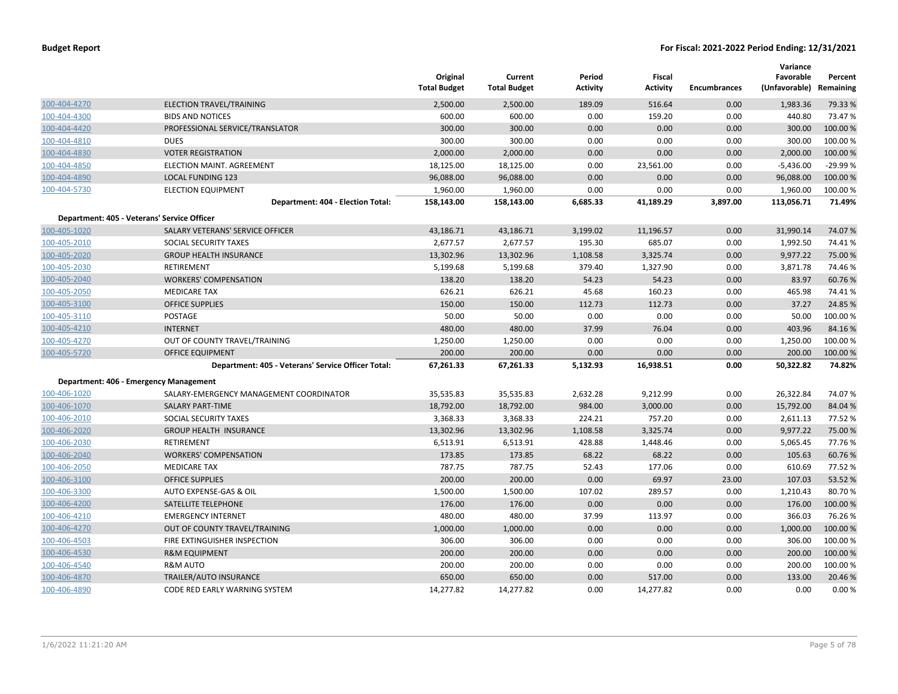**Budget Report** **For Fiscal: 2021-2022 Period Ending: 12/31/2021**

| | | Original Total Budget | Current Total Budget | Period Activity | Fiscal Activity | Encumbrances | Variance Favorable (Unfavorable) | Percent Remaining |
|---|---|---|---|---|---|---|---|---|
| 100-404-4270 | ELECTION TRAVEL/TRAINING | 2,500.00 | 2,500.00 | 189.09 | 516.64 | 0.00 | 1,983.36 | 79.33 % |
| 100-404-4300 | BIDS AND NOTICES | 600.00 | 600.00 | 0.00 | 159.20 | 0.00 | 440.80 | 73.47 % |
| 100-404-4420 | PROFESSIONAL SERVICE/TRANSLATOR | 300.00 | 300.00 | 0.00 | 0.00 | 0.00 | 300.00 | 100.00 % |
| 100-404-4810 | DUES | 300.00 | 300.00 | 0.00 | 0.00 | 0.00 | 300.00 | 100.00 % |
| 100-404-4830 | VOTER REGISTRATION | 2,000.00 | 2,000.00 | 0.00 | 0.00 | 0.00 | 2,000.00 | 100.00 % |
| 100-404-4850 | ELECTION MAINT. AGREEMENT | 18,125.00 | 18,125.00 | 0.00 | 23,561.00 | 0.00 | -5,436.00 | -29.99 % |
| 100-404-4890 | LOCAL FUNDING 123 | 96,088.00 | 96,088.00 | 0.00 | 0.00 | 0.00 | 96,088.00 | 100.00 % |
| 100-404-5730 | ELECTION EQUIPMENT | 1,960.00 | 1,960.00 | 0.00 | 0.00 | 0.00 | 1,960.00 | 100.00 % |
| | **Department: 404 - Election Total:** | **158,143.00** | **158,143.00** | **6,685.33** | **41,189.29** | **3,897.00** | **113,056.71** | **71.49%** |
| **Department: 405 - Veterans' Service Officer** | | | | | | | | |
| 100-405-1020 | SALARY VETERANS' SERVICE OFFICER | 43,186.71 | 43,186.71 | 3,199.02 | 11,196.57 | 0.00 | 31,990.14 | 74.07 % |
| 100-405-2010 | SOCIAL SECURITY TAXES | 2,677.57 | 2,677.57 | 195.30 | 685.07 | 0.00 | 1,992.50 | 74.41 % |
| 100-405-2020 | GROUP HEALTH INSURANCE | 13,302.96 | 13,302.96 | 1,108.58 | 3,325.74 | 0.00 | 9,977.22 | 75.00 % |
| 100-405-2030 | RETIREMENT | 5,199.68 | 5,199.68 | 379.40 | 1,327.90 | 0.00 | 3,871.78 | 74.46 % |
| 100-405-2040 | WORKERS' COMPENSATION | 138.20 | 138.20 | 54.23 | 54.23 | 0.00 | 83.97 | 60.76 % |
| 100-405-2050 | MEDICARE TAX | 626.21 | 626.21 | 45.68 | 160.23 | 0.00 | 465.98 | 74.41 % |
| 100-405-3100 | OFFICE SUPPLIES | 150.00 | 150.00 | 112.73 | 112.73 | 0.00 | 37.27 | 24.85 % |
| 100-405-3110 | POSTAGE | 50.00 | 50.00 | 0.00 | 0.00 | 0.00 | 50.00 | 100.00 % |
| 100-405-4210 | INTERNET | 480.00 | 480.00 | 37.99 | 76.04 | 0.00 | 403.96 | 84.16 % |
| 100-405-4270 | OUT OF COUNTY TRAVEL/TRAINING | 1,250.00 | 1,250.00 | 0.00 | 0.00 | 0.00 | 1,250.00 | 100.00 % |
| 100-405-5720 | OFFICE EQUIPMENT | 200.00 | 200.00 | 0.00 | 0.00 | 0.00 | 200.00 | 100.00 % |
| | **Department: 405 - Veterans' Service Officer Total:** | **67,261.33** | **67,261.33** | **5,132.93** | **16,938.51** | **0.00** | **50,322.82** | **74.82%** |
| **Department: 406 - Emergency Management** | | | | | | | | |
| 100-406-1020 | SALARY-EMERGENCY MANAGEMENT COORDINATOR | 35,535.83 | 35,535.83 | 2,632.28 | 9,212.99 | 0.00 | 26,322.84 | 74.07 % |
| 100-406-1070 | SALARY PART-TIME | 18,792.00 | 18,792.00 | 984.00 | 3,000.00 | 0.00 | 15,792.00 | 84.04 % |
| 100-406-2010 | SOCIAL SECURITY TAXES | 3,368.33 | 3,368.33 | 224.21 | 757.20 | 0.00 | 2,611.13 | 77.52 % |
| 100-406-2020 | GROUP HEALTH INSURANCE | 13,302.96 | 13,302.96 | 1,108.58 | 3,325.74 | 0.00 | 9,977.22 | 75.00 % |
| 100-406-2030 | RETIREMENT | 6,513.91 | 6,513.91 | 428.88 | 1,448.46 | 0.00 | 5,065.45 | 77.76 % |
| 100-406-2040 | WORKERS' COMPENSATION | 173.85 | 173.85 | 68.22 | 68.22 | 0.00 | 105.63 | 60.76 % |
| 100-406-2050 | MEDICARE TAX | 787.75 | 787.75 | 52.43 | 177.06 | 0.00 | 610.69 | 77.52 % |
| 100-406-3100 | OFFICE SUPPLIES | 200.00 | 200.00 | 0.00 | 69.97 | 23.00 | 107.03 | 53.52 % |
| 100-406-3300 | AUTO EXPENSE-GAS & OIL | 1,500.00 | 1,500.00 | 107.02 | 289.57 | 0.00 | 1,210.43 | 80.70 % |
| 100-406-4200 | SATELLITE TELEPHONE | 176.00 | 176.00 | 0.00 | 0.00 | 0.00 | 176.00 | 100.00 % |
| 100-406-4210 | EMERGENCY INTERNET | 480.00 | 480.00 | 37.99 | 113.97 | 0.00 | 366.03 | 76.26 % |
| 100-406-4270 | OUT OF COUNTY TRAVEL/TRAINING | 1,000.00 | 1,000.00 | 0.00 | 0.00 | 0.00 | 1,000.00 | 100.00 % |
| 100-406-4503 | FIRE EXTINGUISHER INSPECTION | 306.00 | 306.00 | 0.00 | 0.00 | 0.00 | 306.00 | 100.00 % |
| 100-406-4530 | R&M EQUIPMENT | 200.00 | 200.00 | 0.00 | 0.00 | 0.00 | 200.00 | 100.00 % |
| 100-406-4540 | R&M AUTO | 200.00 | 200.00 | 0.00 | 0.00 | 0.00 | 200.00 | 100.00 % |
| 100-406-4870 | TRAILER/AUTO INSURANCE | 650.00 | 650.00 | 0.00 | 517.00 | 0.00 | 133.00 | 20.46 % |
| 100-406-4890 | CODE RED EARLY WARNING SYSTEM | 14,277.82 | 14,277.82 | 0.00 | 14,277.82 | 0.00 | 0.00 | 0.00 % |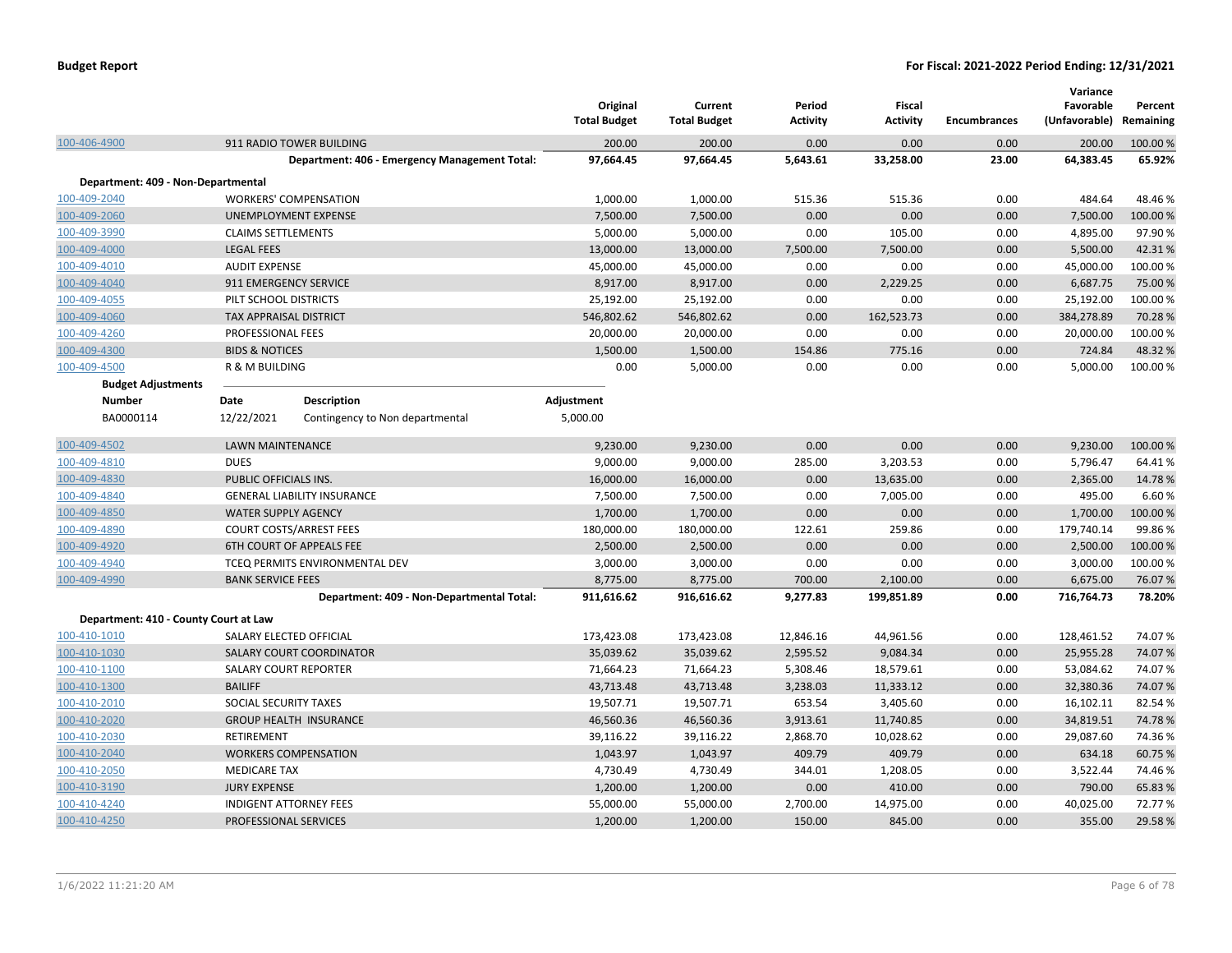| | | Original Total Budget | Current Total Budget | Period Activity | Fiscal Activity | Encumbrances | Variance Favorable (Unfavorable) | Percent Remaining |
|---|---|---|---|---|---|---|---|---|
| 100-406-4900 | 911 RADIO TOWER BUILDING | 200.00 | 200.00 | 0.00 | 0.00 | 0.00 | 200.00 | 100.00 % |
| | **Department: 406 - Emergency Management Total:** | **97,664.45** | **97,664.45** | **5,643.61** | **33,258.00** | **23.00** | **64,383.45** | **65.92%** |
| **Department: 409 - Non-Departmental** | | | | | | | | |
| 100-409-2040 | WORKERS' COMPENSATION | 1,000.00 | 1,000.00 | 515.36 | 515.36 | 0.00 | 484.64 | 48.46 % |
| 100-409-2060 | UNEMPLOYMENT EXPENSE | 7,500.00 | 7,500.00 | 0.00 | 0.00 | 0.00 | 7,500.00 | 100.00 % |
| 100-409-3990 | CLAIMS SETTLEMENTS | 5,000.00 | 5,000.00 | 0.00 | 105.00 | 0.00 | 4,895.00 | 97.90 % |
| 100-409-4000 | LEGAL FEES | 13,000.00 | 13,000.00 | 7,500.00 | 7,500.00 | 0.00 | 5,500.00 | 42.31 % |
| 100-409-4010 | AUDIT EXPENSE | 45,000.00 | 45,000.00 | 0.00 | 0.00 | 0.00 | 45,000.00 | 100.00 % |
| 100-409-4040 | 911 EMERGENCY SERVICE | 8,917.00 | 8,917.00 | 0.00 | 2,229.25 | 0.00 | 6,687.75 | 75.00 % |
| 100-409-4055 | PILT SCHOOL DISTRICTS | 25,192.00 | 25,192.00 | 0.00 | 0.00 | 0.00 | 25,192.00 | 100.00 % |
| 100-409-4060 | TAX APPRAISAL DISTRICT | 546,802.62 | 546,802.62 | 0.00 | 162,523.73 | 0.00 | 384,278.89 | 70.28 % |
| 100-409-4260 | PROFESSIONAL FEES | 20,000.00 | 20,000.00 | 0.00 | 0.00 | 0.00 | 20,000.00 | 100.00 % |
| 100-409-4300 | BIDS & NOTICES | 1,500.00 | 1,500.00 | 154.86 | 775.16 | 0.00 | 724.84 | 48.32 % |
| 100-409-4500 | R & M BUILDING | 0.00 | 5,000.00 | 0.00 | 0.00 | 0.00 | 5,000.00 | 100.00 % |

**Budget Adjustments**

| Number | Date | Description | Adjustment |
|---|---|---|---|
| BA0000114 | 12/22/2021 | Contingency to Non departmental | 5,000.00 |

| | | Original Total Budget | Current Total Budget | Period Activity | Fiscal Activity | Encumbrances | Variance Favorable (Unfavorable) | Percent Remaining |
|---|---|---|---|---|---|---|---|---|
| 100-409-4502 | LAWN MAINTENANCE | 9,230.00 | 9,230.00 | 0.00 | 0.00 | 0.00 | 9,230.00 | 100.00 % |
| 100-409-4810 | DUES | 9,000.00 | 9,000.00 | 285.00 | 3,203.53 | 0.00 | 5,796.47 | 64.41 % |
| 100-409-4830 | PUBLIC OFFICIALS INS. | 16,000.00 | 16,000.00 | 0.00 | 13,635.00 | 0.00 | 2,365.00 | 14.78 % |
| 100-409-4840 | GENERAL LIABILITY INSURANCE | 7,500.00 | 7,500.00 | 0.00 | 7,005.00 | 0.00 | 495.00 | 6.60 % |
| 100-409-4850 | WATER SUPPLY AGENCY | 1,700.00 | 1,700.00 | 0.00 | 0.00 | 0.00 | 1,700.00 | 100.00 % |
| 100-409-4890 | COURT COSTS/ARREST FEES | 180,000.00 | 180,000.00 | 122.61 | 259.86 | 0.00 | 179,740.14 | 99.86 % |
| 100-409-4920 | 6TH COURT OF APPEALS FEE | 2,500.00 | 2,500.00 | 0.00 | 0.00 | 0.00 | 2,500.00 | 100.00 % |
| 100-409-4940 | TCEQ PERMITS ENVIRONMENTAL DEV | 3,000.00 | 3,000.00 | 0.00 | 0.00 | 0.00 | 3,000.00 | 100.00 % |
| 100-409-4990 | BANK SERVICE FEES | 8,775.00 | 8,775.00 | 700.00 | 2,100.00 | 0.00 | 6,675.00 | 76.07 % |
| | **Department: 409 - Non-Departmental Total:** | **911,616.62** | **916,616.62** | **9,277.83** | **199,851.89** | **0.00** | **716,764.73** | **78.20%** |
| **Department: 410 - County Court at Law** | | | | | | | | |
| 100-410-1010 | SALARY ELECTED OFFICIAL | 173,423.08 | 173,423.08 | 12,846.16 | 44,961.56 | 0.00 | 128,461.52 | 74.07 % |
| 100-410-1030 | SALARY COURT COORDINATOR | 35,039.62 | 35,039.62 | 2,595.52 | 9,084.34 | 0.00 | 25,955.28 | 74.07 % |
| 100-410-1100 | SALARY COURT REPORTER | 71,664.23 | 71,664.23 | 5,308.46 | 18,579.61 | 0.00 | 53,084.62 | 74.07 % |
| 100-410-1300 | BAILIFF | 43,713.48 | 43,713.48 | 3,238.03 | 11,333.12 | 0.00 | 32,380.36 | 74.07 % |
| 100-410-2010 | SOCIAL SECURITY TAXES | 19,507.71 | 19,507.71 | 653.54 | 3,405.60 | 0.00 | 16,102.11 | 82.54 % |
| 100-410-2020 | GROUP HEALTH INSURANCE | 46,560.36 | 46,560.36 | 3,913.61 | 11,740.85 | 0.00 | 34,819.51 | 74.78 % |
| 100-410-2030 | RETIREMENT | 39,116.22 | 39,116.22 | 2,868.70 | 10,028.62 | 0.00 | 29,087.60 | 74.36 % |
| 100-410-2040 | WORKERS COMPENSATION | 1,043.97 | 1,043.97 | 409.79 | 409.79 | 0.00 | 634.18 | 60.75 % |
| 100-410-2050 | MEDICARE TAX | 4,730.49 | 4,730.49 | 344.01 | 1,208.05 | 0.00 | 3,522.44 | 74.46 % |
| 100-410-3190 | JURY EXPENSE | 1,200.00 | 1,200.00 | 0.00 | 410.00 | 0.00 | 790.00 | 65.83 % |
| 100-410-4240 | INDIGENT ATTORNEY FEES | 55,000.00 | 55,000.00 | 2,700.00 | 14,975.00 | 0.00 | 40,025.00 | 72.77 % |
| 100-410-4250 | PROFESSIONAL SERVICES | 1,200.00 | 1,200.00 | 150.00 | 845.00 | 0.00 | 355.00 | 29.58 % |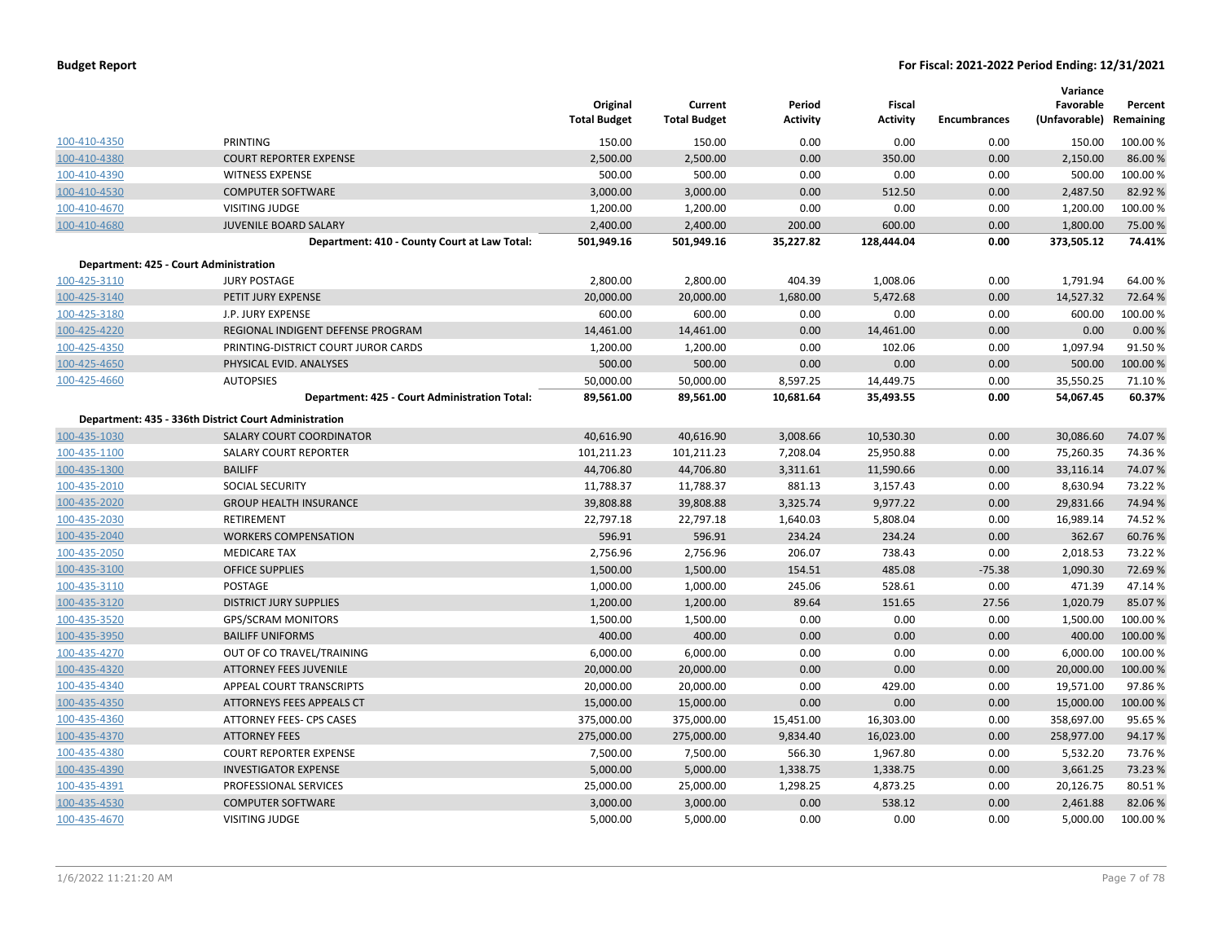| | | Original Total Budget | Current Total Budget | Period Activity | Fiscal Activity | Encumbrances | Variance Favorable (Unfavorable) | Percent Remaining |
|---|---|---|---|---|---|---|---|---|
| 100-410-4350 | PRINTING | 150.00 | 150.00 | 0.00 | 0.00 | 0.00 | 150.00 | 100.00 % |
| 100-410-4380 | COURT REPORTER EXPENSE | 2,500.00 | 2,500.00 | 0.00 | 350.00 | 0.00 | 2,150.00 | 86.00 % |
| 100-410-4390 | WITNESS EXPENSE | 500.00 | 500.00 | 0.00 | 0.00 | 0.00 | 500.00 | 100.00 % |
| 100-410-4530 | COMPUTER SOFTWARE | 3,000.00 | 3,000.00 | 0.00 | 512.50 | 0.00 | 2,487.50 | 82.92 % |
| 100-410-4670 | VISITING JUDGE | 1,200.00 | 1,200.00 | 0.00 | 0.00 | 0.00 | 1,200.00 | 100.00 % |
| 100-410-4680 | JUVENILE BOARD SALARY | 2,400.00 | 2,400.00 | 200.00 | 600.00 | 0.00 | 1,800.00 | 75.00 % |
| | **Department: 410 - County Court at Law Total:** | **501,949.16** | **501,949.16** | **35,227.82** | **128,444.04** | **0.00** | **373,505.12** | **74.41%** |
| **Department: 425 - Court Administration** | | | | | | | | |
| 100-425-3110 | JURY POSTAGE | 2,800.00 | 2,800.00 | 404.39 | 1,008.06 | 0.00 | 1,791.94 | 64.00 % |
| 100-425-3140 | PETIT JURY EXPENSE | 20,000.00 | 20,000.00 | 1,680.00 | 5,472.68 | 0.00 | 14,527.32 | 72.64 % |
| 100-425-3180 | J.P. JURY EXPENSE | 600.00 | 600.00 | 0.00 | 0.00 | 0.00 | 600.00 | 100.00 % |
| 100-425-4220 | REGIONAL INDIGENT DEFENSE PROGRAM | 14,461.00 | 14,461.00 | 0.00 | 14,461.00 | 0.00 | 0.00 | 0.00 % |
| 100-425-4350 | PRINTING-DISTRICT COURT JUROR CARDS | 1,200.00 | 1,200.00 | 0.00 | 102.06 | 0.00 | 1,097.94 | 91.50 % |
| 100-425-4650 | PHYSICAL EVID. ANALYSES | 500.00 | 500.00 | 0.00 | 0.00 | 0.00 | 500.00 | 100.00 % |
| 100-425-4660 | AUTOPSIES | 50,000.00 | 50,000.00 | 8,597.25 | 14,449.75 | 0.00 | 35,550.25 | 71.10 % |
| | **Department: 425 - Court Administration Total:** | **89,561.00** | **89,561.00** | **10,681.64** | **35,493.55** | **0.00** | **54,067.45** | **60.37%** |
| **Department: 435 - 336th District Court Administration** | | | | | | | | |
| 100-435-1030 | SALARY COURT COORDINATOR | 40,616.90 | 40,616.90 | 3,008.66 | 10,530.30 | 0.00 | 30,086.60 | 74.07 % |
| 100-435-1100 | SALARY COURT REPORTER | 101,211.23 | 101,211.23 | 7,208.04 | 25,950.88 | 0.00 | 75,260.35 | 74.36 % |
| 100-435-1300 | BAILIFF | 44,706.80 | 44,706.80 | 3,311.61 | 11,590.66 | 0.00 | 33,116.14 | 74.07 % |
| 100-435-2010 | SOCIAL SECURITY | 11,788.37 | 11,788.37 | 881.13 | 3,157.43 | 0.00 | 8,630.94 | 73.22 % |
| 100-435-2020 | GROUP HEALTH INSURANCE | 39,808.88 | 39,808.88 | 3,325.74 | 9,977.22 | 0.00 | 29,831.66 | 74.94 % |
| 100-435-2030 | RETIREMENT | 22,797.18 | 22,797.18 | 1,640.03 | 5,808.04 | 0.00 | 16,989.14 | 74.52 % |
| 100-435-2040 | WORKERS COMPENSATION | 596.91 | 596.91 | 234.24 | 234.24 | 0.00 | 362.67 | 60.76 % |
| 100-435-2050 | MEDICARE TAX | 2,756.96 | 2,756.96 | 206.07 | 738.43 | 0.00 | 2,018.53 | 73.22 % |
| 100-435-3100 | OFFICE SUPPLIES | 1,500.00 | 1,500.00 | 154.51 | 485.08 | -75.38 | 1,090.30 | 72.69 % |
| 100-435-3110 | POSTAGE | 1,000.00 | 1,000.00 | 245.06 | 528.61 | 0.00 | 471.39 | 47.14 % |
| 100-435-3120 | DISTRICT JURY SUPPLIES | 1,200.00 | 1,200.00 | 89.64 | 151.65 | 27.56 | 1,020.79 | 85.07 % |
| 100-435-3520 | GPS/SCRAM MONITORS | 1,500.00 | 1,500.00 | 0.00 | 0.00 | 0.00 | 1,500.00 | 100.00 % |
| 100-435-3950 | BAILIFF UNIFORMS | 400.00 | 400.00 | 0.00 | 0.00 | 0.00 | 400.00 | 100.00 % |
| 100-435-4270 | OUT OF CO TRAVEL/TRAINING | 6,000.00 | 6,000.00 | 0.00 | 0.00 | 0.00 | 6,000.00 | 100.00 % |
| 100-435-4320 | ATTORNEY FEES JUVENILE | 20,000.00 | 20,000.00 | 0.00 | 0.00 | 0.00 | 20,000.00 | 100.00 % |
| 100-435-4340 | APPEAL COURT TRANSCRIPTS | 20,000.00 | 20,000.00 | 0.00 | 429.00 | 0.00 | 19,571.00 | 97.86 % |
| 100-435-4350 | ATTORNEYS FEES APPEALS CT | 15,000.00 | 15,000.00 | 0.00 | 0.00 | 0.00 | 15,000.00 | 100.00 % |
| 100-435-4360 | ATTORNEY FEES- CPS CASES | 375,000.00 | 375,000.00 | 15,451.00 | 16,303.00 | 0.00 | 358,697.00 | 95.65 % |
| 100-435-4370 | ATTORNEY FEES | 275,000.00 | 275,000.00 | 9,834.40 | 16,023.00 | 0.00 | 258,977.00 | 94.17 % |
| 100-435-4380 | COURT REPORTER EXPENSE | 7,500.00 | 7,500.00 | 566.30 | 1,967.80 | 0.00 | 5,532.20 | 73.76 % |
| 100-435-4390 | INVESTIGATOR EXPENSE | 5,000.00 | 5,000.00 | 1,338.75 | 1,338.75 | 0.00 | 3,661.25 | 73.23 % |
| 100-435-4391 | PROFESSIONAL SERVICES | 25,000.00 | 25,000.00 | 1,298.25 | 4,873.25 | 0.00 | 20,126.75 | 80.51 % |
| 100-435-4530 | COMPUTER SOFTWARE | 3,000.00 | 3,000.00 | 0.00 | 538.12 | 0.00 | 2,461.88 | 82.06 % |
| 100-435-4670 | VISITING JUDGE | 5,000.00 | 5,000.00 | 0.00 | 0.00 | 0.00 | 5,000.00 | 100.00 % |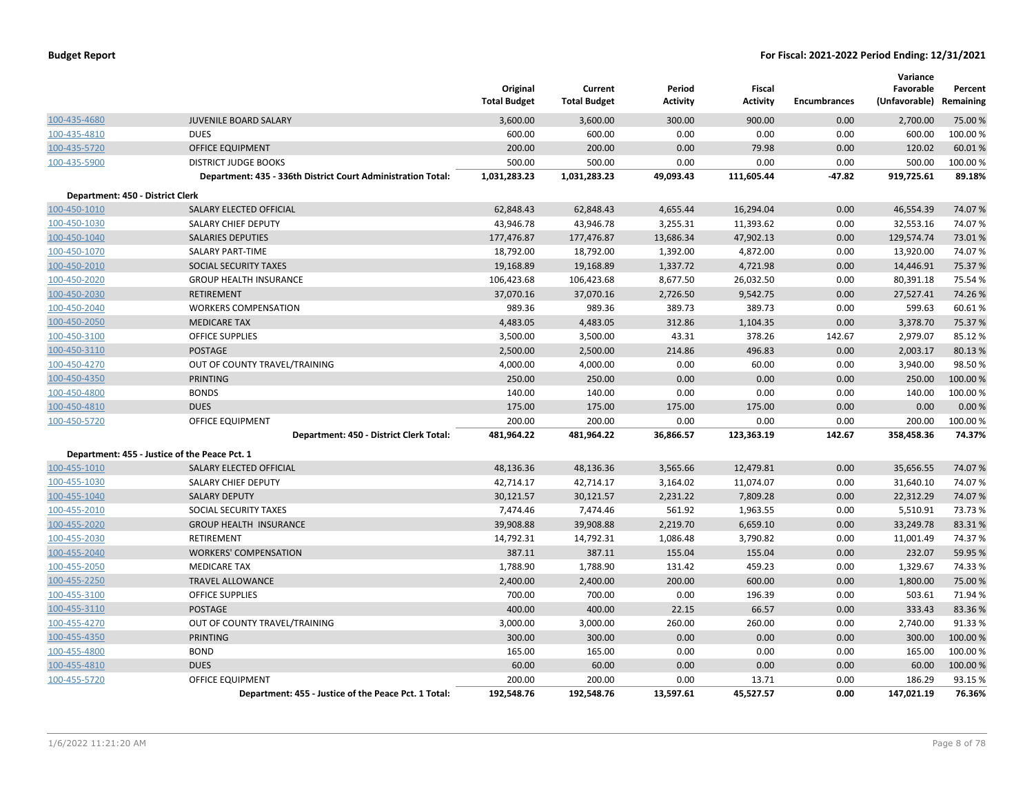| | | Original Total Budget | Current Total Budget | Period Activity | Fiscal Activity | Encumbrances | Variance Favorable (Unfavorable) | Percent Remaining |
|---|---|---|---|---|---|---|---|---|
| 100-435-4680 | JUVENILE BOARD SALARY | 3,600.00 | 3,600.00 | 300.00 | 900.00 | 0.00 | 2,700.00 | 75.00 % |
| 100-435-4810 | DUES | 600.00 | 600.00 | 0.00 | 0.00 | 0.00 | 600.00 | 100.00 % |
| 100-435-5720 | OFFICE EQUIPMENT | 200.00 | 200.00 | 0.00 | 79.98 | 0.00 | 120.02 | 60.01 % |
| 100-435-5900 | DISTRICT JUDGE BOOKS | 500.00 | 500.00 | 0.00 | 0.00 | 0.00 | 500.00 | 100.00 % |
| | **Department: 435 - 336th District Court Administration Total:** | **1,031,283.23** | **1,031,283.23** | **49,093.43** | **111,605.44** | **-47.82** | **919,725.61** | **89.18%** |
| **Department: 450 - District Clerk** | | | | | | | | |
| 100-450-1010 | SALARY ELECTED OFFICIAL | 62,848.43 | 62,848.43 | 4,655.44 | 16,294.04 | 0.00 | 46,554.39 | 74.07 % |
| 100-450-1030 | SALARY CHIEF DEPUTY | 43,946.78 | 43,946.78 | 3,255.31 | 11,393.62 | 0.00 | 32,553.16 | 74.07 % |
| 100-450-1040 | SALARIES DEPUTIES | 177,476.87 | 177,476.87 | 13,686.34 | 47,902.13 | 0.00 | 129,574.74 | 73.01 % |
| 100-450-1070 | SALARY PART-TIME | 18,792.00 | 18,792.00 | 1,392.00 | 4,872.00 | 0.00 | 13,920.00 | 74.07 % |
| 100-450-2010 | SOCIAL SECURITY TAXES | 19,168.89 | 19,168.89 | 1,337.72 | 4,721.98 | 0.00 | 14,446.91 | 75.37 % |
| 100-450-2020 | GROUP HEALTH INSURANCE | 106,423.68 | 106,423.68 | 8,677.50 | 26,032.50 | 0.00 | 80,391.18 | 75.54 % |
| 100-450-2030 | RETIREMENT | 37,070.16 | 37,070.16 | 2,726.50 | 9,542.75 | 0.00 | 27,527.41 | 74.26 % |
| 100-450-2040 | WORKERS COMPENSATION | 989.36 | 989.36 | 389.73 | 389.73 | 0.00 | 599.63 | 60.61 % |
| 100-450-2050 | MEDICARE TAX | 4,483.05 | 4,483.05 | 312.86 | 1,104.35 | 0.00 | 3,378.70 | 75.37 % |
| 100-450-3100 | OFFICE SUPPLIES | 3,500.00 | 3,500.00 | 43.31 | 378.26 | 142.67 | 2,979.07 | 85.12 % |
| 100-450-3110 | POSTAGE | 2,500.00 | 2,500.00 | 214.86 | 496.83 | 0.00 | 2,003.17 | 80.13 % |
| 100-450-4270 | OUT OF COUNTY TRAVEL/TRAINING | 4,000.00 | 4,000.00 | 0.00 | 60.00 | 0.00 | 3,940.00 | 98.50 % |
| 100-450-4350 | PRINTING | 250.00 | 250.00 | 0.00 | 0.00 | 0.00 | 250.00 | 100.00 % |
| 100-450-4800 | BONDS | 140.00 | 140.00 | 0.00 | 0.00 | 0.00 | 140.00 | 100.00 % |
| 100-450-4810 | DUES | 175.00 | 175.00 | 175.00 | 175.00 | 0.00 | 0.00 | 0.00 % |
| 100-450-5720 | OFFICE EQUIPMENT | 200.00 | 200.00 | 0.00 | 0.00 | 0.00 | 200.00 | 100.00 % |
| | **Department: 450 - District Clerk Total:** | **481,964.22** | **481,964.22** | **36,866.57** | **123,363.19** | **142.67** | **358,458.36** | **74.37%** |
| **Department: 455 - Justice of the Peace Pct. 1** | | | | | | | | |
| 100-455-1010 | SALARY ELECTED OFFICIAL | 48,136.36 | 48,136.36 | 3,565.66 | 12,479.81 | 0.00 | 35,656.55 | 74.07 % |
| 100-455-1030 | SALARY CHIEF DEPUTY | 42,714.17 | 42,714.17 | 3,164.02 | 11,074.07 | 0.00 | 31,640.10 | 74.07 % |
| 100-455-1040 | SALARY DEPUTY | 30,121.57 | 30,121.57 | 2,231.22 | 7,809.28 | 0.00 | 22,312.29 | 74.07 % |
| 100-455-2010 | SOCIAL SECURITY TAXES | 7,474.46 | 7,474.46 | 561.92 | 1,963.55 | 0.00 | 5,510.91 | 73.73 % |
| 100-455-2020 | GROUP HEALTH INSURANCE | 39,908.88 | 39,908.88 | 2,219.70 | 6,659.10 | 0.00 | 33,249.78 | 83.31 % |
| 100-455-2030 | RETIREMENT | 14,792.31 | 14,792.31 | 1,086.48 | 3,790.82 | 0.00 | 11,001.49 | 74.37 % |
| 100-455-2040 | WORKERS' COMPENSATION | 387.11 | 387.11 | 155.04 | 155.04 | 0.00 | 232.07 | 59.95 % |
| 100-455-2050 | MEDICARE TAX | 1,788.90 | 1,788.90 | 131.42 | 459.23 | 0.00 | 1,329.67 | 74.33 % |
| 100-455-2250 | TRAVEL ALLOWANCE | 2,400.00 | 2,400.00 | 200.00 | 600.00 | 0.00 | 1,800.00 | 75.00 % |
| 100-455-3100 | OFFICE SUPPLIES | 700.00 | 700.00 | 0.00 | 196.39 | 0.00 | 503.61 | 71.94 % |
| 100-455-3110 | POSTAGE | 400.00 | 400.00 | 22.15 | 66.57 | 0.00 | 333.43 | 83.36 % |
| 100-455-4270 | OUT OF COUNTY TRAVEL/TRAINING | 3,000.00 | 3,000.00 | 260.00 | 260.00 | 0.00 | 2,740.00 | 91.33 % |
| 100-455-4350 | PRINTING | 300.00 | 300.00 | 0.00 | 0.00 | 0.00 | 300.00 | 100.00 % |
| 100-455-4800 | BOND | 165.00 | 165.00 | 0.00 | 0.00 | 0.00 | 165.00 | 100.00 % |
| 100-455-4810 | DUES | 60.00 | 60.00 | 0.00 | 0.00 | 0.00 | 60.00 | 100.00 % |
| 100-455-5720 | OFFICE EQUIPMENT | 200.00 | 200.00 | 0.00 | 13.71 | 0.00 | 186.29 | 93.15 % |
| | **Department: 455 - Justice of the Peace Pct. 1 Total:** | **192,548.76** | **192,548.76** | **13,597.61** | **45,527.57** | **0.00** | **147,021.19** | **76.36%** |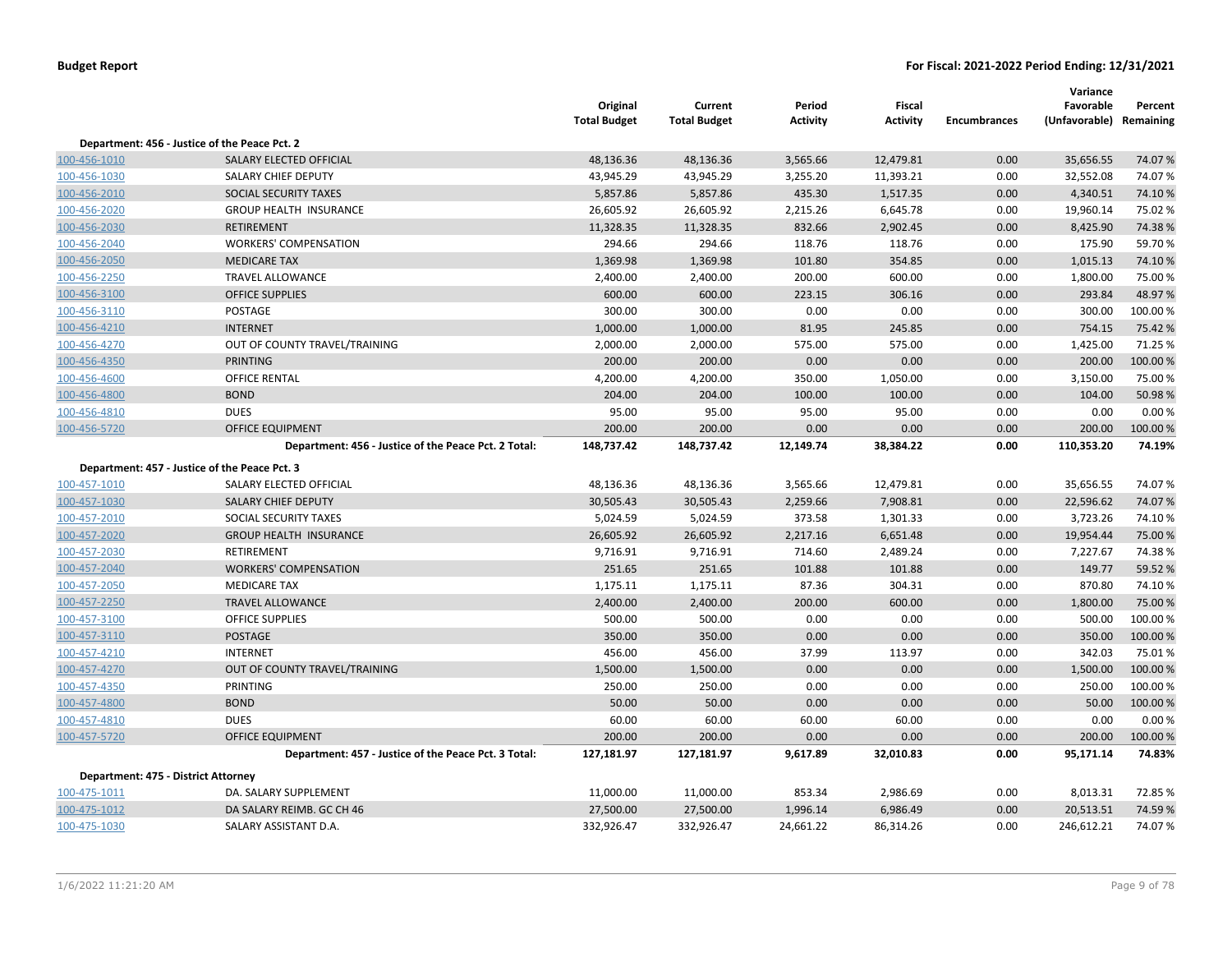**Budget Report** — **For Fiscal: 2021-2022 Period Ending: 12/31/2021**

| | | Original Total Budget | Current Total Budget | Period Activity | Fiscal Activity | Encumbrances | Variance Favorable (Unfavorable) | Percent Remaining |
|---|---|---|---|---|---|---|---|---|
| **Department: 456 - Justice of the Peace Pct. 2** | | | | | | | | |
| 100-456-1010 | SALARY ELECTED OFFICIAL | 48,136.36 | 48,136.36 | 3,565.66 | 12,479.81 | 0.00 | 35,656.55 | 74.07 % |
| 100-456-1030 | SALARY CHIEF DEPUTY | 43,945.29 | 43,945.29 | 3,255.20 | 11,393.21 | 0.00 | 32,552.08 | 74.07 % |
| 100-456-2010 | SOCIAL SECURITY TAXES | 5,857.86 | 5,857.86 | 435.30 | 1,517.35 | 0.00 | 4,340.51 | 74.10 % |
| 100-456-2020 | GROUP HEALTH INSURANCE | 26,605.92 | 26,605.92 | 2,215.26 | 6,645.78 | 0.00 | 19,960.14 | 75.02 % |
| 100-456-2030 | RETIREMENT | 11,328.35 | 11,328.35 | 832.66 | 2,902.45 | 0.00 | 8,425.90 | 74.38 % |
| 100-456-2040 | WORKERS' COMPENSATION | 294.66 | 294.66 | 118.76 | 118.76 | 0.00 | 175.90 | 59.70 % |
| 100-456-2050 | MEDICARE TAX | 1,369.98 | 1,369.98 | 101.80 | 354.85 | 0.00 | 1,015.13 | 74.10 % |
| 100-456-2250 | TRAVEL ALLOWANCE | 2,400.00 | 2,400.00 | 200.00 | 600.00 | 0.00 | 1,800.00 | 75.00 % |
| 100-456-3100 | OFFICE SUPPLIES | 600.00 | 600.00 | 223.15 | 306.16 | 0.00 | 293.84 | 48.97 % |
| 100-456-3110 | POSTAGE | 300.00 | 300.00 | 0.00 | 0.00 | 0.00 | 300.00 | 100.00 % |
| 100-456-4210 | INTERNET | 1,000.00 | 1,000.00 | 81.95 | 245.85 | 0.00 | 754.15 | 75.42 % |
| 100-456-4270 | OUT OF COUNTY TRAVEL/TRAINING | 2,000.00 | 2,000.00 | 575.00 | 575.00 | 0.00 | 1,425.00 | 71.25 % |
| 100-456-4350 | PRINTING | 200.00 | 200.00 | 0.00 | 0.00 | 0.00 | 200.00 | 100.00 % |
| 100-456-4600 | OFFICE RENTAL | 4,200.00 | 4,200.00 | 350.00 | 1,050.00 | 0.00 | 3,150.00 | 75.00 % |
| 100-456-4800 | BOND | 204.00 | 204.00 | 100.00 | 100.00 | 0.00 | 104.00 | 50.98 % |
| 100-456-4810 | DUES | 95.00 | 95.00 | 95.00 | 95.00 | 0.00 | 0.00 | 0.00 % |
| 100-456-5720 | OFFICE EQUIPMENT | 200.00 | 200.00 | 0.00 | 0.00 | 0.00 | 200.00 | 100.00 % |
| | **Department: 456 - Justice of the Peace Pct. 2 Total:** | **148,737.42** | **148,737.42** | **12,149.74** | **38,384.22** | **0.00** | **110,353.20** | **74.19%** |
| **Department: 457 - Justice of the Peace Pct. 3** | | | | | | | | |
| 100-457-1010 | SALARY ELECTED OFFICIAL | 48,136.36 | 48,136.36 | 3,565.66 | 12,479.81 | 0.00 | 35,656.55 | 74.07 % |
| 100-457-1030 | SALARY CHIEF DEPUTY | 30,505.43 | 30,505.43 | 2,259.66 | 7,908.81 | 0.00 | 22,596.62 | 74.07 % |
| 100-457-2010 | SOCIAL SECURITY TAXES | 5,024.59 | 5,024.59 | 373.58 | 1,301.33 | 0.00 | 3,723.26 | 74.10 % |
| 100-457-2020 | GROUP HEALTH INSURANCE | 26,605.92 | 26,605.92 | 2,217.16 | 6,651.48 | 0.00 | 19,954.44 | 75.00 % |
| 100-457-2030 | RETIREMENT | 9,716.91 | 9,716.91 | 714.60 | 2,489.24 | 0.00 | 7,227.67 | 74.38 % |
| 100-457-2040 | WORKERS' COMPENSATION | 251.65 | 251.65 | 101.88 | 101.88 | 0.00 | 149.77 | 59.52 % |
| 100-457-2050 | MEDICARE TAX | 1,175.11 | 1,175.11 | 87.36 | 304.31 | 0.00 | 870.80 | 74.10 % |
| 100-457-2250 | TRAVEL ALLOWANCE | 2,400.00 | 2,400.00 | 200.00 | 600.00 | 0.00 | 1,800.00 | 75.00 % |
| 100-457-3100 | OFFICE SUPPLIES | 500.00 | 500.00 | 0.00 | 0.00 | 0.00 | 500.00 | 100.00 % |
| 100-457-3110 | POSTAGE | 350.00 | 350.00 | 0.00 | 0.00 | 0.00 | 350.00 | 100.00 % |
| 100-457-4210 | INTERNET | 456.00 | 456.00 | 37.99 | 113.97 | 0.00 | 342.03 | 75.01 % |
| 100-457-4270 | OUT OF COUNTY TRAVEL/TRAINING | 1,500.00 | 1,500.00 | 0.00 | 0.00 | 0.00 | 1,500.00 | 100.00 % |
| 100-457-4350 | PRINTING | 250.00 | 250.00 | 0.00 | 0.00 | 0.00 | 250.00 | 100.00 % |
| 100-457-4800 | BOND | 50.00 | 50.00 | 0.00 | 0.00 | 0.00 | 50.00 | 100.00 % |
| 100-457-4810 | DUES | 60.00 | 60.00 | 60.00 | 60.00 | 0.00 | 0.00 | 0.00 % |
| 100-457-5720 | OFFICE EQUIPMENT | 200.00 | 200.00 | 0.00 | 0.00 | 0.00 | 200.00 | 100.00 % |
| | **Department: 457 - Justice of the Peace Pct. 3 Total:** | **127,181.97** | **127,181.97** | **9,617.89** | **32,010.83** | **0.00** | **95,171.14** | **74.83%** |
| **Department: 475 - District Attorney** | | | | | | | | |
| 100-475-1011 | DA. SALARY SUPPLEMENT | 11,000.00 | 11,000.00 | 853.34 | 2,986.69 | 0.00 | 8,013.31 | 72.85 % |
| 100-475-1012 | DA SALARY REIMB. GC CH 46 | 27,500.00 | 27,500.00 | 1,996.14 | 6,986.49 | 0.00 | 20,513.51 | 74.59 % |
| 100-475-1030 | SALARY ASSISTANT D.A. | 332,926.47 | 332,926.47 | 24,661.22 | 86,314.26 | 0.00 | 246,612.21 | 74.07 % |

1/6/2022 11:21:20 AM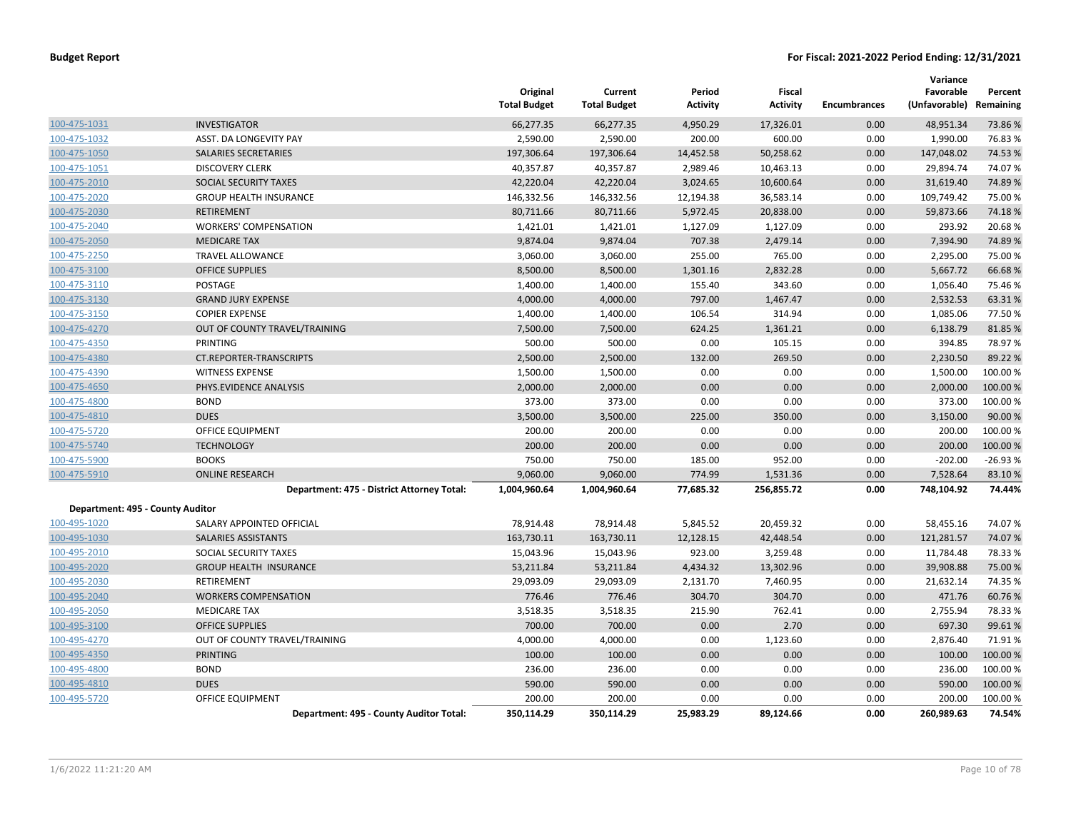**Budget Report** — **For Fiscal: 2021-2022 Period Ending: 12/31/2021**

| | | Original Total Budget | Current Total Budget | Period Activity | Fiscal Activity | Encumbrances | Variance Favorable (Unfavorable) | Percent Remaining |
|---|---|---|---|---|---|---|---|---|
| 100-475-1031 | INVESTIGATOR | 66,277.35 | 66,277.35 | 4,950.29 | 17,326.01 | 0.00 | 48,951.34 | 73.86 % |
| 100-475-1032 | ASST. DA LONGEVITY PAY | 2,590.00 | 2,590.00 | 200.00 | 600.00 | 0.00 | 1,990.00 | 76.83 % |
| 100-475-1050 | SALARIES SECRETARIES | 197,306.64 | 197,306.64 | 14,452.58 | 50,258.62 | 0.00 | 147,048.02 | 74.53 % |
| 100-475-1051 | DISCOVERY CLERK | 40,357.87 | 40,357.87 | 2,989.46 | 10,463.13 | 0.00 | 29,894.74 | 74.07 % |
| 100-475-2010 | SOCIAL SECURITY TAXES | 42,220.04 | 42,220.04 | 3,024.65 | 10,600.64 | 0.00 | 31,619.40 | 74.89 % |
| 100-475-2020 | GROUP HEALTH INSURANCE | 146,332.56 | 146,332.56 | 12,194.38 | 36,583.14 | 0.00 | 109,749.42 | 75.00 % |
| 100-475-2030 | RETIREMENT | 80,711.66 | 80,711.66 | 5,972.45 | 20,838.00 | 0.00 | 59,873.66 | 74.18 % |
| 100-475-2040 | WORKERS' COMPENSATION | 1,421.01 | 1,421.01 | 1,127.09 | 1,127.09 | 0.00 | 293.92 | 20.68 % |
| 100-475-2050 | MEDICARE TAX | 9,874.04 | 9,874.04 | 707.38 | 2,479.14 | 0.00 | 7,394.90 | 74.89 % |
| 100-475-2250 | TRAVEL ALLOWANCE | 3,060.00 | 3,060.00 | 255.00 | 765.00 | 0.00 | 2,295.00 | 75.00 % |
| 100-475-3100 | OFFICE SUPPLIES | 8,500.00 | 8,500.00 | 1,301.16 | 2,832.28 | 0.00 | 5,667.72 | 66.68 % |
| 100-475-3110 | POSTAGE | 1,400.00 | 1,400.00 | 155.40 | 343.60 | 0.00 | 1,056.40 | 75.46 % |
| 100-475-3130 | GRAND JURY EXPENSE | 4,000.00 | 4,000.00 | 797.00 | 1,467.47 | 0.00 | 2,532.53 | 63.31 % |
| 100-475-3150 | COPIER EXPENSE | 1,400.00 | 1,400.00 | 106.54 | 314.94 | 0.00 | 1,085.06 | 77.50 % |
| 100-475-4270 | OUT OF COUNTY TRAVEL/TRAINING | 7,500.00 | 7,500.00 | 624.25 | 1,361.21 | 0.00 | 6,138.79 | 81.85 % |
| 100-475-4350 | PRINTING | 500.00 | 500.00 | 0.00 | 105.15 | 0.00 | 394.85 | 78.97 % |
| 100-475-4380 | CT.REPORTER-TRANSCRIPTS | 2,500.00 | 2,500.00 | 132.00 | 269.50 | 0.00 | 2,230.50 | 89.22 % |
| 100-475-4390 | WITNESS EXPENSE | 1,500.00 | 1,500.00 | 0.00 | 0.00 | 0.00 | 1,500.00 | 100.00 % |
| 100-475-4650 | PHYS.EVIDENCE ANALYSIS | 2,000.00 | 2,000.00 | 0.00 | 0.00 | 0.00 | 2,000.00 | 100.00 % |
| 100-475-4800 | BOND | 373.00 | 373.00 | 0.00 | 0.00 | 0.00 | 373.00 | 100.00 % |
| 100-475-4810 | DUES | 3,500.00 | 3,500.00 | 225.00 | 350.00 | 0.00 | 3,150.00 | 90.00 % |
| 100-475-5720 | OFFICE EQUIPMENT | 200.00 | 200.00 | 0.00 | 0.00 | 0.00 | 200.00 | 100.00 % |
| 100-475-5740 | TECHNOLOGY | 200.00 | 200.00 | 0.00 | 0.00 | 0.00 | 200.00 | 100.00 % |
| 100-475-5900 | BOOKS | 750.00 | 750.00 | 185.00 | 952.00 | 0.00 | -202.00 | -26.93 % |
| 100-475-5910 | ONLINE RESEARCH | 9,060.00 | 9,060.00 | 774.99 | 1,531.36 | 0.00 | 7,528.64 | 83.10 % |
| | **Department: 475 - District Attorney Total:** | **1,004,960.64** | **1,004,960.64** | **77,685.32** | **256,855.72** | **0.00** | **748,104.92** | **74.44%** |
| **Department: 495 - County Auditor** | | | | | | | | |
| 100-495-1020 | SALARY APPOINTED OFFICIAL | 78,914.48 | 78,914.48 | 5,845.52 | 20,459.32 | 0.00 | 58,455.16 | 74.07 % |
| 100-495-1030 | SALARIES ASSISTANTS | 163,730.11 | 163,730.11 | 12,128.15 | 42,448.54 | 0.00 | 121,281.57 | 74.07 % |
| 100-495-2010 | SOCIAL SECURITY TAXES | 15,043.96 | 15,043.96 | 923.00 | 3,259.48 | 0.00 | 11,784.48 | 78.33 % |
| 100-495-2020 | GROUP HEALTH INSURANCE | 53,211.84 | 53,211.84 | 4,434.32 | 13,302.96 | 0.00 | 39,908.88 | 75.00 % |
| 100-495-2030 | RETIREMENT | 29,093.09 | 29,093.09 | 2,131.70 | 7,460.95 | 0.00 | 21,632.14 | 74.35 % |
| 100-495-2040 | WORKERS COMPENSATION | 776.46 | 776.46 | 304.70 | 304.70 | 0.00 | 471.76 | 60.76 % |
| 100-495-2050 | MEDICARE TAX | 3,518.35 | 3,518.35 | 215.90 | 762.41 | 0.00 | 2,755.94 | 78.33 % |
| 100-495-3100 | OFFICE SUPPLIES | 700.00 | 700.00 | 0.00 | 2.70 | 0.00 | 697.30 | 99.61 % |
| 100-495-4270 | OUT OF COUNTY TRAVEL/TRAINING | 4,000.00 | 4,000.00 | 0.00 | 1,123.60 | 0.00 | 2,876.40 | 71.91 % |
| 100-495-4350 | PRINTING | 100.00 | 100.00 | 0.00 | 0.00 | 0.00 | 100.00 | 100.00 % |
| 100-495-4800 | BOND | 236.00 | 236.00 | 0.00 | 0.00 | 0.00 | 236.00 | 100.00 % |
| 100-495-4810 | DUES | 590.00 | 590.00 | 0.00 | 0.00 | 0.00 | 590.00 | 100.00 % |
| 100-495-5720 | OFFICE EQUIPMENT | 200.00 | 200.00 | 0.00 | 0.00 | 0.00 | 200.00 | 100.00 % |
| | **Department: 495 - County Auditor Total:** | **350,114.29** | **350,114.29** | **25,983.29** | **89,124.66** | **0.00** | **260,989.63** | **74.54%** |

1/6/2022 11:21:20 AM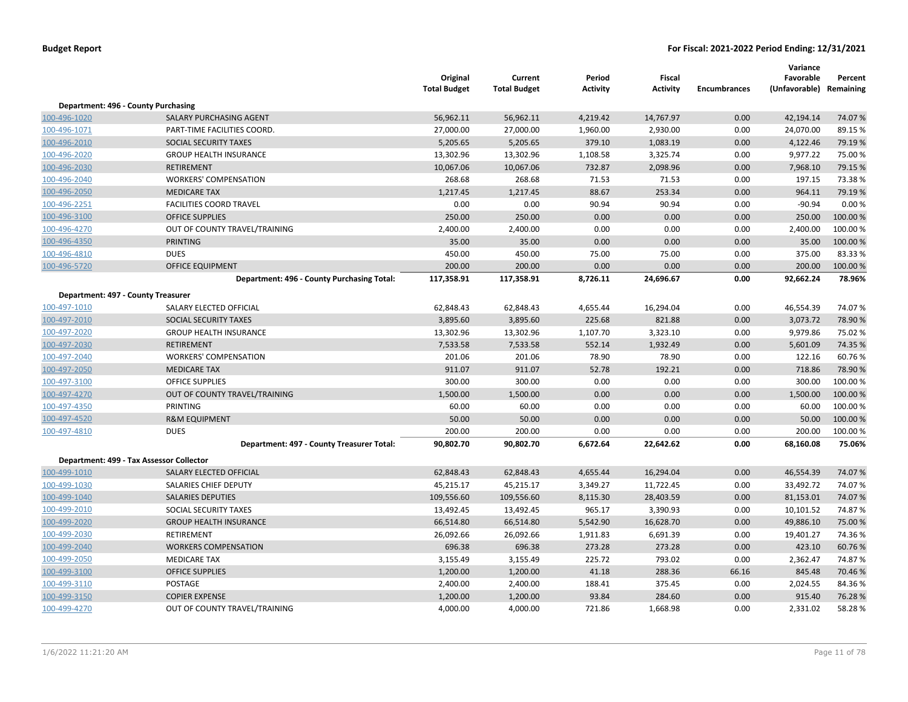**Budget Report** — **For Fiscal: 2021-2022 Period Ending: 12/31/2021**

| | | Original Total Budget | Current Total Budget | Period Activity | Fiscal Activity | Encumbrances | Variance Favorable (Unfavorable) | Percent Remaining |
|---|---|---|---|---|---|---|---|---|
| **Department: 496 - County Purchasing** | | | | | | | | |
| 100-496-1020 | SALARY PURCHASING AGENT | 56,962.11 | 56,962.11 | 4,219.42 | 14,767.97 | 0.00 | 42,194.14 | 74.07 % |
| 100-496-1071 | PART-TIME FACILITIES COORD. | 27,000.00 | 27,000.00 | 1,960.00 | 2,930.00 | 0.00 | 24,070.00 | 89.15 % |
| 100-496-2010 | SOCIAL SECURITY TAXES | 5,205.65 | 5,205.65 | 379.10 | 1,083.19 | 0.00 | 4,122.46 | 79.19 % |
| 100-496-2020 | GROUP HEALTH INSURANCE | 13,302.96 | 13,302.96 | 1,108.58 | 3,325.74 | 0.00 | 9,977.22 | 75.00 % |
| 100-496-2030 | RETIREMENT | 10,067.06 | 10,067.06 | 732.87 | 2,098.96 | 0.00 | 7,968.10 | 79.15 % |
| 100-496-2040 | WORKERS' COMPENSATION | 268.68 | 268.68 | 71.53 | 71.53 | 0.00 | 197.15 | 73.38 % |
| 100-496-2050 | MEDICARE TAX | 1,217.45 | 1,217.45 | 88.67 | 253.34 | 0.00 | 964.11 | 79.19 % |
| 100-496-2251 | FACILITIES COORD TRAVEL | 0.00 | 0.00 | 90.94 | 90.94 | 0.00 | -90.94 | 0.00 % |
| 100-496-3100 | OFFICE SUPPLIES | 250.00 | 250.00 | 0.00 | 0.00 | 0.00 | 250.00 | 100.00 % |
| 100-496-4270 | OUT OF COUNTY TRAVEL/TRAINING | 2,400.00 | 2,400.00 | 0.00 | 0.00 | 0.00 | 2,400.00 | 100.00 % |
| 100-496-4350 | PRINTING | 35.00 | 35.00 | 0.00 | 0.00 | 0.00 | 35.00 | 100.00 % |
| 100-496-4810 | DUES | 450.00 | 450.00 | 75.00 | 75.00 | 0.00 | 375.00 | 83.33 % |
| 100-496-5720 | OFFICE EQUIPMENT | 200.00 | 200.00 | 0.00 | 0.00 | 0.00 | 200.00 | 100.00 % |
| | **Department: 496 - County Purchasing Total:** | **117,358.91** | **117,358.91** | **8,726.11** | **24,696.67** | **0.00** | **92,662.24** | **78.96%** |
| **Department: 497 - County Treasurer** | | | | | | | | |
| 100-497-1010 | SALARY ELECTED OFFICIAL | 62,848.43 | 62,848.43 | 4,655.44 | 16,294.04 | 0.00 | 46,554.39 | 74.07 % |
| 100-497-2010 | SOCIAL SECURITY TAXES | 3,895.60 | 3,895.60 | 225.68 | 821.88 | 0.00 | 3,073.72 | 78.90 % |
| 100-497-2020 | GROUP HEALTH INSURANCE | 13,302.96 | 13,302.96 | 1,107.70 | 3,323.10 | 0.00 | 9,979.86 | 75.02 % |
| 100-497-2030 | RETIREMENT | 7,533.58 | 7,533.58 | 552.14 | 1,932.49 | 0.00 | 5,601.09 | 74.35 % |
| 100-497-2040 | WORKERS' COMPENSATION | 201.06 | 201.06 | 78.90 | 78.90 | 0.00 | 122.16 | 60.76 % |
| 100-497-2050 | MEDICARE TAX | 911.07 | 911.07 | 52.78 | 192.21 | 0.00 | 718.86 | 78.90 % |
| 100-497-3100 | OFFICE SUPPLIES | 300.00 | 300.00 | 0.00 | 0.00 | 0.00 | 300.00 | 100.00 % |
| 100-497-4270 | OUT OF COUNTY TRAVEL/TRAINING | 1,500.00 | 1,500.00 | 0.00 | 0.00 | 0.00 | 1,500.00 | 100.00 % |
| 100-497-4350 | PRINTING | 60.00 | 60.00 | 0.00 | 0.00 | 0.00 | 60.00 | 100.00 % |
| 100-497-4520 | R&M EQUIPMENT | 50.00 | 50.00 | 0.00 | 0.00 | 0.00 | 50.00 | 100.00 % |
| 100-497-4810 | DUES | 200.00 | 200.00 | 0.00 | 0.00 | 0.00 | 200.00 | 100.00 % |
| | **Department: 497 - County Treasurer Total:** | **90,802.70** | **90,802.70** | **6,672.64** | **22,642.62** | **0.00** | **68,160.08** | **75.06%** |
| **Department: 499 - Tax Assessor Collector** | | | | | | | | |
| 100-499-1010 | SALARY ELECTED OFFICIAL | 62,848.43 | 62,848.43 | 4,655.44 | 16,294.04 | 0.00 | 46,554.39 | 74.07 % |
| 100-499-1030 | SALARIES CHIEF DEPUTY | 45,215.17 | 45,215.17 | 3,349.27 | 11,722.45 | 0.00 | 33,492.72 | 74.07 % |
| 100-499-1040 | SALARIES DEPUTIES | 109,556.60 | 109,556.60 | 8,115.30 | 28,403.59 | 0.00 | 81,153.01 | 74.07 % |
| 100-499-2010 | SOCIAL SECURITY TAXES | 13,492.45 | 13,492.45 | 965.17 | 3,390.93 | 0.00 | 10,101.52 | 74.87 % |
| 100-499-2020 | GROUP HEALTH INSURANCE | 66,514.80 | 66,514.80 | 5,542.90 | 16,628.70 | 0.00 | 49,886.10 | 75.00 % |
| 100-499-2030 | RETIREMENT | 26,092.66 | 26,092.66 | 1,911.83 | 6,691.39 | 0.00 | 19,401.27 | 74.36 % |
| 100-499-2040 | WORKERS COMPENSATION | 696.38 | 696.38 | 273.28 | 273.28 | 0.00 | 423.10 | 60.76 % |
| 100-499-2050 | MEDICARE TAX | 3,155.49 | 3,155.49 | 225.72 | 793.02 | 0.00 | 2,362.47 | 74.87 % |
| 100-499-3100 | OFFICE SUPPLIES | 1,200.00 | 1,200.00 | 41.18 | 288.36 | 66.16 | 845.48 | 70.46 % |
| 100-499-3110 | POSTAGE | 2,400.00 | 2,400.00 | 188.41 | 375.45 | 0.00 | 2,024.55 | 84.36 % |
| 100-499-3150 | COPIER EXPENSE | 1,200.00 | 1,200.00 | 93.84 | 284.60 | 0.00 | 915.40 | 76.28 % |
| 100-499-4270 | OUT OF COUNTY TRAVEL/TRAINING | 4,000.00 | 4,000.00 | 721.86 | 1,668.98 | 0.00 | 2,331.02 | 58.28 % |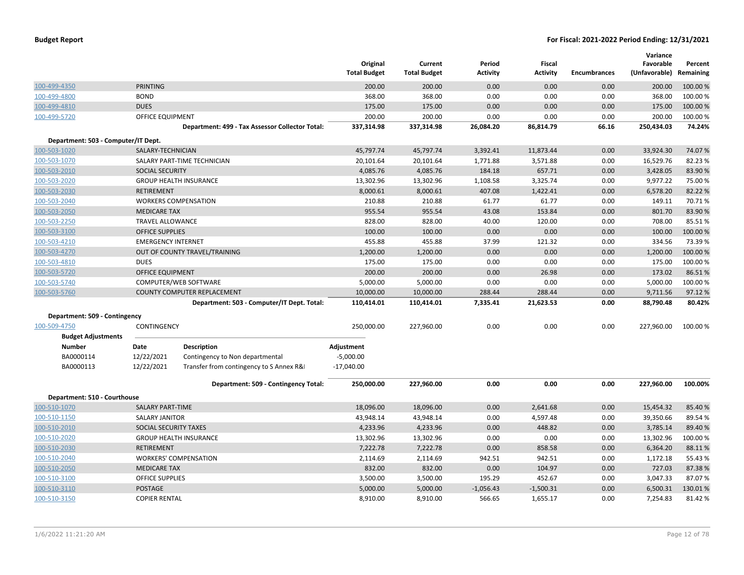| | | Original Total Budget | Current Total Budget | Period Activity | Fiscal Activity | Encumbrances | Variance Favorable (Unfavorable) | Percent Remaining |
|---|---|---|---|---|---|---|---|---|
| 100-499-4350 | PRINTING | 200.00 | 200.00 | 0.00 | 0.00 | 0.00 | 200.00 | 100.00 % |
| 100-499-4800 | BOND | 368.00 | 368.00 | 0.00 | 0.00 | 0.00 | 368.00 | 100.00 % |
| 100-499-4810 | DUES | 175.00 | 175.00 | 0.00 | 0.00 | 0.00 | 175.00 | 100.00 % |
| 100-499-5720 | OFFICE EQUIPMENT | 200.00 | 200.00 | 0.00 | 0.00 | 0.00 | 200.00 | 100.00 % |
| | **Department: 499 - Tax Assessor Collector Total:** | **337,314.98** | **337,314.98** | **26,084.20** | **86,814.79** | **66.16** | **250,434.03** | **74.24%** |
| **Department: 503 - Computer/IT Dept.** | | | | | | | | |
| 100-503-1020 | SALARY-TECHNICIAN | 45,797.74 | 45,797.74 | 3,392.41 | 11,873.44 | 0.00 | 33,924.30 | 74.07 % |
| 100-503-1070 | SALARY PART-TIME TECHNICIAN | 20,101.64 | 20,101.64 | 1,771.88 | 3,571.88 | 0.00 | 16,529.76 | 82.23 % |
| 100-503-2010 | SOCIAL SECURITY | 4,085.76 | 4,085.76 | 184.18 | 657.71 | 0.00 | 3,428.05 | 83.90 % |
| 100-503-2020 | GROUP HEALTH INSURANCE | 13,302.96 | 13,302.96 | 1,108.58 | 3,325.74 | 0.00 | 9,977.22 | 75.00 % |
| 100-503-2030 | RETIREMENT | 8,000.61 | 8,000.61 | 407.08 | 1,422.41 | 0.00 | 6,578.20 | 82.22 % |
| 100-503-2040 | WORKERS COMPENSATION | 210.88 | 210.88 | 61.77 | 61.77 | 0.00 | 149.11 | 70.71 % |
| 100-503-2050 | MEDICARE TAX | 955.54 | 955.54 | 43.08 | 153.84 | 0.00 | 801.70 | 83.90 % |
| 100-503-2250 | TRAVEL ALLOWANCE | 828.00 | 828.00 | 40.00 | 120.00 | 0.00 | 708.00 | 85.51 % |
| 100-503-3100 | OFFICE SUPPLIES | 100.00 | 100.00 | 0.00 | 0.00 | 0.00 | 100.00 | 100.00 % |
| 100-503-4210 | EMERGENCY INTERNET | 455.88 | 455.88 | 37.99 | 121.32 | 0.00 | 334.56 | 73.39 % |
| 100-503-4270 | OUT OF COUNTY TRAVEL/TRAINING | 1,200.00 | 1,200.00 | 0.00 | 0.00 | 0.00 | 1,200.00 | 100.00 % |
| 100-503-4810 | DUES | 175.00 | 175.00 | 0.00 | 0.00 | 0.00 | 175.00 | 100.00 % |
| 100-503-5720 | OFFICE EQUIPMENT | 200.00 | 200.00 | 0.00 | 26.98 | 0.00 | 173.02 | 86.51 % |
| 100-503-5740 | COMPUTER/WEB SOFTWARE | 5,000.00 | 5,000.00 | 0.00 | 0.00 | 0.00 | 5,000.00 | 100.00 % |
| 100-503-5760 | COUNTY COMPUTER REPLACEMENT | 10,000.00 | 10,000.00 | 288.44 | 288.44 | 0.00 | 9,711.56 | 97.12 % |
| | **Department: 503 - Computer/IT Dept. Total:** | **110,414.01** | **110,414.01** | **7,335.41** | **21,623.53** | **0.00** | **88,790.48** | **80.42%** |
| **Department: 509 - Contingency** | | | | | | | | |
| 100-509-4750 | CONTINGENCY | 250,000.00 | 227,960.00 | 0.00 | 0.00 | 0.00 | 227,960.00 | 100.00 % |

**Budget Adjustments**

| Number | Date | Description | Adjustment |
|---|---|---|---|
| BA0000114 | 12/22/2021 | Contingency to Non departmental | -5,000.00 |
| BA0000113 | 12/22/2021 | Transfer from contingency to S Annex R&I | -17,040.00 |

| | | Original Total Budget | Current Total Budget | Period Activity | Fiscal Activity | Encumbrances | Variance Favorable (Unfavorable) | Percent Remaining |
|---|---|---|---|---|---|---|---|---|
| | **Department: 509 - Contingency Total:** | **250,000.00** | **227,960.00** | **0.00** | **0.00** | **0.00** | **227,960.00** | **100.00%** |
| **Department: 510 - Courthouse** | | | | | | | | |
| 100-510-1070 | SALARY PART-TIME | 18,096.00 | 18,096.00 | 0.00 | 2,641.68 | 0.00 | 15,454.32 | 85.40 % |
| 100-510-1150 | SALARY JANITOR | 43,948.14 | 43,948.14 | 0.00 | 4,597.48 | 0.00 | 39,350.66 | 89.54 % |
| 100-510-2010 | SOCIAL SECURITY TAXES | 4,233.96 | 4,233.96 | 0.00 | 448.82 | 0.00 | 3,785.14 | 89.40 % |
| 100-510-2020 | GROUP HEALTH INSURANCE | 13,302.96 | 13,302.96 | 0.00 | 0.00 | 0.00 | 13,302.96 | 100.00 % |
| 100-510-2030 | RETIREMENT | 7,222.78 | 7,222.78 | 0.00 | 858.58 | 0.00 | 6,364.20 | 88.11 % |
| 100-510-2040 | WORKERS' COMPENSATION | 2,114.69 | 2,114.69 | 942.51 | 942.51 | 0.00 | 1,172.18 | 55.43 % |
| 100-510-2050 | MEDICARE TAX | 832.00 | 832.00 | 0.00 | 104.97 | 0.00 | 727.03 | 87.38 % |
| 100-510-3100 | OFFICE SUPPLIES | 3,500.00 | 3,500.00 | 195.29 | 452.67 | 0.00 | 3,047.33 | 87.07 % |
| 100-510-3110 | POSTAGE | 5,000.00 | 5,000.00 | -1,056.43 | -1,500.31 | 0.00 | 6,500.31 | 130.01 % |
| 100-510-3150 | COPIER RENTAL | 8,910.00 | 8,910.00 | 566.65 | 1,655.17 | 0.00 | 7,254.83 | 81.42 % |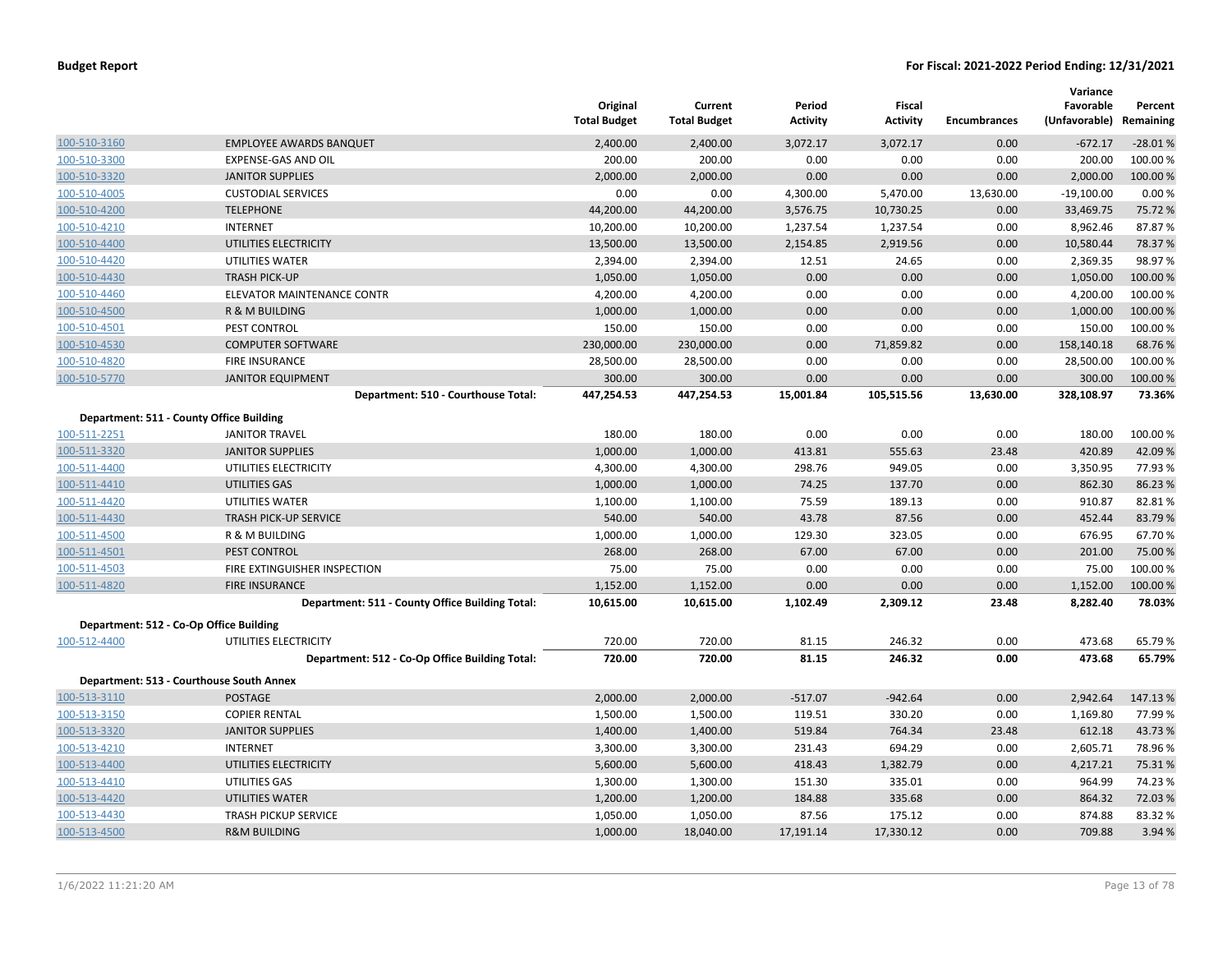**Budget Report** — **For Fiscal: 2021-2022 Period Ending: 12/31/2021**

| | | Original Total Budget | Current Total Budget | Period Activity | Fiscal Activity | Encumbrances | Variance Favorable (Unfavorable) | Percent Remaining |
|---|---|---|---|---|---|---|---|---|
| 100-510-3160 | EMPLOYEE AWARDS BANQUET | 2,400.00 | 2,400.00 | 3,072.17 | 3,072.17 | 0.00 | -672.17 | -28.01 % |
| 100-510-3300 | EXPENSE-GAS AND OIL | 200.00 | 200.00 | 0.00 | 0.00 | 0.00 | 200.00 | 100.00 % |
| 100-510-3320 | JANITOR SUPPLIES | 2,000.00 | 2,000.00 | 0.00 | 0.00 | 0.00 | 2,000.00 | 100.00 % |
| 100-510-4005 | CUSTODIAL SERVICES | 0.00 | 0.00 | 4,300.00 | 5,470.00 | 13,630.00 | -19,100.00 | 0.00 % |
| 100-510-4200 | TELEPHONE | 44,200.00 | 44,200.00 | 3,576.75 | 10,730.25 | 0.00 | 33,469.75 | 75.72 % |
| 100-510-4210 | INTERNET | 10,200.00 | 10,200.00 | 1,237.54 | 1,237.54 | 0.00 | 8,962.46 | 87.87 % |
| 100-510-4400 | UTILITIES ELECTRICITY | 13,500.00 | 13,500.00 | 2,154.85 | 2,919.56 | 0.00 | 10,580.44 | 78.37 % |
| 100-510-4420 | UTILITIES WATER | 2,394.00 | 2,394.00 | 12.51 | 24.65 | 0.00 | 2,369.35 | 98.97 % |
| 100-510-4430 | TRASH PICK-UP | 1,050.00 | 1,050.00 | 0.00 | 0.00 | 0.00 | 1,050.00 | 100.00 % |
| 100-510-4460 | ELEVATOR MAINTENANCE CONTR | 4,200.00 | 4,200.00 | 0.00 | 0.00 | 0.00 | 4,200.00 | 100.00 % |
| 100-510-4500 | R & M BUILDING | 1,000.00 | 1,000.00 | 0.00 | 0.00 | 0.00 | 1,000.00 | 100.00 % |
| 100-510-4501 | PEST CONTROL | 150.00 | 150.00 | 0.00 | 0.00 | 0.00 | 150.00 | 100.00 % |
| 100-510-4530 | COMPUTER SOFTWARE | 230,000.00 | 230,000.00 | 0.00 | 71,859.82 | 0.00 | 158,140.18 | 68.76 % |
| 100-510-4820 | FIRE INSURANCE | 28,500.00 | 28,500.00 | 0.00 | 0.00 | 0.00 | 28,500.00 | 100.00 % |
| 100-510-5770 | JANITOR EQUIPMENT | 300.00 | 300.00 | 0.00 | 0.00 | 0.00 | 300.00 | 100.00 % |
| | **Department: 510 - Courthouse Total:** | **447,254.53** | **447,254.53** | **15,001.84** | **105,515.56** | **13,630.00** | **328,108.97** | **73.36%** |
| **Department: 511 - County Office Building** | | | | | | | | |
| 100-511-2251 | JANITOR TRAVEL | 180.00 | 180.00 | 0.00 | 0.00 | 0.00 | 180.00 | 100.00 % |
| 100-511-3320 | JANITOR SUPPLIES | 1,000.00 | 1,000.00 | 413.81 | 555.63 | 23.48 | 420.89 | 42.09 % |
| 100-511-4400 | UTILITIES ELECTRICITY | 4,300.00 | 4,300.00 | 298.76 | 949.05 | 0.00 | 3,350.95 | 77.93 % |
| 100-511-4410 | UTILITIES GAS | 1,000.00 | 1,000.00 | 74.25 | 137.70 | 0.00 | 862.30 | 86.23 % |
| 100-511-4420 | UTILITIES WATER | 1,100.00 | 1,100.00 | 75.59 | 189.13 | 0.00 | 910.87 | 82.81 % |
| 100-511-4430 | TRASH PICK-UP SERVICE | 540.00 | 540.00 | 43.78 | 87.56 | 0.00 | 452.44 | 83.79 % |
| 100-511-4500 | R & M BUILDING | 1,000.00 | 1,000.00 | 129.30 | 323.05 | 0.00 | 676.95 | 67.70 % |
| 100-511-4501 | PEST CONTROL | 268.00 | 268.00 | 67.00 | 67.00 | 0.00 | 201.00 | 75.00 % |
| 100-511-4503 | FIRE EXTINGUISHER INSPECTION | 75.00 | 75.00 | 0.00 | 0.00 | 0.00 | 75.00 | 100.00 % |
| 100-511-4820 | FIRE INSURANCE | 1,152.00 | 1,152.00 | 0.00 | 0.00 | 0.00 | 1,152.00 | 100.00 % |
| | **Department: 511 - County Office Building Total:** | **10,615.00** | **10,615.00** | **1,102.49** | **2,309.12** | **23.48** | **8,282.40** | **78.03%** |
| **Department: 512 - Co-Op Office Building** | | | | | | | | |
| 100-512-4400 | UTILITIES ELECTRICITY | 720.00 | 720.00 | 81.15 | 246.32 | 0.00 | 473.68 | 65.79 % |
| | **Department: 512 - Co-Op Office Building Total:** | **720.00** | **720.00** | **81.15** | **246.32** | **0.00** | **473.68** | **65.79%** |
| **Department: 513 - Courthouse South Annex** | | | | | | | | |
| 100-513-3110 | POSTAGE | 2,000.00 | 2,000.00 | -517.07 | -942.64 | 0.00 | 2,942.64 | 147.13 % |
| 100-513-3150 | COPIER RENTAL | 1,500.00 | 1,500.00 | 119.51 | 330.20 | 0.00 | 1,169.80 | 77.99 % |
| 100-513-3320 | JANITOR SUPPLIES | 1,400.00 | 1,400.00 | 519.84 | 764.34 | 23.48 | 612.18 | 43.73 % |
| 100-513-4210 | INTERNET | 3,300.00 | 3,300.00 | 231.43 | 694.29 | 0.00 | 2,605.71 | 78.96 % |
| 100-513-4400 | UTILITIES ELECTRICITY | 5,600.00 | 5,600.00 | 418.43 | 1,382.79 | 0.00 | 4,217.21 | 75.31 % |
| 100-513-4410 | UTILITIES GAS | 1,300.00 | 1,300.00 | 151.30 | 335.01 | 0.00 | 964.99 | 74.23 % |
| 100-513-4420 | UTILITIES WATER | 1,200.00 | 1,200.00 | 184.88 | 335.68 | 0.00 | 864.32 | 72.03 % |
| 100-513-4430 | TRASH PICKUP SERVICE | 1,050.00 | 1,050.00 | 87.56 | 175.12 | 0.00 | 874.88 | 83.32 % |
| 100-513-4500 | R&M BUILDING | 1,000.00 | 18,040.00 | 17,191.14 | 17,330.12 | 0.00 | 709.88 | 3.94 % |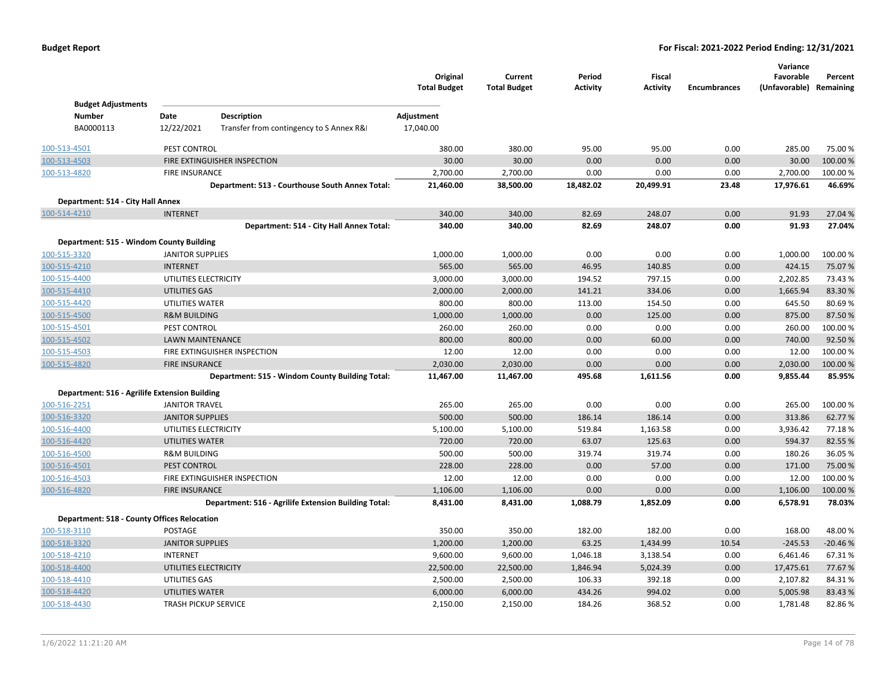**Budget Report** | **For Fiscal: 2021-2022 Period Ending: 12/31/2021**

| | | Original Total Budget | Current Total Budget | Period Activity | Fiscal Activity | Encumbrances | Variance Favorable (Unfavorable) | Percent Remaining |
|---|---|---|---|---|---|---|---|---|
| **Budget Adjustments** | | | | | | | | |
| **Number** | **Date** / **Description** | **Adjustment** | | | | | | |
| BA0000113 | 12/22/2021 Transfer from contingency to S Annex R&I | 17,040.00 | | | | | | |
| 100-513-4501 | PEST CONTROL | 380.00 | 380.00 | 95.00 | 95.00 | 0.00 | 285.00 | 75.00 % |
| 100-513-4503 | FIRE EXTINGUISHER INSPECTION | 30.00 | 30.00 | 0.00 | 0.00 | 0.00 | 30.00 | 100.00 % |
| 100-513-4820 | FIRE INSURANCE | 2,700.00 | 2,700.00 | 0.00 | 0.00 | 0.00 | 2,700.00 | 100.00 % |
| | **Department: 513 - Courthouse South Annex Total:** | **21,460.00** | **38,500.00** | **18,482.02** | **20,499.91** | **23.48** | **17,976.61** | **46.69%** |
| **Department: 514 - City Hall Annex** | | | | | | | | |
| 100-514-4210 | INTERNET | 340.00 | 340.00 | 82.69 | 248.07 | 0.00 | 91.93 | 27.04 % |
| | **Department: 514 - City Hall Annex Total:** | **340.00** | **340.00** | **82.69** | **248.07** | **0.00** | **91.93** | **27.04%** |
| **Department: 515 - Windom County Building** | | | | | | | | |
| 100-515-3320 | JANITOR SUPPLIES | 1,000.00 | 1,000.00 | 0.00 | 0.00 | 0.00 | 1,000.00 | 100.00 % |
| 100-515-4210 | INTERNET | 565.00 | 565.00 | 46.95 | 140.85 | 0.00 | 424.15 | 75.07 % |
| 100-515-4400 | UTILITIES ELECTRICITY | 3,000.00 | 3,000.00 | 194.52 | 797.15 | 0.00 | 2,202.85 | 73.43 % |
| 100-515-4410 | UTILITIES GAS | 2,000.00 | 2,000.00 | 141.21 | 334.06 | 0.00 | 1,665.94 | 83.30 % |
| 100-515-4420 | UTILITIES WATER | 800.00 | 800.00 | 113.00 | 154.50 | 0.00 | 645.50 | 80.69 % |
| 100-515-4500 | R&M BUILDING | 1,000.00 | 1,000.00 | 0.00 | 125.00 | 0.00 | 875.00 | 87.50 % |
| 100-515-4501 | PEST CONTROL | 260.00 | 260.00 | 0.00 | 0.00 | 0.00 | 260.00 | 100.00 % |
| 100-515-4502 | LAWN MAINTENANCE | 800.00 | 800.00 | 0.00 | 60.00 | 0.00 | 740.00 | 92.50 % |
| 100-515-4503 | FIRE EXTINGUISHER INSPECTION | 12.00 | 12.00 | 0.00 | 0.00 | 0.00 | 12.00 | 100.00 % |
| 100-515-4820 | FIRE INSURANCE | 2,030.00 | 2,030.00 | 0.00 | 0.00 | 0.00 | 2,030.00 | 100.00 % |
| | **Department: 515 - Windom County Building Total:** | **11,467.00** | **11,467.00** | **495.68** | **1,611.56** | **0.00** | **9,855.44** | **85.95%** |
| **Department: 516 - Agrilife Extension Building** | | | | | | | | |
| 100-516-2251 | JANITOR TRAVEL | 265.00 | 265.00 | 0.00 | 0.00 | 0.00 | 265.00 | 100.00 % |
| 100-516-3320 | JANITOR SUPPLIES | 500.00 | 500.00 | 186.14 | 186.14 | 0.00 | 313.86 | 62.77 % |
| 100-516-4400 | UTILITIES ELECTRICITY | 5,100.00 | 5,100.00 | 519.84 | 1,163.58 | 0.00 | 3,936.42 | 77.18 % |
| 100-516-4420 | UTILITIES WATER | 720.00 | 720.00 | 63.07 | 125.63 | 0.00 | 594.37 | 82.55 % |
| 100-516-4500 | R&M BUILDING | 500.00 | 500.00 | 319.74 | 319.74 | 0.00 | 180.26 | 36.05 % |
| 100-516-4501 | PEST CONTROL | 228.00 | 228.00 | 0.00 | 57.00 | 0.00 | 171.00 | 75.00 % |
| 100-516-4503 | FIRE EXTINGUISHER INSPECTION | 12.00 | 12.00 | 0.00 | 0.00 | 0.00 | 12.00 | 100.00 % |
| 100-516-4820 | FIRE INSURANCE | 1,106.00 | 1,106.00 | 0.00 | 0.00 | 0.00 | 1,106.00 | 100.00 % |
| | **Department: 516 - Agrilife Extension Building Total:** | **8,431.00** | **8,431.00** | **1,088.79** | **1,852.09** | **0.00** | **6,578.91** | **78.03%** |
| **Department: 518 - County Offices Relocation** | | | | | | | | |
| 100-518-3110 | POSTAGE | 350.00 | 350.00 | 182.00 | 182.00 | 0.00 | 168.00 | 48.00 % |
| 100-518-3320 | JANITOR SUPPLIES | 1,200.00 | 1,200.00 | 63.25 | 1,434.99 | 10.54 | -245.53 | -20.46 % |
| 100-518-4210 | INTERNET | 9,600.00 | 9,600.00 | 1,046.18 | 3,138.54 | 0.00 | 6,461.46 | 67.31 % |
| 100-518-4400 | UTILITIES ELECTRICITY | 22,500.00 | 22,500.00 | 1,846.94 | 5,024.39 | 0.00 | 17,475.61 | 77.67 % |
| 100-518-4410 | UTILITIES GAS | 2,500.00 | 2,500.00 | 106.33 | 392.18 | 0.00 | 2,107.82 | 84.31 % |
| 100-518-4420 | UTILITIES WATER | 6,000.00 | 6,000.00 | 434.26 | 994.02 | 0.00 | 5,005.98 | 83.43 % |
| 100-518-4430 | TRASH PICKUP SERVICE | 2,150.00 | 2,150.00 | 184.26 | 368.52 | 0.00 | 1,781.48 | 82.86 % |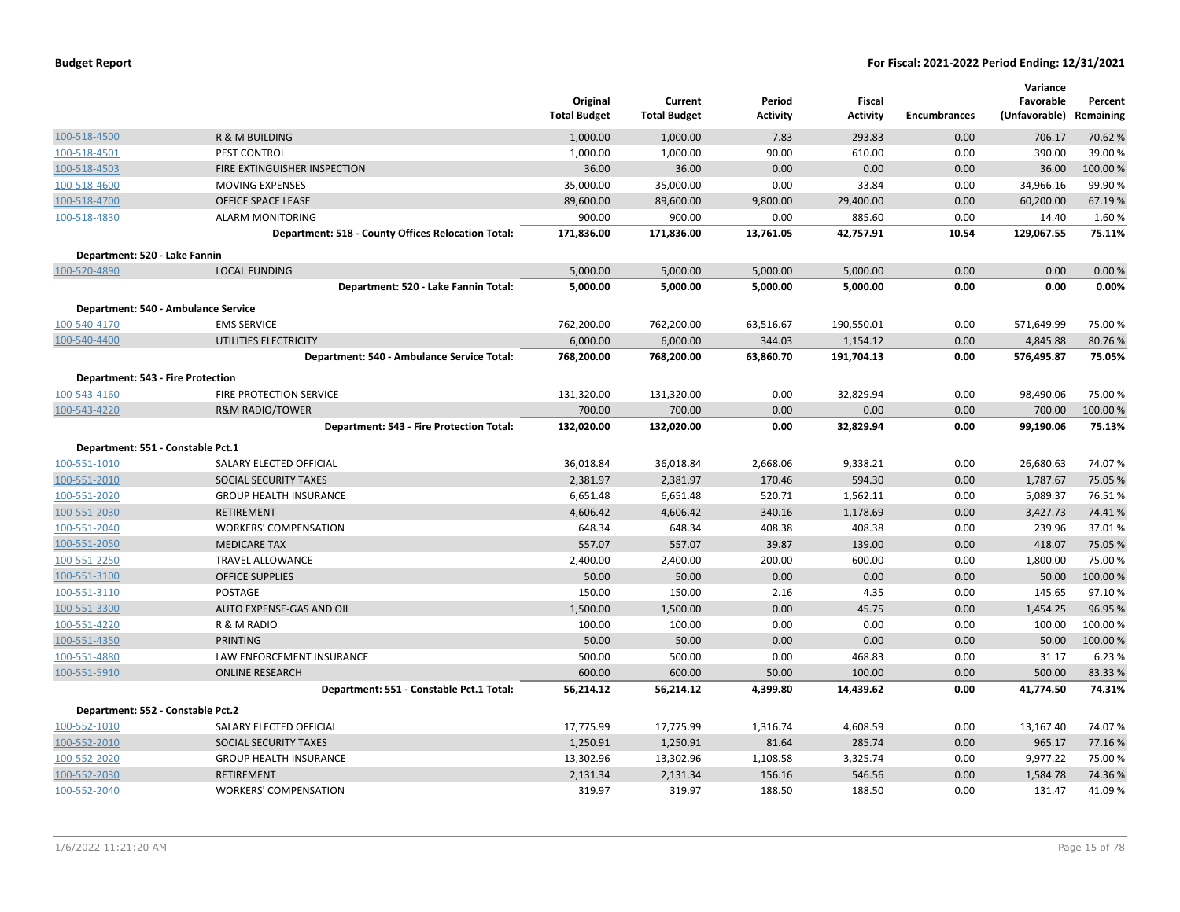**Budget Report** — **For Fiscal: 2021-2022 Period Ending: 12/31/2021**

| | | Original Total Budget | Current Total Budget | Period Activity | Fiscal Activity | Encumbrances | Variance Favorable (Unfavorable) | Percent Remaining |
|---|---|---|---|---|---|---|---|---|
| 100-518-4500 | R & M BUILDING | 1,000.00 | 1,000.00 | 7.83 | 293.83 | 0.00 | 706.17 | 70.62 % |
| 100-518-4501 | PEST CONTROL | 1,000.00 | 1,000.00 | 90.00 | 610.00 | 0.00 | 390.00 | 39.00 % |
| 100-518-4503 | FIRE EXTINGUISHER INSPECTION | 36.00 | 36.00 | 0.00 | 0.00 | 0.00 | 36.00 | 100.00 % |
| 100-518-4600 | MOVING EXPENSES | 35,000.00 | 35,000.00 | 0.00 | 33.84 | 0.00 | 34,966.16 | 99.90 % |
| 100-518-4700 | OFFICE SPACE LEASE | 89,600.00 | 89,600.00 | 9,800.00 | 29,400.00 | 0.00 | 60,200.00 | 67.19 % |
| 100-518-4830 | ALARM MONITORING | 900.00 | 900.00 | 0.00 | 885.60 | 0.00 | 14.40 | 1.60 % |
| | **Department: 518 - County Offices Relocation Total:** | **171,836.00** | **171,836.00** | **13,761.05** | **42,757.91** | **10.54** | **129,067.55** | **75.11%** |
| **Department: 520 - Lake Fannin** | | | | | | | | |
| 100-520-4890 | LOCAL FUNDING | 5,000.00 | 5,000.00 | 5,000.00 | 5,000.00 | 0.00 | 0.00 | 0.00 % |
| | **Department: 520 - Lake Fannin Total:** | **5,000.00** | **5,000.00** | **5,000.00** | **5,000.00** | **0.00** | **0.00** | **0.00%** |
| **Department: 540 - Ambulance Service** | | | | | | | | |
| 100-540-4170 | EMS SERVICE | 762,200.00 | 762,200.00 | 63,516.67 | 190,550.01 | 0.00 | 571,649.99 | 75.00 % |
| 100-540-4400 | UTILITIES ELECTRICITY | 6,000.00 | 6,000.00 | 344.03 | 1,154.12 | 0.00 | 4,845.88 | 80.76 % |
| | **Department: 540 - Ambulance Service Total:** | **768,200.00** | **768,200.00** | **63,860.70** | **191,704.13** | **0.00** | **576,495.87** | **75.05%** |
| **Department: 543 - Fire Protection** | | | | | | | | |
| 100-543-4160 | FIRE PROTECTION SERVICE | 131,320.00 | 131,320.00 | 0.00 | 32,829.94 | 0.00 | 98,490.06 | 75.00 % |
| 100-543-4220 | R&M RADIO/TOWER | 700.00 | 700.00 | 0.00 | 0.00 | 0.00 | 700.00 | 100.00 % |
| | **Department: 543 - Fire Protection Total:** | **132,020.00** | **132,020.00** | **0.00** | **32,829.94** | **0.00** | **99,190.06** | **75.13%** |
| **Department: 551 - Constable Pct.1** | | | | | | | | |
| 100-551-1010 | SALARY ELECTED OFFICIAL | 36,018.84 | 36,018.84 | 2,668.06 | 9,338.21 | 0.00 | 26,680.63 | 74.07 % |
| 100-551-2010 | SOCIAL SECURITY TAXES | 2,381.97 | 2,381.97 | 170.46 | 594.30 | 0.00 | 1,787.67 | 75.05 % |
| 100-551-2020 | GROUP HEALTH INSURANCE | 6,651.48 | 6,651.48 | 520.71 | 1,562.11 | 0.00 | 5,089.37 | 76.51 % |
| 100-551-2030 | RETIREMENT | 4,606.42 | 4,606.42 | 340.16 | 1,178.69 | 0.00 | 3,427.73 | 74.41 % |
| 100-551-2040 | WORKERS' COMPENSATION | 648.34 | 648.34 | 408.38 | 408.38 | 0.00 | 239.96 | 37.01 % |
| 100-551-2050 | MEDICARE TAX | 557.07 | 557.07 | 39.87 | 139.00 | 0.00 | 418.07 | 75.05 % |
| 100-551-2250 | TRAVEL ALLOWANCE | 2,400.00 | 2,400.00 | 200.00 | 600.00 | 0.00 | 1,800.00 | 75.00 % |
| 100-551-3100 | OFFICE SUPPLIES | 50.00 | 50.00 | 0.00 | 0.00 | 0.00 | 50.00 | 100.00 % |
| 100-551-3110 | POSTAGE | 150.00 | 150.00 | 2.16 | 4.35 | 0.00 | 145.65 | 97.10 % |
| 100-551-3300 | AUTO EXPENSE-GAS AND OIL | 1,500.00 | 1,500.00 | 0.00 | 45.75 | 0.00 | 1,454.25 | 96.95 % |
| 100-551-4220 | R & M RADIO | 100.00 | 100.00 | 0.00 | 0.00 | 0.00 | 100.00 | 100.00 % |
| 100-551-4350 | PRINTING | 50.00 | 50.00 | 0.00 | 0.00 | 0.00 | 50.00 | 100.00 % |
| 100-551-4880 | LAW ENFORCEMENT INSURANCE | 500.00 | 500.00 | 0.00 | 468.83 | 0.00 | 31.17 | 6.23 % |
| 100-551-5910 | ONLINE RESEARCH | 600.00 | 600.00 | 50.00 | 100.00 | 0.00 | 500.00 | 83.33 % |
| | **Department: 551 - Constable Pct.1 Total:** | **56,214.12** | **56,214.12** | **4,399.80** | **14,439.62** | **0.00** | **41,774.50** | **74.31%** |
| **Department: 552 - Constable Pct.2** | | | | | | | | |
| 100-552-1010 | SALARY ELECTED OFFICIAL | 17,775.99 | 17,775.99 | 1,316.74 | 4,608.59 | 0.00 | 13,167.40 | 74.07 % |
| 100-552-2010 | SOCIAL SECURITY TAXES | 1,250.91 | 1,250.91 | 81.64 | 285.74 | 0.00 | 965.17 | 77.16 % |
| 100-552-2020 | GROUP HEALTH INSURANCE | 13,302.96 | 13,302.96 | 1,108.58 | 3,325.74 | 0.00 | 9,977.22 | 75.00 % |
| 100-552-2030 | RETIREMENT | 2,131.34 | 2,131.34 | 156.16 | 546.56 | 0.00 | 1,584.78 | 74.36 % |
| 100-552-2040 | WORKERS' COMPENSATION | 319.97 | 319.97 | 188.50 | 188.50 | 0.00 | 131.47 | 41.09 % |

1/6/2022 11:21:20 AM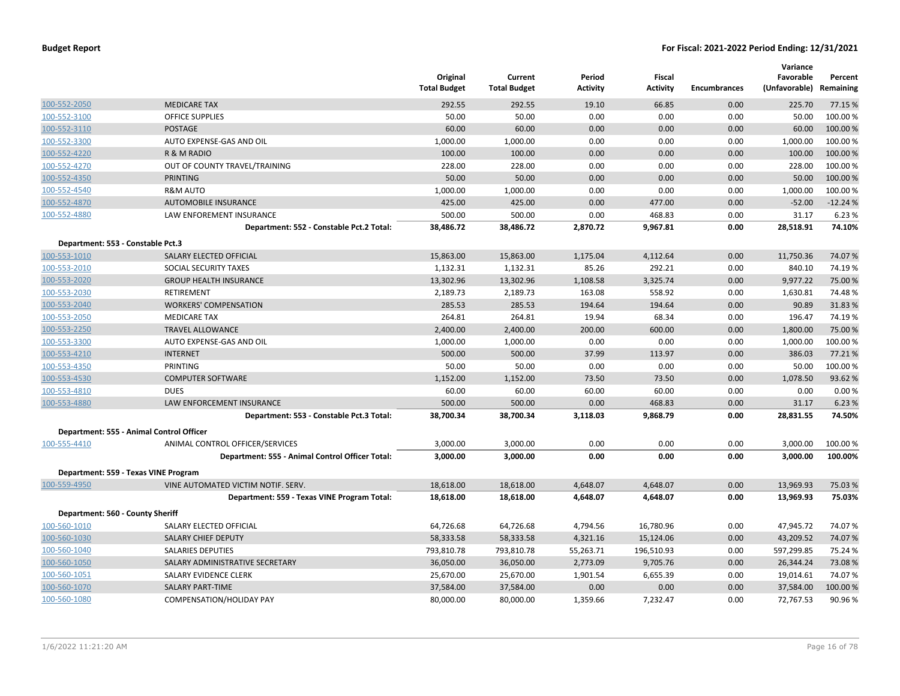| | | Original Total Budget | Current Total Budget | Period Activity | Fiscal Activity | Encumbrances | Variance Favorable (Unfavorable) | Percent Remaining |
|---|---|---|---|---|---|---|---|---|
| 100-552-2050 | MEDICARE TAX | 292.55 | 292.55 | 19.10 | 66.85 | 0.00 | 225.70 | 77.15 % |
| 100-552-3100 | OFFICE SUPPLIES | 50.00 | 50.00 | 0.00 | 0.00 | 0.00 | 50.00 | 100.00 % |
| 100-552-3110 | POSTAGE | 60.00 | 60.00 | 0.00 | 0.00 | 0.00 | 60.00 | 100.00 % |
| 100-552-3300 | AUTO EXPENSE-GAS AND OIL | 1,000.00 | 1,000.00 | 0.00 | 0.00 | 0.00 | 1,000.00 | 100.00 % |
| 100-552-4220 | R & M RADIO | 100.00 | 100.00 | 0.00 | 0.00 | 0.00 | 100.00 | 100.00 % |
| 100-552-4270 | OUT OF COUNTY TRAVEL/TRAINING | 228.00 | 228.00 | 0.00 | 0.00 | 0.00 | 228.00 | 100.00 % |
| 100-552-4350 | PRINTING | 50.00 | 50.00 | 0.00 | 0.00 | 0.00 | 50.00 | 100.00 % |
| 100-552-4540 | R&M AUTO | 1,000.00 | 1,000.00 | 0.00 | 0.00 | 0.00 | 1,000.00 | 100.00 % |
| 100-552-4870 | AUTOMOBILE INSURANCE | 425.00 | 425.00 | 0.00 | 477.00 | 0.00 | -52.00 | -12.24 % |
| 100-552-4880 | LAW ENFOREMENT INSURANCE | 500.00 | 500.00 | 0.00 | 468.83 | 0.00 | 31.17 | 6.23 % |
| | **Department: 552 - Constable Pct.2 Total:** | **38,486.72** | **38,486.72** | **2,870.72** | **9,967.81** | **0.00** | **28,518.91** | **74.10%** |
| **Department: 553 - Constable Pct.3** | | | | | | | | |
| 100-553-1010 | SALARY ELECTED OFFICIAL | 15,863.00 | 15,863.00 | 1,175.04 | 4,112.64 | 0.00 | 11,750.36 | 74.07 % |
| 100-553-2010 | SOCIAL SECURITY TAXES | 1,132.31 | 1,132.31 | 85.26 | 292.21 | 0.00 | 840.10 | 74.19 % |
| 100-553-2020 | GROUP HEALTH INSURANCE | 13,302.96 | 13,302.96 | 1,108.58 | 3,325.74 | 0.00 | 9,977.22 | 75.00 % |
| 100-553-2030 | RETIREMENT | 2,189.73 | 2,189.73 | 163.08 | 558.92 | 0.00 | 1,630.81 | 74.48 % |
| 100-553-2040 | WORKERS' COMPENSATION | 285.53 | 285.53 | 194.64 | 194.64 | 0.00 | 90.89 | 31.83 % |
| 100-553-2050 | MEDICARE TAX | 264.81 | 264.81 | 19.94 | 68.34 | 0.00 | 196.47 | 74.19 % |
| 100-553-2250 | TRAVEL ALLOWANCE | 2,400.00 | 2,400.00 | 200.00 | 600.00 | 0.00 | 1,800.00 | 75.00 % |
| 100-553-3300 | AUTO EXPENSE-GAS AND OIL | 1,000.00 | 1,000.00 | 0.00 | 0.00 | 0.00 | 1,000.00 | 100.00 % |
| 100-553-4210 | INTERNET | 500.00 | 500.00 | 37.99 | 113.97 | 0.00 | 386.03 | 77.21 % |
| 100-553-4350 | PRINTING | 50.00 | 50.00 | 0.00 | 0.00 | 0.00 | 50.00 | 100.00 % |
| 100-553-4530 | COMPUTER SOFTWARE | 1,152.00 | 1,152.00 | 73.50 | 73.50 | 0.00 | 1,078.50 | 93.62 % |
| 100-553-4810 | DUES | 60.00 | 60.00 | 60.00 | 60.00 | 0.00 | 0.00 | 0.00 % |
| 100-553-4880 | LAW ENFORCEMENT INSURANCE | 500.00 | 500.00 | 0.00 | 468.83 | 0.00 | 31.17 | 6.23 % |
| | **Department: 553 - Constable Pct.3 Total:** | **38,700.34** | **38,700.34** | **3,118.03** | **9,868.79** | **0.00** | **28,831.55** | **74.50%** |
| **Department: 555 - Animal Control Officer** | | | | | | | | |
| 100-555-4410 | ANIMAL CONTROL OFFICER/SERVICES | 3,000.00 | 3,000.00 | 0.00 | 0.00 | 0.00 | 3,000.00 | 100.00 % |
| | **Department: 555 - Animal Control Officer Total:** | **3,000.00** | **3,000.00** | **0.00** | **0.00** | **0.00** | **3,000.00** | **100.00%** |
| **Department: 559 - Texas VINE Program** | | | | | | | | |
| 100-559-4950 | VINE AUTOMATED VICTIM NOTIF. SERV. | 18,618.00 | 18,618.00 | 4,648.07 | 4,648.07 | 0.00 | 13,969.93 | 75.03 % |
| | **Department: 559 - Texas VINE Program Total:** | **18,618.00** | **18,618.00** | **4,648.07** | **4,648.07** | **0.00** | **13,969.93** | **75.03%** |
| **Department: 560 - County Sheriff** | | | | | | | | |
| 100-560-1010 | SALARY ELECTED OFFICIAL | 64,726.68 | 64,726.68 | 4,794.56 | 16,780.96 | 0.00 | 47,945.72 | 74.07 % |
| 100-560-1030 | SALARY CHIEF DEPUTY | 58,333.58 | 58,333.58 | 4,321.16 | 15,124.06 | 0.00 | 43,209.52 | 74.07 % |
| 100-560-1040 | SALARIES DEPUTIES | 793,810.78 | 793,810.78 | 55,263.71 | 196,510.93 | 0.00 | 597,299.85 | 75.24 % |
| 100-560-1050 | SALARY ADMINISTRATIVE SECRETARY | 36,050.00 | 36,050.00 | 2,773.09 | 9,705.76 | 0.00 | 26,344.24 | 73.08 % |
| 100-560-1051 | SALARY EVIDENCE CLERK | 25,670.00 | 25,670.00 | 1,901.54 | 6,655.39 | 0.00 | 19,014.61 | 74.07 % |
| 100-560-1070 | SALARY PART-TIME | 37,584.00 | 37,584.00 | 0.00 | 0.00 | 0.00 | 37,584.00 | 100.00 % |
| 100-560-1080 | COMPENSATION/HOLIDAY PAY | 80,000.00 | 80,000.00 | 1,359.66 | 7,232.47 | 0.00 | 72,767.53 | 90.96 % |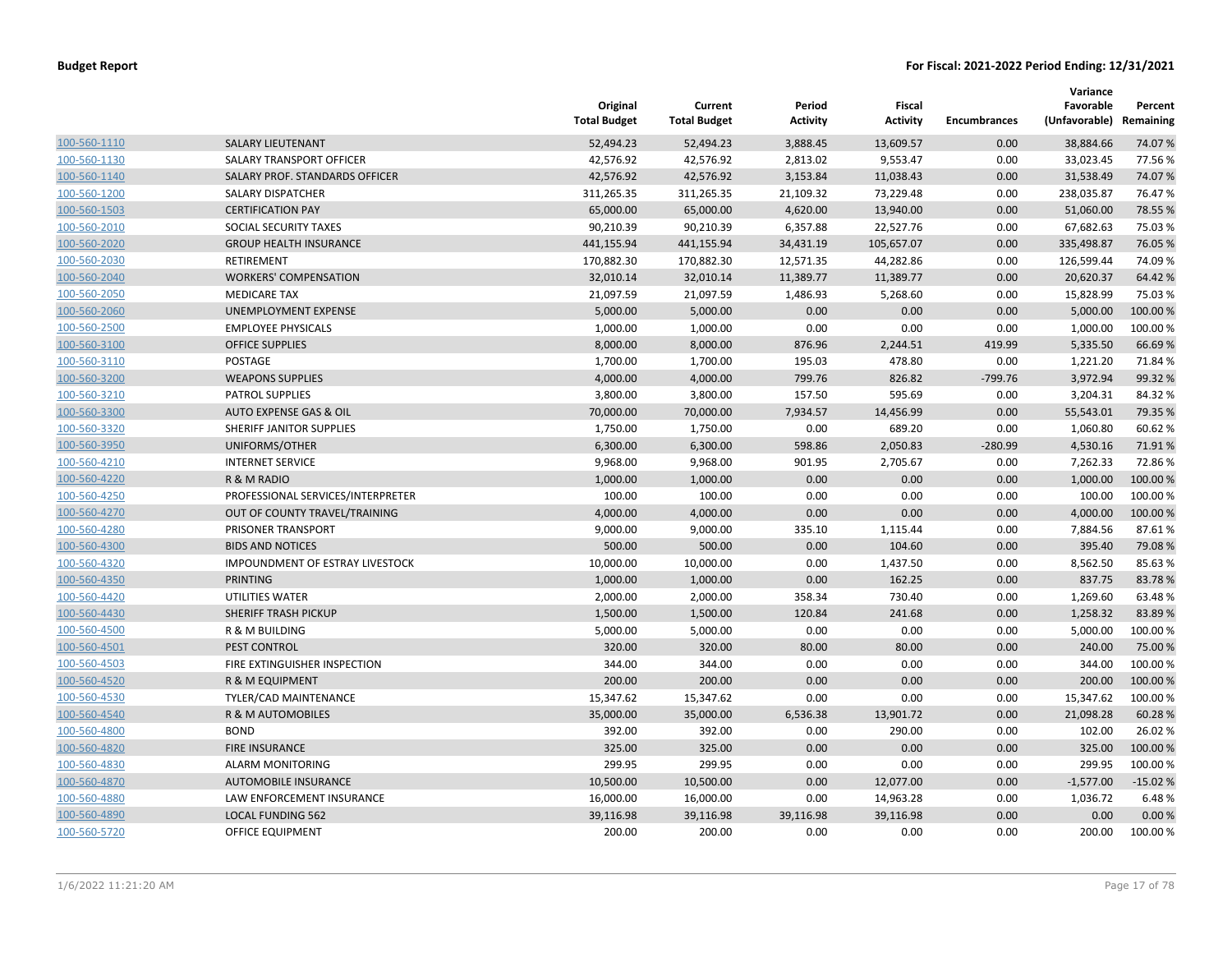**Budget Report** **For Fiscal: 2021-2022 Period Ending: 12/31/2021**

| | | Original Total Budget | Current Total Budget | Period Activity | Fiscal Activity | Encumbrances | Variance Favorable (Unfavorable) | Percent Remaining |
|---|---|---|---|---|---|---|---|---|
| 100-560-1110 | SALARY LIEUTENANT | 52,494.23 | 52,494.23 | 3,888.45 | 13,609.57 | 0.00 | 38,884.66 | 74.07 % |
| 100-560-1130 | SALARY TRANSPORT OFFICER | 42,576.92 | 42,576.92 | 2,813.02 | 9,553.47 | 0.00 | 33,023.45 | 77.56 % |
| 100-560-1140 | SALARY PROF. STANDARDS OFFICER | 42,576.92 | 42,576.92 | 3,153.84 | 11,038.43 | 0.00 | 31,538.49 | 74.07 % |
| 100-560-1200 | SALARY DISPATCHER | 311,265.35 | 311,265.35 | 21,109.32 | 73,229.48 | 0.00 | 238,035.87 | 76.47 % |
| 100-560-1503 | CERTIFICATION PAY | 65,000.00 | 65,000.00 | 4,620.00 | 13,940.00 | 0.00 | 51,060.00 | 78.55 % |
| 100-560-2010 | SOCIAL SECURITY TAXES | 90,210.39 | 90,210.39 | 6,357.88 | 22,527.76 | 0.00 | 67,682.63 | 75.03 % |
| 100-560-2020 | GROUP HEALTH INSURANCE | 441,155.94 | 441,155.94 | 34,431.19 | 105,657.07 | 0.00 | 335,498.87 | 76.05 % |
| 100-560-2030 | RETIREMENT | 170,882.30 | 170,882.30 | 12,571.35 | 44,282.86 | 0.00 | 126,599.44 | 74.09 % |
| 100-560-2040 | WORKERS' COMPENSATION | 32,010.14 | 32,010.14 | 11,389.77 | 11,389.77 | 0.00 | 20,620.37 | 64.42 % |
| 100-560-2050 | MEDICARE TAX | 21,097.59 | 21,097.59 | 1,486.93 | 5,268.60 | 0.00 | 15,828.99 | 75.03 % |
| 100-560-2060 | UNEMPLOYMENT EXPENSE | 5,000.00 | 5,000.00 | 0.00 | 0.00 | 0.00 | 5,000.00 | 100.00 % |
| 100-560-2500 | EMPLOYEE PHYSICALS | 1,000.00 | 1,000.00 | 0.00 | 0.00 | 0.00 | 1,000.00 | 100.00 % |
| 100-560-3100 | OFFICE SUPPLIES | 8,000.00 | 8,000.00 | 876.96 | 2,244.51 | 419.99 | 5,335.50 | 66.69 % |
| 100-560-3110 | POSTAGE | 1,700.00 | 1,700.00 | 195.03 | 478.80 | 0.00 | 1,221.20 | 71.84 % |
| 100-560-3200 | WEAPONS SUPPLIES | 4,000.00 | 4,000.00 | 799.76 | 826.82 | -799.76 | 3,972.94 | 99.32 % |
| 100-560-3210 | PATROL SUPPLIES | 3,800.00 | 3,800.00 | 157.50 | 595.69 | 0.00 | 3,204.31 | 84.32 % |
| 100-560-3300 | AUTO EXPENSE GAS & OIL | 70,000.00 | 70,000.00 | 7,934.57 | 14,456.99 | 0.00 | 55,543.01 | 79.35 % |
| 100-560-3320 | SHERIFF JANITOR SUPPLIES | 1,750.00 | 1,750.00 | 0.00 | 689.20 | 0.00 | 1,060.80 | 60.62 % |
| 100-560-3950 | UNIFORMS/OTHER | 6,300.00 | 6,300.00 | 598.86 | 2,050.83 | -280.99 | 4,530.16 | 71.91 % |
| 100-560-4210 | INTERNET SERVICE | 9,968.00 | 9,968.00 | 901.95 | 2,705.67 | 0.00 | 7,262.33 | 72.86 % |
| 100-560-4220 | R & M RADIO | 1,000.00 | 1,000.00 | 0.00 | 0.00 | 0.00 | 1,000.00 | 100.00 % |
| 100-560-4250 | PROFESSIONAL SERVICES/INTERPRETER | 100.00 | 100.00 | 0.00 | 0.00 | 0.00 | 100.00 | 100.00 % |
| 100-560-4270 | OUT OF COUNTY TRAVEL/TRAINING | 4,000.00 | 4,000.00 | 0.00 | 0.00 | 0.00 | 4,000.00 | 100.00 % |
| 100-560-4280 | PRISONER TRANSPORT | 9,000.00 | 9,000.00 | 335.10 | 1,115.44 | 0.00 | 7,884.56 | 87.61 % |
| 100-560-4300 | BIDS AND NOTICES | 500.00 | 500.00 | 0.00 | 104.60 | 0.00 | 395.40 | 79.08 % |
| 100-560-4320 | IMPOUNDMENT OF ESTRAY LIVESTOCK | 10,000.00 | 10,000.00 | 0.00 | 1,437.50 | 0.00 | 8,562.50 | 85.63 % |
| 100-560-4350 | PRINTING | 1,000.00 | 1,000.00 | 0.00 | 162.25 | 0.00 | 837.75 | 83.78 % |
| 100-560-4420 | UTILITIES WATER | 2,000.00 | 2,000.00 | 358.34 | 730.40 | 0.00 | 1,269.60 | 63.48 % |
| 100-560-4430 | SHERIFF TRASH PICKUP | 1,500.00 | 1,500.00 | 120.84 | 241.68 | 0.00 | 1,258.32 | 83.89 % |
| 100-560-4500 | R & M BUILDING | 5,000.00 | 5,000.00 | 0.00 | 0.00 | 0.00 | 5,000.00 | 100.00 % |
| 100-560-4501 | PEST CONTROL | 320.00 | 320.00 | 80.00 | 80.00 | 0.00 | 240.00 | 75.00 % |
| 100-560-4503 | FIRE EXTINGUISHER INSPECTION | 344.00 | 344.00 | 0.00 | 0.00 | 0.00 | 344.00 | 100.00 % |
| 100-560-4520 | R & M EQUIPMENT | 200.00 | 200.00 | 0.00 | 0.00 | 0.00 | 200.00 | 100.00 % |
| 100-560-4530 | TYLER/CAD MAINTENANCE | 15,347.62 | 15,347.62 | 0.00 | 0.00 | 0.00 | 15,347.62 | 100.00 % |
| 100-560-4540 | R & M AUTOMOBILES | 35,000.00 | 35,000.00 | 6,536.38 | 13,901.72 | 0.00 | 21,098.28 | 60.28 % |
| 100-560-4800 | BOND | 392.00 | 392.00 | 0.00 | 290.00 | 0.00 | 102.00 | 26.02 % |
| 100-560-4820 | FIRE INSURANCE | 325.00 | 325.00 | 0.00 | 0.00 | 0.00 | 325.00 | 100.00 % |
| 100-560-4830 | ALARM MONITORING | 299.95 | 299.95 | 0.00 | 0.00 | 0.00 | 299.95 | 100.00 % |
| 100-560-4870 | AUTOMOBILE INSURANCE | 10,500.00 | 10,500.00 | 0.00 | 12,077.00 | 0.00 | -1,577.00 | -15.02 % |
| 100-560-4880 | LAW ENFORCEMENT INSURANCE | 16,000.00 | 16,000.00 | 0.00 | 14,963.28 | 0.00 | 1,036.72 | 6.48 % |
| 100-560-4890 | LOCAL FUNDING 562 | 39,116.98 | 39,116.98 | 39,116.98 | 39,116.98 | 0.00 | 0.00 | 0.00 % |
| 100-560-5720 | OFFICE EQUIPMENT | 200.00 | 200.00 | 0.00 | 0.00 | 0.00 | 200.00 | 100.00 % |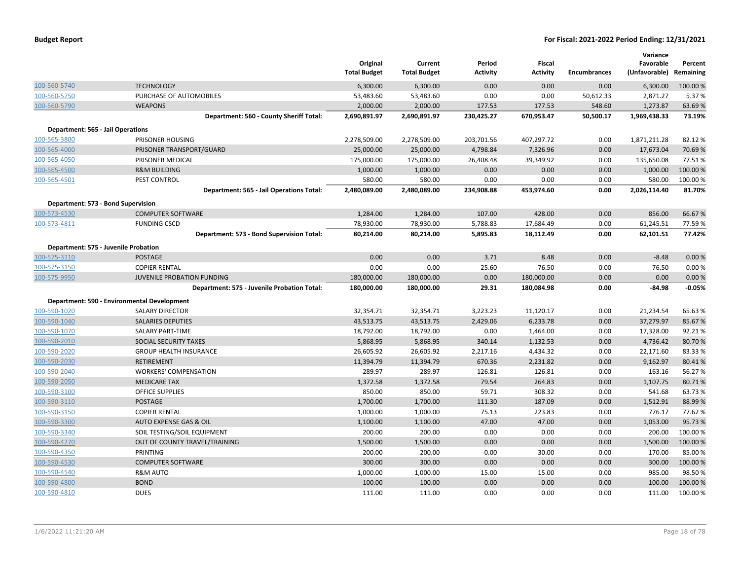**Budget Report** — **For Fiscal: 2021-2022 Period Ending: 12/31/2021**

| | | Original Total Budget | Current Total Budget | Period Activity | Fiscal Activity | Encumbrances | Variance Favorable (Unfavorable) | Percent Remaining |
|---|---|---|---|---|---|---|---|---|
| 100-560-5740 | TECHNOLOGY | 6,300.00 | 6,300.00 | 0.00 | 0.00 | 0.00 | 6,300.00 | 100.00 % |
| 100-560-5750 | PURCHASE OF AUTOMOBILES | 53,483.60 | 53,483.60 | 0.00 | 0.00 | 50,612.33 | 2,871.27 | 5.37 % |
| 100-560-5790 | WEAPONS | 2,000.00 | 2,000.00 | 177.53 | 177.53 | 548.60 | 1,273.87 | 63.69 % |
| | **Department: 560 - County Sheriff Total:** | **2,690,891.97** | **2,690,891.97** | **230,425.27** | **670,953.47** | **50,500.17** | **1,969,438.33** | **73.19%** |
| **Department: 565 - Jail Operations** | | | | | | | | |
| 100-565-3800 | PRISONER HOUSING | 2,278,509.00 | 2,278,509.00 | 203,701.56 | 407,297.72 | 0.00 | 1,871,211.28 | 82.12 % |
| 100-565-4000 | PRISONER TRANSPORT/GUARD | 25,000.00 | 25,000.00 | 4,798.84 | 7,326.96 | 0.00 | 17,673.04 | 70.69 % |
| 100-565-4050 | PRISONER MEDICAL | 175,000.00 | 175,000.00 | 26,408.48 | 39,349.92 | 0.00 | 135,650.08 | 77.51 % |
| 100-565-4500 | R&M BUILDING | 1,000.00 | 1,000.00 | 0.00 | 0.00 | 0.00 | 1,000.00 | 100.00 % |
| 100-565-4501 | PEST CONTROL | 580.00 | 580.00 | 0.00 | 0.00 | 0.00 | 580.00 | 100.00 % |
| | **Department: 565 - Jail Operations Total:** | **2,480,089.00** | **2,480,089.00** | **234,908.88** | **453,974.60** | **0.00** | **2,026,114.40** | **81.70%** |
| **Department: 573 - Bond Supervision** | | | | | | | | |
| 100-573-4530 | COMPUTER SOFTWARE | 1,284.00 | 1,284.00 | 107.00 | 428.00 | 0.00 | 856.00 | 66.67 % |
| 100-573-4811 | FUNDING CSCD | 78,930.00 | 78,930.00 | 5,788.83 | 17,684.49 | 0.00 | 61,245.51 | 77.59 % |
| | **Department: 573 - Bond Supervision Total:** | **80,214.00** | **80,214.00** | **5,895.83** | **18,112.49** | **0.00** | **62,101.51** | **77.42%** |
| **Department: 575 - Juvenile Probation** | | | | | | | | |
| 100-575-3110 | POSTAGE | 0.00 | 0.00 | 3.71 | 8.48 | 0.00 | -8.48 | 0.00 % |
| 100-575-3150 | COPIER RENTAL | 0.00 | 0.00 | 25.60 | 76.50 | 0.00 | -76.50 | 0.00 % |
| 100-575-9950 | JUVENILE PROBATION FUNDING | 180,000.00 | 180,000.00 | 0.00 | 180,000.00 | 0.00 | 0.00 | 0.00 % |
| | **Department: 575 - Juvenile Probation Total:** | **180,000.00** | **180,000.00** | **29.31** | **180,084.98** | **0.00** | **-84.98** | **-0.05%** |
| **Department: 590 - Environmental Development** | | | | | | | | |
| 100-590-1020 | SALARY DIRECTOR | 32,354.71 | 32,354.71 | 3,223.23 | 11,120.17 | 0.00 | 21,234.54 | 65.63 % |
| 100-590-1040 | SALARIES DEPUTIES | 43,513.75 | 43,513.75 | 2,429.06 | 6,233.78 | 0.00 | 37,279.97 | 85.67 % |
| 100-590-1070 | SALARY PART-TIME | 18,792.00 | 18,792.00 | 0.00 | 1,464.00 | 0.00 | 17,328.00 | 92.21 % |
| 100-590-2010 | SOCIAL SECURITY TAXES | 5,868.95 | 5,868.95 | 340.14 | 1,132.53 | 0.00 | 4,736.42 | 80.70 % |
| 100-590-2020 | GROUP HEALTH INSURANCE | 26,605.92 | 26,605.92 | 2,217.16 | 4,434.32 | 0.00 | 22,171.60 | 83.33 % |
| 100-590-2030 | RETIREMENT | 11,394.79 | 11,394.79 | 670.36 | 2,231.82 | 0.00 | 9,162.97 | 80.41 % |
| 100-590-2040 | WORKERS' COMPENSATION | 289.97 | 289.97 | 126.81 | 126.81 | 0.00 | 163.16 | 56.27 % |
| 100-590-2050 | MEDICARE TAX | 1,372.58 | 1,372.58 | 79.54 | 264.83 | 0.00 | 1,107.75 | 80.71 % |
| 100-590-3100 | OFFICE SUPPLIES | 850.00 | 850.00 | 59.71 | 308.32 | 0.00 | 541.68 | 63.73 % |
| 100-590-3110 | POSTAGE | 1,700.00 | 1,700.00 | 111.30 | 187.09 | 0.00 | 1,512.91 | 88.99 % |
| 100-590-3150 | COPIER RENTAL | 1,000.00 | 1,000.00 | 75.13 | 223.83 | 0.00 | 776.17 | 77.62 % |
| 100-590-3300 | AUTO EXPENSE GAS & OIL | 1,100.00 | 1,100.00 | 47.00 | 47.00 | 0.00 | 1,053.00 | 95.73 % |
| 100-590-3340 | SOIL TESTING/SOIL EQUIPMENT | 200.00 | 200.00 | 0.00 | 0.00 | 0.00 | 200.00 | 100.00 % |
| 100-590-4270 | OUT OF COUNTY TRAVEL/TRAINING | 1,500.00 | 1,500.00 | 0.00 | 0.00 | 0.00 | 1,500.00 | 100.00 % |
| 100-590-4350 | PRINTING | 200.00 | 200.00 | 0.00 | 30.00 | 0.00 | 170.00 | 85.00 % |
| 100-590-4530 | COMPUTER SOFTWARE | 300.00 | 300.00 | 0.00 | 0.00 | 0.00 | 300.00 | 100.00 % |
| 100-590-4540 | R&M AUTO | 1,000.00 | 1,000.00 | 15.00 | 15.00 | 0.00 | 985.00 | 98.50 % |
| 100-590-4800 | BOND | 100.00 | 100.00 | 0.00 | 0.00 | 0.00 | 100.00 | 100.00 % |
| 100-590-4810 | DUES | 111.00 | 111.00 | 0.00 | 0.00 | 0.00 | 111.00 | 100.00 % |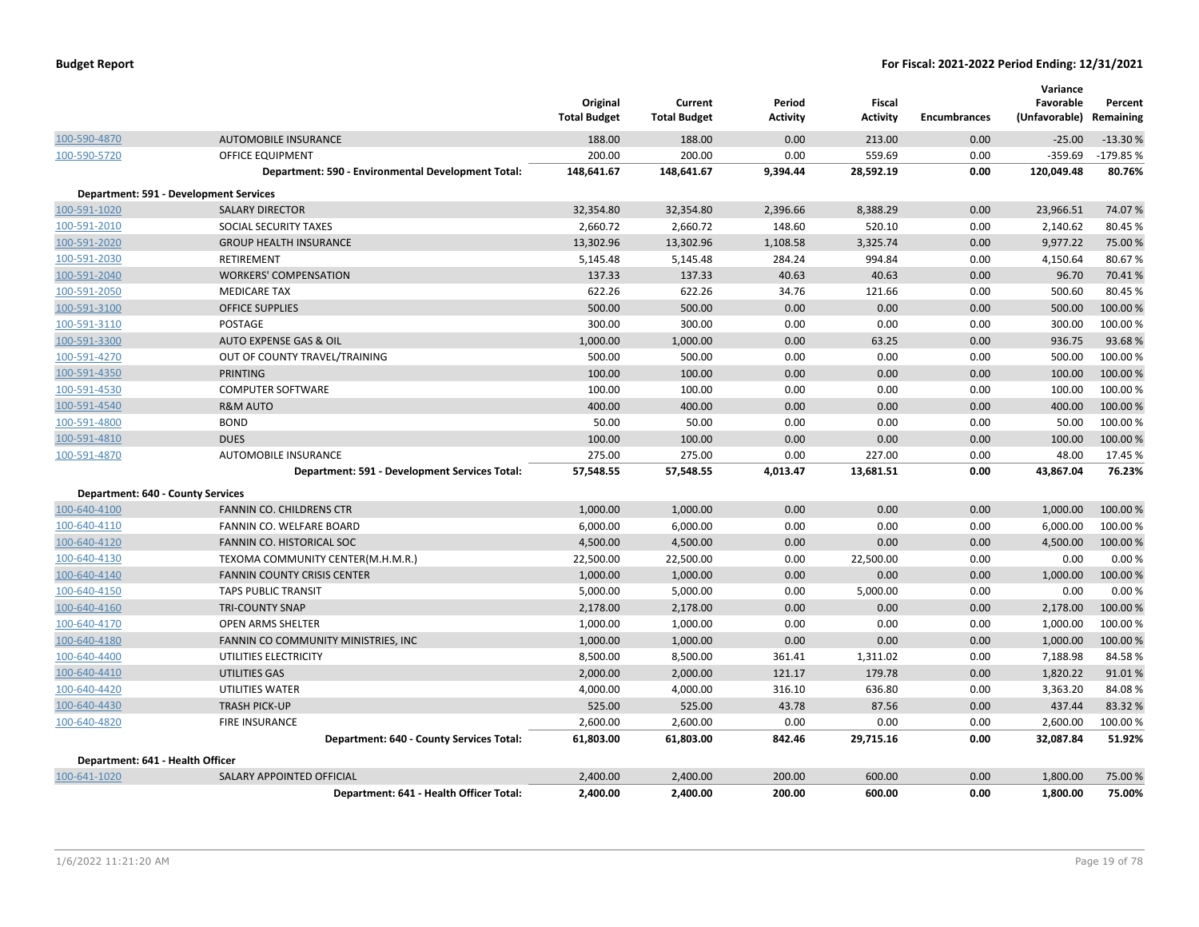**Budget Report** — **For Fiscal: 2021-2022 Period Ending: 12/31/2021**

| | | Original Total Budget | Current Total Budget | Period Activity | Fiscal Activity | Encumbrances | Variance Favorable (Unfavorable) | Percent Remaining |
|---|---|---|---|---|---|---|---|---|
| 100-590-4870 | AUTOMOBILE INSURANCE | 188.00 | 188.00 | 0.00 | 213.00 | 0.00 | -25.00 | -13.30 % |
| 100-590-5720 | OFFICE EQUIPMENT | 200.00 | 200.00 | 0.00 | 559.69 | 0.00 | -359.69 | -179.85 % |
| | **Department: 590 - Environmental Development Total:** | **148,641.67** | **148,641.67** | **9,394.44** | **28,592.19** | **0.00** | **120,049.48** | **80.76%** |
| **Department: 591 - Development Services** | | | | | | | | |
| 100-591-1020 | SALARY DIRECTOR | 32,354.80 | 32,354.80 | 2,396.66 | 8,388.29 | 0.00 | 23,966.51 | 74.07 % |
| 100-591-2010 | SOCIAL SECURITY TAXES | 2,660.72 | 2,660.72 | 148.60 | 520.10 | 0.00 | 2,140.62 | 80.45 % |
| 100-591-2020 | GROUP HEALTH INSURANCE | 13,302.96 | 13,302.96 | 1,108.58 | 3,325.74 | 0.00 | 9,977.22 | 75.00 % |
| 100-591-2030 | RETIREMENT | 5,145.48 | 5,145.48 | 284.24 | 994.84 | 0.00 | 4,150.64 | 80.67 % |
| 100-591-2040 | WORKERS' COMPENSATION | 137.33 | 137.33 | 40.63 | 40.63 | 0.00 | 96.70 | 70.41 % |
| 100-591-2050 | MEDICARE TAX | 622.26 | 622.26 | 34.76 | 121.66 | 0.00 | 500.60 | 80.45 % |
| 100-591-3100 | OFFICE SUPPLIES | 500.00 | 500.00 | 0.00 | 0.00 | 0.00 | 500.00 | 100.00 % |
| 100-591-3110 | POSTAGE | 300.00 | 300.00 | 0.00 | 0.00 | 0.00 | 300.00 | 100.00 % |
| 100-591-3300 | AUTO EXPENSE GAS & OIL | 1,000.00 | 1,000.00 | 0.00 | 63.25 | 0.00 | 936.75 | 93.68 % |
| 100-591-4270 | OUT OF COUNTY TRAVEL/TRAINING | 500.00 | 500.00 | 0.00 | 0.00 | 0.00 | 500.00 | 100.00 % |
| 100-591-4350 | PRINTING | 100.00 | 100.00 | 0.00 | 0.00 | 0.00 | 100.00 | 100.00 % |
| 100-591-4530 | COMPUTER SOFTWARE | 100.00 | 100.00 | 0.00 | 0.00 | 0.00 | 100.00 | 100.00 % |
| 100-591-4540 | R&M AUTO | 400.00 | 400.00 | 0.00 | 0.00 | 0.00 | 400.00 | 100.00 % |
| 100-591-4800 | BOND | 50.00 | 50.00 | 0.00 | 0.00 | 0.00 | 50.00 | 100.00 % |
| 100-591-4810 | DUES | 100.00 | 100.00 | 0.00 | 0.00 | 0.00 | 100.00 | 100.00 % |
| 100-591-4870 | AUTOMOBILE INSURANCE | 275.00 | 275.00 | 0.00 | 227.00 | 0.00 | 48.00 | 17.45 % |
| | **Department: 591 - Development Services Total:** | **57,548.55** | **57,548.55** | **4,013.47** | **13,681.51** | **0.00** | **43,867.04** | **76.23%** |
| **Department: 640 - County Services** | | | | | | | | |
| 100-640-4100 | FANNIN CO. CHILDRENS CTR | 1,000.00 | 1,000.00 | 0.00 | 0.00 | 0.00 | 1,000.00 | 100.00 % |
| 100-640-4110 | FANNIN CO. WELFARE BOARD | 6,000.00 | 6,000.00 | 0.00 | 0.00 | 0.00 | 6,000.00 | 100.00 % |
| 100-640-4120 | FANNIN CO. HISTORICAL SOC | 4,500.00 | 4,500.00 | 0.00 | 0.00 | 0.00 | 4,500.00 | 100.00 % |
| 100-640-4130 | TEXOMA COMMUNITY CENTER(M.H.M.R.) | 22,500.00 | 22,500.00 | 0.00 | 22,500.00 | 0.00 | 0.00 | 0.00 % |
| 100-640-4140 | FANNIN COUNTY CRISIS CENTER | 1,000.00 | 1,000.00 | 0.00 | 0.00 | 0.00 | 1,000.00 | 100.00 % |
| 100-640-4150 | TAPS PUBLIC TRANSIT | 5,000.00 | 5,000.00 | 0.00 | 5,000.00 | 0.00 | 0.00 | 0.00 % |
| 100-640-4160 | TRI-COUNTY SNAP | 2,178.00 | 2,178.00 | 0.00 | 0.00 | 0.00 | 2,178.00 | 100.00 % |
| 100-640-4170 | OPEN ARMS SHELTER | 1,000.00 | 1,000.00 | 0.00 | 0.00 | 0.00 | 1,000.00 | 100.00 % |
| 100-640-4180 | FANNIN CO COMMUNITY MINISTRIES, INC | 1,000.00 | 1,000.00 | 0.00 | 0.00 | 0.00 | 1,000.00 | 100.00 % |
| 100-640-4400 | UTILITIES ELECTRICITY | 8,500.00 | 8,500.00 | 361.41 | 1,311.02 | 0.00 | 7,188.98 | 84.58 % |
| 100-640-4410 | UTILITIES GAS | 2,000.00 | 2,000.00 | 121.17 | 179.78 | 0.00 | 1,820.22 | 91.01 % |
| 100-640-4420 | UTILITIES WATER | 4,000.00 | 4,000.00 | 316.10 | 636.80 | 0.00 | 3,363.20 | 84.08 % |
| 100-640-4430 | TRASH PICK-UP | 525.00 | 525.00 | 43.78 | 87.56 | 0.00 | 437.44 | 83.32 % |
| 100-640-4820 | FIRE INSURANCE | 2,600.00 | 2,600.00 | 0.00 | 0.00 | 0.00 | 2,600.00 | 100.00 % |
| | **Department: 640 - County Services Total:** | **61,803.00** | **61,803.00** | **842.46** | **29,715.16** | **0.00** | **32,087.84** | **51.92%** |
| **Department: 641 - Health Officer** | | | | | | | | |
| 100-641-1020 | SALARY APPOINTED OFFICIAL | 2,400.00 | 2,400.00 | 200.00 | 600.00 | 0.00 | 1,800.00 | 75.00 % |
| | **Department: 641 - Health Officer Total:** | **2,400.00** | **2,400.00** | **200.00** | **600.00** | **0.00** | **1,800.00** | **75.00%** |

1/6/2022 11:21:20 AM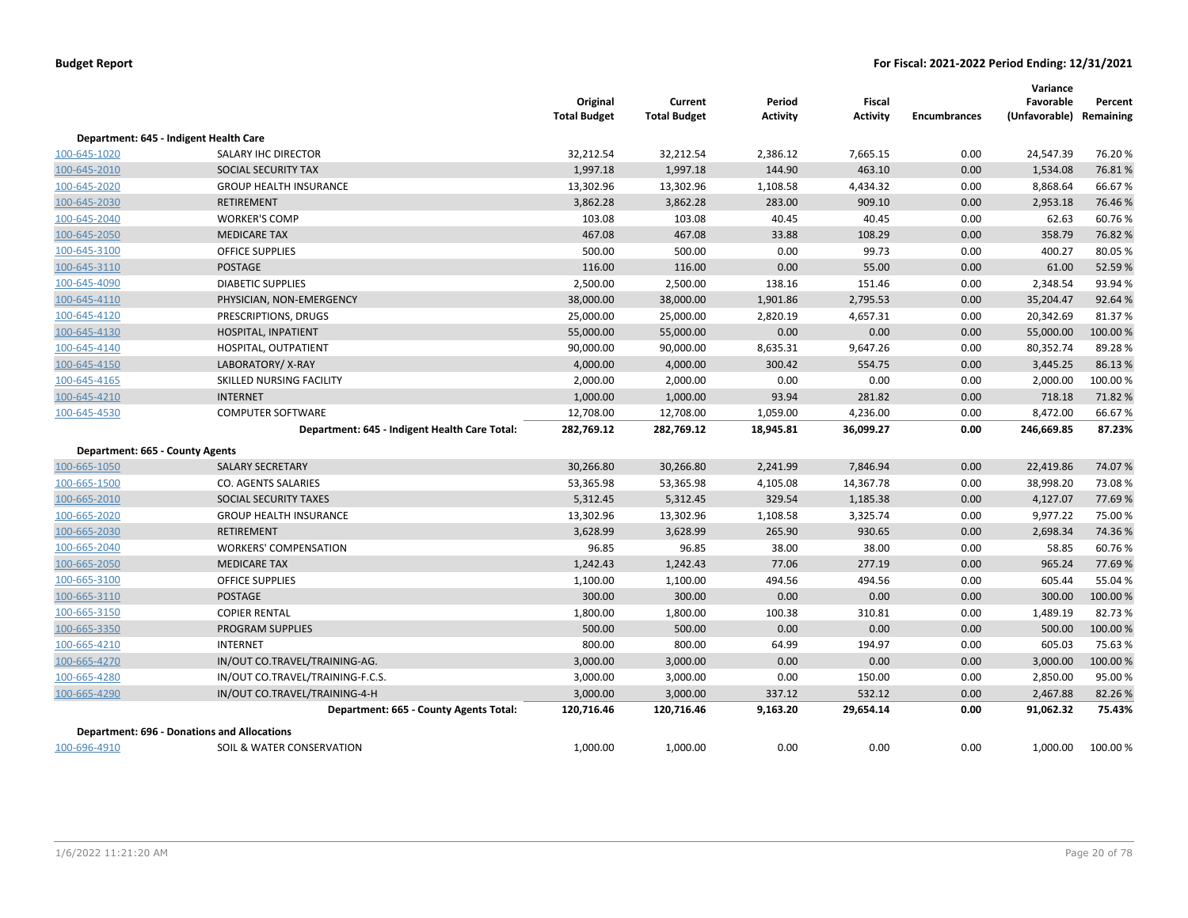| | | Original Total Budget | Current Total Budget | Period Activity | Fiscal Activity | Encumbrances | Variance Favorable (Unfavorable) | Percent Remaining |
|---|---|---|---|---|---|---|---|---|
| **Department: 645 - Indigent Health Care** | | | | | | | | |
| 100-645-1020 | SALARY IHC DIRECTOR | 32,212.54 | 32,212.54 | 2,386.12 | 7,665.15 | 0.00 | 24,547.39 | 76.20 % |
| 100-645-2010 | SOCIAL SECURITY TAX | 1,997.18 | 1,997.18 | 144.90 | 463.10 | 0.00 | 1,534.08 | 76.81 % |
| 100-645-2020 | GROUP HEALTH INSURANCE | 13,302.96 | 13,302.96 | 1,108.58 | 4,434.32 | 0.00 | 8,868.64 | 66.67 % |
| 100-645-2030 | RETIREMENT | 3,862.28 | 3,862.28 | 283.00 | 909.10 | 0.00 | 2,953.18 | 76.46 % |
| 100-645-2040 | WORKER'S COMP | 103.08 | 103.08 | 40.45 | 40.45 | 0.00 | 62.63 | 60.76 % |
| 100-645-2050 | MEDICARE TAX | 467.08 | 467.08 | 33.88 | 108.29 | 0.00 | 358.79 | 76.82 % |
| 100-645-3100 | OFFICE SUPPLIES | 500.00 | 500.00 | 0.00 | 99.73 | 0.00 | 400.27 | 80.05 % |
| 100-645-3110 | POSTAGE | 116.00 | 116.00 | 0.00 | 55.00 | 0.00 | 61.00 | 52.59 % |
| 100-645-4090 | DIABETIC SUPPLIES | 2,500.00 | 2,500.00 | 138.16 | 151.46 | 0.00 | 2,348.54 | 93.94 % |
| 100-645-4110 | PHYSICIAN, NON-EMERGENCY | 38,000.00 | 38,000.00 | 1,901.86 | 2,795.53 | 0.00 | 35,204.47 | 92.64 % |
| 100-645-4120 | PRESCRIPTIONS, DRUGS | 25,000.00 | 25,000.00 | 2,820.19 | 4,657.31 | 0.00 | 20,342.69 | 81.37 % |
| 100-645-4130 | HOSPITAL, INPATIENT | 55,000.00 | 55,000.00 | 0.00 | 0.00 | 0.00 | 55,000.00 | 100.00 % |
| 100-645-4140 | HOSPITAL, OUTPATIENT | 90,000.00 | 90,000.00 | 8,635.31 | 9,647.26 | 0.00 | 80,352.74 | 89.28 % |
| 100-645-4150 | LABORATORY/ X-RAY | 4,000.00 | 4,000.00 | 300.42 | 554.75 | 0.00 | 3,445.25 | 86.13 % |
| 100-645-4165 | SKILLED NURSING FACILITY | 2,000.00 | 2,000.00 | 0.00 | 0.00 | 0.00 | 2,000.00 | 100.00 % |
| 100-645-4210 | INTERNET | 1,000.00 | 1,000.00 | 93.94 | 281.82 | 0.00 | 718.18 | 71.82 % |
| 100-645-4530 | COMPUTER SOFTWARE | 12,708.00 | 12,708.00 | 1,059.00 | 4,236.00 | 0.00 | 8,472.00 | 66.67 % |
| | **Department: 645 - Indigent Health Care Total:** | **282,769.12** | **282,769.12** | **18,945.81** | **36,099.27** | **0.00** | **246,669.85** | **87.23%** |
| **Department: 665 - County Agents** | | | | | | | | |
| 100-665-1050 | SALARY SECRETARY | 30,266.80 | 30,266.80 | 2,241.99 | 7,846.94 | 0.00 | 22,419.86 | 74.07 % |
| 100-665-1500 | CO. AGENTS SALARIES | 53,365.98 | 53,365.98 | 4,105.08 | 14,367.78 | 0.00 | 38,998.20 | 73.08 % |
| 100-665-2010 | SOCIAL SECURITY TAXES | 5,312.45 | 5,312.45 | 329.54 | 1,185.38 | 0.00 | 4,127.07 | 77.69 % |
| 100-665-2020 | GROUP HEALTH INSURANCE | 13,302.96 | 13,302.96 | 1,108.58 | 3,325.74 | 0.00 | 9,977.22 | 75.00 % |
| 100-665-2030 | RETIREMENT | 3,628.99 | 3,628.99 | 265.90 | 930.65 | 0.00 | 2,698.34 | 74.36 % |
| 100-665-2040 | WORKERS' COMPENSATION | 96.85 | 96.85 | 38.00 | 38.00 | 0.00 | 58.85 | 60.76 % |
| 100-665-2050 | MEDICARE TAX | 1,242.43 | 1,242.43 | 77.06 | 277.19 | 0.00 | 965.24 | 77.69 % |
| 100-665-3100 | OFFICE SUPPLIES | 1,100.00 | 1,100.00 | 494.56 | 494.56 | 0.00 | 605.44 | 55.04 % |
| 100-665-3110 | POSTAGE | 300.00 | 300.00 | 0.00 | 0.00 | 0.00 | 300.00 | 100.00 % |
| 100-665-3150 | COPIER RENTAL | 1,800.00 | 1,800.00 | 100.38 | 310.81 | 0.00 | 1,489.19 | 82.73 % |
| 100-665-3350 | PROGRAM SUPPLIES | 500.00 | 500.00 | 0.00 | 0.00 | 0.00 | 500.00 | 100.00 % |
| 100-665-4210 | INTERNET | 800.00 | 800.00 | 64.99 | 194.97 | 0.00 | 605.03 | 75.63 % |
| 100-665-4270 | IN/OUT CO.TRAVEL/TRAINING-AG. | 3,000.00 | 3,000.00 | 0.00 | 0.00 | 0.00 | 3,000.00 | 100.00 % |
| 100-665-4280 | IN/OUT CO.TRAVEL/TRAINING-F.C.S. | 3,000.00 | 3,000.00 | 0.00 | 150.00 | 0.00 | 2,850.00 | 95.00 % |
| 100-665-4290 | IN/OUT CO.TRAVEL/TRAINING-4-H | 3,000.00 | 3,000.00 | 337.12 | 532.12 | 0.00 | 2,467.88 | 82.26 % |
| | **Department: 665 - County Agents Total:** | **120,716.46** | **120,716.46** | **9,163.20** | **29,654.14** | **0.00** | **91,062.32** | **75.43%** |
| **Department: 696 - Donations and Allocations** | | | | | | | | |
| 100-696-4910 | SOIL & WATER CONSERVATION | 1,000.00 | 1,000.00 | 0.00 | 0.00 | 0.00 | 1,000.00 | 100.00 % |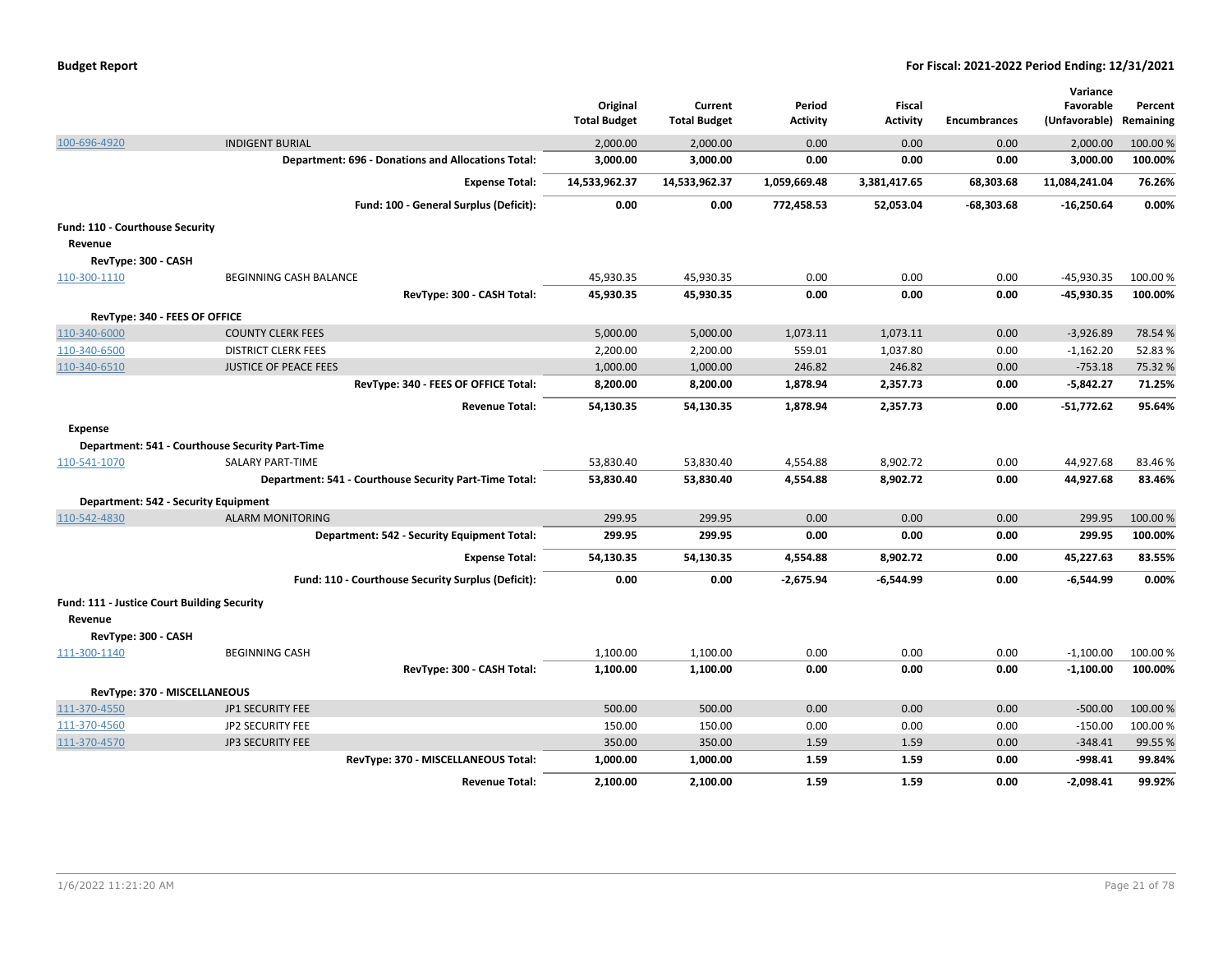**Budget Report** — For Fiscal: 2021-2022 Period Ending: 12/31/2021

| | | Original Total Budget | Current Total Budget | Period Activity | Fiscal Activity | Encumbrances | Variance Favorable (Unfavorable) | Percent Remaining |
|---|---|---|---|---|---|---|---|---|
| 100-696-4920 | INDIGENT BURIAL | 2,000.00 | 2,000.00 | 0.00 | 0.00 | 0.00 | 2,000.00 | 100.00 % |
| | **Department: 696 - Donations and Allocations Total:** | **3,000.00** | **3,000.00** | **0.00** | **0.00** | **0.00** | **3,000.00** | **100.00%** |
| | **Expense Total:** | **14,533,962.37** | **14,533,962.37** | **1,059,669.48** | **3,381,417.65** | **68,303.68** | **11,084,241.04** | **76.26%** |
| | **Fund: 100 - General Surplus (Deficit):** | **0.00** | **0.00** | **772,458.53** | **52,053.04** | **-68,303.68** | **-16,250.64** | **0.00%** |
| **Fund: 110 - Courthouse Security** | | | | | | | | |
| **Revenue** | | | | | | | | |
| **RevType: 300 - CASH** | | | | | | | | |
| 110-300-1110 | BEGINNING CASH BALANCE | 45,930.35 | 45,930.35 | 0.00 | 0.00 | 0.00 | -45,930.35 | 100.00 % |
| | **RevType: 300 - CASH Total:** | **45,930.35** | **45,930.35** | **0.00** | **0.00** | **0.00** | **-45,930.35** | **100.00%** |
| **RevType: 340 - FEES OF OFFICE** | | | | | | | | |
| 110-340-6000 | COUNTY CLERK FEES | 5,000.00 | 5,000.00 | 1,073.11 | 1,073.11 | 0.00 | -3,926.89 | 78.54 % |
| 110-340-6500 | DISTRICT CLERK FEES | 2,200.00 | 2,200.00 | 559.01 | 1,037.80 | 0.00 | -1,162.20 | 52.83 % |
| 110-340-6510 | JUSTICE OF PEACE FEES | 1,000.00 | 1,000.00 | 246.82 | 246.82 | 0.00 | -753.18 | 75.32 % |
| | **RevType: 340 - FEES OF OFFICE Total:** | **8,200.00** | **8,200.00** | **1,878.94** | **2,357.73** | **0.00** | **-5,842.27** | **71.25%** |
| | **Revenue Total:** | **54,130.35** | **54,130.35** | **1,878.94** | **2,357.73** | **0.00** | **-51,772.62** | **95.64%** |
| **Expense** | | | | | | | | |
| **Department: 541 - Courthouse Security Part-Time** | | | | | | | | |
| 110-541-1070 | SALARY PART-TIME | 53,830.40 | 53,830.40 | 4,554.88 | 8,902.72 | 0.00 | 44,927.68 | 83.46 % |
| | **Department: 541 - Courthouse Security Part-Time Total:** | **53,830.40** | **53,830.40** | **4,554.88** | **8,902.72** | **0.00** | **44,927.68** | **83.46%** |
| **Department: 542 - Security Equipment** | | | | | | | | |
| 110-542-4830 | ALARM MONITORING | 299.95 | 299.95 | 0.00 | 0.00 | 0.00 | 299.95 | 100.00 % |
| | **Department: 542 - Security Equipment Total:** | **299.95** | **299.95** | **0.00** | **0.00** | **0.00** | **299.95** | **100.00%** |
| | **Expense Total:** | **54,130.35** | **54,130.35** | **4,554.88** | **8,902.72** | **0.00** | **45,227.63** | **83.55%** |
| | **Fund: 110 - Courthouse Security Surplus (Deficit):** | **0.00** | **0.00** | **-2,675.94** | **-6,544.99** | **0.00** | **-6,544.99** | **0.00%** |
| **Fund: 111 - Justice Court Building Security** | | | | | | | | |
| **Revenue** | | | | | | | | |
| **RevType: 300 - CASH** | | | | | | | | |
| 111-300-1140 | BEGINNING CASH | 1,100.00 | 1,100.00 | 0.00 | 0.00 | 0.00 | -1,100.00 | 100.00 % |
| | **RevType: 300 - CASH Total:** | **1,100.00** | **1,100.00** | **0.00** | **0.00** | **0.00** | **-1,100.00** | **100.00%** |
| **RevType: 370 - MISCELLANEOUS** | | | | | | | | |
| 111-370-4550 | JP1 SECURITY FEE | 500.00 | 500.00 | 0.00 | 0.00 | 0.00 | -500.00 | 100.00 % |
| 111-370-4560 | JP2 SECURITY FEE | 150.00 | 150.00 | 0.00 | 0.00 | 0.00 | -150.00 | 100.00 % |
| 111-370-4570 | JP3 SECURITY FEE | 350.00 | 350.00 | 1.59 | 1.59 | 0.00 | -348.41 | 99.55 % |
| | **RevType: 370 - MISCELLANEOUS Total:** | **1,000.00** | **1,000.00** | **1.59** | **1.59** | **0.00** | **-998.41** | **99.84%** |
| | **Revenue Total:** | **2,100.00** | **2,100.00** | **1.59** | **1.59** | **0.00** | **-2,098.41** | **99.92%** |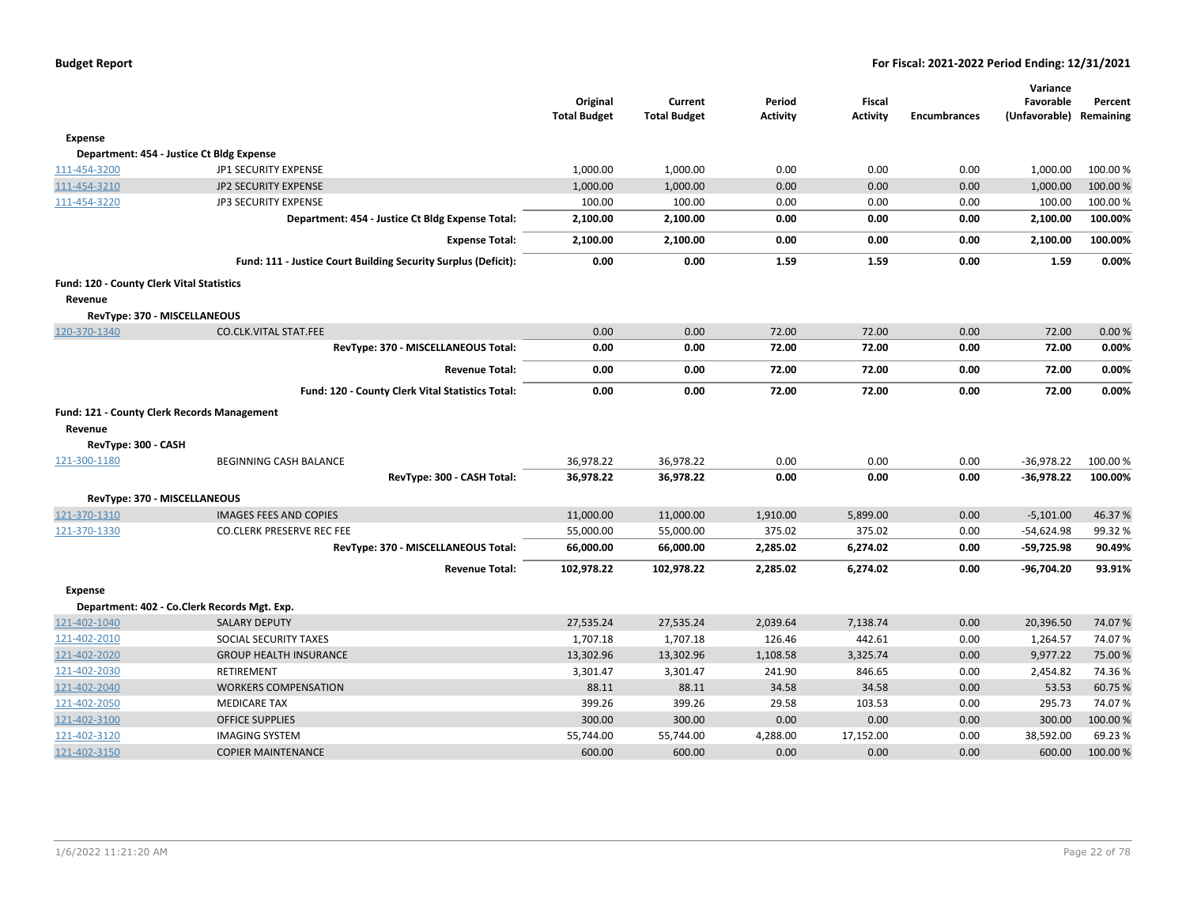**Budget Report** — **For Fiscal: 2021-2022 Period Ending: 12/31/2021**

| | | Original Total Budget | Current Total Budget | Period Activity | Fiscal Activity | Encumbrances | Variance Favorable (Unfavorable) | Percent Remaining |
|---|---|---|---|---|---|---|---|---|
| **Expense** | | | | | | | | |
| **Department: 454 - Justice Ct Bldg Expense** | | | | | | | | |
| 111-454-3200 | JP1 SECURITY EXPENSE | 1,000.00 | 1,000.00 | 0.00 | 0.00 | 0.00 | 1,000.00 | 100.00 % |
| 111-454-3210 | JP2 SECURITY EXPENSE | 1,000.00 | 1,000.00 | 0.00 | 0.00 | 0.00 | 1,000.00 | 100.00 % |
| 111-454-3220 | JP3 SECURITY EXPENSE | 100.00 | 100.00 | 0.00 | 0.00 | 0.00 | 100.00 | 100.00 % |
| | **Department: 454 - Justice Ct Bldg Expense Total:** | **2,100.00** | **2,100.00** | **0.00** | **0.00** | **0.00** | **2,100.00** | **100.00%** |
| | **Expense Total:** | **2,100.00** | **2,100.00** | **0.00** | **0.00** | **0.00** | **2,100.00** | **100.00%** |
| | **Fund: 111 - Justice Court Building Security Surplus (Deficit):** | **0.00** | **0.00** | **1.59** | **1.59** | **0.00** | **1.59** | **0.00%** |
| **Fund: 120 - County Clerk Vital Statistics** | | | | | | | | |
| **Revenue** | | | | | | | | |
| **RevType: 370 - MISCELLANEOUS** | | | | | | | | |
| 120-370-1340 | CO.CLK.VITAL STAT.FEE | 0.00 | 0.00 | 72.00 | 72.00 | 0.00 | 72.00 | 0.00 % |
| | **RevType: 370 - MISCELLANEOUS Total:** | **0.00** | **0.00** | **72.00** | **72.00** | **0.00** | **72.00** | **0.00%** |
| | **Revenue Total:** | **0.00** | **0.00** | **72.00** | **72.00** | **0.00** | **72.00** | **0.00%** |
| | **Fund: 120 - County Clerk Vital Statistics Total:** | **0.00** | **0.00** | **72.00** | **72.00** | **0.00** | **72.00** | **0.00%** |
| **Fund: 121 - County Clerk Records Management** | | | | | | | | |
| **Revenue** | | | | | | | | |
| **RevType: 300 - CASH** | | | | | | | | |
| 121-300-1180 | BEGINNING CASH BALANCE | 36,978.22 | 36,978.22 | 0.00 | 0.00 | 0.00 | -36,978.22 | 100.00 % |
| | **RevType: 300 - CASH Total:** | **36,978.22** | **36,978.22** | **0.00** | **0.00** | **0.00** | **-36,978.22** | **100.00%** |
| **RevType: 370 - MISCELLANEOUS** | | | | | | | | |
| 121-370-1310 | IMAGES FEES AND COPIES | 11,000.00 | 11,000.00 | 1,910.00 | 5,899.00 | 0.00 | -5,101.00 | 46.37 % |
| 121-370-1330 | CO.CLERK PRESERVE REC FEE | 55,000.00 | 55,000.00 | 375.02 | 375.02 | 0.00 | -54,624.98 | 99.32 % |
| | **RevType: 370 - MISCELLANEOUS Total:** | **66,000.00** | **66,000.00** | **2,285.02** | **6,274.02** | **0.00** | **-59,725.98** | **90.49%** |
| | **Revenue Total:** | **102,978.22** | **102,978.22** | **2,285.02** | **6,274.02** | **0.00** | **-96,704.20** | **93.91%** |
| **Expense** | | | | | | | | |
| **Department: 402 - Co.Clerk Records Mgt. Exp.** | | | | | | | | |
| 121-402-1040 | SALARY DEPUTY | 27,535.24 | 27,535.24 | 2,039.64 | 7,138.74 | 0.00 | 20,396.50 | 74.07 % |
| 121-402-2010 | SOCIAL SECURITY TAXES | 1,707.18 | 1,707.18 | 126.46 | 442.61 | 0.00 | 1,264.57 | 74.07 % |
| 121-402-2020 | GROUP HEALTH INSURANCE | 13,302.96 | 13,302.96 | 1,108.58 | 3,325.74 | 0.00 | 9,977.22 | 75.00 % |
| 121-402-2030 | RETIREMENT | 3,301.47 | 3,301.47 | 241.90 | 846.65 | 0.00 | 2,454.82 | 74.36 % |
| 121-402-2040 | WORKERS COMPENSATION | 88.11 | 88.11 | 34.58 | 34.58 | 0.00 | 53.53 | 60.75 % |
| 121-402-2050 | MEDICARE TAX | 399.26 | 399.26 | 29.58 | 103.53 | 0.00 | 295.73 | 74.07 % |
| 121-402-3100 | OFFICE SUPPLIES | 300.00 | 300.00 | 0.00 | 0.00 | 0.00 | 300.00 | 100.00 % |
| 121-402-3120 | IMAGING SYSTEM | 55,744.00 | 55,744.00 | 4,288.00 | 17,152.00 | 0.00 | 38,592.00 | 69.23 % |
| 121-402-3150 | COPIER MAINTENANCE | 600.00 | 600.00 | 0.00 | 0.00 | 0.00 | 600.00 | 100.00 % |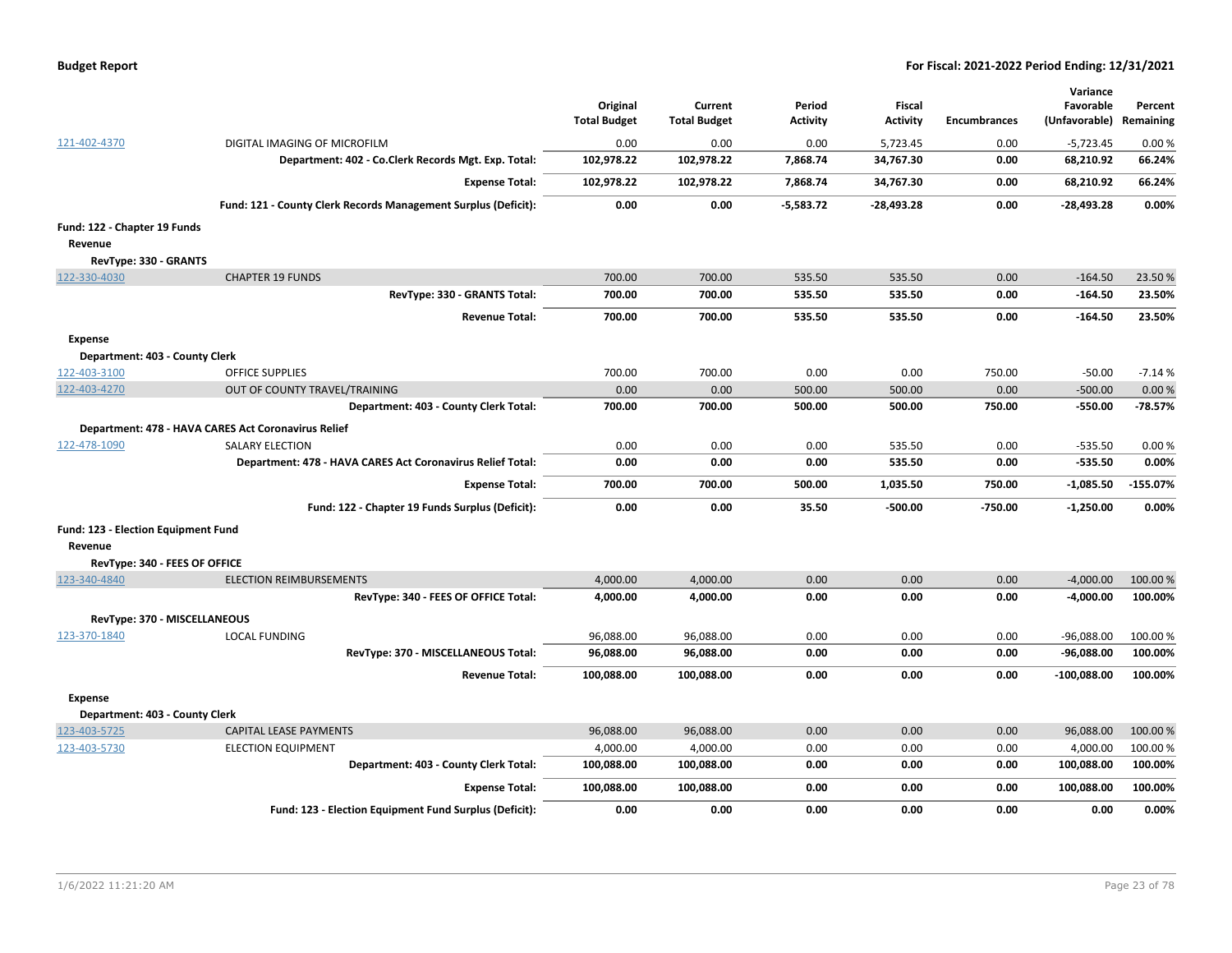| | | Original Total Budget | Current Total Budget | Period Activity | Fiscal Activity | Encumbrances | Variance Favorable (Unfavorable) | Percent Remaining |
|---|---|---|---|---|---|---|---|---|
| 121-402-4370 | DIGITAL IMAGING OF MICROFILM | 0.00 | 0.00 | 0.00 | 5,723.45 | 0.00 | -5,723.45 | 0.00 % |
| | **Department: 402 - Co.Clerk Records Mgt. Exp. Total:** | **102,978.22** | **102,978.22** | **7,868.74** | **34,767.30** | **0.00** | **68,210.92** | **66.24%** |
| | **Expense Total:** | **102,978.22** | **102,978.22** | **7,868.74** | **34,767.30** | **0.00** | **68,210.92** | **66.24%** |
| | **Fund: 121 - County Clerk Records Management Surplus (Deficit):** | **0.00** | **0.00** | **-5,583.72** | **-28,493.28** | **0.00** | **-28,493.28** | **0.00%** |
| **Fund: 122 - Chapter 19 Funds** | | | | | | | | |
| **Revenue** | | | | | | | | |
| **RevType: 330 - GRANTS** | | | | | | | | |
| 122-330-4030 | CHAPTER 19 FUNDS | 700.00 | 700.00 | 535.50 | 535.50 | 0.00 | -164.50 | 23.50 % |
| | **RevType: 330 - GRANTS Total:** | **700.00** | **700.00** | **535.50** | **535.50** | **0.00** | **-164.50** | **23.50%** |
| | **Revenue Total:** | **700.00** | **700.00** | **535.50** | **535.50** | **0.00** | **-164.50** | **23.50%** |
| **Expense** | | | | | | | | |
| **Department: 403 - County Clerk** | | | | | | | | |
| 122-403-3100 | OFFICE SUPPLIES | 700.00 | 700.00 | 0.00 | 0.00 | 750.00 | -50.00 | -7.14 % |
| 122-403-4270 | OUT OF COUNTY TRAVEL/TRAINING | 0.00 | 0.00 | 500.00 | 500.00 | 0.00 | -500.00 | 0.00 % |
| | **Department: 403 - County Clerk Total:** | **700.00** | **700.00** | **500.00** | **500.00** | **750.00** | **-550.00** | **-78.57%** |
| **Department: 478 - HAVA CARES Act Coronavirus Relief** | | | | | | | | |
| 122-478-1090 | SALARY ELECTION | 0.00 | 0.00 | 0.00 | 535.50 | 0.00 | -535.50 | 0.00 % |
| | **Department: 478 - HAVA CARES Act Coronavirus Relief Total:** | **0.00** | **0.00** | **0.00** | **535.50** | **0.00** | **-535.50** | **0.00%** |
| | **Expense Total:** | **700.00** | **700.00** | **500.00** | **1,035.50** | **750.00** | **-1,085.50** | **-155.07%** |
| | **Fund: 122 - Chapter 19 Funds Surplus (Deficit):** | **0.00** | **0.00** | **35.50** | **-500.00** | **-750.00** | **-1,250.00** | **0.00%** |
| **Fund: 123 - Election Equipment Fund** | | | | | | | | |
| **Revenue** | | | | | | | | |
| **RevType: 340 - FEES OF OFFICE** | | | | | | | | |
| 123-340-4840 | ELECTION REIMBURSEMENTS | 4,000.00 | 4,000.00 | 0.00 | 0.00 | 0.00 | -4,000.00 | 100.00 % |
| | **RevType: 340 - FEES OF OFFICE Total:** | **4,000.00** | **4,000.00** | **0.00** | **0.00** | **0.00** | **-4,000.00** | **100.00%** |
| **RevType: 370 - MISCELLANEOUS** | | | | | | | | |
| 123-370-1840 | LOCAL FUNDING | 96,088.00 | 96,088.00 | 0.00 | 0.00 | 0.00 | -96,088.00 | 100.00 % |
| | **RevType: 370 - MISCELLANEOUS Total:** | **96,088.00** | **96,088.00** | **0.00** | **0.00** | **0.00** | **-96,088.00** | **100.00%** |
| | **Revenue Total:** | **100,088.00** | **100,088.00** | **0.00** | **0.00** | **0.00** | **-100,088.00** | **100.00%** |
| **Expense** | | | | | | | | |
| **Department: 403 - County Clerk** | | | | | | | | |
| 123-403-5725 | CAPITAL LEASE PAYMENTS | 96,088.00 | 96,088.00 | 0.00 | 0.00 | 0.00 | 96,088.00 | 100.00 % |
| 123-403-5730 | ELECTION EQUIPMENT | 4,000.00 | 4,000.00 | 0.00 | 0.00 | 0.00 | 4,000.00 | 100.00 % |
| | **Department: 403 - County Clerk Total:** | **100,088.00** | **100,088.00** | **0.00** | **0.00** | **0.00** | **100,088.00** | **100.00%** |
| | **Expense Total:** | **100,088.00** | **100,088.00** | **0.00** | **0.00** | **0.00** | **100,088.00** | **100.00%** |
| | **Fund: 123 - Election Equipment Fund Surplus (Deficit):** | **0.00** | **0.00** | **0.00** | **0.00** | **0.00** | **0.00** | **0.00%** |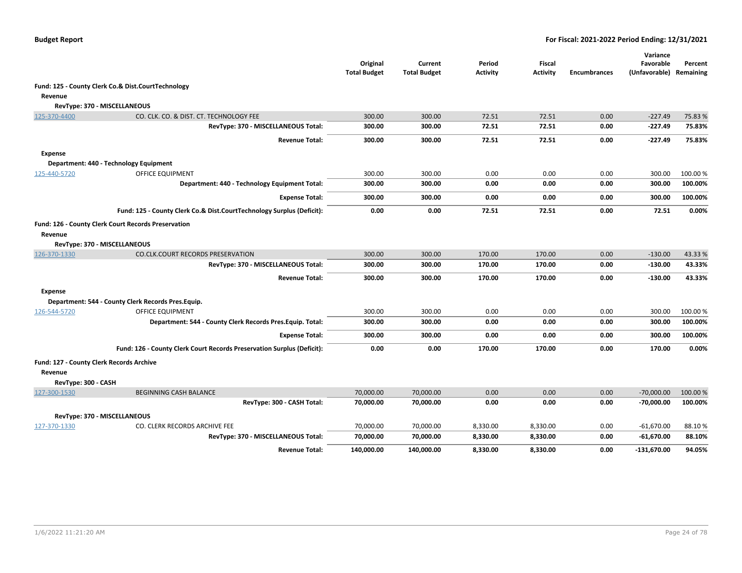| | | Original Total Budget | Current Total Budget | Period Activity | Fiscal Activity | Encumbrances | Variance Favorable (Unfavorable) | Percent Remaining |
|---|---|---|---|---|---|---|---|---|
| **Fund: 125 - County Clerk Co.& Dist.CourtTechnology** | | | | | | | | |
| **Revenue** | | | | | | | | |
| **RevType: 370 - MISCELLANEOUS** | | | | | | | | |
| 125-370-4400 | CO. CLK. CO. & DIST. CT. TECHNOLOGY FEE | 300.00 | 300.00 | 72.51 | 72.51 | 0.00 | -227.49 | 75.83 % |
| | **RevType: 370 - MISCELLANEOUS Total:** | **300.00** | **300.00** | **72.51** | **72.51** | **0.00** | **-227.49** | **75.83%** |
| | **Revenue Total:** | **300.00** | **300.00** | **72.51** | **72.51** | **0.00** | **-227.49** | **75.83%** |
| **Expense** | | | | | | | | |
| **Department: 440 - Technology Equipment** | | | | | | | | |
| 125-440-5720 | OFFICE EQUIPMENT | 300.00 | 300.00 | 0.00 | 0.00 | 0.00 | 300.00 | 100.00 % |
| | **Department: 440 - Technology Equipment Total:** | **300.00** | **300.00** | **0.00** | **0.00** | **0.00** | **300.00** | **100.00%** |
| | **Expense Total:** | **300.00** | **300.00** | **0.00** | **0.00** | **0.00** | **300.00** | **100.00%** |
| | **Fund: 125 - County Clerk Co.& Dist.CourtTechnology Surplus (Deficit):** | **0.00** | **0.00** | **72.51** | **72.51** | **0.00** | **72.51** | **0.00%** |
| **Fund: 126 - County Clerk Court Records Preservation** | | | | | | | | |
| **Revenue** | | | | | | | | |
| **RevType: 370 - MISCELLANEOUS** | | | | | | | | |
| 126-370-1330 | CO.CLK.COURT RECORDS PRESERVATION | 300.00 | 300.00 | 170.00 | 170.00 | 0.00 | -130.00 | 43.33 % |
| | **RevType: 370 - MISCELLANEOUS Total:** | **300.00** | **300.00** | **170.00** | **170.00** | **0.00** | **-130.00** | **43.33%** |
| | **Revenue Total:** | **300.00** | **300.00** | **170.00** | **170.00** | **0.00** | **-130.00** | **43.33%** |
| **Expense** | | | | | | | | |
| **Department: 544 - County Clerk Records Pres.Equip.** | | | | | | | | |
| 126-544-5720 | OFFICE EQUIPMENT | 300.00 | 300.00 | 0.00 | 0.00 | 0.00 | 300.00 | 100.00 % |
| | **Department: 544 - County Clerk Records Pres.Equip. Total:** | **300.00** | **300.00** | **0.00** | **0.00** | **0.00** | **300.00** | **100.00%** |
| | **Expense Total:** | **300.00** | **300.00** | **0.00** | **0.00** | **0.00** | **300.00** | **100.00%** |
| | **Fund: 126 - County Clerk Court Records Preservation Surplus (Deficit):** | **0.00** | **0.00** | **170.00** | **170.00** | **0.00** | **170.00** | **0.00%** |
| **Fund: 127 - County Clerk Records Archive** | | | | | | | | |
| **Revenue** | | | | | | | | |
| **RevType: 300 - CASH** | | | | | | | | |
| 127-300-1530 | BEGINNING CASH BALANCE | 70,000.00 | 70,000.00 | 0.00 | 0.00 | 0.00 | -70,000.00 | 100.00 % |
| | **RevType: 300 - CASH Total:** | **70,000.00** | **70,000.00** | **0.00** | **0.00** | **0.00** | **-70,000.00** | **100.00%** |
| **RevType: 370 - MISCELLANEOUS** | | | | | | | | |
| 127-370-1330 | CO. CLERK RECORDS ARCHIVE FEE | 70,000.00 | 70,000.00 | 8,330.00 | 8,330.00 | 0.00 | -61,670.00 | 88.10 % |
| | **RevType: 370 - MISCELLANEOUS Total:** | **70,000.00** | **70,000.00** | **8,330.00** | **8,330.00** | **0.00** | **-61,670.00** | **88.10%** |
| | **Revenue Total:** | **140,000.00** | **140,000.00** | **8,330.00** | **8,330.00** | **0.00** | **-131,670.00** | **94.05%** |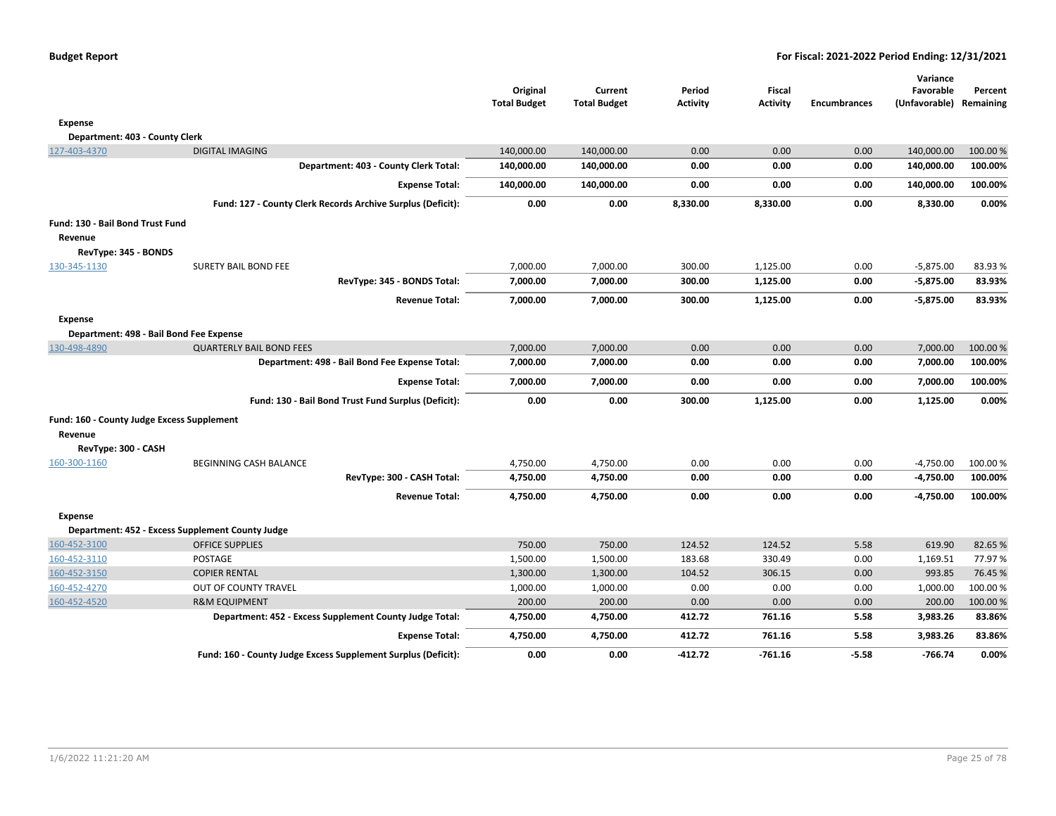| | | Original Total Budget | Current Total Budget | Period Activity | Fiscal Activity | Encumbrances | Variance Favorable (Unfavorable) | Percent Remaining |
|---|---|---|---|---|---|---|---|---|
| **Expense** | | | | | | | | |
| **Department: 403 - County Clerk** | | | | | | | | |
| 127-403-4370 | DIGITAL IMAGING | 140,000.00 | 140,000.00 | 0.00 | 0.00 | 0.00 | 140,000.00 | 100.00 % |
| | **Department: 403 - County Clerk Total:** | **140,000.00** | **140,000.00** | **0.00** | **0.00** | **0.00** | **140,000.00** | **100.00%** |
| | **Expense Total:** | **140,000.00** | **140,000.00** | **0.00** | **0.00** | **0.00** | **140,000.00** | **100.00%** |
| | **Fund: 127 - County Clerk Records Archive Surplus (Deficit):** | **0.00** | **0.00** | **8,330.00** | **8,330.00** | **0.00** | **8,330.00** | **0.00%** |
| **Fund: 130 - Bail Bond Trust Fund** | | | | | | | | |
| **Revenue** | | | | | | | | |
| **RevType: 345 - BONDS** | | | | | | | | |
| 130-345-1130 | SURETY BAIL BOND FEE | 7,000.00 | 7,000.00 | 300.00 | 1,125.00 | 0.00 | -5,875.00 | 83.93 % |
| | **RevType: 345 - BONDS Total:** | **7,000.00** | **7,000.00** | **300.00** | **1,125.00** | **0.00** | **-5,875.00** | **83.93%** |
| | **Revenue Total:** | **7,000.00** | **7,000.00** | **300.00** | **1,125.00** | **0.00** | **-5,875.00** | **83.93%** |
| **Expense** | | | | | | | | |
| **Department: 498 - Bail Bond Fee Expense** | | | | | | | | |
| 130-498-4890 | QUARTERLY BAIL BOND FEES | 7,000.00 | 7,000.00 | 0.00 | 0.00 | 0.00 | 7,000.00 | 100.00 % |
| | **Department: 498 - Bail Bond Fee Expense Total:** | **7,000.00** | **7,000.00** | **0.00** | **0.00** | **0.00** | **7,000.00** | **100.00%** |
| | **Expense Total:** | **7,000.00** | **7,000.00** | **0.00** | **0.00** | **0.00** | **7,000.00** | **100.00%** |
| | **Fund: 130 - Bail Bond Trust Fund Surplus (Deficit):** | **0.00** | **0.00** | **300.00** | **1,125.00** | **0.00** | **1,125.00** | **0.00%** |
| **Fund: 160 - County Judge Excess Supplement** | | | | | | | | |
| **Revenue** | | | | | | | | |
| **RevType: 300 - CASH** | | | | | | | | |
| 160-300-1160 | BEGINNING CASH BALANCE | 4,750.00 | 4,750.00 | 0.00 | 0.00 | 0.00 | -4,750.00 | 100.00 % |
| | **RevType: 300 - CASH Total:** | **4,750.00** | **4,750.00** | **0.00** | **0.00** | **0.00** | **-4,750.00** | **100.00%** |
| | **Revenue Total:** | **4,750.00** | **4,750.00** | **0.00** | **0.00** | **0.00** | **-4,750.00** | **100.00%** |
| **Expense** | | | | | | | | |
| **Department: 452 - Excess Supplement County Judge** | | | | | | | | |
| 160-452-3100 | OFFICE SUPPLIES | 750.00 | 750.00 | 124.52 | 124.52 | 5.58 | 619.90 | 82.65 % |
| 160-452-3110 | POSTAGE | 1,500.00 | 1,500.00 | 183.68 | 330.49 | 0.00 | 1,169.51 | 77.97 % |
| 160-452-3150 | COPIER RENTAL | 1,300.00 | 1,300.00 | 104.52 | 306.15 | 0.00 | 993.85 | 76.45 % |
| 160-452-4270 | OUT OF COUNTY TRAVEL | 1,000.00 | 1,000.00 | 0.00 | 0.00 | 0.00 | 1,000.00 | 100.00 % |
| 160-452-4520 | R&M EQUIPMENT | 200.00 | 200.00 | 0.00 | 0.00 | 0.00 | 200.00 | 100.00 % |
| | **Department: 452 - Excess Supplement County Judge Total:** | **4,750.00** | **4,750.00** | **412.72** | **761.16** | **5.58** | **3,983.26** | **83.86%** |
| | **Expense Total:** | **4,750.00** | **4,750.00** | **412.72** | **761.16** | **5.58** | **3,983.26** | **83.86%** |
| | **Fund: 160 - County Judge Excess Supplement Surplus (Deficit):** | **0.00** | **0.00** | **-412.72** | **-761.16** | **-5.58** | **-766.74** | **0.00%** |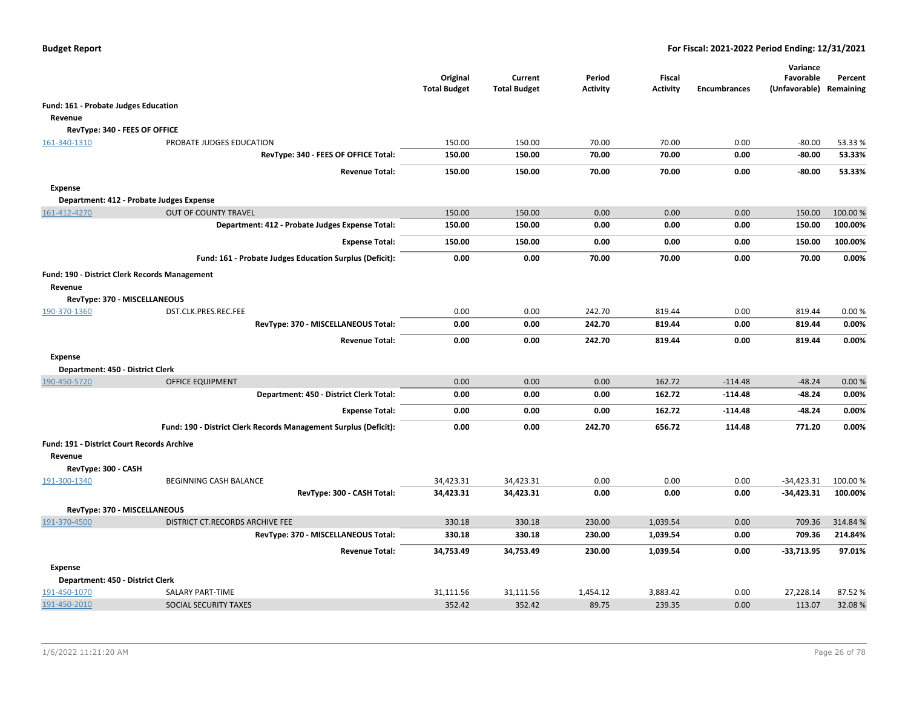**Budget Report** | **For Fiscal: 2021-2022 Period Ending: 12/31/2021**

| | | Original Total Budget | Current Total Budget | Period Activity | Fiscal Activity | Encumbrances | Variance Favorable (Unfavorable) | Percent Remaining |
|---|---|---|---|---|---|---|---|---|
| **Fund: 161 - Probate Judges Education** | | | | | | | | |
| **Revenue** | | | | | | | | |
| **RevType: 340 - FEES OF OFFICE** | | | | | | | | |
| 161-340-1310 | PROBATE JUDGES EDUCATION | 150.00 | 150.00 | 70.00 | 70.00 | 0.00 | -80.00 | 53.33 % |
| | **RevType: 340 - FEES OF OFFICE Total:** | **150.00** | **150.00** | **70.00** | **70.00** | **0.00** | **-80.00** | **53.33%** |
| | **Revenue Total:** | **150.00** | **150.00** | **70.00** | **70.00** | **0.00** | **-80.00** | **53.33%** |
| **Expense** | | | | | | | | |
| **Department: 412 - Probate Judges Expense** | | | | | | | | |
| 161-412-4270 | OUT OF COUNTY TRAVEL | 150.00 | 150.00 | 0.00 | 0.00 | 0.00 | 150.00 | 100.00 % |
| | **Department: 412 - Probate Judges Expense Total:** | **150.00** | **150.00** | **0.00** | **0.00** | **0.00** | **150.00** | **100.00%** |
| | **Expense Total:** | **150.00** | **150.00** | **0.00** | **0.00** | **0.00** | **150.00** | **100.00%** |
| | **Fund: 161 - Probate Judges Education Surplus (Deficit):** | **0.00** | **0.00** | **70.00** | **70.00** | **0.00** | **70.00** | **0.00%** |
| **Fund: 190 - District Clerk Records Management** | | | | | | | | |
| **Revenue** | | | | | | | | |
| **RevType: 370 - MISCELLANEOUS** | | | | | | | | |
| 190-370-1360 | DST.CLK.PRES.REC.FEE | 0.00 | 0.00 | 242.70 | 819.44 | 0.00 | 819.44 | 0.00 % |
| | **RevType: 370 - MISCELLANEOUS Total:** | **0.00** | **0.00** | **242.70** | **819.44** | **0.00** | **819.44** | **0.00%** |
| | **Revenue Total:** | **0.00** | **0.00** | **242.70** | **819.44** | **0.00** | **819.44** | **0.00%** |
| **Expense** | | | | | | | | |
| **Department: 450 - District Clerk** | | | | | | | | |
| 190-450-5720 | OFFICE EQUIPMENT | 0.00 | 0.00 | 0.00 | 162.72 | -114.48 | -48.24 | 0.00 % |
| | **Department: 450 - District Clerk Total:** | **0.00** | **0.00** | **0.00** | **162.72** | **-114.48** | **-48.24** | **0.00%** |
| | **Expense Total:** | **0.00** | **0.00** | **0.00** | **162.72** | **-114.48** | **-48.24** | **0.00%** |
| | **Fund: 190 - District Clerk Records Management Surplus (Deficit):** | **0.00** | **0.00** | **242.70** | **656.72** | **114.48** | **771.20** | **0.00%** |
| **Fund: 191 - District Court Records Archive** | | | | | | | | |
| **Revenue** | | | | | | | | |
| **RevType: 300 - CASH** | | | | | | | | |
| 191-300-1340 | BEGINNING CASH BALANCE | 34,423.31 | 34,423.31 | 0.00 | 0.00 | 0.00 | -34,423.31 | 100.00 % |
| | **RevType: 300 - CASH Total:** | **34,423.31** | **34,423.31** | **0.00** | **0.00** | **0.00** | **-34,423.31** | **100.00%** |
| **RevType: 370 - MISCELLANEOUS** | | | | | | | | |
| 191-370-4500 | DISTRICT CT.RECORDS ARCHIVE FEE | 330.18 | 330.18 | 230.00 | 1,039.54 | 0.00 | 709.36 | 314.84 % |
| | **RevType: 370 - MISCELLANEOUS Total:** | **330.18** | **330.18** | **230.00** | **1,039.54** | **0.00** | **709.36** | **214.84%** |
| | **Revenue Total:** | **34,753.49** | **34,753.49** | **230.00** | **1,039.54** | **0.00** | **-33,713.95** | **97.01%** |
| **Expense** | | | | | | | | |
| **Department: 450 - District Clerk** | | | | | | | | |
| 191-450-1070 | SALARY PART-TIME | 31,111.56 | 31,111.56 | 1,454.12 | 3,883.42 | 0.00 | 27,228.14 | 87.52 % |
| 191-450-2010 | SOCIAL SECURITY TAXES | 352.42 | 352.42 | 89.75 | 239.35 | 0.00 | 113.07 | 32.08 % |

1/6/2022 11:21:20 AM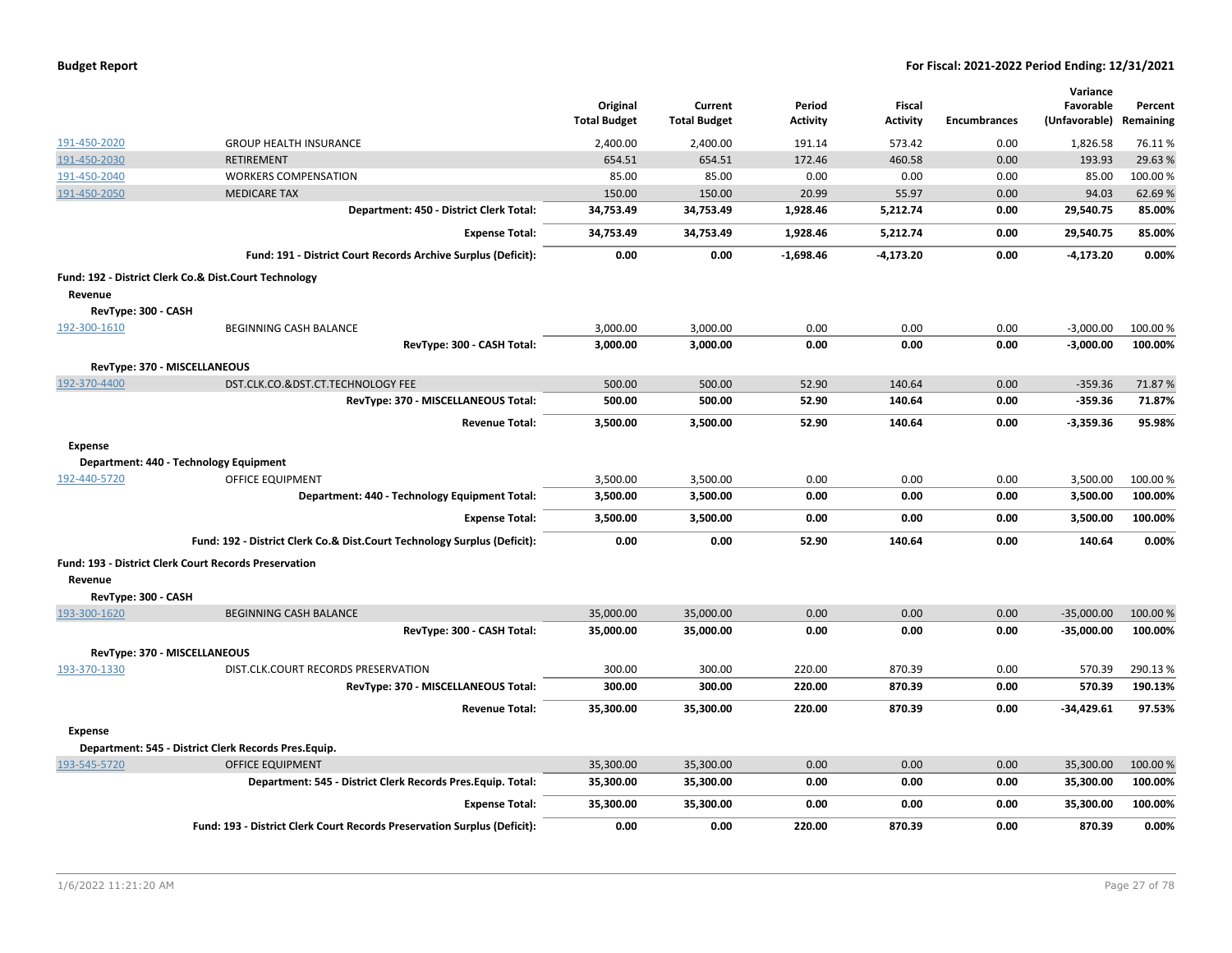| | | Original Total Budget | Current Total Budget | Period Activity | Fiscal Activity | Encumbrances | Variance Favorable (Unfavorable) | Percent Remaining |
|---|---|---|---|---|---|---|---|---|
| 191-450-2020 | GROUP HEALTH INSURANCE | 2,400.00 | 2,400.00 | 191.14 | 573.42 | 0.00 | 1,826.58 | 76.11 % |
| 191-450-2030 | RETIREMENT | 654.51 | 654.51 | 172.46 | 460.58 | 0.00 | 193.93 | 29.63 % |
| 191-450-2040 | WORKERS COMPENSATION | 85.00 | 85.00 | 0.00 | 0.00 | 0.00 | 85.00 | 100.00 % |
| 191-450-2050 | MEDICARE TAX | 150.00 | 150.00 | 20.99 | 55.97 | 0.00 | 94.03 | 62.69 % |
| | **Department: 450 - District Clerk Total:** | **34,753.49** | **34,753.49** | **1,928.46** | **5,212.74** | **0.00** | **29,540.75** | **85.00%** |
| | **Expense Total:** | **34,753.49** | **34,753.49** | **1,928.46** | **5,212.74** | **0.00** | **29,540.75** | **85.00%** |
| | **Fund: 191 - District Court Records Archive Surplus (Deficit):** | **0.00** | **0.00** | **-1,698.46** | **-4,173.20** | **0.00** | **-4,173.20** | **0.00%** |
| **Fund: 192 - District Clerk Co.& Dist.Court Technology** | | | | | | | | |
| **Revenue** | | | | | | | | |
| **RevType: 300 - CASH** | | | | | | | | |
| 192-300-1610 | BEGINNING CASH BALANCE | 3,000.00 | 3,000.00 | 0.00 | 0.00 | 0.00 | -3,000.00 | 100.00 % |
| | **RevType: 300 - CASH Total:** | **3,000.00** | **3,000.00** | **0.00** | **0.00** | **0.00** | **-3,000.00** | **100.00%** |
| **RevType: 370 - MISCELLANEOUS** | | | | | | | | |
| 192-370-4400 | DST.CLK.CO.&DST.CT.TECHNOLOGY FEE | 500.00 | 500.00 | 52.90 | 140.64 | 0.00 | -359.36 | 71.87 % |
| | **RevType: 370 - MISCELLANEOUS Total:** | **500.00** | **500.00** | **52.90** | **140.64** | **0.00** | **-359.36** | **71.87%** |
| | **Revenue Total:** | **3,500.00** | **3,500.00** | **52.90** | **140.64** | **0.00** | **-3,359.36** | **95.98%** |
| **Expense** | | | | | | | | |
| **Department: 440 - Technology Equipment** | | | | | | | | |
| 192-440-5720 | OFFICE EQUIPMENT | 3,500.00 | 3,500.00 | 0.00 | 0.00 | 0.00 | 3,500.00 | 100.00 % |
| | **Department: 440 - Technology Equipment Total:** | **3,500.00** | **3,500.00** | **0.00** | **0.00** | **0.00** | **3,500.00** | **100.00%** |
| | **Expense Total:** | **3,500.00** | **3,500.00** | **0.00** | **0.00** | **0.00** | **3,500.00** | **100.00%** |
| | **Fund: 192 - District Clerk Co.& Dist.Court Technology Surplus (Deficit):** | **0.00** | **0.00** | **52.90** | **140.64** | **0.00** | **140.64** | **0.00%** |
| **Fund: 193 - District Clerk Court Records Preservation** | | | | | | | | |
| **Revenue** | | | | | | | | |
| **RevType: 300 - CASH** | | | | | | | | |
| 193-300-1620 | BEGINNING CASH BALANCE | 35,000.00 | 35,000.00 | 0.00 | 0.00 | 0.00 | -35,000.00 | 100.00 % |
| | **RevType: 300 - CASH Total:** | **35,000.00** | **35,000.00** | **0.00** | **0.00** | **0.00** | **-35,000.00** | **100.00%** |
| **RevType: 370 - MISCELLANEOUS** | | | | | | | | |
| 193-370-1330 | DIST.CLK.COURT RECORDS PRESERVATION | 300.00 | 300.00 | 220.00 | 870.39 | 0.00 | 570.39 | 290.13 % |
| | **RevType: 370 - MISCELLANEOUS Total:** | **300.00** | **300.00** | **220.00** | **870.39** | **0.00** | **570.39** | **190.13%** |
| | **Revenue Total:** | **35,300.00** | **35,300.00** | **220.00** | **870.39** | **0.00** | **-34,429.61** | **97.53%** |
| **Expense** | | | | | | | | |
| **Department: 545 - District Clerk Records Pres.Equip.** | | | | | | | | |
| 193-545-5720 | OFFICE EQUIPMENT | 35,300.00 | 35,300.00 | 0.00 | 0.00 | 0.00 | 35,300.00 | 100.00 % |
| | **Department: 545 - District Clerk Records Pres.Equip. Total:** | **35,300.00** | **35,300.00** | **0.00** | **0.00** | **0.00** | **35,300.00** | **100.00%** |
| | **Expense Total:** | **35,300.00** | **35,300.00** | **0.00** | **0.00** | **0.00** | **35,300.00** | **100.00%** |
| | **Fund: 193 - District Clerk Court Records Preservation Surplus (Deficit):** | **0.00** | **0.00** | **220.00** | **870.39** | **0.00** | **870.39** | **0.00%** |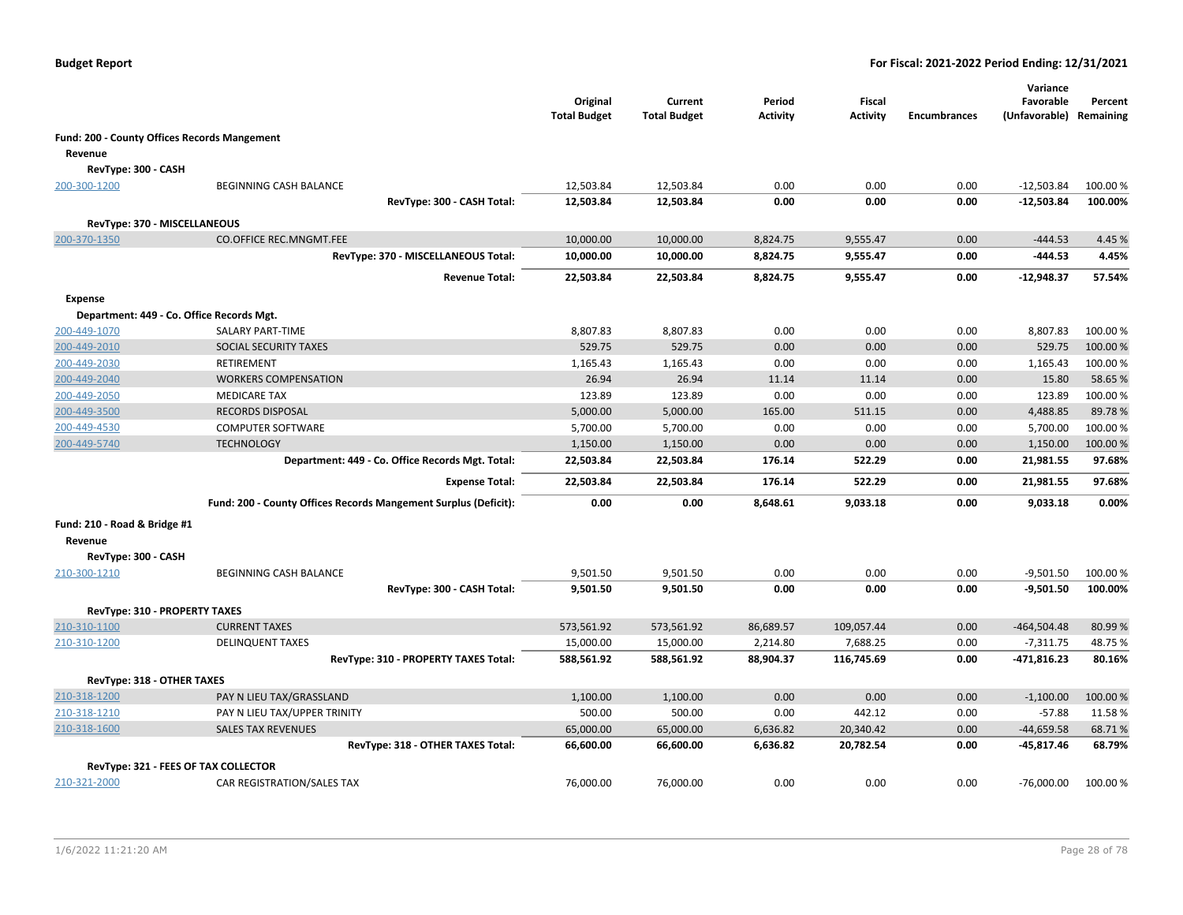**Budget Report** — **For Fiscal: 2021-2022 Period Ending: 12/31/2021**

| | | Original Total Budget | Current Total Budget | Period Activity | Fiscal Activity | Encumbrances | Variance Favorable (Unfavorable) | Percent Remaining |
|---|---|---|---|---|---|---|---|---|
| **Fund: 200 - County Offices Records Mangement** | | | | | | | | |
| **Revenue** | | | | | | | | |
| **RevType: 300 - CASH** | | | | | | | | |
| 200-300-1200 | BEGINNING CASH BALANCE | 12,503.84 | 12,503.84 | 0.00 | 0.00 | 0.00 | -12,503.84 | 100.00 % |
| | **RevType: 300 - CASH Total:** | **12,503.84** | **12,503.84** | **0.00** | **0.00** | **0.00** | **-12,503.84** | **100.00%** |
| **RevType: 370 - MISCELLANEOUS** | | | | | | | | |
| 200-370-1350 | CO.OFFICE REC.MNGMT.FEE | 10,000.00 | 10,000.00 | 8,824.75 | 9,555.47 | 0.00 | -444.53 | 4.45 % |
| | **RevType: 370 - MISCELLANEOUS Total:** | **10,000.00** | **10,000.00** | **8,824.75** | **9,555.47** | **0.00** | **-444.53** | **4.45%** |
| | **Revenue Total:** | **22,503.84** | **22,503.84** | **8,824.75** | **9,555.47** | **0.00** | **-12,948.37** | **57.54%** |
| **Expense** | | | | | | | | |
| **Department: 449 - Co. Office Records Mgt.** | | | | | | | | |
| 200-449-1070 | SALARY PART-TIME | 8,807.83 | 8,807.83 | 0.00 | 0.00 | 0.00 | 8,807.83 | 100.00 % |
| 200-449-2010 | SOCIAL SECURITY TAXES | 529.75 | 529.75 | 0.00 | 0.00 | 0.00 | 529.75 | 100.00 % |
| 200-449-2030 | RETIREMENT | 1,165.43 | 1,165.43 | 0.00 | 0.00 | 0.00 | 1,165.43 | 100.00 % |
| 200-449-2040 | WORKERS COMPENSATION | 26.94 | 26.94 | 11.14 | 11.14 | 0.00 | 15.80 | 58.65 % |
| 200-449-2050 | MEDICARE TAX | 123.89 | 123.89 | 0.00 | 0.00 | 0.00 | 123.89 | 100.00 % |
| 200-449-3500 | RECORDS DISPOSAL | 5,000.00 | 5,000.00 | 165.00 | 511.15 | 0.00 | 4,488.85 | 89.78 % |
| 200-449-4530 | COMPUTER SOFTWARE | 5,700.00 | 5,700.00 | 0.00 | 0.00 | 0.00 | 5,700.00 | 100.00 % |
| 200-449-5740 | TECHNOLOGY | 1,150.00 | 1,150.00 | 0.00 | 0.00 | 0.00 | 1,150.00 | 100.00 % |
| | **Department: 449 - Co. Office Records Mgt. Total:** | **22,503.84** | **22,503.84** | **176.14** | **522.29** | **0.00** | **21,981.55** | **97.68%** |
| | **Expense Total:** | **22,503.84** | **22,503.84** | **176.14** | **522.29** | **0.00** | **21,981.55** | **97.68%** |
| | **Fund: 200 - County Offices Records Mangement Surplus (Deficit):** | **0.00** | **0.00** | **8,648.61** | **9,033.18** | **0.00** | **9,033.18** | **0.00%** |
| **Fund: 210 - Road & Bridge #1** | | | | | | | | |
| **Revenue** | | | | | | | | |
| **RevType: 300 - CASH** | | | | | | | | |
| 210-300-1210 | BEGINNING CASH BALANCE | 9,501.50 | 9,501.50 | 0.00 | 0.00 | 0.00 | -9,501.50 | 100.00 % |
| | **RevType: 300 - CASH Total:** | **9,501.50** | **9,501.50** | **0.00** | **0.00** | **0.00** | **-9,501.50** | **100.00%** |
| **RevType: 310 - PROPERTY TAXES** | | | | | | | | |
| 210-310-1100 | CURRENT TAXES | 573,561.92 | 573,561.92 | 86,689.57 | 109,057.44 | 0.00 | -464,504.48 | 80.99 % |
| 210-310-1200 | DELINQUENT TAXES | 15,000.00 | 15,000.00 | 2,214.80 | 7,688.25 | 0.00 | -7,311.75 | 48.75 % |
| | **RevType: 310 - PROPERTY TAXES Total:** | **588,561.92** | **588,561.92** | **88,904.37** | **116,745.69** | **0.00** | **-471,816.23** | **80.16%** |
| **RevType: 318 - OTHER TAXES** | | | | | | | | |
| 210-318-1200 | PAY N LIEU TAX/GRASSLAND | 1,100.00 | 1,100.00 | 0.00 | 0.00 | 0.00 | -1,100.00 | 100.00 % |
| 210-318-1210 | PAY N LIEU TAX/UPPER TRINITY | 500.00 | 500.00 | 0.00 | 442.12 | 0.00 | -57.88 | 11.58 % |
| 210-318-1600 | SALES TAX REVENUES | 65,000.00 | 65,000.00 | 6,636.82 | 20,340.42 | 0.00 | -44,659.58 | 68.71 % |
| | **RevType: 318 - OTHER TAXES Total:** | **66,600.00** | **66,600.00** | **6,636.82** | **20,782.54** | **0.00** | **-45,817.46** | **68.79%** |
| **RevType: 321 - FEES OF TAX COLLECTOR** | | | | | | | | |
| 210-321-2000 | CAR REGISTRATION/SALES TAX | 76,000.00 | 76,000.00 | 0.00 | 0.00 | 0.00 | -76,000.00 | 100.00 % |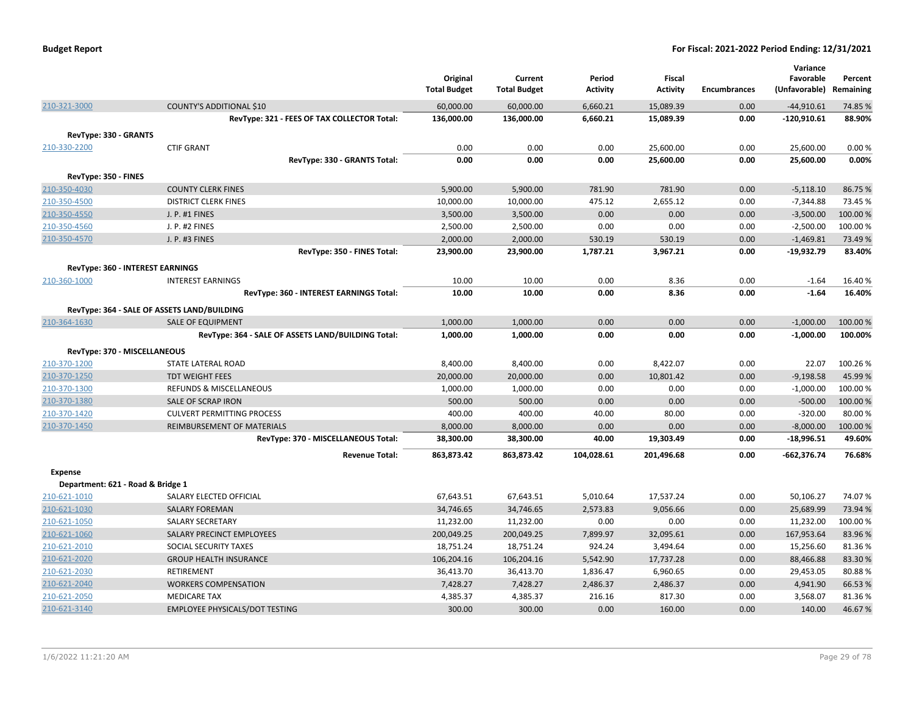**Budget Report** — **For Fiscal: 2021-2022 Period Ending: 12/31/2021**

| | | Original Total Budget | Current Total Budget | Period Activity | Fiscal Activity | Encumbrances | Variance Favorable (Unfavorable) | Percent Remaining |
|---|---|---|---|---|---|---|---|---|
| 210-321-3000 | COUNTY'S ADDITIONAL $10 | 60,000.00 | 60,000.00 | 6,660.21 | 15,089.39 | 0.00 | -44,910.61 | 74.85 % |
| | **RevType: 321 - FEES OF TAX COLLECTOR Total:** | **136,000.00** | **136,000.00** | **6,660.21** | **15,089.39** | **0.00** | **-120,910.61** | **88.90%** |
| **RevType: 330 - GRANTS** | | | | | | | | |
| 210-330-2200 | CTIF GRANT | 0.00 | 0.00 | 0.00 | 25,600.00 | 0.00 | 25,600.00 | 0.00 % |
| | **RevType: 330 - GRANTS Total:** | **0.00** | **0.00** | **0.00** | **25,600.00** | **0.00** | **25,600.00** | **0.00%** |
| **RevType: 350 - FINES** | | | | | | | | |
| 210-350-4030 | COUNTY CLERK FINES | 5,900.00 | 5,900.00 | 781.90 | 781.90 | 0.00 | -5,118.10 | 86.75 % |
| 210-350-4500 | DISTRICT CLERK FINES | 10,000.00 | 10,000.00 | 475.12 | 2,655.12 | 0.00 | -7,344.88 | 73.45 % |
| 210-350-4550 | J. P. #1 FINES | 3,500.00 | 3,500.00 | 0.00 | 0.00 | 0.00 | -3,500.00 | 100.00 % |
| 210-350-4560 | J. P. #2 FINES | 2,500.00 | 2,500.00 | 0.00 | 0.00 | 0.00 | -2,500.00 | 100.00 % |
| 210-350-4570 | J. P. #3 FINES | 2,000.00 | 2,000.00 | 530.19 | 530.19 | 0.00 | -1,469.81 | 73.49 % |
| | **RevType: 350 - FINES Total:** | **23,900.00** | **23,900.00** | **1,787.21** | **3,967.21** | **0.00** | **-19,932.79** | **83.40%** |
| **RevType: 360 - INTEREST EARNINGS** | | | | | | | | |
| 210-360-1000 | INTEREST EARNINGS | 10.00 | 10.00 | 0.00 | 8.36 | 0.00 | -1.64 | 16.40 % |
| | **RevType: 360 - INTEREST EARNINGS Total:** | **10.00** | **10.00** | **0.00** | **8.36** | **0.00** | **-1.64** | **16.40%** |
| **RevType: 364 - SALE OF ASSETS LAND/BUILDING** | | | | | | | | |
| 210-364-1630 | SALE OF EQUIPMENT | 1,000.00 | 1,000.00 | 0.00 | 0.00 | 0.00 | -1,000.00 | 100.00 % |
| | **RevType: 364 - SALE OF ASSETS LAND/BUILDING Total:** | **1,000.00** | **1,000.00** | **0.00** | **0.00** | **0.00** | **-1,000.00** | **100.00%** |
| **RevType: 370 - MISCELLANEOUS** | | | | | | | | |
| 210-370-1200 | STATE LATERAL ROAD | 8,400.00 | 8,400.00 | 0.00 | 8,422.07 | 0.00 | 22.07 | 100.26 % |
| 210-370-1250 | TDT WEIGHT FEES | 20,000.00 | 20,000.00 | 0.00 | 10,801.42 | 0.00 | -9,198.58 | 45.99 % |
| 210-370-1300 | REFUNDS & MISCELLANEOUS | 1,000.00 | 1,000.00 | 0.00 | 0.00 | 0.00 | -1,000.00 | 100.00 % |
| 210-370-1380 | SALE OF SCRAP IRON | 500.00 | 500.00 | 0.00 | 0.00 | 0.00 | -500.00 | 100.00 % |
| 210-370-1420 | CULVERT PERMITTING PROCESS | 400.00 | 400.00 | 40.00 | 80.00 | 0.00 | -320.00 | 80.00 % |
| 210-370-1450 | REIMBURSEMENT OF MATERIALS | 8,000.00 | 8,000.00 | 0.00 | 0.00 | 0.00 | -8,000.00 | 100.00 % |
| | **RevType: 370 - MISCELLANEOUS Total:** | **38,300.00** | **38,300.00** | **40.00** | **19,303.49** | **0.00** | **-18,996.51** | **49.60%** |
| | **Revenue Total:** | **863,873.42** | **863,873.42** | **104,028.61** | **201,496.68** | **0.00** | **-662,376.74** | **76.68%** |
| **Expense** | | | | | | | | |
| **Department: 621 - Road & Bridge 1** | | | | | | | | |
| 210-621-1010 | SALARY ELECTED OFFICIAL | 67,643.51 | 67,643.51 | 5,010.64 | 17,537.24 | 0.00 | 50,106.27 | 74.07 % |
| 210-621-1030 | SALARY FOREMAN | 34,746.65 | 34,746.65 | 2,573.83 | 9,056.66 | 0.00 | 25,689.99 | 73.94 % |
| 210-621-1050 | SALARY SECRETARY | 11,232.00 | 11,232.00 | 0.00 | 0.00 | 0.00 | 11,232.00 | 100.00 % |
| 210-621-1060 | SALARY PRECINCT EMPLOYEES | 200,049.25 | 200,049.25 | 7,899.97 | 32,095.61 | 0.00 | 167,953.64 | 83.96 % |
| 210-621-2010 | SOCIAL SECURITY TAXES | 18,751.24 | 18,751.24 | 924.24 | 3,494.64 | 0.00 | 15,256.60 | 81.36 % |
| 210-621-2020 | GROUP HEALTH INSURANCE | 106,204.16 | 106,204.16 | 5,542.90 | 17,737.28 | 0.00 | 88,466.88 | 83.30 % |
| 210-621-2030 | RETIREMENT | 36,413.70 | 36,413.70 | 1,836.47 | 6,960.65 | 0.00 | 29,453.05 | 80.88 % |
| 210-621-2040 | WORKERS COMPENSATION | 7,428.27 | 7,428.27 | 2,486.37 | 2,486.37 | 0.00 | 4,941.90 | 66.53 % |
| 210-621-2050 | MEDICARE TAX | 4,385.37 | 4,385.37 | 216.16 | 817.30 | 0.00 | 3,568.07 | 81.36 % |
| 210-621-3140 | EMPLOYEE PHYSICALS/DOT TESTING | 300.00 | 300.00 | 0.00 | 160.00 | 0.00 | 140.00 | 46.67 % |

1/6/2022 11:21:20 AM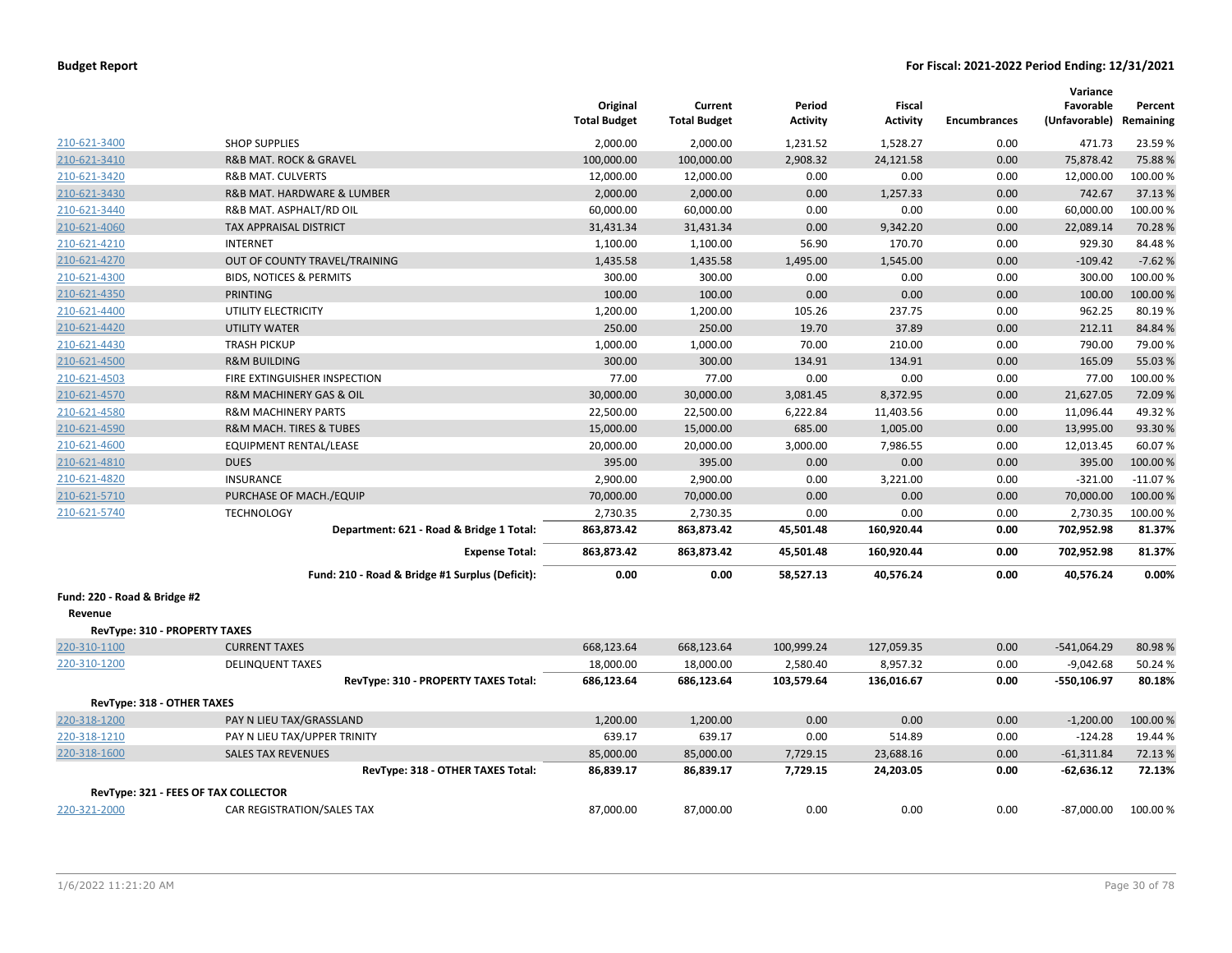**Budget Report** **For Fiscal: 2021-2022 Period Ending: 12/31/2021**

| | | Original Total Budget | Current Total Budget | Period Activity | Fiscal Activity | Encumbrances | Variance Favorable (Unfavorable) | Percent Remaining |
|---|---|---|---|---|---|---|---|---|
| 210-621-3400 | SHOP SUPPLIES | 2,000.00 | 2,000.00 | 1,231.52 | 1,528.27 | 0.00 | 471.73 | 23.59 % |
| 210-621-3410 | R&B MAT. ROCK & GRAVEL | 100,000.00 | 100,000.00 | 2,908.32 | 24,121.58 | 0.00 | 75,878.42 | 75.88 % |
| 210-621-3420 | R&B MAT. CULVERTS | 12,000.00 | 12,000.00 | 0.00 | 0.00 | 0.00 | 12,000.00 | 100.00 % |
| 210-621-3430 | R&B MAT. HARDWARE & LUMBER | 2,000.00 | 2,000.00 | 0.00 | 1,257.33 | 0.00 | 742.67 | 37.13 % |
| 210-621-3440 | R&B MAT. ASPHALT/RD OIL | 60,000.00 | 60,000.00 | 0.00 | 0.00 | 0.00 | 60,000.00 | 100.00 % |
| 210-621-4060 | TAX APPRAISAL DISTRICT | 31,431.34 | 31,431.34 | 0.00 | 9,342.20 | 0.00 | 22,089.14 | 70.28 % |
| 210-621-4210 | INTERNET | 1,100.00 | 1,100.00 | 56.90 | 170.70 | 0.00 | 929.30 | 84.48 % |
| 210-621-4270 | OUT OF COUNTY TRAVEL/TRAINING | 1,435.58 | 1,435.58 | 1,495.00 | 1,545.00 | 0.00 | -109.42 | -7.62 % |
| 210-621-4300 | BIDS, NOTICES & PERMITS | 300.00 | 300.00 | 0.00 | 0.00 | 0.00 | 300.00 | 100.00 % |
| 210-621-4350 | PRINTING | 100.00 | 100.00 | 0.00 | 0.00 | 0.00 | 100.00 | 100.00 % |
| 210-621-4400 | UTILITY ELECTRICITY | 1,200.00 | 1,200.00 | 105.26 | 237.75 | 0.00 | 962.25 | 80.19 % |
| 210-621-4420 | UTILITY WATER | 250.00 | 250.00 | 19.70 | 37.89 | 0.00 | 212.11 | 84.84 % |
| 210-621-4430 | TRASH PICKUP | 1,000.00 | 1,000.00 | 70.00 | 210.00 | 0.00 | 790.00 | 79.00 % |
| 210-621-4500 | R&M BUILDING | 300.00 | 300.00 | 134.91 | 134.91 | 0.00 | 165.09 | 55.03 % |
| 210-621-4503 | FIRE EXTINGUISHER INSPECTION | 77.00 | 77.00 | 0.00 | 0.00 | 0.00 | 77.00 | 100.00 % |
| 210-621-4570 | R&M MACHINERY GAS & OIL | 30,000.00 | 30,000.00 | 3,081.45 | 8,372.95 | 0.00 | 21,627.05 | 72.09 % |
| 210-621-4580 | R&M MACHINERY PARTS | 22,500.00 | 22,500.00 | 6,222.84 | 11,403.56 | 0.00 | 11,096.44 | 49.32 % |
| 210-621-4590 | R&M MACH. TIRES & TUBES | 15,000.00 | 15,000.00 | 685.00 | 1,005.00 | 0.00 | 13,995.00 | 93.30 % |
| 210-621-4600 | EQUIPMENT RENTAL/LEASE | 20,000.00 | 20,000.00 | 3,000.00 | 7,986.55 | 0.00 | 12,013.45 | 60.07 % |
| 210-621-4810 | DUES | 395.00 | 395.00 | 0.00 | 0.00 | 0.00 | 395.00 | 100.00 % |
| 210-621-4820 | INSURANCE | 2,900.00 | 2,900.00 | 0.00 | 3,221.00 | 0.00 | -321.00 | -11.07 % |
| 210-621-5710 | PURCHASE OF MACH./EQUIP | 70,000.00 | 70,000.00 | 0.00 | 0.00 | 0.00 | 70,000.00 | 100.00 % |
| 210-621-5740 | TECHNOLOGY | 2,730.35 | 2,730.35 | 0.00 | 0.00 | 0.00 | 2,730.35 | 100.00 % |
| | **Department: 621 - Road & Bridge 1 Total:** | **863,873.42** | **863,873.42** | **45,501.48** | **160,920.44** | **0.00** | **702,952.98** | **81.37%** |
| | **Expense Total:** | **863,873.42** | **863,873.42** | **45,501.48** | **160,920.44** | **0.00** | **702,952.98** | **81.37%** |
| | **Fund: 210 - Road & Bridge #1 Surplus (Deficit):** | **0.00** | **0.00** | **58,527.13** | **40,576.24** | **0.00** | **40,576.24** | **0.00%** |
| **Fund: 220 - Road & Bridge #2** | | | | | | | | |
| **Revenue** | | | | | | | | |
| **RevType: 310 - PROPERTY TAXES** | | | | | | | | |
| 220-310-1100 | CURRENT TAXES | 668,123.64 | 668,123.64 | 100,999.24 | 127,059.35 | 0.00 | -541,064.29 | 80.98 % |
| 220-310-1200 | DELINQUENT TAXES | 18,000.00 | 18,000.00 | 2,580.40 | 8,957.32 | 0.00 | -9,042.68 | 50.24 % |
| | **RevType: 310 - PROPERTY TAXES Total:** | **686,123.64** | **686,123.64** | **103,579.64** | **136,016.67** | **0.00** | **-550,106.97** | **80.18%** |
| **RevType: 318 - OTHER TAXES** | | | | | | | | |
| 220-318-1200 | PAY N LIEU TAX/GRASSLAND | 1,200.00 | 1,200.00 | 0.00 | 0.00 | 0.00 | -1,200.00 | 100.00 % |
| 220-318-1210 | PAY N LIEU TAX/UPPER TRINITY | 639.17 | 639.17 | 0.00 | 514.89 | 0.00 | -124.28 | 19.44 % |
| 220-318-1600 | SALES TAX REVENUES | 85,000.00 | 85,000.00 | 7,729.15 | 23,688.16 | 0.00 | -61,311.84 | 72.13 % |
| | **RevType: 318 - OTHER TAXES Total:** | **86,839.17** | **86,839.17** | **7,729.15** | **24,203.05** | **0.00** | **-62,636.12** | **72.13%** |
| **RevType: 321 - FEES OF TAX COLLECTOR** | | | | | | | | |
| 220-321-2000 | CAR REGISTRATION/SALES TAX | 87,000.00 | 87,000.00 | 0.00 | 0.00 | 0.00 | -87,000.00 | 100.00 % |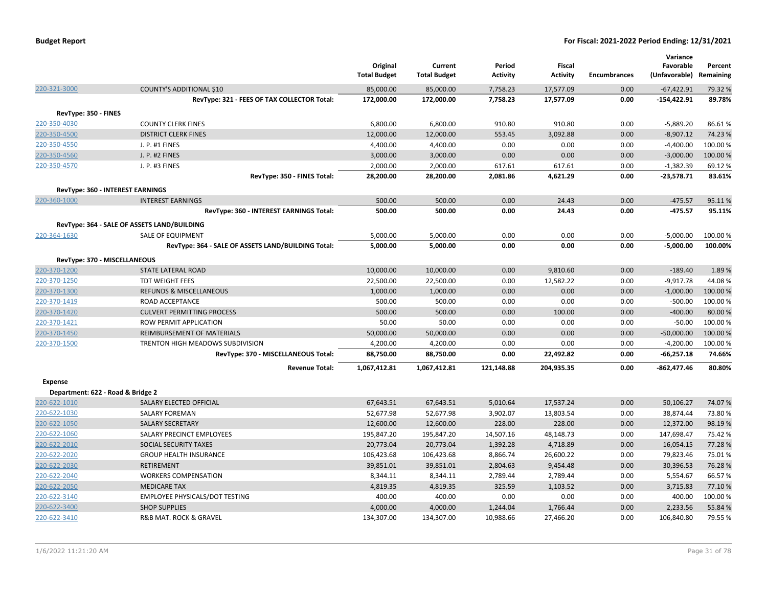| | | Original Total Budget | Current Total Budget | Period Activity | Fiscal Activity | Encumbrances | Variance Favorable (Unfavorable) | Percent Remaining |
|---|---|---|---|---|---|---|---|---|
| 220-321-3000 | COUNTY'S ADDITIONAL $10 | 85,000.00 | 85,000.00 | 7,758.23 | 17,577.09 | 0.00 | -67,422.91 | 79.32 % |
| | **RevType: 321 - FEES OF TAX COLLECTOR Total:** | **172,000.00** | **172,000.00** | **7,758.23** | **17,577.09** | **0.00** | **-154,422.91** | **89.78%** |
| **RevType: 350 - FINES** | | | | | | | | |
| 220-350-4030 | COUNTY CLERK FINES | 6,800.00 | 6,800.00 | 910.80 | 910.80 | 0.00 | -5,889.20 | 86.61 % |
| 220-350-4500 | DISTRICT CLERK FINES | 12,000.00 | 12,000.00 | 553.45 | 3,092.88 | 0.00 | -8,907.12 | 74.23 % |
| 220-350-4550 | J. P. #1 FINES | 4,400.00 | 4,400.00 | 0.00 | 0.00 | 0.00 | -4,400.00 | 100.00 % |
| 220-350-4560 | J. P. #2 FINES | 3,000.00 | 3,000.00 | 0.00 | 0.00 | 0.00 | -3,000.00 | 100.00 % |
| 220-350-4570 | J. P. #3 FINES | 2,000.00 | 2,000.00 | 617.61 | 617.61 | 0.00 | -1,382.39 | 69.12 % |
| | **RevType: 350 - FINES Total:** | **28,200.00** | **28,200.00** | **2,081.86** | **4,621.29** | **0.00** | **-23,578.71** | **83.61%** |
| **RevType: 360 - INTEREST EARNINGS** | | | | | | | | |
| 220-360-1000 | INTEREST EARNINGS | 500.00 | 500.00 | 0.00 | 24.43 | 0.00 | -475.57 | 95.11 % |
| | **RevType: 360 - INTEREST EARNINGS Total:** | **500.00** | **500.00** | **0.00** | **24.43** | **0.00** | **-475.57** | **95.11%** |
| **RevType: 364 - SALE OF ASSETS LAND/BUILDING** | | | | | | | | |
| 220-364-1630 | SALE OF EQUIPMENT | 5,000.00 | 5,000.00 | 0.00 | 0.00 | 0.00 | -5,000.00 | 100.00 % |
| | **RevType: 364 - SALE OF ASSETS LAND/BUILDING Total:** | **5,000.00** | **5,000.00** | **0.00** | **0.00** | **0.00** | **-5,000.00** | **100.00%** |
| **RevType: 370 - MISCELLANEOUS** | | | | | | | | |
| 220-370-1200 | STATE LATERAL ROAD | 10,000.00 | 10,000.00 | 0.00 | 9,810.60 | 0.00 | -189.40 | 1.89 % |
| 220-370-1250 | TDT WEIGHT FEES | 22,500.00 | 22,500.00 | 0.00 | 12,582.22 | 0.00 | -9,917.78 | 44.08 % |
| 220-370-1300 | REFUNDS & MISCELLANEOUS | 1,000.00 | 1,000.00 | 0.00 | 0.00 | 0.00 | -1,000.00 | 100.00 % |
| 220-370-1419 | ROAD ACCEPTANCE | 500.00 | 500.00 | 0.00 | 0.00 | 0.00 | -500.00 | 100.00 % |
| 220-370-1420 | CULVERT PERMITTING PROCESS | 500.00 | 500.00 | 0.00 | 100.00 | 0.00 | -400.00 | 80.00 % |
| 220-370-1421 | ROW PERMIT APPLICATION | 50.00 | 50.00 | 0.00 | 0.00 | 0.00 | -50.00 | 100.00 % |
| 220-370-1450 | REIMBURSEMENT OF MATERIALS | 50,000.00 | 50,000.00 | 0.00 | 0.00 | 0.00 | -50,000.00 | 100.00 % |
| 220-370-1500 | TRENTON HIGH MEADOWS SUBDIVISION | 4,200.00 | 4,200.00 | 0.00 | 0.00 | 0.00 | -4,200.00 | 100.00 % |
| | **RevType: 370 - MISCELLANEOUS Total:** | **88,750.00** | **88,750.00** | **0.00** | **22,492.82** | **0.00** | **-66,257.18** | **74.66%** |
| | **Revenue Total:** | **1,067,412.81** | **1,067,412.81** | **121,148.88** | **204,935.35** | **0.00** | **-862,477.46** | **80.80%** |
| **Expense** | | | | | | | | |
| **Department: 622 - Road & Bridge 2** | | | | | | | | |
| 220-622-1010 | SALARY ELECTED OFFICIAL | 67,643.51 | 67,643.51 | 5,010.64 | 17,537.24 | 0.00 | 50,106.27 | 74.07 % |
| 220-622-1030 | SALARY FOREMAN | 52,677.98 | 52,677.98 | 3,902.07 | 13,803.54 | 0.00 | 38,874.44 | 73.80 % |
| 220-622-1050 | SALARY SECRETARY | 12,600.00 | 12,600.00 | 228.00 | 228.00 | 0.00 | 12,372.00 | 98.19 % |
| 220-622-1060 | SALARY PRECINCT EMPLOYEES | 195,847.20 | 195,847.20 | 14,507.16 | 48,148.73 | 0.00 | 147,698.47 | 75.42 % |
| 220-622-2010 | SOCIAL SECURITY TAXES | 20,773.04 | 20,773.04 | 1,392.28 | 4,718.89 | 0.00 | 16,054.15 | 77.28 % |
| 220-622-2020 | GROUP HEALTH INSURANCE | 106,423.68 | 106,423.68 | 8,866.74 | 26,600.22 | 0.00 | 79,823.46 | 75.01 % |
| 220-622-2030 | RETIREMENT | 39,851.01 | 39,851.01 | 2,804.63 | 9,454.48 | 0.00 | 30,396.53 | 76.28 % |
| 220-622-2040 | WORKERS COMPENSATION | 8,344.11 | 8,344.11 | 2,789.44 | 2,789.44 | 0.00 | 5,554.67 | 66.57 % |
| 220-622-2050 | MEDICARE TAX | 4,819.35 | 4,819.35 | 325.59 | 1,103.52 | 0.00 | 3,715.83 | 77.10 % |
| 220-622-3140 | EMPLOYEE PHYSICALS/DOT TESTING | 400.00 | 400.00 | 0.00 | 0.00 | 0.00 | 400.00 | 100.00 % |
| 220-622-3400 | SHOP SUPPLIES | 4,000.00 | 4,000.00 | 1,244.04 | 1,766.44 | 0.00 | 2,233.56 | 55.84 % |
| 220-622-3410 | R&B MAT. ROCK & GRAVEL | 134,307.00 | 134,307.00 | 10,988.66 | 27,466.20 | 0.00 | 106,840.80 | 79.55 % |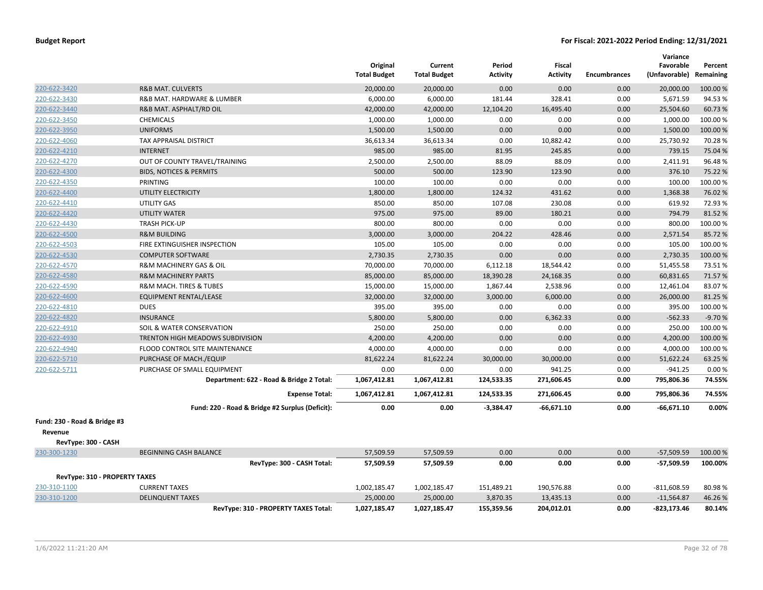**Budget Report** **For Fiscal: 2021-2022 Period Ending: 12/31/2021**

| | | Original Total Budget | Current Total Budget | Period Activity | Fiscal Activity | Encumbrances | Variance Favorable (Unfavorable) | Percent Remaining |
|---|---|---|---|---|---|---|---|---|
| 220-622-3420 | R&B MAT. CULVERTS | 20,000.00 | 20,000.00 | 0.00 | 0.00 | 0.00 | 20,000.00 | 100.00 % |
| 220-622-3430 | R&B MAT. HARDWARE & LUMBER | 6,000.00 | 6,000.00 | 181.44 | 328.41 | 0.00 | 5,671.59 | 94.53 % |
| 220-622-3440 | R&B MAT. ASPHALT/RD OIL | 42,000.00 | 42,000.00 | 12,104.20 | 16,495.40 | 0.00 | 25,504.60 | 60.73 % |
| 220-622-3450 | CHEMICALS | 1,000.00 | 1,000.00 | 0.00 | 0.00 | 0.00 | 1,000.00 | 100.00 % |
| 220-622-3950 | UNIFORMS | 1,500.00 | 1,500.00 | 0.00 | 0.00 | 0.00 | 1,500.00 | 100.00 % |
| 220-622-4060 | TAX APPRAISAL DISTRICT | 36,613.34 | 36,613.34 | 0.00 | 10,882.42 | 0.00 | 25,730.92 | 70.28 % |
| 220-622-4210 | INTERNET | 985.00 | 985.00 | 81.95 | 245.85 | 0.00 | 739.15 | 75.04 % |
| 220-622-4270 | OUT OF COUNTY TRAVEL/TRAINING | 2,500.00 | 2,500.00 | 88.09 | 88.09 | 0.00 | 2,411.91 | 96.48 % |
| 220-622-4300 | BIDS, NOTICES & PERMITS | 500.00 | 500.00 | 123.90 | 123.90 | 0.00 | 376.10 | 75.22 % |
| 220-622-4350 | PRINTING | 100.00 | 100.00 | 0.00 | 0.00 | 0.00 | 100.00 | 100.00 % |
| 220-622-4400 | UTILITY ELECTRICITY | 1,800.00 | 1,800.00 | 124.32 | 431.62 | 0.00 | 1,368.38 | 76.02 % |
| 220-622-4410 | UTILITY GAS | 850.00 | 850.00 | 107.08 | 230.08 | 0.00 | 619.92 | 72.93 % |
| 220-622-4420 | UTILITY WATER | 975.00 | 975.00 | 89.00 | 180.21 | 0.00 | 794.79 | 81.52 % |
| 220-622-4430 | TRASH PICK-UP | 800.00 | 800.00 | 0.00 | 0.00 | 0.00 | 800.00 | 100.00 % |
| 220-622-4500 | R&M BUILDING | 3,000.00 | 3,000.00 | 204.22 | 428.46 | 0.00 | 2,571.54 | 85.72 % |
| 220-622-4503 | FIRE EXTINGUISHER INSPECTION | 105.00 | 105.00 | 0.00 | 0.00 | 0.00 | 105.00 | 100.00 % |
| 220-622-4530 | COMPUTER SOFTWARE | 2,730.35 | 2,730.35 | 0.00 | 0.00 | 0.00 | 2,730.35 | 100.00 % |
| 220-622-4570 | R&M MACHINERY GAS & OIL | 70,000.00 | 70,000.00 | 6,112.18 | 18,544.42 | 0.00 | 51,455.58 | 73.51 % |
| 220-622-4580 | R&M MACHINERY PARTS | 85,000.00 | 85,000.00 | 18,390.28 | 24,168.35 | 0.00 | 60,831.65 | 71.57 % |
| 220-622-4590 | R&M MACH. TIRES & TUBES | 15,000.00 | 15,000.00 | 1,867.44 | 2,538.96 | 0.00 | 12,461.04 | 83.07 % |
| 220-622-4600 | EQUIPMENT RENTAL/LEASE | 32,000.00 | 32,000.00 | 3,000.00 | 6,000.00 | 0.00 | 26,000.00 | 81.25 % |
| 220-622-4810 | DUES | 395.00 | 395.00 | 0.00 | 0.00 | 0.00 | 395.00 | 100.00 % |
| 220-622-4820 | INSURANCE | 5,800.00 | 5,800.00 | 0.00 | 6,362.33 | 0.00 | -562.33 | -9.70 % |
| 220-622-4910 | SOIL & WATER CONSERVATION | 250.00 | 250.00 | 0.00 | 0.00 | 0.00 | 250.00 | 100.00 % |
| 220-622-4930 | TRENTON HIGH MEADOWS SUBDIVISION | 4,200.00 | 4,200.00 | 0.00 | 0.00 | 0.00 | 4,200.00 | 100.00 % |
| 220-622-4940 | FLOOD CONTROL SITE MAINTENANCE | 4,000.00 | 4,000.00 | 0.00 | 0.00 | 0.00 | 4,000.00 | 100.00 % |
| 220-622-5710 | PURCHASE OF MACH./EQUIP | 81,622.24 | 81,622.24 | 30,000.00 | 30,000.00 | 0.00 | 51,622.24 | 63.25 % |
| 220-622-5711 | PURCHASE OF SMALL EQUIPMENT | 0.00 | 0.00 | 0.00 | 941.25 | 0.00 | -941.25 | 0.00 % |
| | **Department: 622 - Road & Bridge 2 Total:** | **1,067,412.81** | **1,067,412.81** | **124,533.35** | **271,606.45** | **0.00** | **795,806.36** | **74.55%** |
| | **Expense Total:** | **1,067,412.81** | **1,067,412.81** | **124,533.35** | **271,606.45** | **0.00** | **795,806.36** | **74.55%** |
| | **Fund: 220 - Road & Bridge #2 Surplus (Deficit):** | **0.00** | **0.00** | **-3,384.47** | **-66,671.10** | **0.00** | **-66,671.10** | **0.00%** |

**Fund: 230 - Road & Bridge #3**

**Revenue**

**RevType: 300 - CASH**

| | | Original Total Budget | Current Total Budget | Period Activity | Fiscal Activity | Encumbrances | Variance Favorable (Unfavorable) | Percent Remaining |
|---|---|---|---|---|---|---|---|---|
| 230-300-1230 | BEGINNING CASH BALANCE | 57,509.59 | 57,509.59 | 0.00 | 0.00 | 0.00 | -57,509.59 | 100.00 % |
| | **RevType: 300 - CASH Total:** | **57,509.59** | **57,509.59** | **0.00** | **0.00** | **0.00** | **-57,509.59** | **100.00%** |

**RevType: 310 - PROPERTY TAXES**

| | | Original Total Budget | Current Total Budget | Period Activity | Fiscal Activity | Encumbrances | Variance Favorable (Unfavorable) | Percent Remaining |
|---|---|---|---|---|---|---|---|---|
| 230-310-1100 | CURRENT TAXES | 1,002,185.47 | 1,002,185.47 | 151,489.21 | 190,576.88 | 0.00 | -811,608.59 | 80.98 % |
| 230-310-1200 | DELINQUENT TAXES | 25,000.00 | 25,000.00 | 3,870.35 | 13,435.13 | 0.00 | -11,564.87 | 46.26 % |
| | **RevType: 310 - PROPERTY TAXES Total:** | **1,027,185.47** | **1,027,185.47** | **155,359.56** | **204,012.01** | **0.00** | **-823,173.46** | **80.14%** |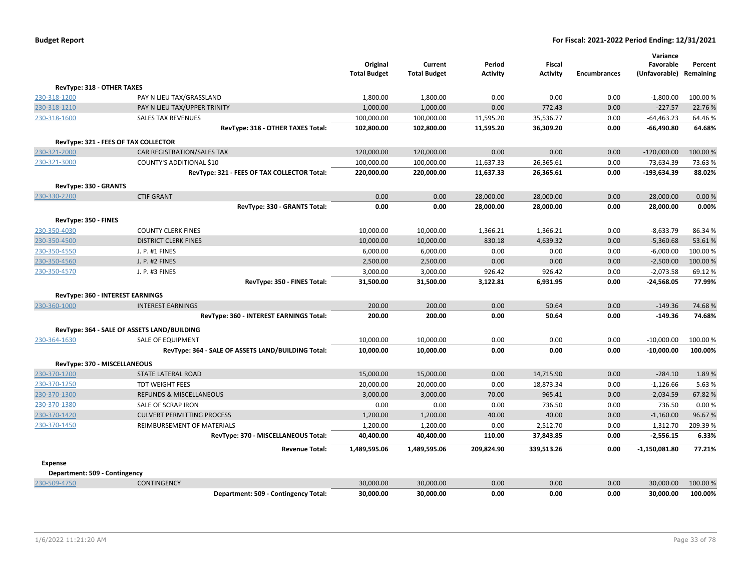**Budget Report** **For Fiscal: 2021-2022 Period Ending: 12/31/2021**

| | | Original Total Budget | Current Total Budget | Period Activity | Fiscal Activity | Encumbrances | Variance Favorable (Unfavorable) | Percent Remaining |
|---|---|---|---|---|---|---|---|---|
| **RevType: 318 - OTHER TAXES** | | | | | | | | |
| 230-318-1200 | PAY N LIEU TAX/GRASSLAND | 1,800.00 | 1,800.00 | 0.00 | 0.00 | 0.00 | -1,800.00 | 100.00 % |
| 230-318-1210 | PAY N LIEU TAX/UPPER TRINITY | 1,000.00 | 1,000.00 | 0.00 | 772.43 | 0.00 | -227.57 | 22.76 % |
| 230-318-1600 | SALES TAX REVENUES | 100,000.00 | 100,000.00 | 11,595.20 | 35,536.77 | 0.00 | -64,463.23 | 64.46 % |
| | **RevType: 318 - OTHER TAXES Total:** | **102,800.00** | **102,800.00** | **11,595.20** | **36,309.20** | **0.00** | **-66,490.80** | **64.68%** |
| **RevType: 321 - FEES OF TAX COLLECTOR** | | | | | | | | |
| 230-321-2000 | CAR REGISTRATION/SALES TAX | 120,000.00 | 120,000.00 | 0.00 | 0.00 | 0.00 | -120,000.00 | 100.00 % |
| 230-321-3000 | COUNTY'S ADDITIONAL $10 | 100,000.00 | 100,000.00 | 11,637.33 | 26,365.61 | 0.00 | -73,634.39 | 73.63 % |
| | **RevType: 321 - FEES OF TAX COLLECTOR Total:** | **220,000.00** | **220,000.00** | **11,637.33** | **26,365.61** | **0.00** | **-193,634.39** | **88.02%** |
| **RevType: 330 - GRANTS** | | | | | | | | |
| 230-330-2200 | CTIF GRANT | 0.00 | 0.00 | 28,000.00 | 28,000.00 | 0.00 | 28,000.00 | 0.00 % |
| | **RevType: 330 - GRANTS Total:** | **0.00** | **0.00** | **28,000.00** | **28,000.00** | **0.00** | **28,000.00** | **0.00%** |
| **RevType: 350 - FINES** | | | | | | | | |
| 230-350-4030 | COUNTY CLERK FINES | 10,000.00 | 10,000.00 | 1,366.21 | 1,366.21 | 0.00 | -8,633.79 | 86.34 % |
| 230-350-4500 | DISTRICT CLERK FINES | 10,000.00 | 10,000.00 | 830.18 | 4,639.32 | 0.00 | -5,360.68 | 53.61 % |
| 230-350-4550 | J. P. #1 FINES | 6,000.00 | 6,000.00 | 0.00 | 0.00 | 0.00 | -6,000.00 | 100.00 % |
| 230-350-4560 | J. P. #2 FINES | 2,500.00 | 2,500.00 | 0.00 | 0.00 | 0.00 | -2,500.00 | 100.00 % |
| 230-350-4570 | J. P. #3 FINES | 3,000.00 | 3,000.00 | 926.42 | 926.42 | 0.00 | -2,073.58 | 69.12 % |
| | **RevType: 350 - FINES Total:** | **31,500.00** | **31,500.00** | **3,122.81** | **6,931.95** | **0.00** | **-24,568.05** | **77.99%** |
| **RevType: 360 - INTEREST EARNINGS** | | | | | | | | |
| 230-360-1000 | INTEREST EARNINGS | 200.00 | 200.00 | 0.00 | 50.64 | 0.00 | -149.36 | 74.68 % |
| | **RevType: 360 - INTEREST EARNINGS Total:** | **200.00** | **200.00** | **0.00** | **50.64** | **0.00** | **-149.36** | **74.68%** |
| **RevType: 364 - SALE OF ASSETS LAND/BUILDING** | | | | | | | | |
| 230-364-1630 | SALE OF EQUIPMENT | 10,000.00 | 10,000.00 | 0.00 | 0.00 | 0.00 | -10,000.00 | 100.00 % |
| | **RevType: 364 - SALE OF ASSETS LAND/BUILDING Total:** | **10,000.00** | **10,000.00** | **0.00** | **0.00** | **0.00** | **-10,000.00** | **100.00%** |
| **RevType: 370 - MISCELLANEOUS** | | | | | | | | |
| 230-370-1200 | STATE LATERAL ROAD | 15,000.00 | 15,000.00 | 0.00 | 14,715.90 | 0.00 | -284.10 | 1.89 % |
| 230-370-1250 | TDT WEIGHT FEES | 20,000.00 | 20,000.00 | 0.00 | 18,873.34 | 0.00 | -1,126.66 | 5.63 % |
| 230-370-1300 | REFUNDS & MISCELLANEOUS | 3,000.00 | 3,000.00 | 70.00 | 965.41 | 0.00 | -2,034.59 | 67.82 % |
| 230-370-1380 | SALE OF SCRAP IRON | 0.00 | 0.00 | 0.00 | 736.50 | 0.00 | 736.50 | 0.00 % |
| 230-370-1420 | CULVERT PERMITTING PROCESS | 1,200.00 | 1,200.00 | 40.00 | 40.00 | 0.00 | -1,160.00 | 96.67 % |
| 230-370-1450 | REIMBURSEMENT OF MATERIALS | 1,200.00 | 1,200.00 | 0.00 | 2,512.70 | 0.00 | 1,312.70 | 209.39 % |
| | **RevType: 370 - MISCELLANEOUS Total:** | **40,400.00** | **40,400.00** | **110.00** | **37,843.85** | **0.00** | **-2,556.15** | **6.33%** |
| | **Revenue Total:** | **1,489,595.06** | **1,489,595.06** | **209,824.90** | **339,513.26** | **0.00** | **-1,150,081.80** | **77.21%** |
| **Expense** | | | | | | | | |
| **Department: 509 - Contingency** | | | | | | | | |
| 230-509-4750 | CONTINGENCY | 30,000.00 | 30,000.00 | 0.00 | 0.00 | 0.00 | 30,000.00 | 100.00 % |
| | **Department: 509 - Contingency Total:** | **30,000.00** | **30,000.00** | **0.00** | **0.00** | **0.00** | **30,000.00** | **100.00%** |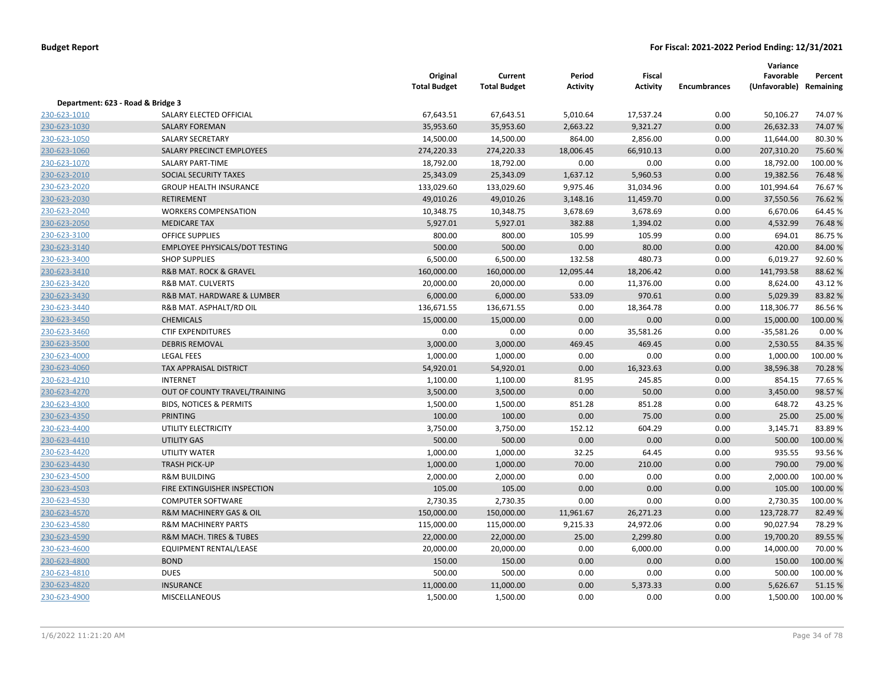**Budget Report** — **For Fiscal: 2021-2022 Period Ending: 12/31/2021**

| | | Original Total Budget | Current Total Budget | Period Activity | Fiscal Activity | Encumbrances | Variance Favorable (Unfavorable) | Percent Remaining |
|---|---|---|---|---|---|---|---|---|
| **Department: 623 - Road & Bridge 3** | | | | | | | | |
| 230-623-1010 | SALARY ELECTED OFFICIAL | 67,643.51 | 67,643.51 | 5,010.64 | 17,537.24 | 0.00 | 50,106.27 | 74.07 % |
| 230-623-1030 | SALARY FOREMAN | 35,953.60 | 35,953.60 | 2,663.22 | 9,321.27 | 0.00 | 26,632.33 | 74.07 % |
| 230-623-1050 | SALARY SECRETARY | 14,500.00 | 14,500.00 | 864.00 | 2,856.00 | 0.00 | 11,644.00 | 80.30 % |
| 230-623-1060 | SALARY PRECINCT EMPLOYEES | 274,220.33 | 274,220.33 | 18,006.45 | 66,910.13 | 0.00 | 207,310.20 | 75.60 % |
| 230-623-1070 | SALARY PART-TIME | 18,792.00 | 18,792.00 | 0.00 | 0.00 | 0.00 | 18,792.00 | 100.00 % |
| 230-623-2010 | SOCIAL SECURITY TAXES | 25,343.09 | 25,343.09 | 1,637.12 | 5,960.53 | 0.00 | 19,382.56 | 76.48 % |
| 230-623-2020 | GROUP HEALTH INSURANCE | 133,029.60 | 133,029.60 | 9,975.46 | 31,034.96 | 0.00 | 101,994.64 | 76.67 % |
| 230-623-2030 | RETIREMENT | 49,010.26 | 49,010.26 | 3,148.16 | 11,459.70 | 0.00 | 37,550.56 | 76.62 % |
| 230-623-2040 | WORKERS COMPENSATION | 10,348.75 | 10,348.75 | 3,678.69 | 3,678.69 | 0.00 | 6,670.06 | 64.45 % |
| 230-623-2050 | MEDICARE TAX | 5,927.01 | 5,927.01 | 382.88 | 1,394.02 | 0.00 | 4,532.99 | 76.48 % |
| 230-623-3100 | OFFICE SUPPLIES | 800.00 | 800.00 | 105.99 | 105.99 | 0.00 | 694.01 | 86.75 % |
| 230-623-3140 | EMPLOYEE PHYSICALS/DOT TESTING | 500.00 | 500.00 | 0.00 | 80.00 | 0.00 | 420.00 | 84.00 % |
| 230-623-3400 | SHOP SUPPLIES | 6,500.00 | 6,500.00 | 132.58 | 480.73 | 0.00 | 6,019.27 | 92.60 % |
| 230-623-3410 | R&B MAT. ROCK & GRAVEL | 160,000.00 | 160,000.00 | 12,095.44 | 18,206.42 | 0.00 | 141,793.58 | 88.62 % |
| 230-623-3420 | R&B MAT. CULVERTS | 20,000.00 | 20,000.00 | 0.00 | 11,376.00 | 0.00 | 8,624.00 | 43.12 % |
| 230-623-3430 | R&B MAT. HARDWARE & LUMBER | 6,000.00 | 6,000.00 | 533.09 | 970.61 | 0.00 | 5,029.39 | 83.82 % |
| 230-623-3440 | R&B MAT. ASPHALT/RD OIL | 136,671.55 | 136,671.55 | 0.00 | 18,364.78 | 0.00 | 118,306.77 | 86.56 % |
| 230-623-3450 | CHEMICALS | 15,000.00 | 15,000.00 | 0.00 | 0.00 | 0.00 | 15,000.00 | 100.00 % |
| 230-623-3460 | CTIF EXPENDITURES | 0.00 | 0.00 | 0.00 | 35,581.26 | 0.00 | -35,581.26 | 0.00 % |
| 230-623-3500 | DEBRIS REMOVAL | 3,000.00 | 3,000.00 | 469.45 | 469.45 | 0.00 | 2,530.55 | 84.35 % |
| 230-623-4000 | LEGAL FEES | 1,000.00 | 1,000.00 | 0.00 | 0.00 | 0.00 | 1,000.00 | 100.00 % |
| 230-623-4060 | TAX APPRAISAL DISTRICT | 54,920.01 | 54,920.01 | 0.00 | 16,323.63 | 0.00 | 38,596.38 | 70.28 % |
| 230-623-4210 | INTERNET | 1,100.00 | 1,100.00 | 81.95 | 245.85 | 0.00 | 854.15 | 77.65 % |
| 230-623-4270 | OUT OF COUNTY TRAVEL/TRAINING | 3,500.00 | 3,500.00 | 0.00 | 50.00 | 0.00 | 3,450.00 | 98.57 % |
| 230-623-4300 | BIDS, NOTICES & PERMITS | 1,500.00 | 1,500.00 | 851.28 | 851.28 | 0.00 | 648.72 | 43.25 % |
| 230-623-4350 | PRINTING | 100.00 | 100.00 | 0.00 | 75.00 | 0.00 | 25.00 | 25.00 % |
| 230-623-4400 | UTILITY ELECTRICITY | 3,750.00 | 3,750.00 | 152.12 | 604.29 | 0.00 | 3,145.71 | 83.89 % |
| 230-623-4410 | UTILITY GAS | 500.00 | 500.00 | 0.00 | 0.00 | 0.00 | 500.00 | 100.00 % |
| 230-623-4420 | UTILITY WATER | 1,000.00 | 1,000.00 | 32.25 | 64.45 | 0.00 | 935.55 | 93.56 % |
| 230-623-4430 | TRASH PICK-UP | 1,000.00 | 1,000.00 | 70.00 | 210.00 | 0.00 | 790.00 | 79.00 % |
| 230-623-4500 | R&M BUILDING | 2,000.00 | 2,000.00 | 0.00 | 0.00 | 0.00 | 2,000.00 | 100.00 % |
| 230-623-4503 | FIRE EXTINGUISHER INSPECTION | 105.00 | 105.00 | 0.00 | 0.00 | 0.00 | 105.00 | 100.00 % |
| 230-623-4530 | COMPUTER SOFTWARE | 2,730.35 | 2,730.35 | 0.00 | 0.00 | 0.00 | 2,730.35 | 100.00 % |
| 230-623-4570 | R&M MACHINERY GAS & OIL | 150,000.00 | 150,000.00 | 11,961.67 | 26,271.23 | 0.00 | 123,728.77 | 82.49 % |
| 230-623-4580 | R&M MACHINERY PARTS | 115,000.00 | 115,000.00 | 9,215.33 | 24,972.06 | 0.00 | 90,027.94 | 78.29 % |
| 230-623-4590 | R&M MACH. TIRES & TUBES | 22,000.00 | 22,000.00 | 25.00 | 2,299.80 | 0.00 | 19,700.20 | 89.55 % |
| 230-623-4600 | EQUIPMENT RENTAL/LEASE | 20,000.00 | 20,000.00 | 0.00 | 6,000.00 | 0.00 | 14,000.00 | 70.00 % |
| 230-623-4800 | BOND | 150.00 | 150.00 | 0.00 | 0.00 | 0.00 | 150.00 | 100.00 % |
| 230-623-4810 | DUES | 500.00 | 500.00 | 0.00 | 0.00 | 0.00 | 500.00 | 100.00 % |
| 230-623-4820 | INSURANCE | 11,000.00 | 11,000.00 | 0.00 | 5,373.33 | 0.00 | 5,626.67 | 51.15 % |
| 230-623-4900 | MISCELLANEOUS | 1,500.00 | 1,500.00 | 0.00 | 0.00 | 0.00 | 1,500.00 | 100.00 % |

1/6/2022 11:21:20 AM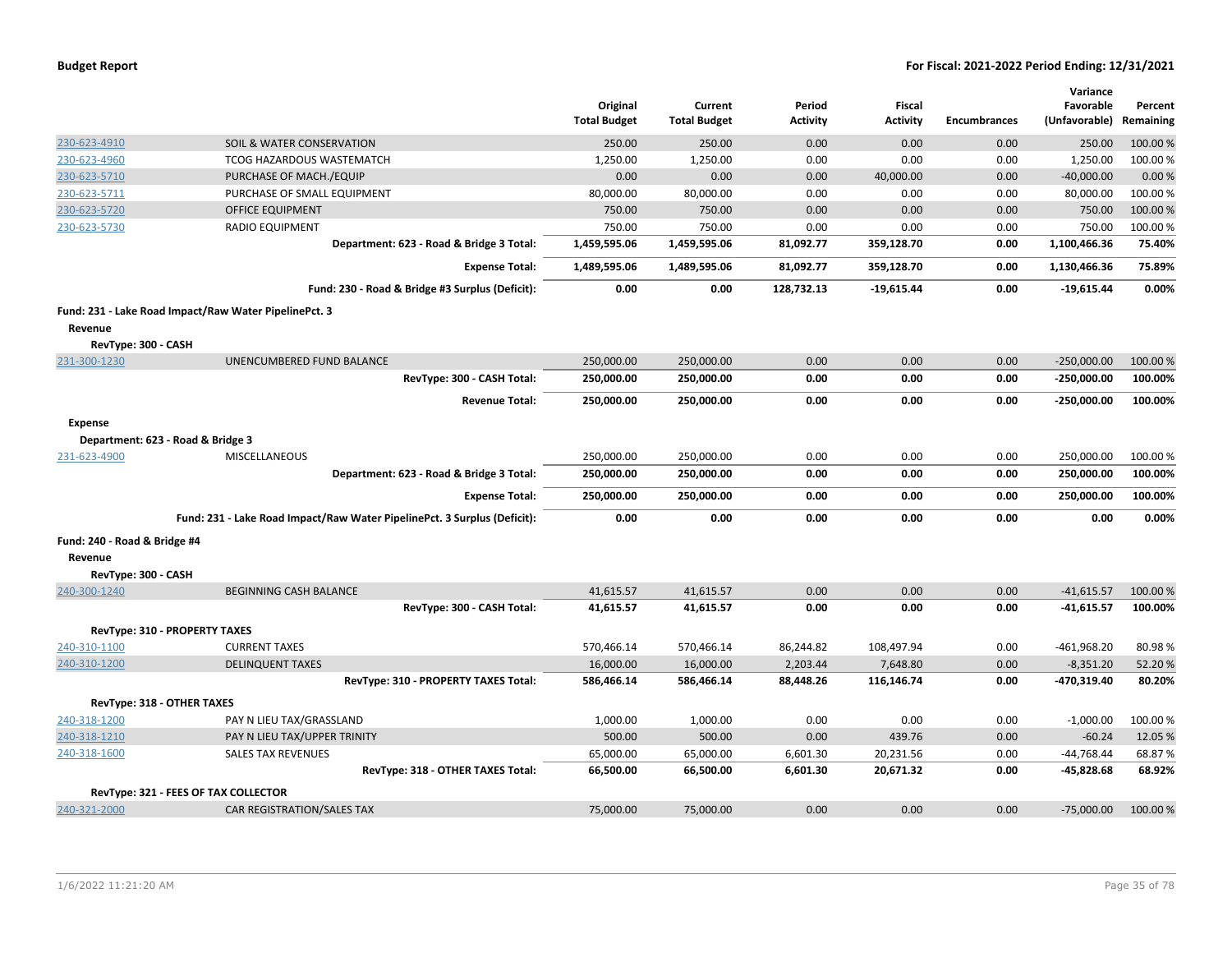**Budget Report** | **For Fiscal: 2021-2022 Period Ending: 12/31/2021**

| | | Original Total Budget | Current Total Budget | Period Activity | Fiscal Activity | Encumbrances | Variance Favorable (Unfavorable) | Percent Remaining |
|---|---|---|---|---|---|---|---|---|
| 230-623-4910 | SOIL & WATER CONSERVATION | 250.00 | 250.00 | 0.00 | 0.00 | 0.00 | 250.00 | 100.00 % |
| 230-623-4960 | TCOG HAZARDOUS WASTEMATCH | 1,250.00 | 1,250.00 | 0.00 | 0.00 | 0.00 | 1,250.00 | 100.00 % |
| 230-623-5710 | PURCHASE OF MACH./EQUIP | 0.00 | 0.00 | 0.00 | 40,000.00 | 0.00 | -40,000.00 | 0.00 % |
| 230-623-5711 | PURCHASE OF SMALL EQUIPMENT | 80,000.00 | 80,000.00 | 0.00 | 0.00 | 0.00 | 80,000.00 | 100.00 % |
| 230-623-5720 | OFFICE EQUIPMENT | 750.00 | 750.00 | 0.00 | 0.00 | 0.00 | 750.00 | 100.00 % |
| 230-623-5730 | RADIO EQUIPMENT | 750.00 | 750.00 | 0.00 | 0.00 | 0.00 | 750.00 | 100.00 % |
| | **Department: 623 - Road & Bridge 3 Total:** | **1,459,595.06** | **1,459,595.06** | **81,092.77** | **359,128.70** | **0.00** | **1,100,466.36** | **75.40%** |
| | **Expense Total:** | **1,489,595.06** | **1,489,595.06** | **81,092.77** | **359,128.70** | **0.00** | **1,130,466.36** | **75.89%** |
| | **Fund: 230 - Road & Bridge #3 Surplus (Deficit):** | **0.00** | **0.00** | **128,732.13** | **-19,615.44** | **0.00** | **-19,615.44** | **0.00%** |
| **Fund: 231 - Lake Road Impact/Raw Water PipelinePct. 3** | | | | | | | | |
| **Revenue** | | | | | | | | |
| **RevType: 300 - CASH** | | | | | | | | |
| 231-300-1230 | UNENCUMBERED FUND BALANCE | 250,000.00 | 250,000.00 | 0.00 | 0.00 | 0.00 | -250,000.00 | 100.00 % |
| | **RevType: 300 - CASH Total:** | **250,000.00** | **250,000.00** | **0.00** | **0.00** | **0.00** | **-250,000.00** | **100.00%** |
| | **Revenue Total:** | **250,000.00** | **250,000.00** | **0.00** | **0.00** | **0.00** | **-250,000.00** | **100.00%** |
| **Expense** | | | | | | | | |
| **Department: 623 - Road & Bridge 3** | | | | | | | | |
| 231-623-4900 | MISCELLANEOUS | 250,000.00 | 250,000.00 | 0.00 | 0.00 | 0.00 | 250,000.00 | 100.00 % |
| | **Department: 623 - Road & Bridge 3 Total:** | **250,000.00** | **250,000.00** | **0.00** | **0.00** | **0.00** | **250,000.00** | **100.00%** |
| | **Expense Total:** | **250,000.00** | **250,000.00** | **0.00** | **0.00** | **0.00** | **250,000.00** | **100.00%** |
| | **Fund: 231 - Lake Road Impact/Raw Water PipelinePct. 3 Surplus (Deficit):** | **0.00** | **0.00** | **0.00** | **0.00** | **0.00** | **0.00** | **0.00%** |
| **Fund: 240 - Road & Bridge #4** | | | | | | | | |
| **Revenue** | | | | | | | | |
| **RevType: 300 - CASH** | | | | | | | | |
| 240-300-1240 | BEGINNING CASH BALANCE | 41,615.57 | 41,615.57 | 0.00 | 0.00 | 0.00 | -41,615.57 | 100.00 % |
| | **RevType: 300 - CASH Total:** | **41,615.57** | **41,615.57** | **0.00** | **0.00** | **0.00** | **-41,615.57** | **100.00%** |
| **RevType: 310 - PROPERTY TAXES** | | | | | | | | |
| 240-310-1100 | CURRENT TAXES | 570,466.14 | 570,466.14 | 86,244.82 | 108,497.94 | 0.00 | -461,968.20 | 80.98 % |
| 240-310-1200 | DELINQUENT TAXES | 16,000.00 | 16,000.00 | 2,203.44 | 7,648.80 | 0.00 | -8,351.20 | 52.20 % |
| | **RevType: 310 - PROPERTY TAXES Total:** | **586,466.14** | **586,466.14** | **88,448.26** | **116,146.74** | **0.00** | **-470,319.40** | **80.20%** |
| **RevType: 318 - OTHER TAXES** | | | | | | | | |
| 240-318-1200 | PAY N LIEU TAX/GRASSLAND | 1,000.00 | 1,000.00 | 0.00 | 0.00 | 0.00 | -1,000.00 | 100.00 % |
| 240-318-1210 | PAY N LIEU TAX/UPPER TRINITY | 500.00 | 500.00 | 0.00 | 439.76 | 0.00 | -60.24 | 12.05 % |
| 240-318-1600 | SALES TAX REVENUES | 65,000.00 | 65,000.00 | 6,601.30 | 20,231.56 | 0.00 | -44,768.44 | 68.87 % |
| | **RevType: 318 - OTHER TAXES Total:** | **66,500.00** | **66,500.00** | **6,601.30** | **20,671.32** | **0.00** | **-45,828.68** | **68.92%** |
| **RevType: 321 - FEES OF TAX COLLECTOR** | | | | | | | | |
| 240-321-2000 | CAR REGISTRATION/SALES TAX | 75,000.00 | 75,000.00 | 0.00 | 0.00 | 0.00 | -75,000.00 | 100.00 % |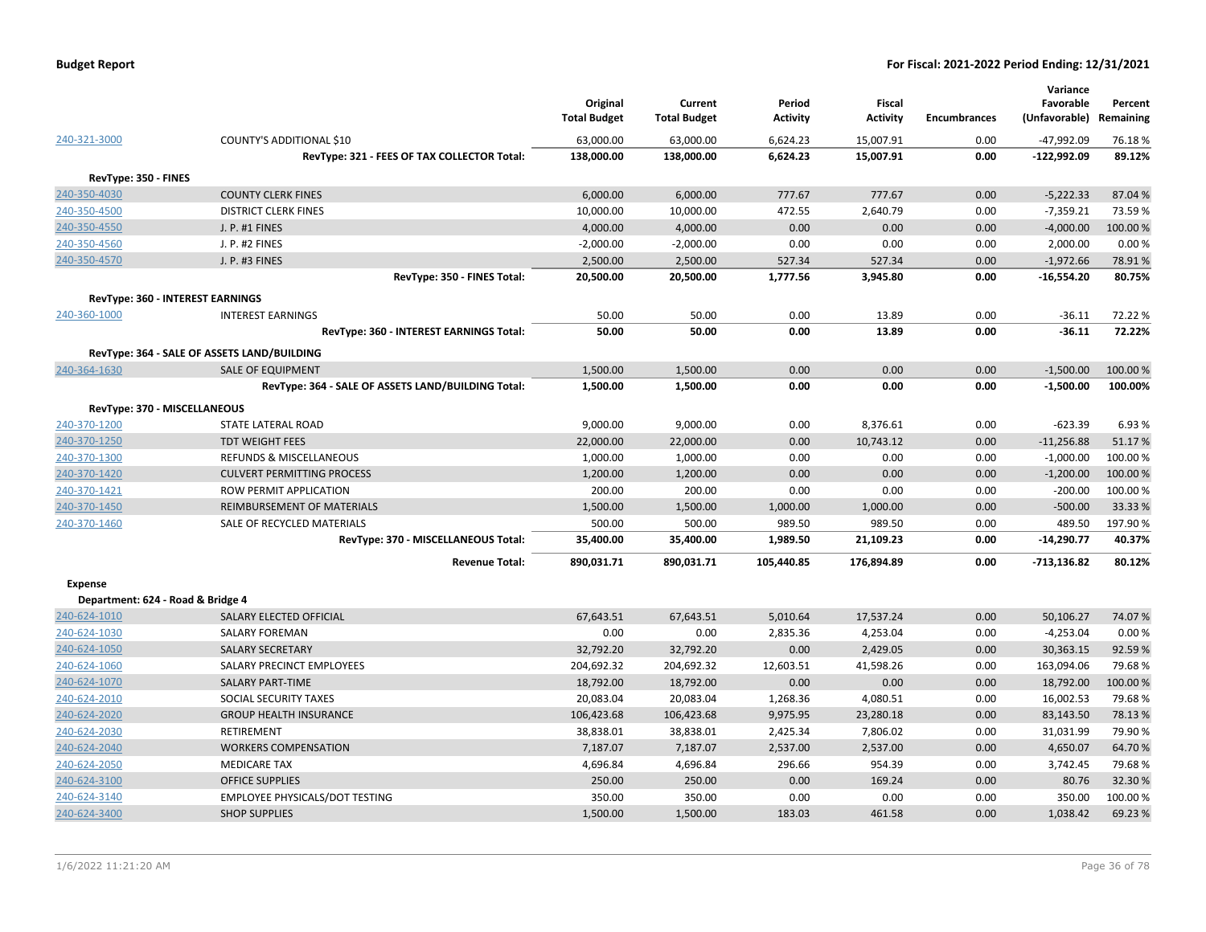**Budget Report** | **For Fiscal: 2021-2022 Period Ending: 12/31/2021**

| | | Original Total Budget | Current Total Budget | Period Activity | Fiscal Activity | Encumbrances | Variance Favorable (Unfavorable) | Percent Remaining |
|---|---|---|---|---|---|---|---|---|
| 240-321-3000 | COUNTY'S ADDITIONAL $10 | 63,000.00 | 63,000.00 | 6,624.23 | 15,007.91 | 0.00 | -47,992.09 | 76.18 % |
| | **RevType: 321 - FEES OF TAX COLLECTOR Total:** | **138,000.00** | **138,000.00** | **6,624.23** | **15,007.91** | **0.00** | **-122,992.09** | **89.12%** |
| **RevType: 350 - FINES** | | | | | | | | |
| 240-350-4030 | COUNTY CLERK FINES | 6,000.00 | 6,000.00 | 777.67 | 777.67 | 0.00 | -5,222.33 | 87.04 % |
| 240-350-4500 | DISTRICT CLERK FINES | 10,000.00 | 10,000.00 | 472.55 | 2,640.79 | 0.00 | -7,359.21 | 73.59 % |
| 240-350-4550 | J. P. #1 FINES | 4,000.00 | 4,000.00 | 0.00 | 0.00 | 0.00 | -4,000.00 | 100.00 % |
| 240-350-4560 | J. P. #2 FINES | -2,000.00 | -2,000.00 | 0.00 | 0.00 | 0.00 | 2,000.00 | 0.00 % |
| 240-350-4570 | J. P. #3 FINES | 2,500.00 | 2,500.00 | 527.34 | 527.34 | 0.00 | -1,972.66 | 78.91 % |
| | **RevType: 350 - FINES Total:** | **20,500.00** | **20,500.00** | **1,777.56** | **3,945.80** | **0.00** | **-16,554.20** | **80.75%** |
| **RevType: 360 - INTEREST EARNINGS** | | | | | | | | |
| 240-360-1000 | INTEREST EARNINGS | 50.00 | 50.00 | 0.00 | 13.89 | 0.00 | -36.11 | 72.22 % |
| | **RevType: 360 - INTEREST EARNINGS Total:** | **50.00** | **50.00** | **0.00** | **13.89** | **0.00** | **-36.11** | **72.22%** |
| **RevType: 364 - SALE OF ASSETS LAND/BUILDING** | | | | | | | | |
| 240-364-1630 | SALE OF EQUIPMENT | 1,500.00 | 1,500.00 | 0.00 | 0.00 | 0.00 | -1,500.00 | 100.00 % |
| | **RevType: 364 - SALE OF ASSETS LAND/BUILDING Total:** | **1,500.00** | **1,500.00** | **0.00** | **0.00** | **0.00** | **-1,500.00** | **100.00%** |
| **RevType: 370 - MISCELLANEOUS** | | | | | | | | |
| 240-370-1200 | STATE LATERAL ROAD | 9,000.00 | 9,000.00 | 0.00 | 8,376.61 | 0.00 | -623.39 | 6.93 % |
| 240-370-1250 | TDT WEIGHT FEES | 22,000.00 | 22,000.00 | 0.00 | 10,743.12 | 0.00 | -11,256.88 | 51.17 % |
| 240-370-1300 | REFUNDS & MISCELLANEOUS | 1,000.00 | 1,000.00 | 0.00 | 0.00 | 0.00 | -1,000.00 | 100.00 % |
| 240-370-1420 | CULVERT PERMITTING PROCESS | 1,200.00 | 1,200.00 | 0.00 | 0.00 | 0.00 | -1,200.00 | 100.00 % |
| 240-370-1421 | ROW PERMIT APPLICATION | 200.00 | 200.00 | 0.00 | 0.00 | 0.00 | -200.00 | 100.00 % |
| 240-370-1450 | REIMBURSEMENT OF MATERIALS | 1,500.00 | 1,500.00 | 1,000.00 | 1,000.00 | 0.00 | -500.00 | 33.33 % |
| 240-370-1460 | SALE OF RECYCLED MATERIALS | 500.00 | 500.00 | 989.50 | 989.50 | 0.00 | 489.50 | 197.90 % |
| | **RevType: 370 - MISCELLANEOUS Total:** | **35,400.00** | **35,400.00** | **1,989.50** | **21,109.23** | **0.00** | **-14,290.77** | **40.37%** |
| | **Revenue Total:** | **890,031.71** | **890,031.71** | **105,440.85** | **176,894.89** | **0.00** | **-713,136.82** | **80.12%** |
| **Expense** | | | | | | | | |
| **Department: 624 - Road & Bridge 4** | | | | | | | | |
| 240-624-1010 | SALARY ELECTED OFFICIAL | 67,643.51 | 67,643.51 | 5,010.64 | 17,537.24 | 0.00 | 50,106.27 | 74.07 % |
| 240-624-1030 | SALARY FOREMAN | 0.00 | 0.00 | 2,835.36 | 4,253.04 | 0.00 | -4,253.04 | 0.00 % |
| 240-624-1050 | SALARY SECRETARY | 32,792.20 | 32,792.20 | 0.00 | 2,429.05 | 0.00 | 30,363.15 | 92.59 % |
| 240-624-1060 | SALARY PRECINCT EMPLOYEES | 204,692.32 | 204,692.32 | 12,603.51 | 41,598.26 | 0.00 | 163,094.06 | 79.68 % |
| 240-624-1070 | SALARY PART-TIME | 18,792.00 | 18,792.00 | 0.00 | 0.00 | 0.00 | 18,792.00 | 100.00 % |
| 240-624-2010 | SOCIAL SECURITY TAXES | 20,083.04 | 20,083.04 | 1,268.36 | 4,080.51 | 0.00 | 16,002.53 | 79.68 % |
| 240-624-2020 | GROUP HEALTH INSURANCE | 106,423.68 | 106,423.68 | 9,975.95 | 23,280.18 | 0.00 | 83,143.50 | 78.13 % |
| 240-624-2030 | RETIREMENT | 38,838.01 | 38,838.01 | 2,425.34 | 7,806.02 | 0.00 | 31,031.99 | 79.90 % |
| 240-624-2040 | WORKERS COMPENSATION | 7,187.07 | 7,187.07 | 2,537.00 | 2,537.00 | 0.00 | 4,650.07 | 64.70 % |
| 240-624-2050 | MEDICARE TAX | 4,696.84 | 4,696.84 | 296.66 | 954.39 | 0.00 | 3,742.45 | 79.68 % |
| 240-624-3100 | OFFICE SUPPLIES | 250.00 | 250.00 | 0.00 | 169.24 | 0.00 | 80.76 | 32.30 % |
| 240-624-3140 | EMPLOYEE PHYSICALS/DOT TESTING | 350.00 | 350.00 | 0.00 | 0.00 | 0.00 | 350.00 | 100.00 % |
| 240-624-3400 | SHOP SUPPLIES | 1,500.00 | 1,500.00 | 183.03 | 461.58 | 0.00 | 1,038.42 | 69.23 % |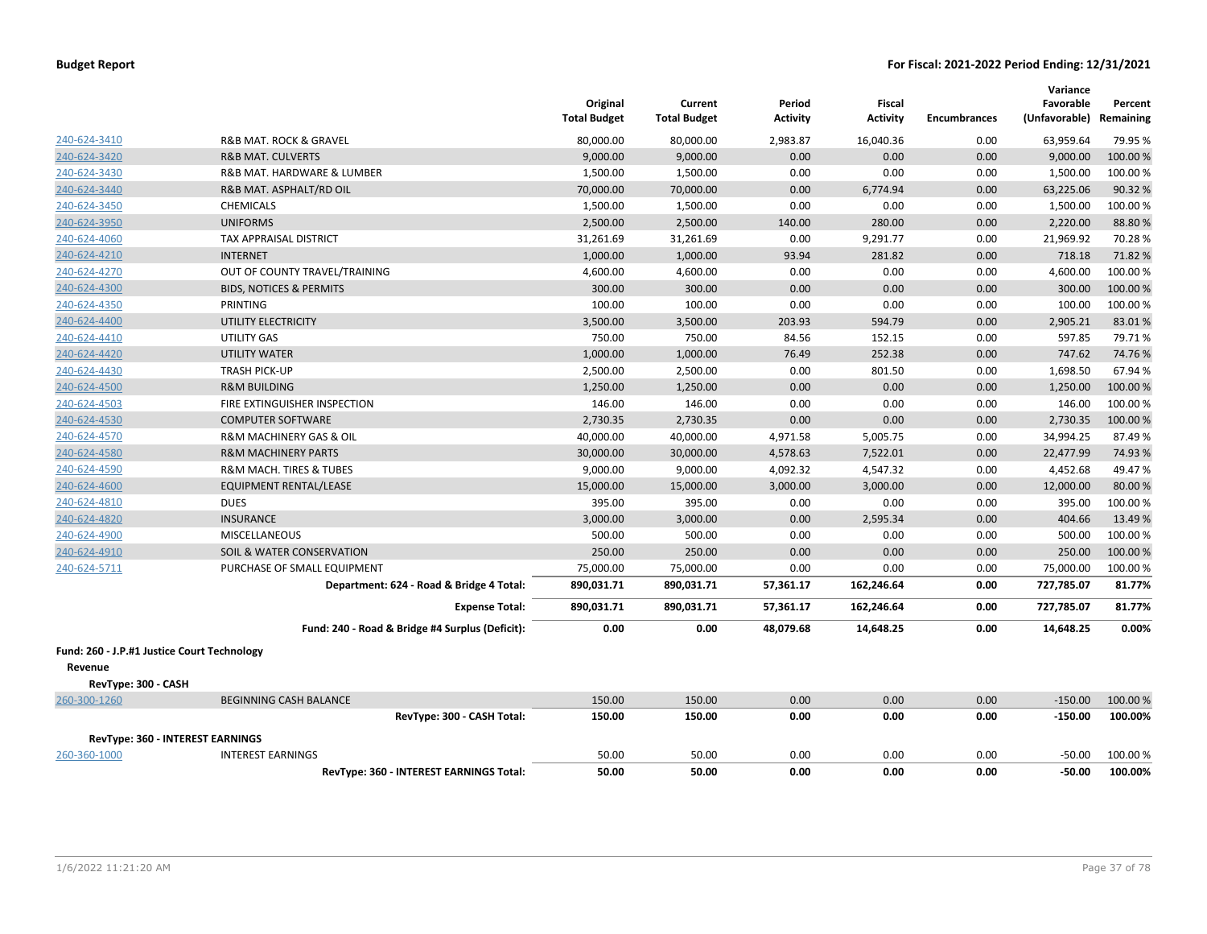| | | Original Total Budget | Current Total Budget | Period Activity | Fiscal Activity | Encumbrances | Variance Favorable (Unfavorable) | Percent Remaining |
|---|---|---|---|---|---|---|---|---|
| 240-624-3410 | R&B MAT. ROCK & GRAVEL | 80,000.00 | 80,000.00 | 2,983.87 | 16,040.36 | 0.00 | 63,959.64 | 79.95 % |
| 240-624-3420 | R&B MAT. CULVERTS | 9,000.00 | 9,000.00 | 0.00 | 0.00 | 0.00 | 9,000.00 | 100.00 % |
| 240-624-3430 | R&B MAT. HARDWARE & LUMBER | 1,500.00 | 1,500.00 | 0.00 | 0.00 | 0.00 | 1,500.00 | 100.00 % |
| 240-624-3440 | R&B MAT. ASPHALT/RD OIL | 70,000.00 | 70,000.00 | 0.00 | 6,774.94 | 0.00 | 63,225.06 | 90.32 % |
| 240-624-3450 | CHEMICALS | 1,500.00 | 1,500.00 | 0.00 | 0.00 | 0.00 | 1,500.00 | 100.00 % |
| 240-624-3950 | UNIFORMS | 2,500.00 | 2,500.00 | 140.00 | 280.00 | 0.00 | 2,220.00 | 88.80 % |
| 240-624-4060 | TAX APPRAISAL DISTRICT | 31,261.69 | 31,261.69 | 0.00 | 9,291.77 | 0.00 | 21,969.92 | 70.28 % |
| 240-624-4210 | INTERNET | 1,000.00 | 1,000.00 | 93.94 | 281.82 | 0.00 | 718.18 | 71.82 % |
| 240-624-4270 | OUT OF COUNTY TRAVEL/TRAINING | 4,600.00 | 4,600.00 | 0.00 | 0.00 | 0.00 | 4,600.00 | 100.00 % |
| 240-624-4300 | BIDS, NOTICES & PERMITS | 300.00 | 300.00 | 0.00 | 0.00 | 0.00 | 300.00 | 100.00 % |
| 240-624-4350 | PRINTING | 100.00 | 100.00 | 0.00 | 0.00 | 0.00 | 100.00 | 100.00 % |
| 240-624-4400 | UTILITY ELECTRICITY | 3,500.00 | 3,500.00 | 203.93 | 594.79 | 0.00 | 2,905.21 | 83.01 % |
| 240-624-4410 | UTILITY GAS | 750.00 | 750.00 | 84.56 | 152.15 | 0.00 | 597.85 | 79.71 % |
| 240-624-4420 | UTILITY WATER | 1,000.00 | 1,000.00 | 76.49 | 252.38 | 0.00 | 747.62 | 74.76 % |
| 240-624-4430 | TRASH PICK-UP | 2,500.00 | 2,500.00 | 0.00 | 801.50 | 0.00 | 1,698.50 | 67.94 % |
| 240-624-4500 | R&M BUILDING | 1,250.00 | 1,250.00 | 0.00 | 0.00 | 0.00 | 1,250.00 | 100.00 % |
| 240-624-4503 | FIRE EXTINGUISHER INSPECTION | 146.00 | 146.00 | 0.00 | 0.00 | 0.00 | 146.00 | 100.00 % |
| 240-624-4530 | COMPUTER SOFTWARE | 2,730.35 | 2,730.35 | 0.00 | 0.00 | 0.00 | 2,730.35 | 100.00 % |
| 240-624-4570 | R&M MACHINERY GAS & OIL | 40,000.00 | 40,000.00 | 4,971.58 | 5,005.75 | 0.00 | 34,994.25 | 87.49 % |
| 240-624-4580 | R&M MACHINERY PARTS | 30,000.00 | 30,000.00 | 4,578.63 | 7,522.01 | 0.00 | 22,477.99 | 74.93 % |
| 240-624-4590 | R&M MACH. TIRES & TUBES | 9,000.00 | 9,000.00 | 4,092.32 | 4,547.32 | 0.00 | 4,452.68 | 49.47 % |
| 240-624-4600 | EQUIPMENT RENTAL/LEASE | 15,000.00 | 15,000.00 | 3,000.00 | 3,000.00 | 0.00 | 12,000.00 | 80.00 % |
| 240-624-4810 | DUES | 395.00 | 395.00 | 0.00 | 0.00 | 0.00 | 395.00 | 100.00 % |
| 240-624-4820 | INSURANCE | 3,000.00 | 3,000.00 | 0.00 | 2,595.34 | 0.00 | 404.66 | 13.49 % |
| 240-624-4900 | MISCELLANEOUS | 500.00 | 500.00 | 0.00 | 0.00 | 0.00 | 500.00 | 100.00 % |
| 240-624-4910 | SOIL & WATER CONSERVATION | 250.00 | 250.00 | 0.00 | 0.00 | 0.00 | 250.00 | 100.00 % |
| 240-624-5711 | PURCHASE OF SMALL EQUIPMENT | 75,000.00 | 75,000.00 | 0.00 | 0.00 | 0.00 | 75,000.00 | 100.00 % |
| | **Department: 624 - Road & Bridge 4 Total:** | **890,031.71** | **890,031.71** | **57,361.17** | **162,246.64** | **0.00** | **727,785.07** | **81.77%** |
| | **Expense Total:** | **890,031.71** | **890,031.71** | **57,361.17** | **162,246.64** | **0.00** | **727,785.07** | **81.77%** |
| | **Fund: 240 - Road & Bridge #4 Surplus (Deficit):** | **0.00** | **0.00** | **48,079.68** | **14,648.25** | **0.00** | **14,648.25** | **0.00%** |

**Fund: 260 - J.P.#1 Justice Court Technology**

**Revenue**

**RevType: 300 - CASH**

| | | Original Total Budget | Current Total Budget | Period Activity | Fiscal Activity | Encumbrances | Variance Favorable (Unfavorable) | Percent Remaining |
|---|---|---|---|---|---|---|---|---|
| 260-300-1260 | BEGINNING CASH BALANCE | 150.00 | 150.00 | 0.00 | 0.00 | 0.00 | -150.00 | 100.00 % |
| | **RevType: 300 - CASH Total:** | **150.00** | **150.00** | **0.00** | **0.00** | **0.00** | **-150.00** | **100.00%** |

**RevType: 360 - INTEREST EARNINGS**

| | | Original Total Budget | Current Total Budget | Period Activity | Fiscal Activity | Encumbrances | Variance Favorable (Unfavorable) | Percent Remaining |
|---|---|---|---|---|---|---|---|---|
| 260-360-1000 | INTEREST EARNINGS | 50.00 | 50.00 | 0.00 | 0.00 | 0.00 | -50.00 | 100.00 % |
| | **RevType: 360 - INTEREST EARNINGS Total:** | **50.00** | **50.00** | **0.00** | **0.00** | **0.00** | **-50.00** | **100.00%** |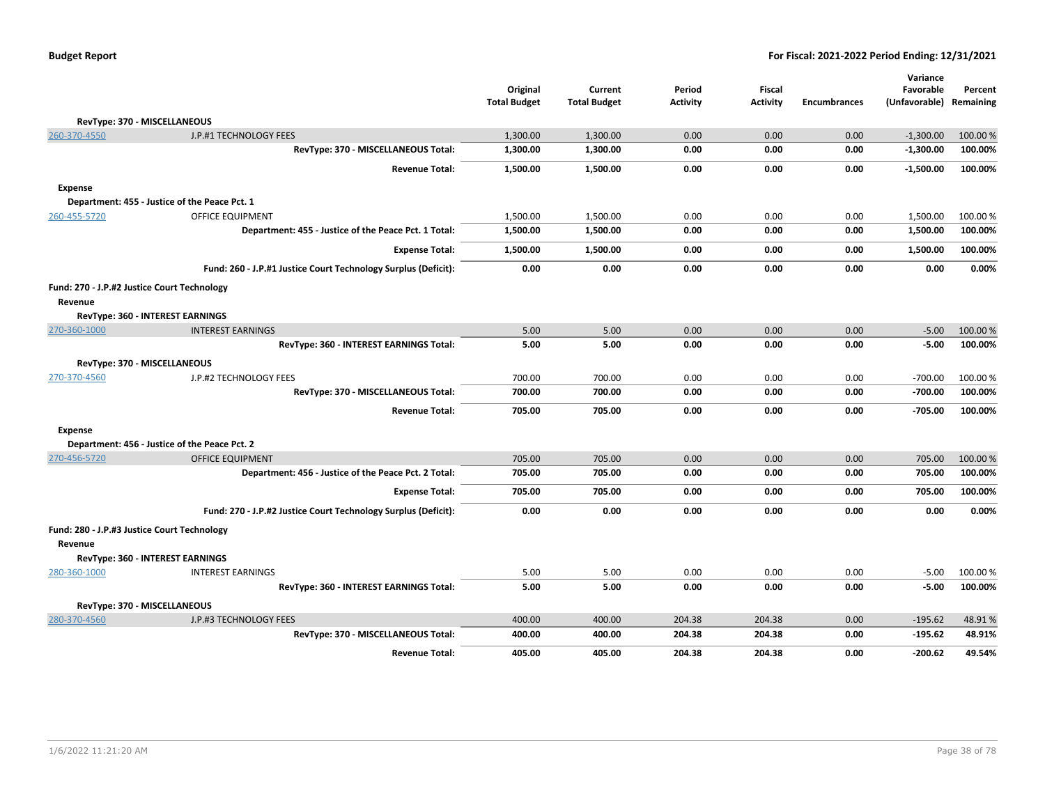**Budget Report** — **For Fiscal: 2021-2022 Period Ending: 12/31/2021**

| | | Original Total Budget | Current Total Budget | Period Activity | Fiscal Activity | Encumbrances | Variance Favorable (Unfavorable) | Percent Remaining |
|---|---|---|---|---|---|---|---|---|
| **RevType: 370 - MISCELLANEOUS** | | | | | | | | |
| 260-370-4550 | J.P.#1 TECHNOLOGY FEES | 1,300.00 | 1,300.00 | 0.00 | 0.00 | 0.00 | -1,300.00 | 100.00 % |
| | **RevType: 370 - MISCELLANEOUS Total:** | **1,300.00** | **1,300.00** | **0.00** | **0.00** | **0.00** | **-1,300.00** | **100.00%** |
| | **Revenue Total:** | **1,500.00** | **1,500.00** | **0.00** | **0.00** | **0.00** | **-1,500.00** | **100.00%** |
| **Expense** | | | | | | | | |
| **Department: 455 - Justice of the Peace Pct. 1** | | | | | | | | |
| 260-455-5720 | OFFICE EQUIPMENT | 1,500.00 | 1,500.00 | 0.00 | 0.00 | 0.00 | 1,500.00 | 100.00 % |
| | **Department: 455 - Justice of the Peace Pct. 1 Total:** | **1,500.00** | **1,500.00** | **0.00** | **0.00** | **0.00** | **1,500.00** | **100.00%** |
| | **Expense Total:** | **1,500.00** | **1,500.00** | **0.00** | **0.00** | **0.00** | **1,500.00** | **100.00%** |
| | **Fund: 260 - J.P.#1 Justice Court Technology Surplus (Deficit):** | **0.00** | **0.00** | **0.00** | **0.00** | **0.00** | **0.00** | **0.00%** |
| **Fund: 270 - J.P.#2 Justice Court Technology** | | | | | | | | |
| **Revenue** | | | | | | | | |
| **RevType: 360 - INTEREST EARNINGS** | | | | | | | | |
| 270-360-1000 | INTEREST EARNINGS | 5.00 | 5.00 | 0.00 | 0.00 | 0.00 | -5.00 | 100.00 % |
| | **RevType: 360 - INTEREST EARNINGS Total:** | **5.00** | **5.00** | **0.00** | **0.00** | **0.00** | **-5.00** | **100.00%** |
| **RevType: 370 - MISCELLANEOUS** | | | | | | | | |
| 270-370-4560 | J.P.#2 TECHNOLOGY FEES | 700.00 | 700.00 | 0.00 | 0.00 | 0.00 | -700.00 | 100.00 % |
| | **RevType: 370 - MISCELLANEOUS Total:** | **700.00** | **700.00** | **0.00** | **0.00** | **0.00** | **-700.00** | **100.00%** |
| | **Revenue Total:** | **705.00** | **705.00** | **0.00** | **0.00** | **0.00** | **-705.00** | **100.00%** |
| **Expense** | | | | | | | | |
| **Department: 456 - Justice of the Peace Pct. 2** | | | | | | | | |
| 270-456-5720 | OFFICE EQUIPMENT | 705.00 | 705.00 | 0.00 | 0.00 | 0.00 | 705.00 | 100.00 % |
| | **Department: 456 - Justice of the Peace Pct. 2 Total:** | **705.00** | **705.00** | **0.00** | **0.00** | **0.00** | **705.00** | **100.00%** |
| | **Expense Total:** | **705.00** | **705.00** | **0.00** | **0.00** | **0.00** | **705.00** | **100.00%** |
| | **Fund: 270 - J.P.#2 Justice Court Technology Surplus (Deficit):** | **0.00** | **0.00** | **0.00** | **0.00** | **0.00** | **0.00** | **0.00%** |
| **Fund: 280 - J.P.#3 Justice Court Technology** | | | | | | | | |
| **Revenue** | | | | | | | | |
| **RevType: 360 - INTEREST EARNINGS** | | | | | | | | |
| 280-360-1000 | INTEREST EARNINGS | 5.00 | 5.00 | 0.00 | 0.00 | 0.00 | -5.00 | 100.00 % |
| | **RevType: 360 - INTEREST EARNINGS Total:** | **5.00** | **5.00** | **0.00** | **0.00** | **0.00** | **-5.00** | **100.00%** |
| **RevType: 370 - MISCELLANEOUS** | | | | | | | | |
| 280-370-4560 | J.P.#3 TECHNOLOGY FEES | 400.00 | 400.00 | 204.38 | 204.38 | 0.00 | -195.62 | 48.91 % |
| | **RevType: 370 - MISCELLANEOUS Total:** | **400.00** | **400.00** | **204.38** | **204.38** | **0.00** | **-195.62** | **48.91%** |
| | **Revenue Total:** | **405.00** | **405.00** | **204.38** | **204.38** | **0.00** | **-200.62** | **49.54%** |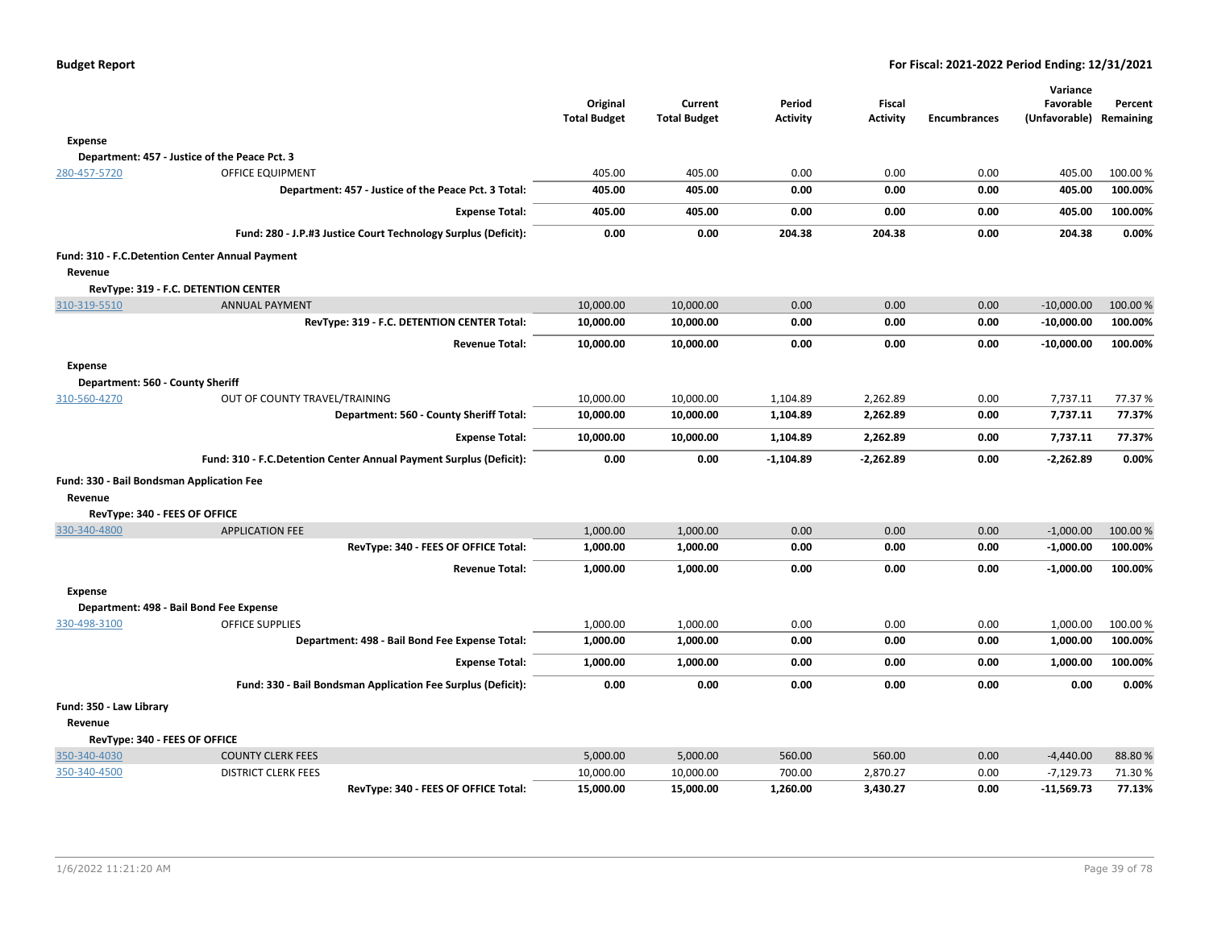| | | Original Total Budget | Current Total Budget | Period Activity | Fiscal Activity | Encumbrances | Variance Favorable (Unfavorable) | Percent Remaining |
|---|---|---|---|---|---|---|---|---|
| **Expense** | | | | | | | | |
| **Department: 457 - Justice of the Peace Pct. 3** | | | | | | | | |
| 280-457-5720 | OFFICE EQUIPMENT | 405.00 | 405.00 | 0.00 | 0.00 | 0.00 | 405.00 | 100.00 % |
| | **Department: 457 - Justice of the Peace Pct. 3 Total:** | **405.00** | **405.00** | **0.00** | **0.00** | **0.00** | **405.00** | **100.00%** |
| | **Expense Total:** | **405.00** | **405.00** | **0.00** | **0.00** | **0.00** | **405.00** | **100.00%** |
| | **Fund: 280 - J.P.#3 Justice Court Technology Surplus (Deficit):** | **0.00** | **0.00** | **204.38** | **204.38** | **0.00** | **204.38** | **0.00%** |
| **Fund: 310 - F.C.Detention Center Annual Payment** | | | | | | | | |
| **Revenue** | | | | | | | | |
| **RevType: 319 - F.C. DETENTION CENTER** | | | | | | | | |
| 310-319-5510 | ANNUAL PAYMENT | 10,000.00 | 10,000.00 | 0.00 | 0.00 | 0.00 | -10,000.00 | 100.00 % |
| | **RevType: 319 - F.C. DETENTION CENTER Total:** | **10,000.00** | **10,000.00** | **0.00** | **0.00** | **0.00** | **-10,000.00** | **100.00%** |
| | **Revenue Total:** | **10,000.00** | **10,000.00** | **0.00** | **0.00** | **0.00** | **-10,000.00** | **100.00%** |
| **Expense** | | | | | | | | |
| **Department: 560 - County Sheriff** | | | | | | | | |
| 310-560-4270 | OUT OF COUNTY TRAVEL/TRAINING | 10,000.00 | 10,000.00 | 1,104.89 | 2,262.89 | 0.00 | 7,737.11 | 77.37 % |
| | **Department: 560 - County Sheriff Total:** | **10,000.00** | **10,000.00** | **1,104.89** | **2,262.89** | **0.00** | **7,737.11** | **77.37%** |
| | **Expense Total:** | **10,000.00** | **10,000.00** | **1,104.89** | **2,262.89** | **0.00** | **7,737.11** | **77.37%** |
| | **Fund: 310 - F.C.Detention Center Annual Payment Surplus (Deficit):** | **0.00** | **0.00** | **-1,104.89** | **-2,262.89** | **0.00** | **-2,262.89** | **0.00%** |
| **Fund: 330 - Bail Bondsman Application Fee** | | | | | | | | |
| **Revenue** | | | | | | | | |
| **RevType: 340 - FEES OF OFFICE** | | | | | | | | |
| 330-340-4800 | APPLICATION FEE | 1,000.00 | 1,000.00 | 0.00 | 0.00 | 0.00 | -1,000.00 | 100.00 % |
| | **RevType: 340 - FEES OF OFFICE Total:** | **1,000.00** | **1,000.00** | **0.00** | **0.00** | **0.00** | **-1,000.00** | **100.00%** |
| | **Revenue Total:** | **1,000.00** | **1,000.00** | **0.00** | **0.00** | **0.00** | **-1,000.00** | **100.00%** |
| **Expense** | | | | | | | | |
| **Department: 498 - Bail Bond Fee Expense** | | | | | | | | |
| 330-498-3100 | OFFICE SUPPLIES | 1,000.00 | 1,000.00 | 0.00 | 0.00 | 0.00 | 1,000.00 | 100.00 % |
| | **Department: 498 - Bail Bond Fee Expense Total:** | **1,000.00** | **1,000.00** | **0.00** | **0.00** | **0.00** | **1,000.00** | **100.00%** |
| | **Expense Total:** | **1,000.00** | **1,000.00** | **0.00** | **0.00** | **0.00** | **1,000.00** | **100.00%** |
| | **Fund: 330 - Bail Bondsman Application Fee Surplus (Deficit):** | **0.00** | **0.00** | **0.00** | **0.00** | **0.00** | **0.00** | **0.00%** |
| **Fund: 350 - Law Library** | | | | | | | | |
| **Revenue** | | | | | | | | |
| **RevType: 340 - FEES OF OFFICE** | | | | | | | | |
| 350-340-4030 | COUNTY CLERK FEES | 5,000.00 | 5,000.00 | 560.00 | 560.00 | 0.00 | -4,440.00 | 88.80 % |
| 350-340-4500 | DISTRICT CLERK FEES | 10,000.00 | 10,000.00 | 700.00 | 2,870.27 | 0.00 | -7,129.73 | 71.30 % |
| | **RevType: 340 - FEES OF OFFICE Total:** | **15,000.00** | **15,000.00** | **1,260.00** | **3,430.27** | **0.00** | **-11,569.73** | **77.13%** |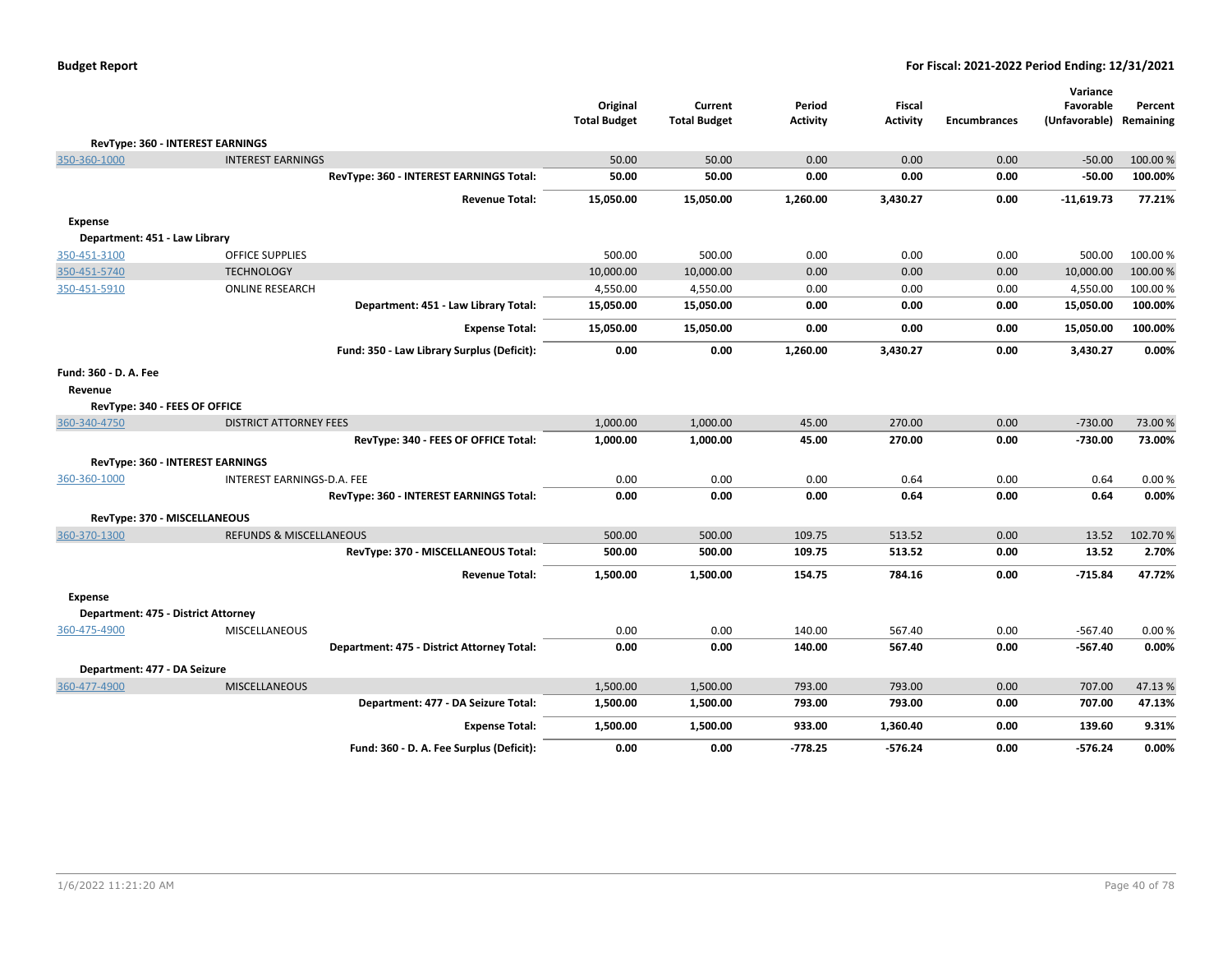**Budget Report** — **For Fiscal: 2021-2022 Period Ending: 12/31/2021**

| | | Original Total Budget | Current Total Budget | Period Activity | Fiscal Activity | Encumbrances | Variance Favorable (Unfavorable) | Percent Remaining |
|---|---|---|---|---|---|---|---|---|
| **RevType: 360 - INTEREST EARNINGS** | | | | | | | | |
| 350-360-1000 | INTEREST EARNINGS | 50.00 | 50.00 | 0.00 | 0.00 | 0.00 | -50.00 | 100.00 % |
| | **RevType: 360 - INTEREST EARNINGS Total:** | **50.00** | **50.00** | **0.00** | **0.00** | **0.00** | **-50.00** | **100.00%** |
| | **Revenue Total:** | **15,050.00** | **15,050.00** | **1,260.00** | **3,430.27** | **0.00** | **-11,619.73** | **77.21%** |
| **Expense** | | | | | | | | |
| **Department: 451 - Law Library** | | | | | | | | |
| 350-451-3100 | OFFICE SUPPLIES | 500.00 | 500.00 | 0.00 | 0.00 | 0.00 | 500.00 | 100.00 % |
| 350-451-5740 | TECHNOLOGY | 10,000.00 | 10,000.00 | 0.00 | 0.00 | 0.00 | 10,000.00 | 100.00 % |
| 350-451-5910 | ONLINE RESEARCH | 4,550.00 | 4,550.00 | 0.00 | 0.00 | 0.00 | 4,550.00 | 100.00 % |
| | **Department: 451 - Law Library Total:** | **15,050.00** | **15,050.00** | **0.00** | **0.00** | **0.00** | **15,050.00** | **100.00%** |
| | **Expense Total:** | **15,050.00** | **15,050.00** | **0.00** | **0.00** | **0.00** | **15,050.00** | **100.00%** |
| | **Fund: 350 - Law Library Surplus (Deficit):** | **0.00** | **0.00** | **1,260.00** | **3,430.27** | **0.00** | **3,430.27** | **0.00%** |
| **Fund: 360 - D. A. Fee** | | | | | | | | |
| **Revenue** | | | | | | | | |
| **RevType: 340 - FEES OF OFFICE** | | | | | | | | |
| 360-340-4750 | DISTRICT ATTORNEY FEES | 1,000.00 | 1,000.00 | 45.00 | 270.00 | 0.00 | -730.00 | 73.00 % |
| | **RevType: 340 - FEES OF OFFICE Total:** | **1,000.00** | **1,000.00** | **45.00** | **270.00** | **0.00** | **-730.00** | **73.00%** |
| **RevType: 360 - INTEREST EARNINGS** | | | | | | | | |
| 360-360-1000 | INTEREST EARNINGS-D.A. FEE | 0.00 | 0.00 | 0.00 | 0.64 | 0.00 | 0.64 | 0.00 % |
| | **RevType: 360 - INTEREST EARNINGS Total:** | **0.00** | **0.00** | **0.00** | **0.64** | **0.00** | **0.64** | **0.00%** |
| **RevType: 370 - MISCELLANEOUS** | | | | | | | | |
| 360-370-1300 | REFUNDS & MISCELLANEOUS | 500.00 | 500.00 | 109.75 | 513.52 | 0.00 | 13.52 | 102.70 % |
| | **RevType: 370 - MISCELLANEOUS Total:** | **500.00** | **500.00** | **109.75** | **513.52** | **0.00** | **13.52** | **2.70%** |
| | **Revenue Total:** | **1,500.00** | **1,500.00** | **154.75** | **784.16** | **0.00** | **-715.84** | **47.72%** |
| **Expense** | | | | | | | | |
| **Department: 475 - District Attorney** | | | | | | | | |
| 360-475-4900 | MISCELLANEOUS | 0.00 | 0.00 | 140.00 | 567.40 | 0.00 | -567.40 | 0.00 % |
| | **Department: 475 - District Attorney Total:** | **0.00** | **0.00** | **140.00** | **567.40** | **0.00** | **-567.40** | **0.00%** |
| **Department: 477 - DA Seizure** | | | | | | | | |
| 360-477-4900 | MISCELLANEOUS | 1,500.00 | 1,500.00 | 793.00 | 793.00 | 0.00 | 707.00 | 47.13 % |
| | **Department: 477 - DA Seizure Total:** | **1,500.00** | **1,500.00** | **793.00** | **793.00** | **0.00** | **707.00** | **47.13%** |
| | **Expense Total:** | **1,500.00** | **1,500.00** | **933.00** | **1,360.40** | **0.00** | **139.60** | **9.31%** |
| | **Fund: 360 - D. A. Fee Surplus (Deficit):** | **0.00** | **0.00** | **-778.25** | **-576.24** | **0.00** | **-576.24** | **0.00%** |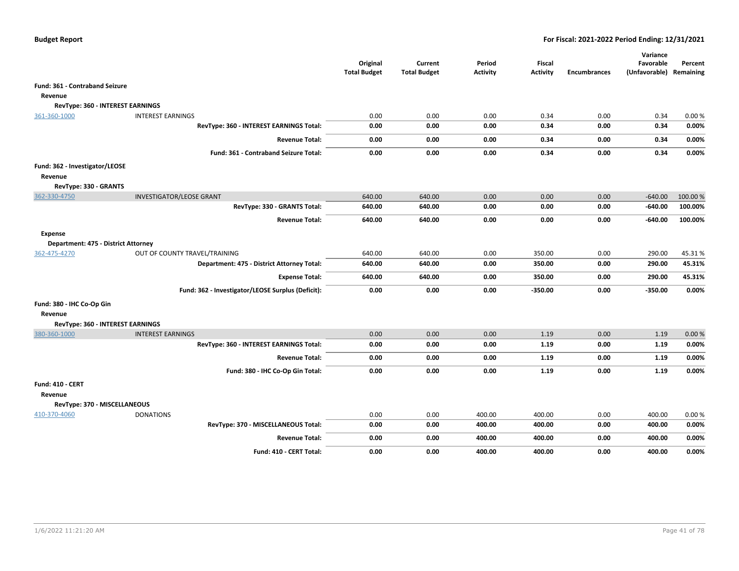## Budget Report

**For Fiscal: 2021-2022 Period Ending: 12/31/2021**

| | | Original Total Budget | Current Total Budget | Period Activity | Fiscal Activity | Encumbrances | Variance Favorable (Unfavorable) | Percent Remaining |
|---|---|---|---|---|---|---|---|---|
| **Fund: 361 - Contraband Seizure** | | | | | | | | |
| **Revenue** | | | | | | | | |
| **RevType: 360 - INTEREST EARNINGS** | | | | | | | | |
| 361-360-1000 | INTEREST EARNINGS | 0.00 | 0.00 | 0.00 | 0.34 | 0.00 | 0.34 | 0.00 % |
| | **RevType: 360 - INTEREST EARNINGS Total:** | **0.00** | **0.00** | **0.00** | **0.34** | **0.00** | **0.34** | **0.00%** |
| | **Revenue Total:** | **0.00** | **0.00** | **0.00** | **0.34** | **0.00** | **0.34** | **0.00%** |
| | **Fund: 361 - Contraband Seizure Total:** | **0.00** | **0.00** | **0.00** | **0.34** | **0.00** | **0.34** | **0.00%** |
| **Fund: 362 - Investigator/LEOSE** | | | | | | | | |
| **Revenue** | | | | | | | | |
| **RevType: 330 - GRANTS** | | | | | | | | |
| 362-330-4750 | INVESTIGATOR/LEOSE GRANT | 640.00 | 640.00 | 0.00 | 0.00 | 0.00 | -640.00 | 100.00 % |
| | **RevType: 330 - GRANTS Total:** | **640.00** | **640.00** | **0.00** | **0.00** | **0.00** | **-640.00** | **100.00%** |
| | **Revenue Total:** | **640.00** | **640.00** | **0.00** | **0.00** | **0.00** | **-640.00** | **100.00%** |
| **Expense** | | | | | | | | |
| **Department: 475 - District Attorney** | | | | | | | | |
| 362-475-4270 | OUT OF COUNTY TRAVEL/TRAINING | 640.00 | 640.00 | 0.00 | 350.00 | 0.00 | 290.00 | 45.31 % |
| | **Department: 475 - District Attorney Total:** | **640.00** | **640.00** | **0.00** | **350.00** | **0.00** | **290.00** | **45.31%** |
| | **Expense Total:** | **640.00** | **640.00** | **0.00** | **350.00** | **0.00** | **290.00** | **45.31%** |
| | **Fund: 362 - Investigator/LEOSE Surplus (Deficit):** | **0.00** | **0.00** | **0.00** | **-350.00** | **0.00** | **-350.00** | **0.00%** |
| **Fund: 380 - IHC Co-Op Gin** | | | | | | | | |
| **Revenue** | | | | | | | | |
| **RevType: 360 - INTEREST EARNINGS** | | | | | | | | |
| 380-360-1000 | INTEREST EARNINGS | 0.00 | 0.00 | 0.00 | 1.19 | 0.00 | 1.19 | 0.00 % |
| | **RevType: 360 - INTEREST EARNINGS Total:** | **0.00** | **0.00** | **0.00** | **1.19** | **0.00** | **1.19** | **0.00%** |
| | **Revenue Total:** | **0.00** | **0.00** | **0.00** | **1.19** | **0.00** | **1.19** | **0.00%** |
| | **Fund: 380 - IHC Co-Op Gin Total:** | **0.00** | **0.00** | **0.00** | **1.19** | **0.00** | **1.19** | **0.00%** |
| **Fund: 410 - CERT** | | | | | | | | |
| **Revenue** | | | | | | | | |
| **RevType: 370 - MISCELLANEOUS** | | | | | | | | |
| 410-370-4060 | DONATIONS | 0.00 | 0.00 | 400.00 | 400.00 | 0.00 | 400.00 | 0.00 % |
| | **RevType: 370 - MISCELLANEOUS Total:** | **0.00** | **0.00** | **400.00** | **400.00** | **0.00** | **400.00** | **0.00%** |
| | **Revenue Total:** | **0.00** | **0.00** | **400.00** | **400.00** | **0.00** | **400.00** | **0.00%** |
| | **Fund: 410 - CERT Total:** | **0.00** | **0.00** | **400.00** | **400.00** | **0.00** | **400.00** | **0.00%** |

1/6/2022 11:21:20 AM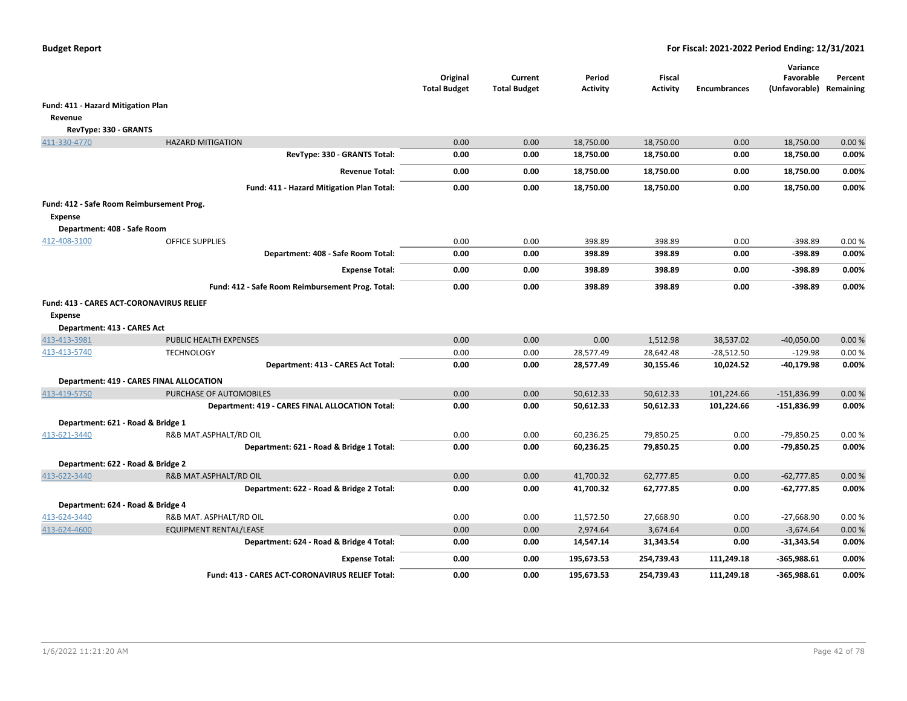**Budget Report** | **For Fiscal: 2021-2022 Period Ending: 12/31/2021**

| | | Original Total Budget | Current Total Budget | Period Activity | Fiscal Activity | Encumbrances | Variance Favorable (Unfavorable) | Percent Remaining |
|---|---|---|---|---|---|---|---|---|
| **Fund: 411 - Hazard Mitigation Plan** | | | | | | | | |
| **Revenue** | | | | | | | | |
| **RevType: 330 - GRANTS** | | | | | | | | |
| 411-330-4770 | HAZARD MITIGATION | 0.00 | 0.00 | 18,750.00 | 18,750.00 | 0.00 | 18,750.00 | 0.00 % |
| | **RevType: 330 - GRANTS Total:** | **0.00** | **0.00** | **18,750.00** | **18,750.00** | **0.00** | **18,750.00** | **0.00%** |
| | **Revenue Total:** | **0.00** | **0.00** | **18,750.00** | **18,750.00** | **0.00** | **18,750.00** | **0.00%** |
| | **Fund: 411 - Hazard Mitigation Plan Total:** | **0.00** | **0.00** | **18,750.00** | **18,750.00** | **0.00** | **18,750.00** | **0.00%** |
| **Fund: 412 - Safe Room Reimbursement Prog.** | | | | | | | | |
| **Expense** | | | | | | | | |
| **Department: 408 - Safe Room** | | | | | | | | |
| 412-408-3100 | OFFICE SUPPLIES | 0.00 | 0.00 | 398.89 | 398.89 | 0.00 | -398.89 | 0.00 % |
| | **Department: 408 - Safe Room Total:** | **0.00** | **0.00** | **398.89** | **398.89** | **0.00** | **-398.89** | **0.00%** |
| | **Expense Total:** | **0.00** | **0.00** | **398.89** | **398.89** | **0.00** | **-398.89** | **0.00%** |
| | **Fund: 412 - Safe Room Reimbursement Prog. Total:** | **0.00** | **0.00** | **398.89** | **398.89** | **0.00** | **-398.89** | **0.00%** |
| **Fund: 413 - CARES ACT-CORONAVIRUS RELIEF** | | | | | | | | |
| **Expense** | | | | | | | | |
| **Department: 413 - CARES Act** | | | | | | | | |
| 413-413-3981 | PUBLIC HEALTH EXPENSES | 0.00 | 0.00 | 0.00 | 1,512.98 | 38,537.02 | -40,050.00 | 0.00 % |
| 413-413-5740 | TECHNOLOGY | 0.00 | 0.00 | 28,577.49 | 28,642.48 | -28,512.50 | -129.98 | 0.00 % |
| | **Department: 413 - CARES Act Total:** | **0.00** | **0.00** | **28,577.49** | **30,155.46** | **10,024.52** | **-40,179.98** | **0.00%** |
| **Department: 419 - CARES FINAL ALLOCATION** | | | | | | | | |
| 413-419-5750 | PURCHASE OF AUTOMOBILES | 0.00 | 0.00 | 50,612.33 | 50,612.33 | 101,224.66 | -151,836.99 | 0.00 % |
| | **Department: 419 - CARES FINAL ALLOCATION Total:** | **0.00** | **0.00** | **50,612.33** | **50,612.33** | **101,224.66** | **-151,836.99** | **0.00%** |
| **Department: 621 - Road & Bridge 1** | | | | | | | | |
| 413-621-3440 | R&B MAT.ASPHALT/RD OIL | 0.00 | 0.00 | 60,236.25 | 79,850.25 | 0.00 | -79,850.25 | 0.00 % |
| | **Department: 621 - Road & Bridge 1 Total:** | **0.00** | **0.00** | **60,236.25** | **79,850.25** | **0.00** | **-79,850.25** | **0.00%** |
| **Department: 622 - Road & Bridge 2** | | | | | | | | |
| 413-622-3440 | R&B MAT.ASPHALT/RD OIL | 0.00 | 0.00 | 41,700.32 | 62,777.85 | 0.00 | -62,777.85 | 0.00 % |
| | **Department: 622 - Road & Bridge 2 Total:** | **0.00** | **0.00** | **41,700.32** | **62,777.85** | **0.00** | **-62,777.85** | **0.00%** |
| **Department: 624 - Road & Bridge 4** | | | | | | | | |
| 413-624-3440 | R&B MAT. ASPHALT/RD OIL | 0.00 | 0.00 | 11,572.50 | 27,668.90 | 0.00 | -27,668.90 | 0.00 % |
| 413-624-4600 | EQUIPMENT RENTAL/LEASE | 0.00 | 0.00 | 2,974.64 | 3,674.64 | 0.00 | -3,674.64 | 0.00 % |
| | **Department: 624 - Road & Bridge 4 Total:** | **0.00** | **0.00** | **14,547.14** | **31,343.54** | **0.00** | **-31,343.54** | **0.00%** |
| | **Expense Total:** | **0.00** | **0.00** | **195,673.53** | **254,739.43** | **111,249.18** | **-365,988.61** | **0.00%** |
| | **Fund: 413 - CARES ACT-CORONAVIRUS RELIEF Total:** | **0.00** | **0.00** | **195,673.53** | **254,739.43** | **111,249.18** | **-365,988.61** | **0.00%** |

1/6/2022 11:21:20 AM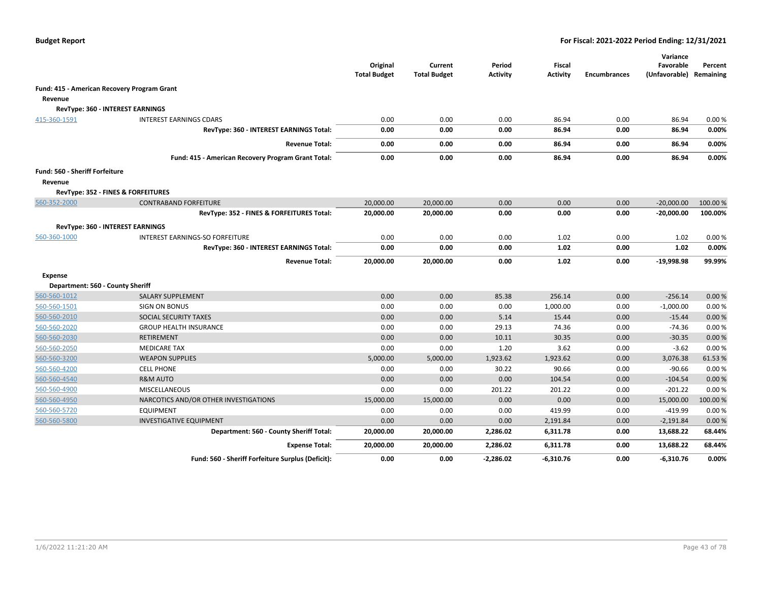**Budget Report** | **For Fiscal: 2021-2022 Period Ending: 12/31/2021**

| | | Original Total Budget | Current Total Budget | Period Activity | Fiscal Activity | Encumbrances | Variance Favorable (Unfavorable) | Percent Remaining |
|---|---|---|---|---|---|---|---|---|
| **Fund: 415 - American Recovery Program Grant** | | | | | | | | |
| **Revenue** | | | | | | | | |
| **RevType: 360 - INTEREST EARNINGS** | | | | | | | | |
| 415-360-1591 | INTEREST EARNINGS CDARS | 0.00 | 0.00 | 0.00 | 86.94 | 0.00 | 86.94 | 0.00 % |
| | **RevType: 360 - INTEREST EARNINGS Total:** | **0.00** | **0.00** | **0.00** | **86.94** | **0.00** | **86.94** | **0.00%** |
| | **Revenue Total:** | **0.00** | **0.00** | **0.00** | **86.94** | **0.00** | **86.94** | **0.00%** |
| | **Fund: 415 - American Recovery Program Grant Total:** | **0.00** | **0.00** | **0.00** | **86.94** | **0.00** | **86.94** | **0.00%** |
| **Fund: 560 - Sheriff Forfeiture** | | | | | | | | |
| **Revenue** | | | | | | | | |
| **RevType: 352 - FINES & FORFEITURES** | | | | | | | | |
| 560-352-2000 | CONTRABAND FORFEITURE | 20,000.00 | 20,000.00 | 0.00 | 0.00 | 0.00 | -20,000.00 | 100.00 % |
| | **RevType: 352 - FINES & FORFEITURES Total:** | **20,000.00** | **20,000.00** | **0.00** | **0.00** | **0.00** | **-20,000.00** | **100.00%** |
| **RevType: 360 - INTEREST EARNINGS** | | | | | | | | |
| 560-360-1000 | INTEREST EARNINGS-SO FORFEITURE | 0.00 | 0.00 | 0.00 | 1.02 | 0.00 | 1.02 | 0.00 % |
| | **RevType: 360 - INTEREST EARNINGS Total:** | **0.00** | **0.00** | **0.00** | **1.02** | **0.00** | **1.02** | **0.00%** |
| | **Revenue Total:** | **20,000.00** | **20,000.00** | **0.00** | **1.02** | **0.00** | **-19,998.98** | **99.99%** |
| **Expense** | | | | | | | | |
| **Department: 560 - County Sheriff** | | | | | | | | |
| 560-560-1012 | SALARY SUPPLEMENT | 0.00 | 0.00 | 85.38 | 256.14 | 0.00 | -256.14 | 0.00 % |
| 560-560-1501 | SIGN ON BONUS | 0.00 | 0.00 | 0.00 | 1,000.00 | 0.00 | -1,000.00 | 0.00 % |
| 560-560-2010 | SOCIAL SECURITY TAXES | 0.00 | 0.00 | 5.14 | 15.44 | 0.00 | -15.44 | 0.00 % |
| 560-560-2020 | GROUP HEALTH INSURANCE | 0.00 | 0.00 | 29.13 | 74.36 | 0.00 | -74.36 | 0.00 % |
| 560-560-2030 | RETIREMENT | 0.00 | 0.00 | 10.11 | 30.35 | 0.00 | -30.35 | 0.00 % |
| 560-560-2050 | MEDICARE TAX | 0.00 | 0.00 | 1.20 | 3.62 | 0.00 | -3.62 | 0.00 % |
| 560-560-3200 | WEAPON SUPPLIES | 5,000.00 | 5,000.00 | 1,923.62 | 1,923.62 | 0.00 | 3,076.38 | 61.53 % |
| 560-560-4200 | CELL PHONE | 0.00 | 0.00 | 30.22 | 90.66 | 0.00 | -90.66 | 0.00 % |
| 560-560-4540 | R&M AUTO | 0.00 | 0.00 | 0.00 | 104.54 | 0.00 | -104.54 | 0.00 % |
| 560-560-4900 | MISCELLANEOUS | 0.00 | 0.00 | 201.22 | 201.22 | 0.00 | -201.22 | 0.00 % |
| 560-560-4950 | NARCOTICS AND/OR OTHER INVESTIGATIONS | 15,000.00 | 15,000.00 | 0.00 | 0.00 | 0.00 | 15,000.00 | 100.00 % |
| 560-560-5720 | EQUIPMENT | 0.00 | 0.00 | 0.00 | 419.99 | 0.00 | -419.99 | 0.00 % |
| 560-560-5800 | INVESTIGATIVE EQUIPMENT | 0.00 | 0.00 | 0.00 | 2,191.84 | 0.00 | -2,191.84 | 0.00 % |
| | **Department: 560 - County Sheriff Total:** | **20,000.00** | **20,000.00** | **2,286.02** | **6,311.78** | **0.00** | **13,688.22** | **68.44%** |
| | **Expense Total:** | **20,000.00** | **20,000.00** | **2,286.02** | **6,311.78** | **0.00** | **13,688.22** | **68.44%** |
| | **Fund: 560 - Sheriff Forfeiture Surplus (Deficit):** | **0.00** | **0.00** | **-2,286.02** | **-6,310.76** | **0.00** | **-6,310.76** | **0.00%** |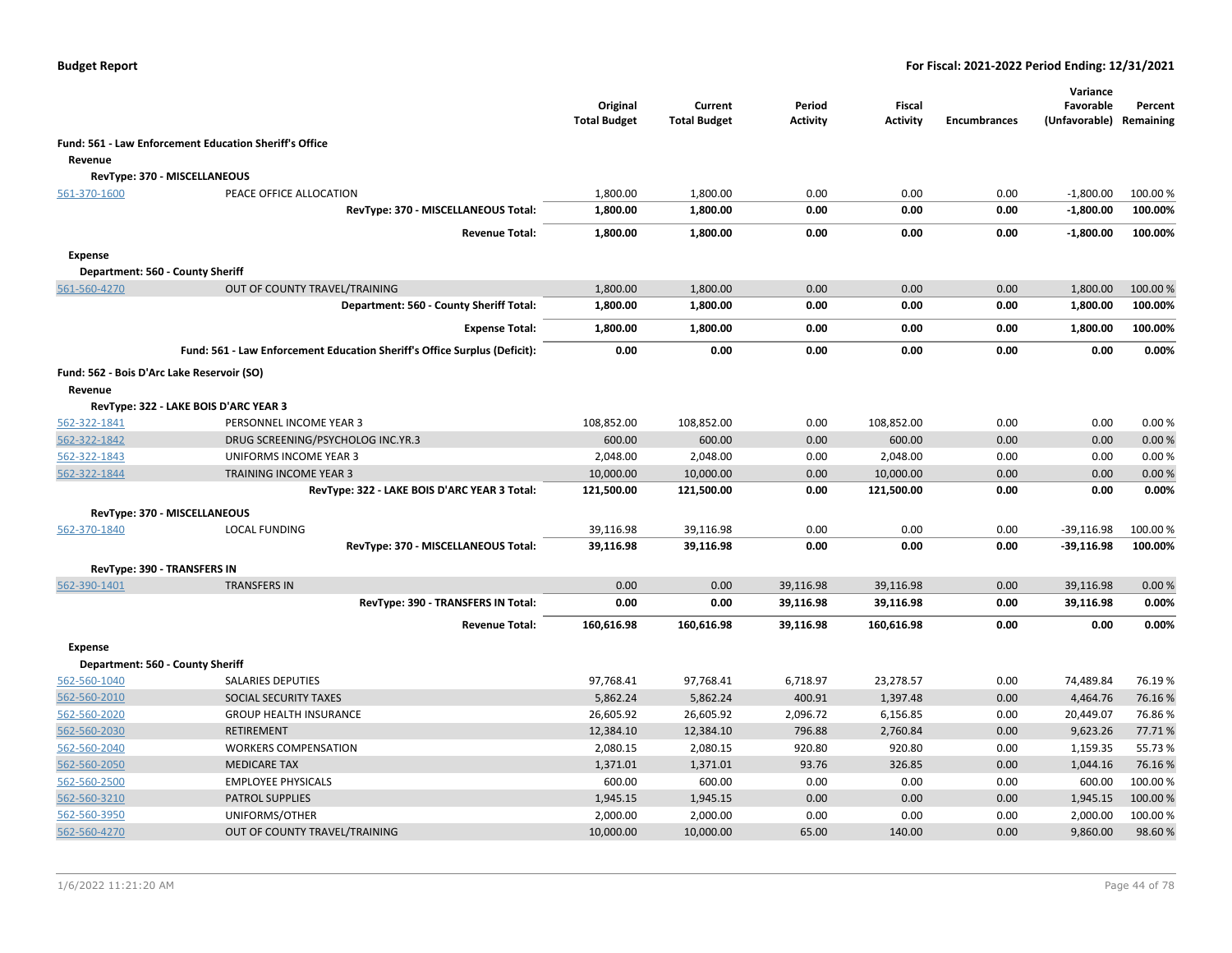**Budget Report** — For Fiscal: 2021-2022 Period Ending: 12/31/2021

| | | Original Total Budget | Current Total Budget | Period Activity | Fiscal Activity | Encumbrances | Variance Favorable (Unfavorable) | Percent Remaining |
|---|---|---|---|---|---|---|---|---|
| **Fund: 561 - Law Enforcement Education Sheriff's Office** | | | | | | | | |
| **Revenue** | | | | | | | | |
| **RevType: 370 - MISCELLANEOUS** | | | | | | | | |
| 561-370-1600 | PEACE OFFICE ALLOCATION | 1,800.00 | 1,800.00 | 0.00 | 0.00 | 0.00 | -1,800.00 | 100.00 % |
| | **RevType: 370 - MISCELLANEOUS Total:** | **1,800.00** | **1,800.00** | **0.00** | **0.00** | **0.00** | **-1,800.00** | **100.00%** |
| | **Revenue Total:** | **1,800.00** | **1,800.00** | **0.00** | **0.00** | **0.00** | **-1,800.00** | **100.00%** |
| **Expense** | | | | | | | | |
| **Department: 560 - County Sheriff** | | | | | | | | |
| 561-560-4270 | OUT OF COUNTY TRAVEL/TRAINING | 1,800.00 | 1,800.00 | 0.00 | 0.00 | 0.00 | 1,800.00 | 100.00 % |
| | **Department: 560 - County Sheriff Total:** | **1,800.00** | **1,800.00** | **0.00** | **0.00** | **0.00** | **1,800.00** | **100.00%** |
| | **Expense Total:** | **1,800.00** | **1,800.00** | **0.00** | **0.00** | **0.00** | **1,800.00** | **100.00%** |
| | **Fund: 561 - Law Enforcement Education Sheriff's Office Surplus (Deficit):** | **0.00** | **0.00** | **0.00** | **0.00** | **0.00** | **0.00** | **0.00%** |
| **Fund: 562 - Bois D'Arc Lake Reservoir (SO)** | | | | | | | | |
| **Revenue** | | | | | | | | |
| **RevType: 322 - LAKE BOIS D'ARC YEAR 3** | | | | | | | | |
| 562-322-1841 | PERSONNEL INCOME YEAR 3 | 108,852.00 | 108,852.00 | 0.00 | 108,852.00 | 0.00 | 0.00 | 0.00 % |
| 562-322-1842 | DRUG SCREENING/PSYCHOLOG INC.YR.3 | 600.00 | 600.00 | 0.00 | 600.00 | 0.00 | 0.00 | 0.00 % |
| 562-322-1843 | UNIFORMS INCOME YEAR 3 | 2,048.00 | 2,048.00 | 0.00 | 2,048.00 | 0.00 | 0.00 | 0.00 % |
| 562-322-1844 | TRAINING INCOME YEAR 3 | 10,000.00 | 10,000.00 | 0.00 | 10,000.00 | 0.00 | 0.00 | 0.00 % |
| | **RevType: 322 - LAKE BOIS D'ARC YEAR 3 Total:** | **121,500.00** | **121,500.00** | **0.00** | **121,500.00** | **0.00** | **0.00** | **0.00%** |
| **RevType: 370 - MISCELLANEOUS** | | | | | | | | |
| 562-370-1840 | LOCAL FUNDING | 39,116.98 | 39,116.98 | 0.00 | 0.00 | 0.00 | -39,116.98 | 100.00 % |
| | **RevType: 370 - MISCELLANEOUS Total:** | **39,116.98** | **39,116.98** | **0.00** | **0.00** | **0.00** | **-39,116.98** | **100.00%** |
| **RevType: 390 - TRANSFERS IN** | | | | | | | | |
| 562-390-1401 | TRANSFERS IN | 0.00 | 0.00 | 39,116.98 | 39,116.98 | 0.00 | 39,116.98 | 0.00 % |
| | **RevType: 390 - TRANSFERS IN Total:** | **0.00** | **0.00** | **39,116.98** | **39,116.98** | **0.00** | **39,116.98** | **0.00%** |
| | **Revenue Total:** | **160,616.98** | **160,616.98** | **39,116.98** | **160,616.98** | **0.00** | **0.00** | **0.00%** |
| **Expense** | | | | | | | | |
| **Department: 560 - County Sheriff** | | | | | | | | |
| 562-560-1040 | SALARIES DEPUTIES | 97,768.41 | 97,768.41 | 6,718.97 | 23,278.57 | 0.00 | 74,489.84 | 76.19 % |
| 562-560-2010 | SOCIAL SECURITY TAXES | 5,862.24 | 5,862.24 | 400.91 | 1,397.48 | 0.00 | 4,464.76 | 76.16 % |
| 562-560-2020 | GROUP HEALTH INSURANCE | 26,605.92 | 26,605.92 | 2,096.72 | 6,156.85 | 0.00 | 20,449.07 | 76.86 % |
| 562-560-2030 | RETIREMENT | 12,384.10 | 12,384.10 | 796.88 | 2,760.84 | 0.00 | 9,623.26 | 77.71 % |
| 562-560-2040 | WORKERS COMPENSATION | 2,080.15 | 2,080.15 | 920.80 | 920.80 | 0.00 | 1,159.35 | 55.73 % |
| 562-560-2050 | MEDICARE TAX | 1,371.01 | 1,371.01 | 93.76 | 326.85 | 0.00 | 1,044.16 | 76.16 % |
| 562-560-2500 | EMPLOYEE PHYSICALS | 600.00 | 600.00 | 0.00 | 0.00 | 0.00 | 600.00 | 100.00 % |
| 562-560-3210 | PATROL SUPPLIES | 1,945.15 | 1,945.15 | 0.00 | 0.00 | 0.00 | 1,945.15 | 100.00 % |
| 562-560-3950 | UNIFORMS/OTHER | 2,000.00 | 2,000.00 | 0.00 | 0.00 | 0.00 | 2,000.00 | 100.00 % |
| 562-560-4270 | OUT OF COUNTY TRAVEL/TRAINING | 10,000.00 | 10,000.00 | 65.00 | 140.00 | 0.00 | 9,860.00 | 98.60 % |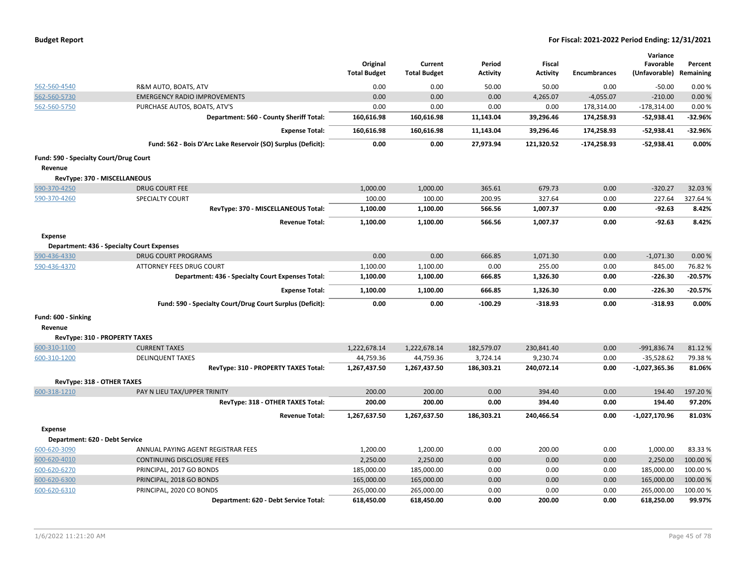**Budget Report** | **For Fiscal: 2021-2022 Period Ending: 12/31/2021**

| | | Original Total Budget | Current Total Budget | Period Activity | Fiscal Activity | Encumbrances | Variance Favorable (Unfavorable) | Percent Remaining |
|---|---|---|---|---|---|---|---|---|
| 562-560-4540 | R&M AUTO, BOATS, ATV | 0.00 | 0.00 | 50.00 | 50.00 | 0.00 | -50.00 | 0.00 % |
| 562-560-5730 | EMERGENCY RADIO IMPROVEMENTS | 0.00 | 0.00 | 0.00 | 4,265.07 | -4,055.07 | -210.00 | 0.00 % |
| 562-560-5750 | PURCHASE AUTOS, BOATS, ATV'S | 0.00 | 0.00 | 0.00 | 0.00 | 178,314.00 | -178,314.00 | 0.00 % |
| | **Department: 560 - County Sheriff Total:** | **160,616.98** | **160,616.98** | **11,143.04** | **39,296.46** | **174,258.93** | **-52,938.41** | **-32.96%** |
| | **Expense Total:** | **160,616.98** | **160,616.98** | **11,143.04** | **39,296.46** | **174,258.93** | **-52,938.41** | **-32.96%** |
| | **Fund: 562 - Bois D'Arc Lake Reservoir (SO) Surplus (Deficit):** | **0.00** | **0.00** | **27,973.94** | **121,320.52** | **-174,258.93** | **-52,938.41** | **0.00%** |
| **Fund: 590 - Specialty Court/Drug Court** | | | | | | | | |
| **Revenue** | | | | | | | | |
| **RevType: 370 - MISCELLANEOUS** | | | | | | | | |
| 590-370-4250 | DRUG COURT FEE | 1,000.00 | 1,000.00 | 365.61 | 679.73 | 0.00 | -320.27 | 32.03 % |
| 590-370-4260 | SPECIALTY COURT | 100.00 | 100.00 | 200.95 | 327.64 | 0.00 | 227.64 | 327.64 % |
| | **RevType: 370 - MISCELLANEOUS Total:** | **1,100.00** | **1,100.00** | **566.56** | **1,007.37** | **0.00** | **-92.63** | **8.42%** |
| | **Revenue Total:** | **1,100.00** | **1,100.00** | **566.56** | **1,007.37** | **0.00** | **-92.63** | **8.42%** |
| **Expense** | | | | | | | | |
| **Department: 436 - Specialty Court Expenses** | | | | | | | | |
| 590-436-4330 | DRUG COURT PROGRAMS | 0.00 | 0.00 | 666.85 | 1,071.30 | 0.00 | -1,071.30 | 0.00 % |
| 590-436-4370 | ATTORNEY FEES DRUG COURT | 1,100.00 | 1,100.00 | 0.00 | 255.00 | 0.00 | 845.00 | 76.82 % |
| | **Department: 436 - Specialty Court Expenses Total:** | **1,100.00** | **1,100.00** | **666.85** | **1,326.30** | **0.00** | **-226.30** | **-20.57%** |
| | **Expense Total:** | **1,100.00** | **1,100.00** | **666.85** | **1,326.30** | **0.00** | **-226.30** | **-20.57%** |
| | **Fund: 590 - Specialty Court/Drug Court Surplus (Deficit):** | **0.00** | **0.00** | **-100.29** | **-318.93** | **0.00** | **-318.93** | **0.00%** |
| **Fund: 600 - Sinking** | | | | | | | | |
| **Revenue** | | | | | | | | |
| **RevType: 310 - PROPERTY TAXES** | | | | | | | | |
| 600-310-1100 | CURRENT TAXES | 1,222,678.14 | 1,222,678.14 | 182,579.07 | 230,841.40 | 0.00 | -991,836.74 | 81.12 % |
| 600-310-1200 | DELINQUENT TAXES | 44,759.36 | 44,759.36 | 3,724.14 | 9,230.74 | 0.00 | -35,528.62 | 79.38 % |
| | **RevType: 310 - PROPERTY TAXES Total:** | **1,267,437.50** | **1,267,437.50** | **186,303.21** | **240,072.14** | **0.00** | **-1,027,365.36** | **81.06%** |
| **RevType: 318 - OTHER TAXES** | | | | | | | | |
| 600-318-1210 | PAY N LIEU TAX/UPPER TRINITY | 200.00 | 200.00 | 0.00 | 394.40 | 0.00 | 194.40 | 197.20 % |
| | **RevType: 318 - OTHER TAXES Total:** | **200.00** | **200.00** | **0.00** | **394.40** | **0.00** | **194.40** | **97.20%** |
| | **Revenue Total:** | **1,267,637.50** | **1,267,637.50** | **186,303.21** | **240,466.54** | **0.00** | **-1,027,170.96** | **81.03%** |
| **Expense** | | | | | | | | |
| **Department: 620 - Debt Service** | | | | | | | | |
| 600-620-3090 | ANNUAL PAYING AGENT REGISTRAR FEES | 1,200.00 | 1,200.00 | 0.00 | 200.00 | 0.00 | 1,000.00 | 83.33 % |
| 600-620-4010 | CONTINUING DISCLOSURE FEES | 2,250.00 | 2,250.00 | 0.00 | 0.00 | 0.00 | 2,250.00 | 100.00 % |
| 600-620-6270 | PRINCIPAL, 2017 GO BONDS | 185,000.00 | 185,000.00 | 0.00 | 0.00 | 0.00 | 185,000.00 | 100.00 % |
| 600-620-6300 | PRINCIPAL, 2018 GO BONDS | 165,000.00 | 165,000.00 | 0.00 | 0.00 | 0.00 | 165,000.00 | 100.00 % |
| 600-620-6310 | PRINCIPAL, 2020 CO BONDS | 265,000.00 | 265,000.00 | 0.00 | 0.00 | 0.00 | 265,000.00 | 100.00 % |
| | **Department: 620 - Debt Service Total:** | **618,450.00** | **618,450.00** | **0.00** | **200.00** | **0.00** | **618,250.00** | **99.97%** |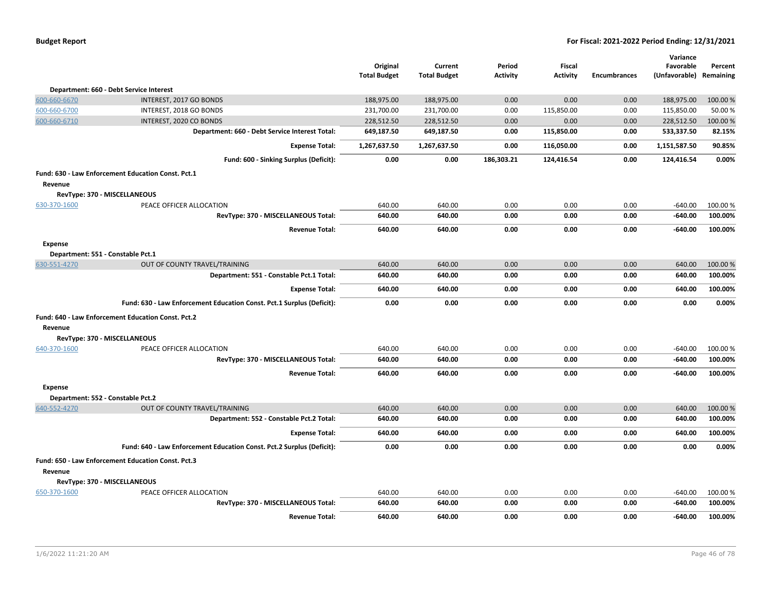**Budget Report** — For Fiscal: 2021-2022 Period Ending: 12/31/2021

| | | Original Total Budget | Current Total Budget | Period Activity | Fiscal Activity | Encumbrances | Variance Favorable (Unfavorable) | Percent Remaining |
|---|---|---|---|---|---|---|---|---|
| **Department: 660 - Debt Service Interest** | | | | | | | | |
| 600-660-6670 | INTEREST, 2017 GO BONDS | 188,975.00 | 188,975.00 | 0.00 | 0.00 | 0.00 | 188,975.00 | 100.00 % |
| 600-660-6700 | INTEREST, 2018 GO BONDS | 231,700.00 | 231,700.00 | 0.00 | 115,850.00 | 0.00 | 115,850.00 | 50.00 % |
| 600-660-6710 | INTEREST, 2020 CO BONDS | 228,512.50 | 228,512.50 | 0.00 | 0.00 | 0.00 | 228,512.50 | 100.00 % |
| | **Department: 660 - Debt Service Interest Total:** | **649,187.50** | **649,187.50** | **0.00** | **115,850.00** | **0.00** | **533,337.50** | **82.15%** |
| | **Expense Total:** | **1,267,637.50** | **1,267,637.50** | **0.00** | **116,050.00** | **0.00** | **1,151,587.50** | **90.85%** |
| | **Fund: 600 - Sinking Surplus (Deficit):** | **0.00** | **0.00** | **186,303.21** | **124,416.54** | **0.00** | **124,416.54** | **0.00%** |
| **Fund: 630 - Law Enforcement Education Const. Pct.1** | | | | | | | | |
| **Revenue** | | | | | | | | |
| **RevType: 370 - MISCELLANEOUS** | | | | | | | | |
| 630-370-1600 | PEACE OFFICER ALLOCATION | 640.00 | 640.00 | 0.00 | 0.00 | 0.00 | -640.00 | 100.00 % |
| | **RevType: 370 - MISCELLANEOUS Total:** | **640.00** | **640.00** | **0.00** | **0.00** | **0.00** | **-640.00** | **100.00%** |
| | **Revenue Total:** | **640.00** | **640.00** | **0.00** | **0.00** | **0.00** | **-640.00** | **100.00%** |
| **Expense** | | | | | | | | |
| **Department: 551 - Constable Pct.1** | | | | | | | | |
| 630-551-4270 | OUT OF COUNTY TRAVEL/TRAINING | 640.00 | 640.00 | 0.00 | 0.00 | 0.00 | 640.00 | 100.00 % |
| | **Department: 551 - Constable Pct.1 Total:** | **640.00** | **640.00** | **0.00** | **0.00** | **0.00** | **640.00** | **100.00%** |
| | **Expense Total:** | **640.00** | **640.00** | **0.00** | **0.00** | **0.00** | **640.00** | **100.00%** |
| | **Fund: 630 - Law Enforcement Education Const. Pct.1 Surplus (Deficit):** | **0.00** | **0.00** | **0.00** | **0.00** | **0.00** | **0.00** | **0.00%** |
| **Fund: 640 - Law Enforcement Education Const. Pct.2** | | | | | | | | |
| **Revenue** | | | | | | | | |
| **RevType: 370 - MISCELLANEOUS** | | | | | | | | |
| 640-370-1600 | PEACE OFFICER ALLOCATION | 640.00 | 640.00 | 0.00 | 0.00 | 0.00 | -640.00 | 100.00 % |
| | **RevType: 370 - MISCELLANEOUS Total:** | **640.00** | **640.00** | **0.00** | **0.00** | **0.00** | **-640.00** | **100.00%** |
| | **Revenue Total:** | **640.00** | **640.00** | **0.00** | **0.00** | **0.00** | **-640.00** | **100.00%** |
| **Expense** | | | | | | | | |
| **Department: 552 - Constable Pct.2** | | | | | | | | |
| 640-552-4270 | OUT OF COUNTY TRAVEL/TRAINING | 640.00 | 640.00 | 0.00 | 0.00 | 0.00 | 640.00 | 100.00 % |
| | **Department: 552 - Constable Pct.2 Total:** | **640.00** | **640.00** | **0.00** | **0.00** | **0.00** | **640.00** | **100.00%** |
| | **Expense Total:** | **640.00** | **640.00** | **0.00** | **0.00** | **0.00** | **640.00** | **100.00%** |
| | **Fund: 640 - Law Enforcement Education Const. Pct.2 Surplus (Deficit):** | **0.00** | **0.00** | **0.00** | **0.00** | **0.00** | **0.00** | **0.00%** |
| **Fund: 650 - Law Enforcement Education Const. Pct.3** | | | | | | | | |
| **Revenue** | | | | | | | | |
| **RevType: 370 - MISCELLANEOUS** | | | | | | | | |
| 650-370-1600 | PEACE OFFICER ALLOCATION | 640.00 | 640.00 | 0.00 | 0.00 | 0.00 | -640.00 | 100.00 % |
| | **RevType: 370 - MISCELLANEOUS Total:** | **640.00** | **640.00** | **0.00** | **0.00** | **0.00** | **-640.00** | **100.00%** |
| | **Revenue Total:** | **640.00** | **640.00** | **0.00** | **0.00** | **0.00** | **-640.00** | **100.00%** |

1/6/2022 11:21:20 AM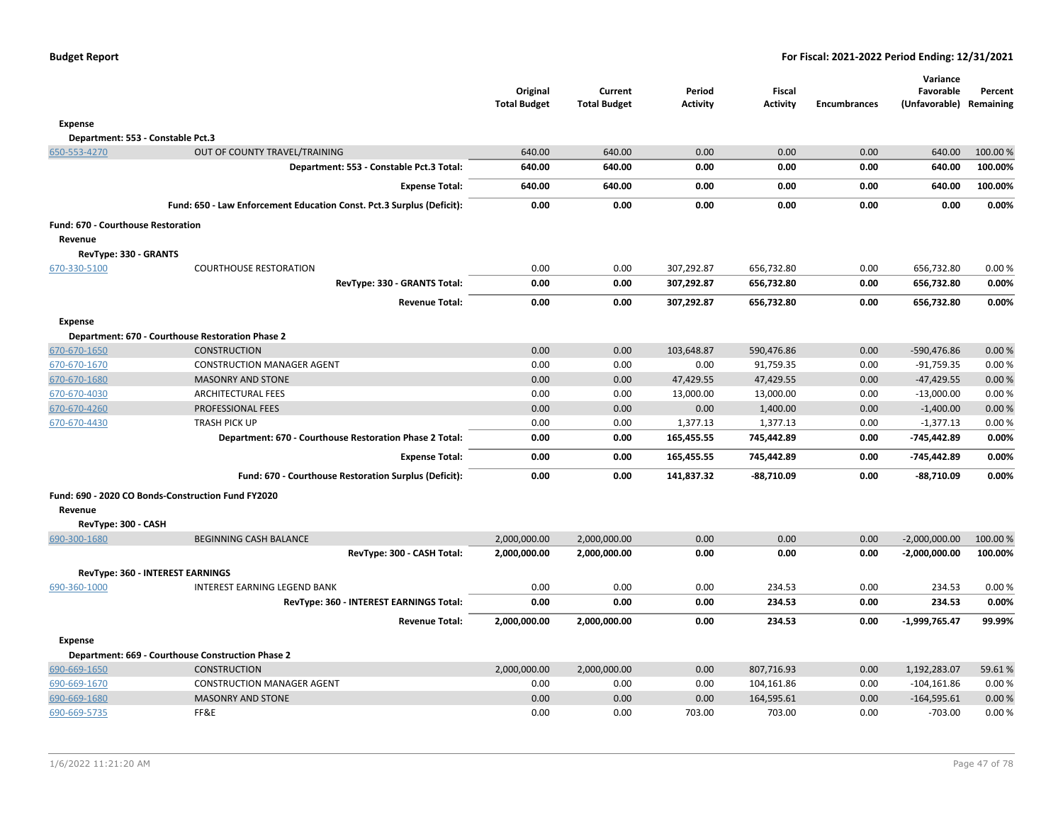| | | Original Total Budget | Current Total Budget | Period Activity | Fiscal Activity | Encumbrances | Variance Favorable (Unfavorable) | Percent Remaining |
|---|---|---|---|---|---|---|---|---|
| **Expense** | | | | | | | | |
| **Department: 553 - Constable Pct.3** | | | | | | | | |
| 650-553-4270 | OUT OF COUNTY TRAVEL/TRAINING | 640.00 | 640.00 | 0.00 | 0.00 | 0.00 | 640.00 | 100.00 % |
| | **Department: 553 - Constable Pct.3 Total:** | **640.00** | **640.00** | **0.00** | **0.00** | **0.00** | **640.00** | **100.00%** |
| | **Expense Total:** | **640.00** | **640.00** | **0.00** | **0.00** | **0.00** | **640.00** | **100.00%** |
| | **Fund: 650 - Law Enforcement Education Const. Pct.3 Surplus (Deficit):** | **0.00** | **0.00** | **0.00** | **0.00** | **0.00** | **0.00** | **0.00%** |
| **Fund: 670 - Courthouse Restoration** | | | | | | | | |
| **Revenue** | | | | | | | | |
| **RevType: 330 - GRANTS** | | | | | | | | |
| 670-330-5100 | COURTHOUSE RESTORATION | 0.00 | 0.00 | 307,292.87 | 656,732.80 | 0.00 | 656,732.80 | 0.00 % |
| | **RevType: 330 - GRANTS Total:** | **0.00** | **0.00** | **307,292.87** | **656,732.80** | **0.00** | **656,732.80** | **0.00%** |
| | **Revenue Total:** | **0.00** | **0.00** | **307,292.87** | **656,732.80** | **0.00** | **656,732.80** | **0.00%** |
| **Expense** | | | | | | | | |
| **Department: 670 - Courthouse Restoration Phase 2** | | | | | | | | |
| 670-670-1650 | CONSTRUCTION | 0.00 | 0.00 | 103,648.87 | 590,476.86 | 0.00 | -590,476.86 | 0.00 % |
| 670-670-1670 | CONSTRUCTION MANAGER AGENT | 0.00 | 0.00 | 0.00 | 91,759.35 | 0.00 | -91,759.35 | 0.00 % |
| 670-670-1680 | MASONRY AND STONE | 0.00 | 0.00 | 47,429.55 | 47,429.55 | 0.00 | -47,429.55 | 0.00 % |
| 670-670-4030 | ARCHITECTURAL FEES | 0.00 | 0.00 | 13,000.00 | 13,000.00 | 0.00 | -13,000.00 | 0.00 % |
| 670-670-4260 | PROFESSIONAL FEES | 0.00 | 0.00 | 0.00 | 1,400.00 | 0.00 | -1,400.00 | 0.00 % |
| 670-670-4430 | TRASH PICK UP | 0.00 | 0.00 | 1,377.13 | 1,377.13 | 0.00 | -1,377.13 | 0.00 % |
| | **Department: 670 - Courthouse Restoration Phase 2 Total:** | **0.00** | **0.00** | **165,455.55** | **745,442.89** | **0.00** | **-745,442.89** | **0.00%** |
| | **Expense Total:** | **0.00** | **0.00** | **165,455.55** | **745,442.89** | **0.00** | **-745,442.89** | **0.00%** |
| | **Fund: 670 - Courthouse Restoration Surplus (Deficit):** | **0.00** | **0.00** | **141,837.32** | **-88,710.09** | **0.00** | **-88,710.09** | **0.00%** |
| **Fund: 690 - 2020 CO Bonds-Construction Fund FY2020** | | | | | | | | |
| **Revenue** | | | | | | | | |
| **RevType: 300 - CASH** | | | | | | | | |
| 690-300-1680 | BEGINNING CASH BALANCE | 2,000,000.00 | 2,000,000.00 | 0.00 | 0.00 | 0.00 | -2,000,000.00 | 100.00 % |
| | **RevType: 300 - CASH Total:** | **2,000,000.00** | **2,000,000.00** | **0.00** | **0.00** | **0.00** | **-2,000,000.00** | **100.00%** |
| **RevType: 360 - INTEREST EARNINGS** | | | | | | | | |
| 690-360-1000 | INTEREST EARNING LEGEND BANK | 0.00 | 0.00 | 0.00 | 234.53 | 0.00 | 234.53 | 0.00 % |
| | **RevType: 360 - INTEREST EARNINGS Total:** | **0.00** | **0.00** | **0.00** | **234.53** | **0.00** | **234.53** | **0.00%** |
| | **Revenue Total:** | **2,000,000.00** | **2,000,000.00** | **0.00** | **234.53** | **0.00** | **-1,999,765.47** | **99.99%** |
| **Expense** | | | | | | | | |
| **Department: 669 - Courthouse Construction Phase 2** | | | | | | | | |
| 690-669-1650 | CONSTRUCTION | 2,000,000.00 | 2,000,000.00 | 0.00 | 807,716.93 | 0.00 | 1,192,283.07 | 59.61 % |
| 690-669-1670 | CONSTRUCTION MANAGER AGENT | 0.00 | 0.00 | 0.00 | 104,161.86 | 0.00 | -104,161.86 | 0.00 % |
| 690-669-1680 | MASONRY AND STONE | 0.00 | 0.00 | 0.00 | 164,595.61 | 0.00 | -164,595.61 | 0.00 % |
| 690-669-5735 | FF&E | 0.00 | 0.00 | 703.00 | 703.00 | 0.00 | -703.00 | 0.00 % |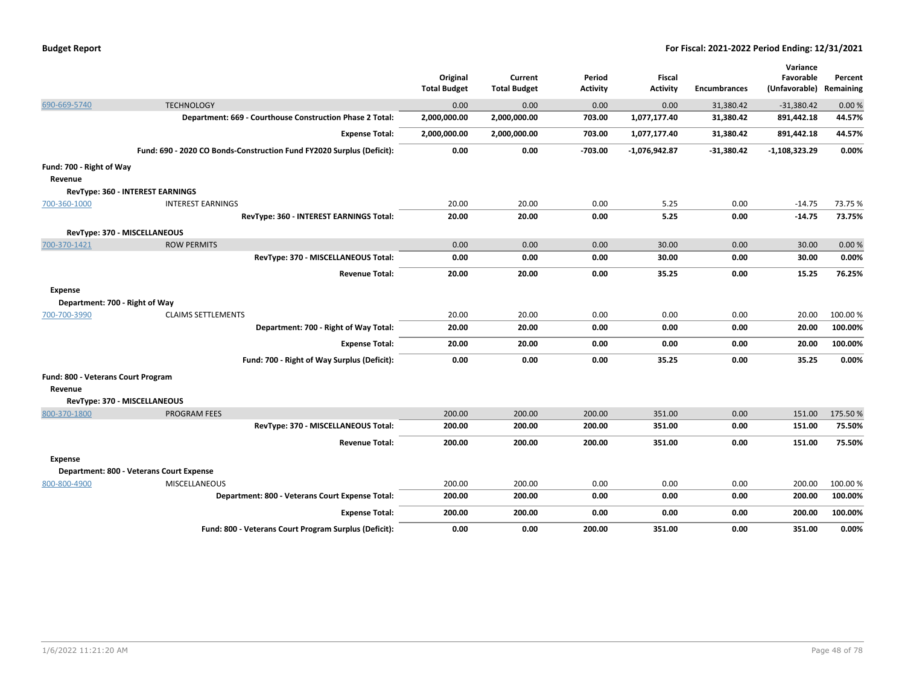| | | Original Total Budget | Current Total Budget | Period Activity | Fiscal Activity | Encumbrances | Variance Favorable (Unfavorable) | Percent Remaining |
|---|---|---|---|---|---|---|---|---|
| 690-669-5740 | TECHNOLOGY | 0.00 | 0.00 | 0.00 | 0.00 | 31,380.42 | -31,380.42 | 0.00 % |
| | **Department: 669 - Courthouse Construction Phase 2 Total:** | **2,000,000.00** | **2,000,000.00** | **703.00** | **1,077,177.40** | **31,380.42** | **891,442.18** | **44.57%** |
| | **Expense Total:** | **2,000,000.00** | **2,000,000.00** | **703.00** | **1,077,177.40** | **31,380.42** | **891,442.18** | **44.57%** |
| | **Fund: 690 - 2020 CO Bonds-Construction Fund FY2020 Surplus (Deficit):** | **0.00** | **0.00** | **-703.00** | **-1,076,942.87** | **-31,380.42** | **-1,108,323.29** | **0.00%** |
| **Fund: 700 - Right of Way** | | | | | | | | |
| **Revenue** | | | | | | | | |
| **RevType: 360 - INTEREST EARNINGS** | | | | | | | | |
| 700-360-1000 | INTEREST EARNINGS | 20.00 | 20.00 | 0.00 | 5.25 | 0.00 | -14.75 | 73.75 % |
| | **RevType: 360 - INTEREST EARNINGS Total:** | **20.00** | **20.00** | **0.00** | **5.25** | **0.00** | **-14.75** | **73.75%** |
| **RevType: 370 - MISCELLANEOUS** | | | | | | | | |
| 700-370-1421 | ROW PERMITS | 0.00 | 0.00 | 0.00 | 30.00 | 0.00 | 30.00 | 0.00 % |
| | **RevType: 370 - MISCELLANEOUS Total:** | **0.00** | **0.00** | **0.00** | **30.00** | **0.00** | **30.00** | **0.00%** |
| | **Revenue Total:** | **20.00** | **20.00** | **0.00** | **35.25** | **0.00** | **15.25** | **76.25%** |
| **Expense** | | | | | | | | |
| **Department: 700 - Right of Way** | | | | | | | | |
| 700-700-3990 | CLAIMS SETTLEMENTS | 20.00 | 20.00 | 0.00 | 0.00 | 0.00 | 20.00 | 100.00 % |
| | **Department: 700 - Right of Way Total:** | **20.00** | **20.00** | **0.00** | **0.00** | **0.00** | **20.00** | **100.00%** |
| | **Expense Total:** | **20.00** | **20.00** | **0.00** | **0.00** | **0.00** | **20.00** | **100.00%** |
| | **Fund: 700 - Right of Way Surplus (Deficit):** | **0.00** | **0.00** | **0.00** | **35.25** | **0.00** | **35.25** | **0.00%** |
| **Fund: 800 - Veterans Court Program** | | | | | | | | |
| **Revenue** | | | | | | | | |
| **RevType: 370 - MISCELLANEOUS** | | | | | | | | |
| 800-370-1800 | PROGRAM FEES | 200.00 | 200.00 | 200.00 | 351.00 | 0.00 | 151.00 | 175.50 % |
| | **RevType: 370 - MISCELLANEOUS Total:** | **200.00** | **200.00** | **200.00** | **351.00** | **0.00** | **151.00** | **75.50%** |
| | **Revenue Total:** | **200.00** | **200.00** | **200.00** | **351.00** | **0.00** | **151.00** | **75.50%** |
| **Expense** | | | | | | | | |
| **Department: 800 - Veterans Court Expense** | | | | | | | | |
| 800-800-4900 | MISCELLANEOUS | 200.00 | 200.00 | 0.00 | 0.00 | 0.00 | 200.00 | 100.00 % |
| | **Department: 800 - Veterans Court Expense Total:** | **200.00** | **200.00** | **0.00** | **0.00** | **0.00** | **200.00** | **100.00%** |
| | **Expense Total:** | **200.00** | **200.00** | **0.00** | **0.00** | **0.00** | **200.00** | **100.00%** |
| | **Fund: 800 - Veterans Court Program Surplus (Deficit):** | **0.00** | **0.00** | **200.00** | **351.00** | **0.00** | **351.00** | **0.00%** |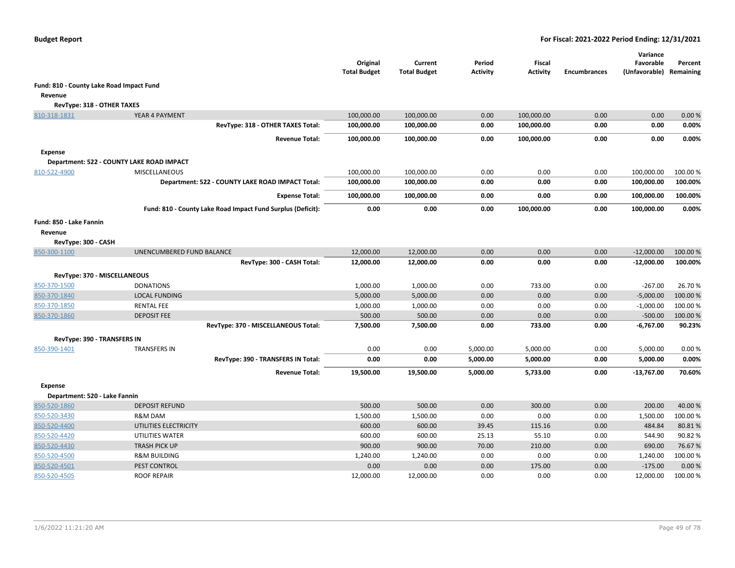**Budget Report** — **For Fiscal: 2021-2022 Period Ending: 12/31/2021**

| | | Original Total Budget | Current Total Budget | Period Activity | Fiscal Activity | Encumbrances | Variance Favorable (Unfavorable) | Percent Remaining |
|---|---|---|---|---|---|---|---|---|
| **Fund: 810 - County Lake Road Impact Fund** | | | | | | | | |
| **Revenue** | | | | | | | | |
| **RevType: 318 - OTHER TAXES** | | | | | | | | |
| 810-318-1831 | YEAR 4 PAYMENT | 100,000.00 | 100,000.00 | 0.00 | 100,000.00 | 0.00 | 0.00 | 0.00 % |
| | **RevType: 318 - OTHER TAXES Total:** | **100,000.00** | **100,000.00** | **0.00** | **100,000.00** | **0.00** | **0.00** | **0.00%** |
| | **Revenue Total:** | **100,000.00** | **100,000.00** | **0.00** | **100,000.00** | **0.00** | **0.00** | **0.00%** |
| **Expense** | | | | | | | | |
| **Department: 522 - COUNTY LAKE ROAD IMPACT** | | | | | | | | |
| 810-522-4900 | MISCELLANEOUS | 100,000.00 | 100,000.00 | 0.00 | 0.00 | 0.00 | 100,000.00 | 100.00 % |
| | **Department: 522 - COUNTY LAKE ROAD IMPACT Total:** | **100,000.00** | **100,000.00** | **0.00** | **0.00** | **0.00** | **100,000.00** | **100.00%** |
| | **Expense Total:** | **100,000.00** | **100,000.00** | **0.00** | **0.00** | **0.00** | **100,000.00** | **100.00%** |
| | **Fund: 810 - County Lake Road Impact Fund Surplus (Deficit):** | **0.00** | **0.00** | **0.00** | **100,000.00** | **0.00** | **100,000.00** | **0.00%** |
| **Fund: 850 - Lake Fannin** | | | | | | | | |
| **Revenue** | | | | | | | | |
| **RevType: 300 - CASH** | | | | | | | | |
| 850-300-1100 | UNENCUMBERED FUND BALANCE | 12,000.00 | 12,000.00 | 0.00 | 0.00 | 0.00 | -12,000.00 | 100.00 % |
| | **RevType: 300 - CASH Total:** | **12,000.00** | **12,000.00** | **0.00** | **0.00** | **0.00** | **-12,000.00** | **100.00%** |
| **RevType: 370 - MISCELLANEOUS** | | | | | | | | |
| 850-370-1500 | DONATIONS | 1,000.00 | 1,000.00 | 0.00 | 733.00 | 0.00 | -267.00 | 26.70 % |
| 850-370-1840 | LOCAL FUNDING | 5,000.00 | 5,000.00 | 0.00 | 0.00 | 0.00 | -5,000.00 | 100.00 % |
| 850-370-1850 | RENTAL FEE | 1,000.00 | 1,000.00 | 0.00 | 0.00 | 0.00 | -1,000.00 | 100.00 % |
| 850-370-1860 | DEPOSIT FEE | 500.00 | 500.00 | 0.00 | 0.00 | 0.00 | -500.00 | 100.00 % |
| | **RevType: 370 - MISCELLANEOUS Total:** | **7,500.00** | **7,500.00** | **0.00** | **733.00** | **0.00** | **-6,767.00** | **90.23%** |
| **RevType: 390 - TRANSFERS IN** | | | | | | | | |
| 850-390-1401 | TRANSFERS IN | 0.00 | 0.00 | 5,000.00 | 5,000.00 | 0.00 | 5,000.00 | 0.00 % |
| | **RevType: 390 - TRANSFERS IN Total:** | **0.00** | **0.00** | **5,000.00** | **5,000.00** | **0.00** | **5,000.00** | **0.00%** |
| | **Revenue Total:** | **19,500.00** | **19,500.00** | **5,000.00** | **5,733.00** | **0.00** | **-13,767.00** | **70.60%** |
| **Expense** | | | | | | | | |
| **Department: 520 - Lake Fannin** | | | | | | | | |
| 850-520-1860 | DEPOSIT REFUND | 500.00 | 500.00 | 0.00 | 300.00 | 0.00 | 200.00 | 40.00 % |
| 850-520-3430 | R&M DAM | 1,500.00 | 1,500.00 | 0.00 | 0.00 | 0.00 | 1,500.00 | 100.00 % |
| 850-520-4400 | UTILITIES ELECTRICITY | 600.00 | 600.00 | 39.45 | 115.16 | 0.00 | 484.84 | 80.81 % |
| 850-520-4420 | UTILITIES WATER | 600.00 | 600.00 | 25.13 | 55.10 | 0.00 | 544.90 | 90.82 % |
| 850-520-4430 | TRASH PICK UP | 900.00 | 900.00 | 70.00 | 210.00 | 0.00 | 690.00 | 76.67 % |
| 850-520-4500 | R&M BUILDING | 1,240.00 | 1,240.00 | 0.00 | 0.00 | 0.00 | 1,240.00 | 100.00 % |
| 850-520-4501 | PEST CONTROL | 0.00 | 0.00 | 0.00 | 175.00 | 0.00 | -175.00 | 0.00 % |
| 850-520-4505 | ROOF REPAIR | 12,000.00 | 12,000.00 | 0.00 | 0.00 | 0.00 | 12,000.00 | 100.00 % |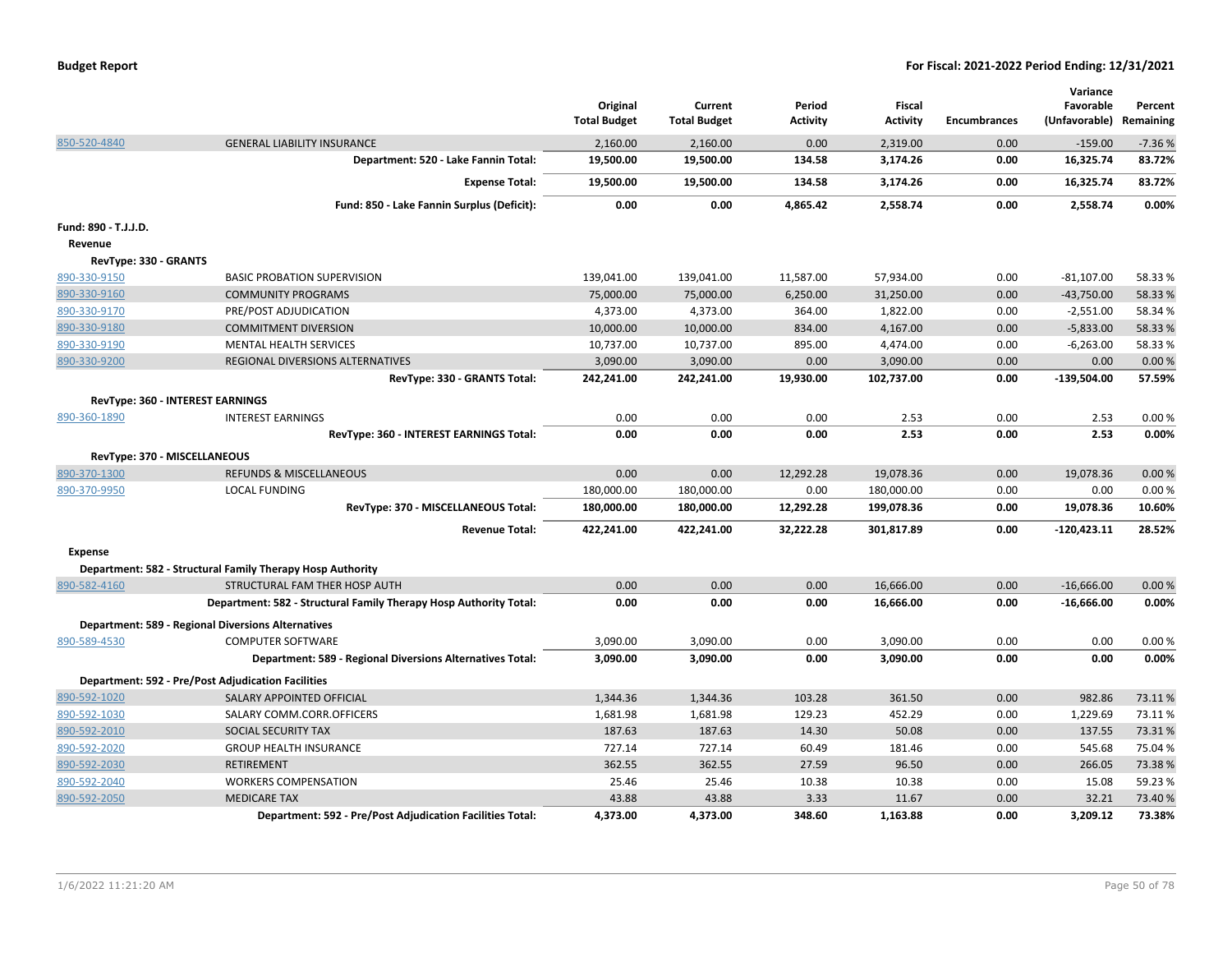**Budget Report** | **For Fiscal: 2021-2022 Period Ending: 12/31/2021**

| | | Original Total Budget | Current Total Budget | Period Activity | Fiscal Activity | Encumbrances | Variance Favorable (Unfavorable) | Percent Remaining |
|---|---|---|---|---|---|---|---|---|
| 850-520-4840 | GENERAL LIABILITY INSURANCE | 2,160.00 | 2,160.00 | 0.00 | 2,319.00 | 0.00 | -159.00 | -7.36 % |
| | **Department: 520 - Lake Fannin Total:** | **19,500.00** | **19,500.00** | **134.58** | **3,174.26** | **0.00** | **16,325.74** | **83.72%** |
| | **Expense Total:** | **19,500.00** | **19,500.00** | **134.58** | **3,174.26** | **0.00** | **16,325.74** | **83.72%** |
| | **Fund: 850 - Lake Fannin Surplus (Deficit):** | **0.00** | **0.00** | **4,865.42** | **2,558.74** | **0.00** | **2,558.74** | **0.00%** |
| **Fund: 890 - T.J.J.D.** | | | | | | | | |
| **Revenue** | | | | | | | | |
| **RevType: 330 - GRANTS** | | | | | | | | |
| 890-330-9150 | BASIC PROBATION SUPERVISION | 139,041.00 | 139,041.00 | 11,587.00 | 57,934.00 | 0.00 | -81,107.00 | 58.33 % |
| 890-330-9160 | COMMUNITY PROGRAMS | 75,000.00 | 75,000.00 | 6,250.00 | 31,250.00 | 0.00 | -43,750.00 | 58.33 % |
| 890-330-9170 | PRE/POST ADJUDICATION | 4,373.00 | 4,373.00 | 364.00 | 1,822.00 | 0.00 | -2,551.00 | 58.34 % |
| 890-330-9180 | COMMITMENT DIVERSION | 10,000.00 | 10,000.00 | 834.00 | 4,167.00 | 0.00 | -5,833.00 | 58.33 % |
| 890-330-9190 | MENTAL HEALTH SERVICES | 10,737.00 | 10,737.00 | 895.00 | 4,474.00 | 0.00 | -6,263.00 | 58.33 % |
| 890-330-9200 | REGIONAL DIVERSIONS ALTERNATIVES | 3,090.00 | 3,090.00 | 0.00 | 3,090.00 | 0.00 | 0.00 | 0.00 % |
| | **RevType: 330 - GRANTS Total:** | **242,241.00** | **242,241.00** | **19,930.00** | **102,737.00** | **0.00** | **-139,504.00** | **57.59%** |
| **RevType: 360 - INTEREST EARNINGS** | | | | | | | | |
| 890-360-1890 | INTEREST EARNINGS | 0.00 | 0.00 | 0.00 | 2.53 | 0.00 | 2.53 | 0.00 % |
| | **RevType: 360 - INTEREST EARNINGS Total:** | **0.00** | **0.00** | **0.00** | **2.53** | **0.00** | **2.53** | **0.00%** |
| **RevType: 370 - MISCELLANEOUS** | | | | | | | | |
| 890-370-1300 | REFUNDS & MISCELLANEOUS | 0.00 | 0.00 | 12,292.28 | 19,078.36 | 0.00 | 19,078.36 | 0.00 % |
| 890-370-9950 | LOCAL FUNDING | 180,000.00 | 180,000.00 | 0.00 | 180,000.00 | 0.00 | 0.00 | 0.00 % |
| | **RevType: 370 - MISCELLANEOUS Total:** | **180,000.00** | **180,000.00** | **12,292.28** | **199,078.36** | **0.00** | **19,078.36** | **10.60%** |
| | **Revenue Total:** | **422,241.00** | **422,241.00** | **32,222.28** | **301,817.89** | **0.00** | **-120,423.11** | **28.52%** |
| **Expense** | | | | | | | | |
| **Department: 582 - Structural Family Therapy Hosp Authority** | | | | | | | | |
| 890-582-4160 | STRUCTURAL FAM THER HOSP AUTH | 0.00 | 0.00 | 0.00 | 16,666.00 | 0.00 | -16,666.00 | 0.00 % |
| | **Department: 582 - Structural Family Therapy Hosp Authority Total:** | **0.00** | **0.00** | **0.00** | **16,666.00** | **0.00** | **-16,666.00** | **0.00%** |
| **Department: 589 - Regional Diversions Alternatives** | | | | | | | | |
| 890-589-4530 | COMPUTER SOFTWARE | 3,090.00 | 3,090.00 | 0.00 | 3,090.00 | 0.00 | 0.00 | 0.00 % |
| | **Department: 589 - Regional Diversions Alternatives Total:** | **3,090.00** | **3,090.00** | **0.00** | **3,090.00** | **0.00** | **0.00** | **0.00%** |
| **Department: 592 - Pre/Post Adjudication Facilities** | | | | | | | | |
| 890-592-1020 | SALARY APPOINTED OFFICIAL | 1,344.36 | 1,344.36 | 103.28 | 361.50 | 0.00 | 982.86 | 73.11 % |
| 890-592-1030 | SALARY COMM.CORR.OFFICERS | 1,681.98 | 1,681.98 | 129.23 | 452.29 | 0.00 | 1,229.69 | 73.11 % |
| 890-592-2010 | SOCIAL SECURITY TAX | 187.63 | 187.63 | 14.30 | 50.08 | 0.00 | 137.55 | 73.31 % |
| 890-592-2020 | GROUP HEALTH INSURANCE | 727.14 | 727.14 | 60.49 | 181.46 | 0.00 | 545.68 | 75.04 % |
| 890-592-2030 | RETIREMENT | 362.55 | 362.55 | 27.59 | 96.50 | 0.00 | 266.05 | 73.38 % |
| 890-592-2040 | WORKERS COMPENSATION | 25.46 | 25.46 | 10.38 | 10.38 | 0.00 | 15.08 | 59.23 % |
| 890-592-2050 | MEDICARE TAX | 43.88 | 43.88 | 3.33 | 11.67 | 0.00 | 32.21 | 73.40 % |
| | **Department: 592 - Pre/Post Adjudication Facilities Total:** | **4,373.00** | **4,373.00** | **348.60** | **1,163.88** | **0.00** | **3,209.12** | **73.38%** |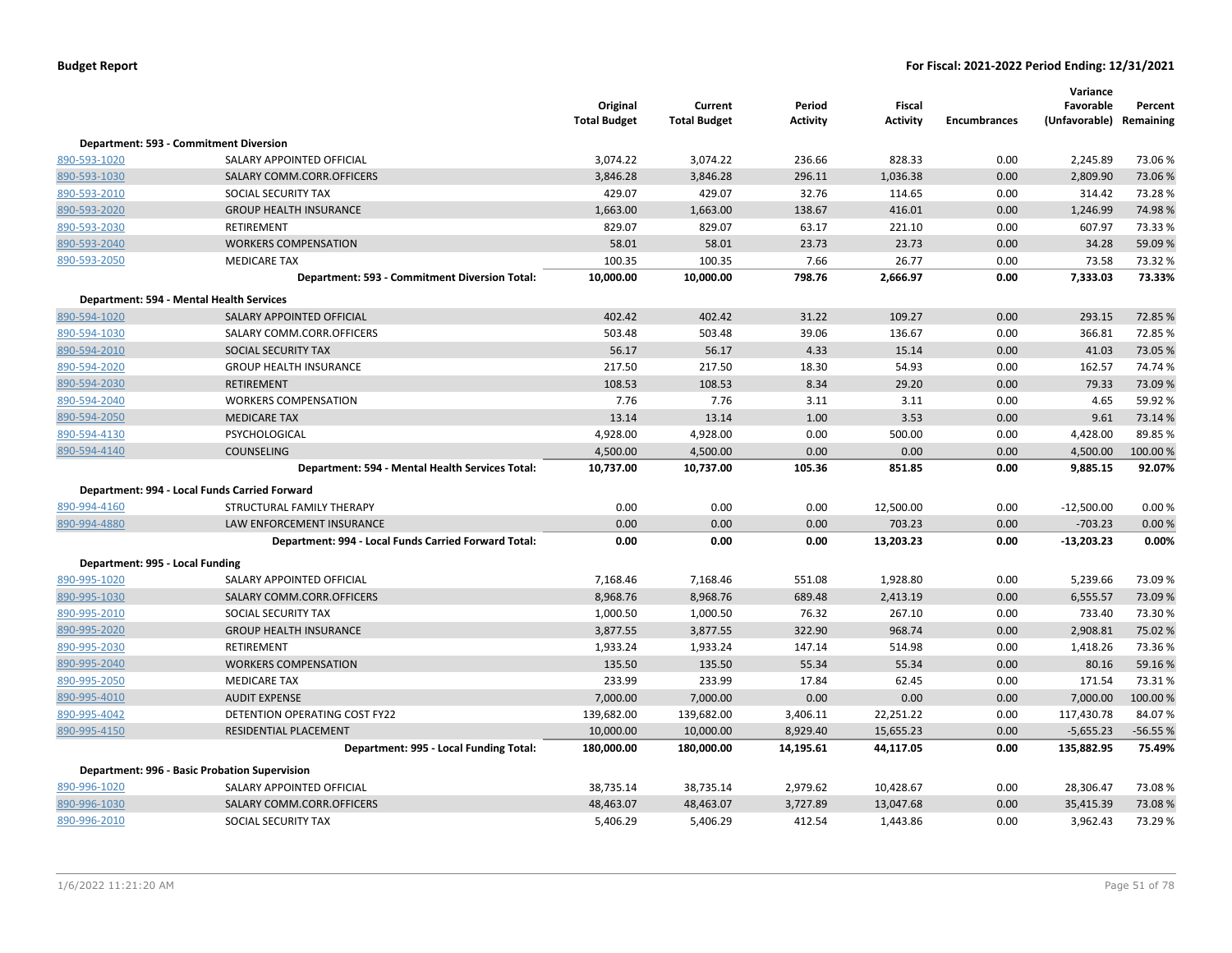**Budget Report** — **For Fiscal: 2021-2022 Period Ending: 12/31/2021**

| | | Original Total Budget | Current Total Budget | Period Activity | Fiscal Activity | Encumbrances | Variance Favorable (Unfavorable) | Percent Remaining |
|---|---|---|---|---|---|---|---|---|
| **Department: 593 - Commitment Diversion** | | | | | | | | |
| 890-593-1020 | SALARY APPOINTED OFFICIAL | 3,074.22 | 3,074.22 | 236.66 | 828.33 | 0.00 | 2,245.89 | 73.06 % |
| 890-593-1030 | SALARY COMM.CORR.OFFICERS | 3,846.28 | 3,846.28 | 296.11 | 1,036.38 | 0.00 | 2,809.90 | 73.06 % |
| 890-593-2010 | SOCIAL SECURITY TAX | 429.07 | 429.07 | 32.76 | 114.65 | 0.00 | 314.42 | 73.28 % |
| 890-593-2020 | GROUP HEALTH INSURANCE | 1,663.00 | 1,663.00 | 138.67 | 416.01 | 0.00 | 1,246.99 | 74.98 % |
| 890-593-2030 | RETIREMENT | 829.07 | 829.07 | 63.17 | 221.10 | 0.00 | 607.97 | 73.33 % |
| 890-593-2040 | WORKERS COMPENSATION | 58.01 | 58.01 | 23.73 | 23.73 | 0.00 | 34.28 | 59.09 % |
| 890-593-2050 | MEDICARE TAX | 100.35 | 100.35 | 7.66 | 26.77 | 0.00 | 73.58 | 73.32 % |
| | **Department: 593 - Commitment Diversion Total:** | **10,000.00** | **10,000.00** | **798.76** | **2,666.97** | **0.00** | **7,333.03** | **73.33%** |
| **Department: 594 - Mental Health Services** | | | | | | | | |
| 890-594-1020 | SALARY APPOINTED OFFICIAL | 402.42 | 402.42 | 31.22 | 109.27 | 0.00 | 293.15 | 72.85 % |
| 890-594-1030 | SALARY COMM.CORR.OFFICERS | 503.48 | 503.48 | 39.06 | 136.67 | 0.00 | 366.81 | 72.85 % |
| 890-594-2010 | SOCIAL SECURITY TAX | 56.17 | 56.17 | 4.33 | 15.14 | 0.00 | 41.03 | 73.05 % |
| 890-594-2020 | GROUP HEALTH INSURANCE | 217.50 | 217.50 | 18.30 | 54.93 | 0.00 | 162.57 | 74.74 % |
| 890-594-2030 | RETIREMENT | 108.53 | 108.53 | 8.34 | 29.20 | 0.00 | 79.33 | 73.09 % |
| 890-594-2040 | WORKERS COMPENSATION | 7.76 | 7.76 | 3.11 | 3.11 | 0.00 | 4.65 | 59.92 % |
| 890-594-2050 | MEDICARE TAX | 13.14 | 13.14 | 1.00 | 3.53 | 0.00 | 9.61 | 73.14 % |
| 890-594-4130 | PSYCHOLOGICAL | 4,928.00 | 4,928.00 | 0.00 | 500.00 | 0.00 | 4,428.00 | 89.85 % |
| 890-594-4140 | COUNSELING | 4,500.00 | 4,500.00 | 0.00 | 0.00 | 0.00 | 4,500.00 | 100.00 % |
| | **Department: 594 - Mental Health Services Total:** | **10,737.00** | **10,737.00** | **105.36** | **851.85** | **0.00** | **9,885.15** | **92.07%** |
| **Department: 994 - Local Funds Carried Forward** | | | | | | | | |
| 890-994-4160 | STRUCTURAL FAMILY THERAPY | 0.00 | 0.00 | 0.00 | 12,500.00 | 0.00 | -12,500.00 | 0.00 % |
| 890-994-4880 | LAW ENFORCEMENT INSURANCE | 0.00 | 0.00 | 0.00 | 703.23 | 0.00 | -703.23 | 0.00 % |
| | **Department: 994 - Local Funds Carried Forward Total:** | **0.00** | **0.00** | **0.00** | **13,203.23** | **0.00** | **-13,203.23** | **0.00%** |
| **Department: 995 - Local Funding** | | | | | | | | |
| 890-995-1020 | SALARY APPOINTED OFFICIAL | 7,168.46 | 7,168.46 | 551.08 | 1,928.80 | 0.00 | 5,239.66 | 73.09 % |
| 890-995-1030 | SALARY COMM.CORR.OFFICERS | 8,968.76 | 8,968.76 | 689.48 | 2,413.19 | 0.00 | 6,555.57 | 73.09 % |
| 890-995-2010 | SOCIAL SECURITY TAX | 1,000.50 | 1,000.50 | 76.32 | 267.10 | 0.00 | 733.40 | 73.30 % |
| 890-995-2020 | GROUP HEALTH INSURANCE | 3,877.55 | 3,877.55 | 322.90 | 968.74 | 0.00 | 2,908.81 | 75.02 % |
| 890-995-2030 | RETIREMENT | 1,933.24 | 1,933.24 | 147.14 | 514.98 | 0.00 | 1,418.26 | 73.36 % |
| 890-995-2040 | WORKERS COMPENSATION | 135.50 | 135.50 | 55.34 | 55.34 | 0.00 | 80.16 | 59.16 % |
| 890-995-2050 | MEDICARE TAX | 233.99 | 233.99 | 17.84 | 62.45 | 0.00 | 171.54 | 73.31 % |
| 890-995-4010 | AUDIT EXPENSE | 7,000.00 | 7,000.00 | 0.00 | 0.00 | 0.00 | 7,000.00 | 100.00 % |
| 890-995-4042 | DETENTION OPERATING COST FY22 | 139,682.00 | 139,682.00 | 3,406.11 | 22,251.22 | 0.00 | 117,430.78 | 84.07 % |
| 890-995-4150 | RESIDENTIAL PLACEMENT | 10,000.00 | 10,000.00 | 8,929.40 | 15,655.23 | 0.00 | -5,655.23 | -56.55 % |
| | **Department: 995 - Local Funding Total:** | **180,000.00** | **180,000.00** | **14,195.61** | **44,117.05** | **0.00** | **135,882.95** | **75.49%** |
| **Department: 996 - Basic Probation Supervision** | | | | | | | | |
| 890-996-1020 | SALARY APPOINTED OFFICIAL | 38,735.14 | 38,735.14 | 2,979.62 | 10,428.67 | 0.00 | 28,306.47 | 73.08 % |
| 890-996-1030 | SALARY COMM.CORR.OFFICERS | 48,463.07 | 48,463.07 | 3,727.89 | 13,047.68 | 0.00 | 35,415.39 | 73.08 % |
| 890-996-2010 | SOCIAL SECURITY TAX | 5,406.29 | 5,406.29 | 412.54 | 1,443.86 | 0.00 | 3,962.43 | 73.29 % |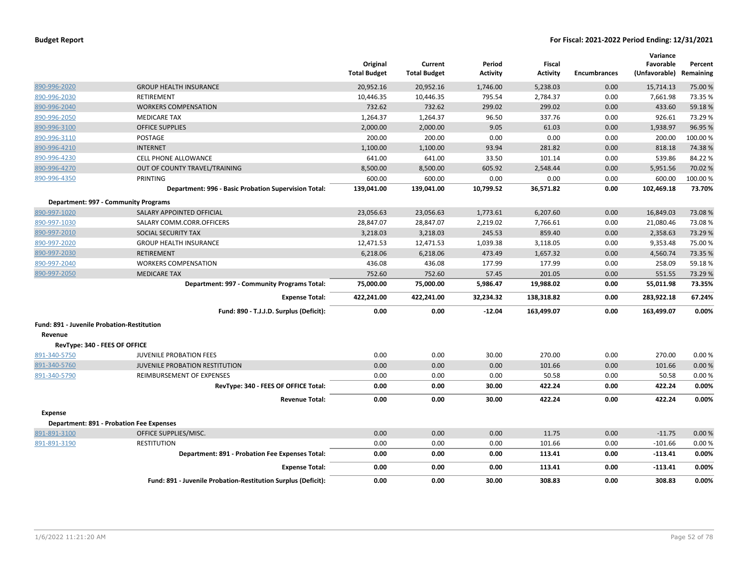| | | Original Total Budget | Current Total Budget | Period Activity | Fiscal Activity | Encumbrances | Variance Favorable (Unfavorable) | Percent Remaining |
|---|---|---|---|---|---|---|---|---|
| 890-996-2020 | GROUP HEALTH INSURANCE | 20,952.16 | 20,952.16 | 1,746.00 | 5,238.03 | 0.00 | 15,714.13 | 75.00 % |
| 890-996-2030 | RETIREMENT | 10,446.35 | 10,446.35 | 795.54 | 2,784.37 | 0.00 | 7,661.98 | 73.35 % |
| 890-996-2040 | WORKERS COMPENSATION | 732.62 | 732.62 | 299.02 | 299.02 | 0.00 | 433.60 | 59.18 % |
| 890-996-2050 | MEDICARE TAX | 1,264.37 | 1,264.37 | 96.50 | 337.76 | 0.00 | 926.61 | 73.29 % |
| 890-996-3100 | OFFICE SUPPLIES | 2,000.00 | 2,000.00 | 9.05 | 61.03 | 0.00 | 1,938.97 | 96.95 % |
| 890-996-3110 | POSTAGE | 200.00 | 200.00 | 0.00 | 0.00 | 0.00 | 200.00 | 100.00 % |
| 890-996-4210 | INTERNET | 1,100.00 | 1,100.00 | 93.94 | 281.82 | 0.00 | 818.18 | 74.38 % |
| 890-996-4230 | CELL PHONE ALLOWANCE | 641.00 | 641.00 | 33.50 | 101.14 | 0.00 | 539.86 | 84.22 % |
| 890-996-4270 | OUT OF COUNTY TRAVEL/TRAINING | 8,500.00 | 8,500.00 | 605.92 | 2,548.44 | 0.00 | 5,951.56 | 70.02 % |
| 890-996-4350 | PRINTING | 600.00 | 600.00 | 0.00 | 0.00 | 0.00 | 600.00 | 100.00 % |
| | **Department: 996 - Basic Probation Supervision Total:** | **139,041.00** | **139,041.00** | **10,799.52** | **36,571.82** | **0.00** | **102,469.18** | **73.70%** |
| **Department: 997 - Community Programs** | | | | | | | | |
| 890-997-1020 | SALARY APPOINTED OFFICIAL | 23,056.63 | 23,056.63 | 1,773.61 | 6,207.60 | 0.00 | 16,849.03 | 73.08 % |
| 890-997-1030 | SALARY COMM.CORR.OFFICERS | 28,847.07 | 28,847.07 | 2,219.02 | 7,766.61 | 0.00 | 21,080.46 | 73.08 % |
| 890-997-2010 | SOCIAL SECURITY TAX | 3,218.03 | 3,218.03 | 245.53 | 859.40 | 0.00 | 2,358.63 | 73.29 % |
| 890-997-2020 | GROUP HEALTH INSURANCE | 12,471.53 | 12,471.53 | 1,039.38 | 3,118.05 | 0.00 | 9,353.48 | 75.00 % |
| 890-997-2030 | RETIREMENT | 6,218.06 | 6,218.06 | 473.49 | 1,657.32 | 0.00 | 4,560.74 | 73.35 % |
| 890-997-2040 | WORKERS COMPENSATION | 436.08 | 436.08 | 177.99 | 177.99 | 0.00 | 258.09 | 59.18 % |
| 890-997-2050 | MEDICARE TAX | 752.60 | 752.60 | 57.45 | 201.05 | 0.00 | 551.55 | 73.29 % |
| | **Department: 997 - Community Programs Total:** | **75,000.00** | **75,000.00** | **5,986.47** | **19,988.02** | **0.00** | **55,011.98** | **73.35%** |
| | **Expense Total:** | **422,241.00** | **422,241.00** | **32,234.32** | **138,318.82** | **0.00** | **283,922.18** | **67.24%** |
| | **Fund: 890 - T.J.J.D. Surplus (Deficit):** | **0.00** | **0.00** | **-12.04** | **163,499.07** | **0.00** | **163,499.07** | **0.00%** |
| **Fund: 891 - Juvenile Probation-Restitution** | | | | | | | | |
| **Revenue** | | | | | | | | |
| **RevType: 340 - FEES OF OFFICE** | | | | | | | | |
| 891-340-5750 | JUVENILE PROBATION FEES | 0.00 | 0.00 | 30.00 | 270.00 | 0.00 | 270.00 | 0.00 % |
| 891-340-5760 | JUVENILE PROBATION RESTITUTION | 0.00 | 0.00 | 0.00 | 101.66 | 0.00 | 101.66 | 0.00 % |
| 891-340-5790 | REIMBURSEMENT OF EXPENSES | 0.00 | 0.00 | 0.00 | 50.58 | 0.00 | 50.58 | 0.00 % |
| | **RevType: 340 - FEES OF OFFICE Total:** | **0.00** | **0.00** | **30.00** | **422.24** | **0.00** | **422.24** | **0.00%** |
| | **Revenue Total:** | **0.00** | **0.00** | **30.00** | **422.24** | **0.00** | **422.24** | **0.00%** |
| **Expense** | | | | | | | | |
| **Department: 891 - Probation Fee Expenses** | | | | | | | | |
| 891-891-3100 | OFFICE SUPPLIES/MISC. | 0.00 | 0.00 | 0.00 | 11.75 | 0.00 | -11.75 | 0.00 % |
| 891-891-3190 | RESTITUTION | 0.00 | 0.00 | 0.00 | 101.66 | 0.00 | -101.66 | 0.00 % |
| | **Department: 891 - Probation Fee Expenses Total:** | **0.00** | **0.00** | **0.00** | **113.41** | **0.00** | **-113.41** | **0.00%** |
| | **Expense Total:** | **0.00** | **0.00** | **0.00** | **113.41** | **0.00** | **-113.41** | **0.00%** |
| | **Fund: 891 - Juvenile Probation-Restitution Surplus (Deficit):** | **0.00** | **0.00** | **30.00** | **308.83** | **0.00** | **308.83** | **0.00%** |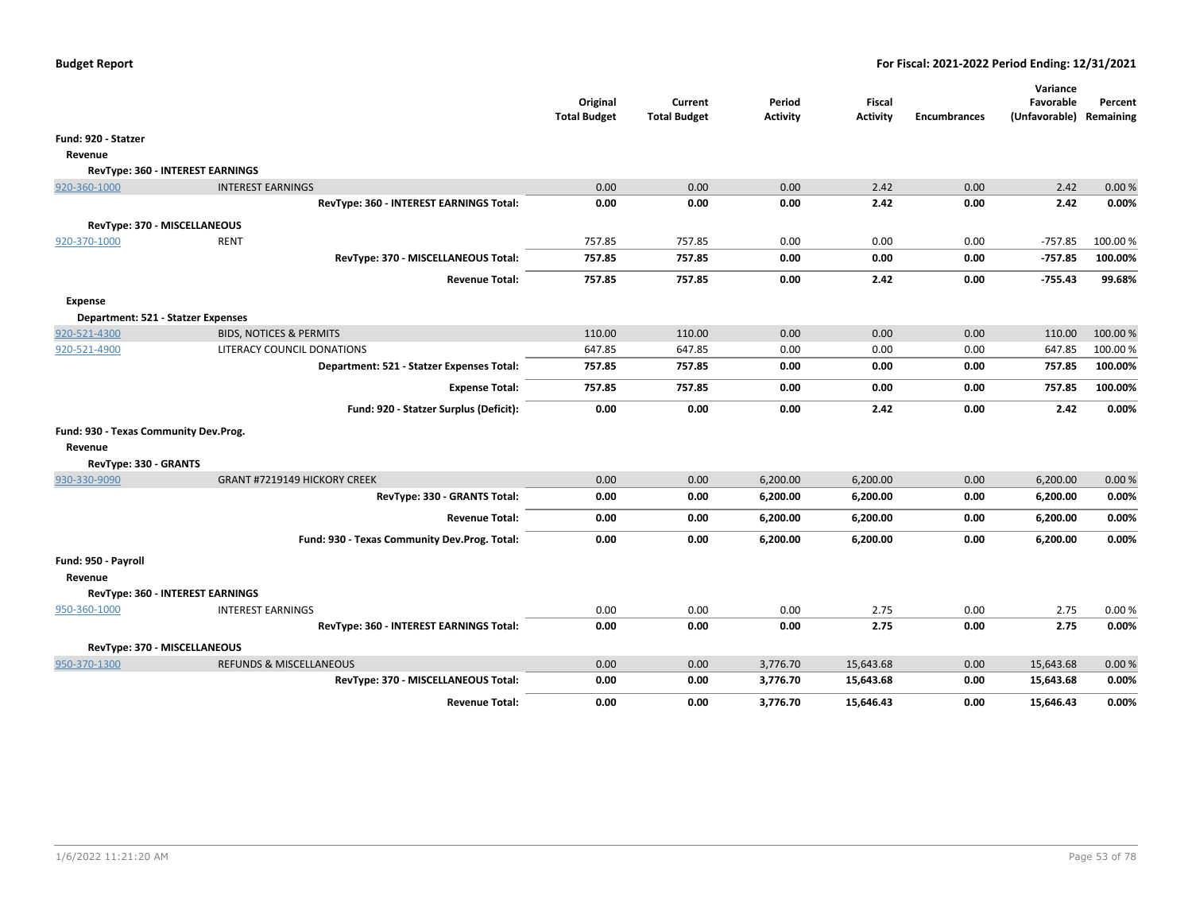**Budget Report** | **For Fiscal: 2021-2022 Period Ending: 12/31/2021**

| | | Original Total Budget | Current Total Budget | Period Activity | Fiscal Activity | Encumbrances | Variance Favorable (Unfavorable) | Percent Remaining |
|---|---|---|---|---|---|---|---|---|
| **Fund: 920 - Statzer** | | | | | | | | |
| **Revenue** | | | | | | | | |
| **RevType: 360 - INTEREST EARNINGS** | | | | | | | | |
| 920-360-1000 | INTEREST EARNINGS | 0.00 | 0.00 | 0.00 | 2.42 | 0.00 | 2.42 | 0.00 % |
| | **RevType: 360 - INTEREST EARNINGS Total:** | **0.00** | **0.00** | **0.00** | **2.42** | **0.00** | **2.42** | **0.00%** |
| **RevType: 370 - MISCELLANEOUS** | | | | | | | | |
| 920-370-1000 | RENT | 757.85 | 757.85 | 0.00 | 0.00 | 0.00 | -757.85 | 100.00 % |
| | **RevType: 370 - MISCELLANEOUS Total:** | **757.85** | **757.85** | **0.00** | **0.00** | **0.00** | **-757.85** | **100.00%** |
| | **Revenue Total:** | **757.85** | **757.85** | **0.00** | **2.42** | **0.00** | **-755.43** | **99.68%** |
| **Expense** | | | | | | | | |
| **Department: 521 - Statzer Expenses** | | | | | | | | |
| 920-521-4300 | BIDS, NOTICES & PERMITS | 110.00 | 110.00 | 0.00 | 0.00 | 0.00 | 110.00 | 100.00 % |
| 920-521-4900 | LITERACY COUNCIL DONATIONS | 647.85 | 647.85 | 0.00 | 0.00 | 0.00 | 647.85 | 100.00 % |
| | **Department: 521 - Statzer Expenses Total:** | **757.85** | **757.85** | **0.00** | **0.00** | **0.00** | **757.85** | **100.00%** |
| | **Expense Total:** | **757.85** | **757.85** | **0.00** | **0.00** | **0.00** | **757.85** | **100.00%** |
| | **Fund: 920 - Statzer Surplus (Deficit):** | **0.00** | **0.00** | **0.00** | **2.42** | **0.00** | **2.42** | **0.00%** |
| **Fund: 930 - Texas Community Dev.Prog.** | | | | | | | | |
| **Revenue** | | | | | | | | |
| **RevType: 330 - GRANTS** | | | | | | | | |
| 930-330-9090 | GRANT #7219149 HICKORY CREEK | 0.00 | 0.00 | 6,200.00 | 6,200.00 | 0.00 | 6,200.00 | 0.00 % |
| | **RevType: 330 - GRANTS Total:** | **0.00** | **0.00** | **6,200.00** | **6,200.00** | **0.00** | **6,200.00** | **0.00%** |
| | **Revenue Total:** | **0.00** | **0.00** | **6,200.00** | **6,200.00** | **0.00** | **6,200.00** | **0.00%** |
| | **Fund: 930 - Texas Community Dev.Prog. Total:** | **0.00** | **0.00** | **6,200.00** | **6,200.00** | **0.00** | **6,200.00** | **0.00%** |
| **Fund: 950 - Payroll** | | | | | | | | |
| **Revenue** | | | | | | | | |
| **RevType: 360 - INTEREST EARNINGS** | | | | | | | | |
| 950-360-1000 | INTEREST EARNINGS | 0.00 | 0.00 | 0.00 | 2.75 | 0.00 | 2.75 | 0.00 % |
| | **RevType: 360 - INTEREST EARNINGS Total:** | **0.00** | **0.00** | **0.00** | **2.75** | **0.00** | **2.75** | **0.00%** |
| **RevType: 370 - MISCELLANEOUS** | | | | | | | | |
| 950-370-1300 | REFUNDS & MISCELLANEOUS | 0.00 | 0.00 | 3,776.70 | 15,643.68 | 0.00 | 15,643.68 | 0.00 % |
| | **RevType: 370 - MISCELLANEOUS Total:** | **0.00** | **0.00** | **3,776.70** | **15,643.68** | **0.00** | **15,643.68** | **0.00%** |
| | **Revenue Total:** | **0.00** | **0.00** | **3,776.70** | **15,646.43** | **0.00** | **15,646.43** | **0.00%** |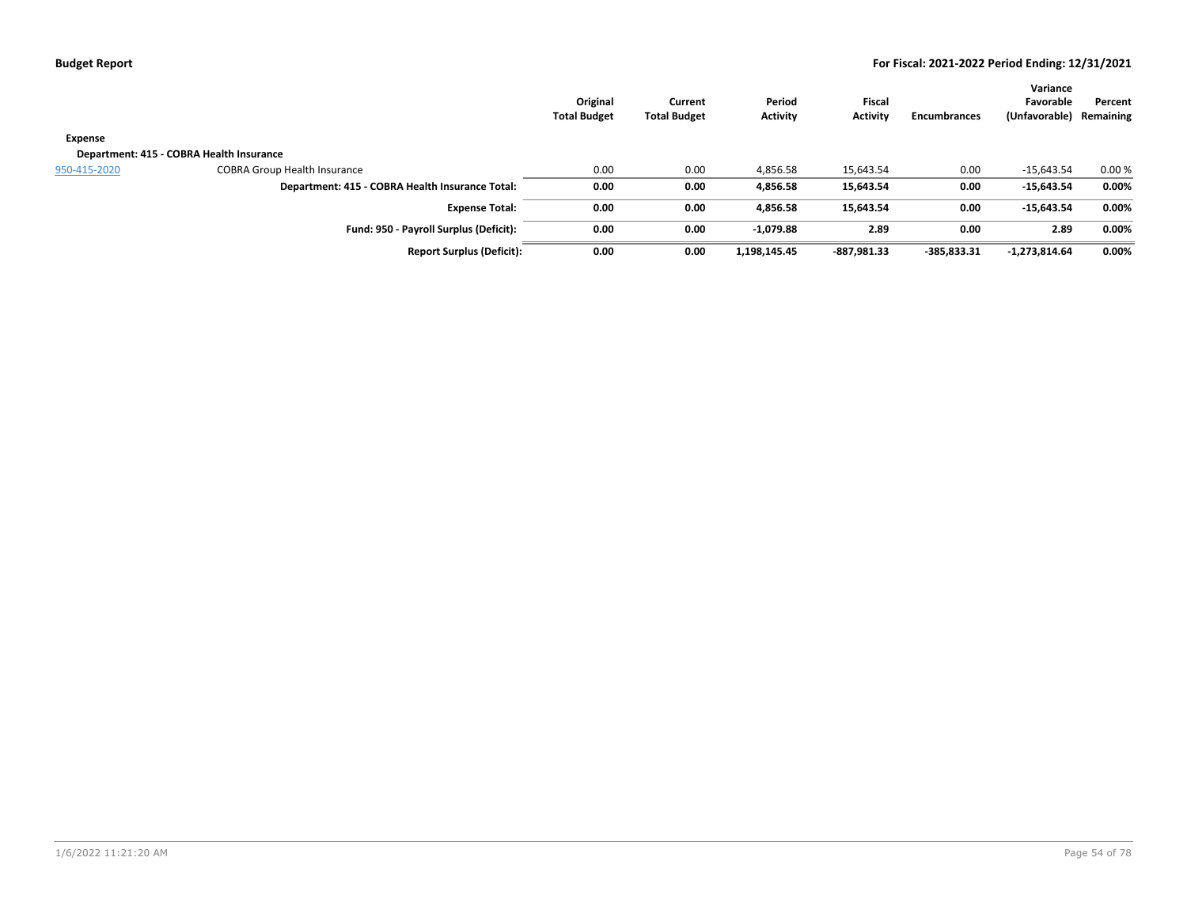| | | Original Total Budget | Current Total Budget | Period Activity | Fiscal Activity | Encumbrances | Variance Favorable (Unfavorable) | Percent Remaining |
|---|---|---|---|---|---|---|---|---|
| **Expense** | | | | | | | | |
| **Department: 415 - COBRA Health Insurance** | | | | | | | | |
| 950-415-2020 | COBRA Group Health Insurance | 0.00 | 0.00 | 4,856.58 | 15,643.54 | 0.00 | -15,643.54 | 0.00 % |
| | **Department: 415 - COBRA Health Insurance Total:** | **0.00** | **0.00** | **4,856.58** | **15,643.54** | **0.00** | **-15,643.54** | **0.00%** |
| | **Expense Total:** | **0.00** | **0.00** | **4,856.58** | **15,643.54** | **0.00** | **-15,643.54** | **0.00%** |
| | **Fund: 950 - Payroll Surplus (Deficit):** | **0.00** | **0.00** | **-1,079.88** | **2.89** | **0.00** | **2.89** | **0.00%** |
| | **Report Surplus (Deficit):** | **0.00** | **0.00** | **1,198,145.45** | **-887,981.33** | **-385,833.31** | **-1,273,814.64** | **0.00%** |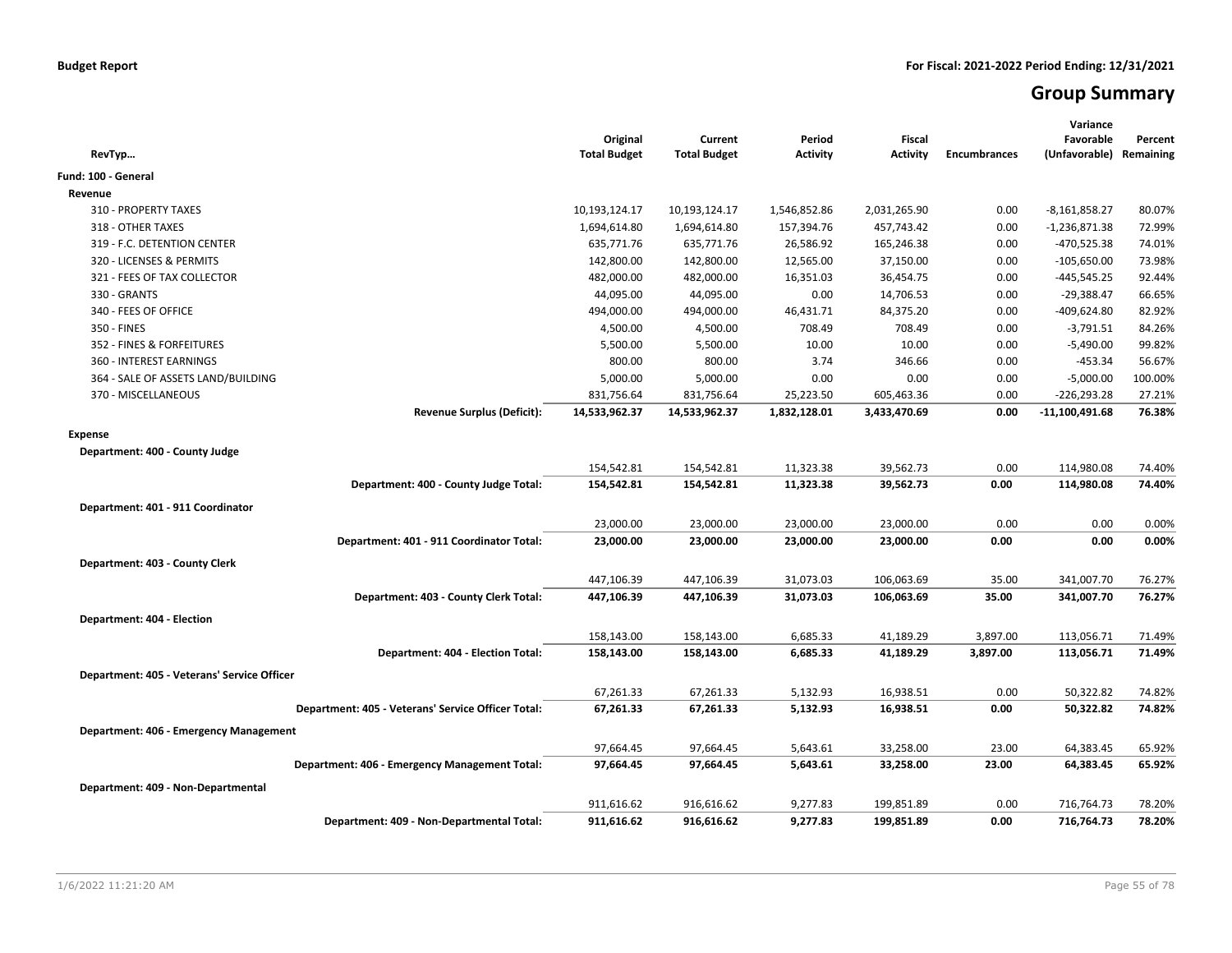**Budget Report** — For Fiscal: 2021-2022 Period Ending: 12/31/2021

# Group Summary

| RevTyp… | Original Total Budget | Current Total Budget | Period Activity | Fiscal Activity | Encumbrances | Variance Favorable (Unfavorable) | Percent Remaining |
|---|---|---|---|---|---|---|---|
| **Fund: 100 - General** | | | | | | | |
| **Revenue** | | | | | | | |
| 310 - PROPERTY TAXES | 10,193,124.17 | 10,193,124.17 | 1,546,852.86 | 2,031,265.90 | 0.00 | -8,161,858.27 | 80.07% |
| 318 - OTHER TAXES | 1,694,614.80 | 1,694,614.80 | 157,394.76 | 457,743.42 | 0.00 | -1,236,871.38 | 72.99% |
| 319 - F.C. DETENTION CENTER | 635,771.76 | 635,771.76 | 26,586.92 | 165,246.38 | 0.00 | -470,525.38 | 74.01% |
| 320 - LICENSES & PERMITS | 142,800.00 | 142,800.00 | 12,565.00 | 37,150.00 | 0.00 | -105,650.00 | 73.98% |
| 321 - FEES OF TAX COLLECTOR | 482,000.00 | 482,000.00 | 16,351.03 | 36,454.75 | 0.00 | -445,545.25 | 92.44% |
| 330 - GRANTS | 44,095.00 | 44,095.00 | 0.00 | 14,706.53 | 0.00 | -29,388.47 | 66.65% |
| 340 - FEES OF OFFICE | 494,000.00 | 494,000.00 | 46,431.71 | 84,375.20 | 0.00 | -409,624.80 | 82.92% |
| 350 - FINES | 4,500.00 | 4,500.00 | 708.49 | 708.49 | 0.00 | -3,791.51 | 84.26% |
| 352 - FINES & FORFEITURES | 5,500.00 | 5,500.00 | 10.00 | 10.00 | 0.00 | -5,490.00 | 99.82% |
| 360 - INTEREST EARNINGS | 800.00 | 800.00 | 3.74 | 346.66 | 0.00 | -453.34 | 56.67% |
| 364 - SALE OF ASSETS LAND/BUILDING | 5,000.00 | 5,000.00 | 0.00 | 0.00 | 0.00 | -5,000.00 | 100.00% |
| 370 - MISCELLANEOUS | 831,756.64 | 831,756.64 | 25,223.50 | 605,463.36 | 0.00 | -226,293.28 | 27.21% |
| **Revenue Surplus (Deficit):** | **14,533,962.37** | **14,533,962.37** | **1,832,128.01** | **3,433,470.69** | **0.00** | **-11,100,491.68** | **76.38%** |
| **Expense** | | | | | | | |
| **Department: 400 - County Judge** | | | | | | | |
| | 154,542.81 | 154,542.81 | 11,323.38 | 39,562.73 | 0.00 | 114,980.08 | 74.40% |
| **Department: 400 - County Judge Total:** | **154,542.81** | **154,542.81** | **11,323.38** | **39,562.73** | **0.00** | **114,980.08** | **74.40%** |
| **Department: 401 - 911 Coordinator** | | | | | | | |
| | 23,000.00 | 23,000.00 | 23,000.00 | 23,000.00 | 0.00 | 0.00 | 0.00% |
| **Department: 401 - 911 Coordinator Total:** | **23,000.00** | **23,000.00** | **23,000.00** | **23,000.00** | **0.00** | **0.00** | **0.00%** |
| **Department: 403 - County Clerk** | | | | | | | |
| | 447,106.39 | 447,106.39 | 31,073.03 | 106,063.69 | 35.00 | 341,007.70 | 76.27% |
| **Department: 403 - County Clerk Total:** | **447,106.39** | **447,106.39** | **31,073.03** | **106,063.69** | **35.00** | **341,007.70** | **76.27%** |
| **Department: 404 - Election** | | | | | | | |
| | 158,143.00 | 158,143.00 | 6,685.33 | 41,189.29 | 3,897.00 | 113,056.71 | 71.49% |
| **Department: 404 - Election Total:** | **158,143.00** | **158,143.00** | **6,685.33** | **41,189.29** | **3,897.00** | **113,056.71** | **71.49%** |
| **Department: 405 - Veterans' Service Officer** | | | | | | | |
| | 67,261.33 | 67,261.33 | 5,132.93 | 16,938.51 | 0.00 | 50,322.82 | 74.82% |
| **Department: 405 - Veterans' Service Officer Total:** | **67,261.33** | **67,261.33** | **5,132.93** | **16,938.51** | **0.00** | **50,322.82** | **74.82%** |
| **Department: 406 - Emergency Management** | | | | | | | |
| | 97,664.45 | 97,664.45 | 5,643.61 | 33,258.00 | 23.00 | 64,383.45 | 65.92% |
| **Department: 406 - Emergency Management Total:** | **97,664.45** | **97,664.45** | **5,643.61** | **33,258.00** | **23.00** | **64,383.45** | **65.92%** |
| **Department: 409 - Non-Departmental** | | | | | | | |
| | 911,616.62 | 916,616.62 | 9,277.83 | 199,851.89 | 0.00 | 716,764.73 | 78.20% |
| **Department: 409 - Non-Departmental Total:** | **911,616.62** | **916,616.62** | **9,277.83** | **199,851.89** | **0.00** | **716,764.73** | **78.20%** |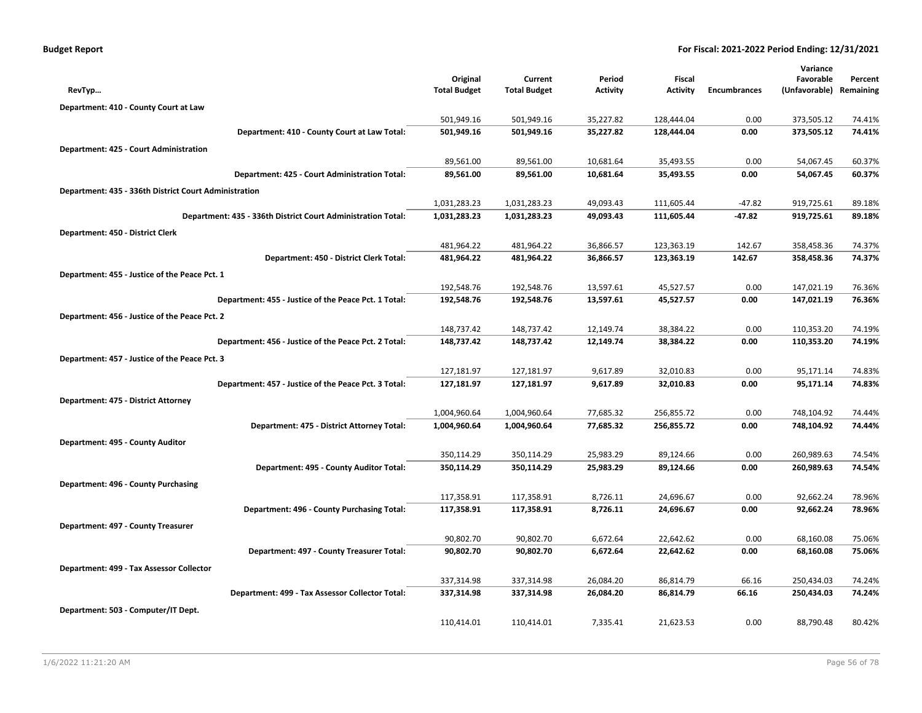**Budget Report** **For Fiscal: 2021-2022 Period Ending: 12/31/2021**

| RevTyp… | Original Total Budget | Current Total Budget | Period Activity | Fiscal Activity | Encumbrances | Variance Favorable (Unfavorable) | Percent Remaining |
|---|---|---|---|---|---|---|---|
| **Department: 410 - County Court at Law** | | | | | | | |
| | 501,949.16 | 501,949.16 | 35,227.82 | 128,444.04 | 0.00 | 373,505.12 | 74.41% |
| **Department: 410 - County Court at Law Total:** | **501,949.16** | **501,949.16** | **35,227.82** | **128,444.04** | **0.00** | **373,505.12** | **74.41%** |
| **Department: 425 - Court Administration** | | | | | | | |
| | 89,561.00 | 89,561.00 | 10,681.64 | 35,493.55 | 0.00 | 54,067.45 | 60.37% |
| **Department: 425 - Court Administration Total:** | **89,561.00** | **89,561.00** | **10,681.64** | **35,493.55** | **0.00** | **54,067.45** | **60.37%** |
| **Department: 435 - 336th District Court Administration** | | | | | | | |
| | 1,031,283.23 | 1,031,283.23 | 49,093.43 | 111,605.44 | -47.82 | 919,725.61 | 89.18% |
| **Department: 435 - 336th District Court Administration Total:** | **1,031,283.23** | **1,031,283.23** | **49,093.43** | **111,605.44** | **-47.82** | **919,725.61** | **89.18%** |
| **Department: 450 - District Clerk** | | | | | | | |
| | 481,964.22 | 481,964.22 | 36,866.57 | 123,363.19 | 142.67 | 358,458.36 | 74.37% |
| **Department: 450 - District Clerk Total:** | **481,964.22** | **481,964.22** | **36,866.57** | **123,363.19** | **142.67** | **358,458.36** | **74.37%** |
| **Department: 455 - Justice of the Peace Pct. 1** | | | | | | | |
| | 192,548.76 | 192,548.76 | 13,597.61 | 45,527.57 | 0.00 | 147,021.19 | 76.36% |
| **Department: 455 - Justice of the Peace Pct. 1 Total:** | **192,548.76** | **192,548.76** | **13,597.61** | **45,527.57** | **0.00** | **147,021.19** | **76.36%** |
| **Department: 456 - Justice of the Peace Pct. 2** | | | | | | | |
| | 148,737.42 | 148,737.42 | 12,149.74 | 38,384.22 | 0.00 | 110,353.20 | 74.19% |
| **Department: 456 - Justice of the Peace Pct. 2 Total:** | **148,737.42** | **148,737.42** | **12,149.74** | **38,384.22** | **0.00** | **110,353.20** | **74.19%** |
| **Department: 457 - Justice of the Peace Pct. 3** | | | | | | | |
| | 127,181.97 | 127,181.97 | 9,617.89 | 32,010.83 | 0.00 | 95,171.14 | 74.83% |
| **Department: 457 - Justice of the Peace Pct. 3 Total:** | **127,181.97** | **127,181.97** | **9,617.89** | **32,010.83** | **0.00** | **95,171.14** | **74.83%** |
| **Department: 475 - District Attorney** | | | | | | | |
| | 1,004,960.64 | 1,004,960.64 | 77,685.32 | 256,855.72 | 0.00 | 748,104.92 | 74.44% |
| **Department: 475 - District Attorney Total:** | **1,004,960.64** | **1,004,960.64** | **77,685.32** | **256,855.72** | **0.00** | **748,104.92** | **74.44%** |
| **Department: 495 - County Auditor** | | | | | | | |
| | 350,114.29 | 350,114.29 | 25,983.29 | 89,124.66 | 0.00 | 260,989.63 | 74.54% |
| **Department: 495 - County Auditor Total:** | **350,114.29** | **350,114.29** | **25,983.29** | **89,124.66** | **0.00** | **260,989.63** | **74.54%** |
| **Department: 496 - County Purchasing** | | | | | | | |
| | 117,358.91 | 117,358.91 | 8,726.11 | 24,696.67 | 0.00 | 92,662.24 | 78.96% |
| **Department: 496 - County Purchasing Total:** | **117,358.91** | **117,358.91** | **8,726.11** | **24,696.67** | **0.00** | **92,662.24** | **78.96%** |
| **Department: 497 - County Treasurer** | | | | | | | |
| | 90,802.70 | 90,802.70 | 6,672.64 | 22,642.62 | 0.00 | 68,160.08 | 75.06% |
| **Department: 497 - County Treasurer Total:** | **90,802.70** | **90,802.70** | **6,672.64** | **22,642.62** | **0.00** | **68,160.08** | **75.06%** |
| **Department: 499 - Tax Assessor Collector** | | | | | | | |
| | 337,314.98 | 337,314.98 | 26,084.20 | 86,814.79 | 66.16 | 250,434.03 | 74.24% |
| **Department: 499 - Tax Assessor Collector Total:** | **337,314.98** | **337,314.98** | **26,084.20** | **86,814.79** | **66.16** | **250,434.03** | **74.24%** |
| **Department: 503 - Computer/IT Dept.** | | | | | | | |
| | 110,414.01 | 110,414.01 | 7,335.41 | 21,623.53 | 0.00 | 88,790.48 | 80.42% |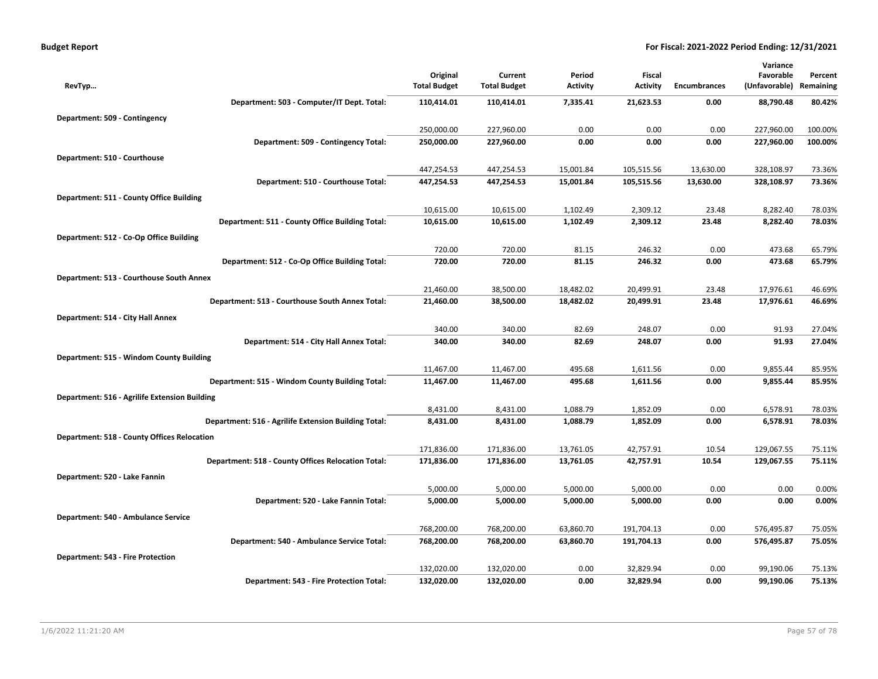**Budget Report** — **For Fiscal: 2021-2022 Period Ending: 12/31/2021**

| RevTyp... | Original Total Budget | Current Total Budget | Period Activity | Fiscal Activity | Encumbrances | Variance Favorable (Unfavorable) | Percent Remaining |
|---|---|---|---|---|---|---|---|
| **Department: 503 - Computer/IT Dept. Total:** | **110,414.01** | **110,414.01** | **7,335.41** | **21,623.53** | **0.00** | **88,790.48** | **80.42%** |
| **Department: 509 - Contingency** | | | | | | | |
| | 250,000.00 | 227,960.00 | 0.00 | 0.00 | 0.00 | 227,960.00 | 100.00% |
| **Department: 509 - Contingency Total:** | **250,000.00** | **227,960.00** | **0.00** | **0.00** | **0.00** | **227,960.00** | **100.00%** |
| **Department: 510 - Courthouse** | | | | | | | |
| | 447,254.53 | 447,254.53 | 15,001.84 | 105,515.56 | 13,630.00 | 328,108.97 | 73.36% |
| **Department: 510 - Courthouse Total:** | **447,254.53** | **447,254.53** | **15,001.84** | **105,515.56** | **13,630.00** | **328,108.97** | **73.36%** |
| **Department: 511 - County Office Building** | | | | | | | |
| | 10,615.00 | 10,615.00 | 1,102.49 | 2,309.12 | 23.48 | 8,282.40 | 78.03% |
| **Department: 511 - County Office Building Total:** | **10,615.00** | **10,615.00** | **1,102.49** | **2,309.12** | **23.48** | **8,282.40** | **78.03%** |
| **Department: 512 - Co-Op Office Building** | | | | | | | |
| | 720.00 | 720.00 | 81.15 | 246.32 | 0.00 | 473.68 | 65.79% |
| **Department: 512 - Co-Op Office Building Total:** | **720.00** | **720.00** | **81.15** | **246.32** | **0.00** | **473.68** | **65.79%** |
| **Department: 513 - Courthouse South Annex** | | | | | | | |
| | 21,460.00 | 38,500.00 | 18,482.02 | 20,499.91 | 23.48 | 17,976.61 | 46.69% |
| **Department: 513 - Courthouse South Annex Total:** | **21,460.00** | **38,500.00** | **18,482.02** | **20,499.91** | **23.48** | **17,976.61** | **46.69%** |
| **Department: 514 - City Hall Annex** | | | | | | | |
| | 340.00 | 340.00 | 82.69 | 248.07 | 0.00 | 91.93 | 27.04% |
| **Department: 514 - City Hall Annex Total:** | **340.00** | **340.00** | **82.69** | **248.07** | **0.00** | **91.93** | **27.04%** |
| **Department: 515 - Windom County Building** | | | | | | | |
| | 11,467.00 | 11,467.00 | 495.68 | 1,611.56 | 0.00 | 9,855.44 | 85.95% |
| **Department: 515 - Windom County Building Total:** | **11,467.00** | **11,467.00** | **495.68** | **1,611.56** | **0.00** | **9,855.44** | **85.95%** |
| **Department: 516 - Agrilife Extension Building** | | | | | | | |
| | 8,431.00 | 8,431.00 | 1,088.79 | 1,852.09 | 0.00 | 6,578.91 | 78.03% |
| **Department: 516 - Agrilife Extension Building Total:** | **8,431.00** | **8,431.00** | **1,088.79** | **1,852.09** | **0.00** | **6,578.91** | **78.03%** |
| **Department: 518 - County Offices Relocation** | | | | | | | |
| | 171,836.00 | 171,836.00 | 13,761.05 | 42,757.91 | 10.54 | 129,067.55 | 75.11% |
| **Department: 518 - County Offices Relocation Total:** | **171,836.00** | **171,836.00** | **13,761.05** | **42,757.91** | **10.54** | **129,067.55** | **75.11%** |
| **Department: 520 - Lake Fannin** | | | | | | | |
| | 5,000.00 | 5,000.00 | 5,000.00 | 5,000.00 | 0.00 | 0.00 | 0.00% |
| **Department: 520 - Lake Fannin Total:** | **5,000.00** | **5,000.00** | **5,000.00** | **5,000.00** | **0.00** | **0.00** | **0.00%** |
| **Department: 540 - Ambulance Service** | | | | | | | |
| | 768,200.00 | 768,200.00 | 63,860.70 | 191,704.13 | 0.00 | 576,495.87 | 75.05% |
| **Department: 540 - Ambulance Service Total:** | **768,200.00** | **768,200.00** | **63,860.70** | **191,704.13** | **0.00** | **576,495.87** | **75.05%** |
| **Department: 543 - Fire Protection** | | | | | | | |
| | 132,020.00 | 132,020.00 | 0.00 | 32,829.94 | 0.00 | 99,190.06 | 75.13% |
| **Department: 543 - Fire Protection Total:** | **132,020.00** | **132,020.00** | **0.00** | **32,829.94** | **0.00** | **99,190.06** | **75.13%** |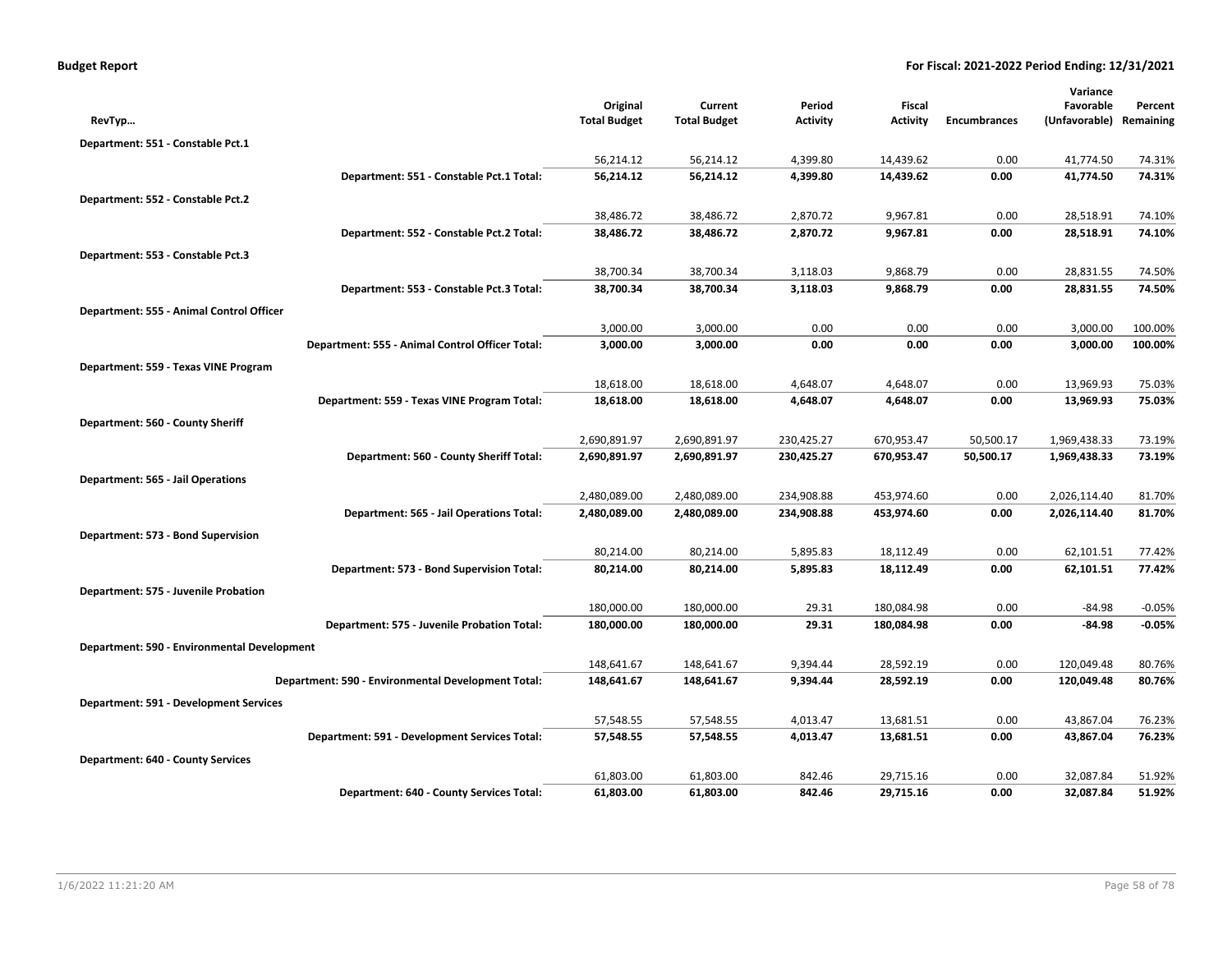**Budget Report** **For Fiscal: 2021-2022 Period Ending: 12/31/2021**

| RevTyp… | Original Total Budget | Current Total Budget | Period Activity | Fiscal Activity | Encumbrances | Variance Favorable (Unfavorable) | Percent Remaining |
|---|---|---|---|---|---|---|---|
| **Department: 551 - Constable Pct.1** | | | | | | | |
| | 56,214.12 | 56,214.12 | 4,399.80 | 14,439.62 | 0.00 | 41,774.50 | 74.31% |
| **Department: 551 - Constable Pct.1 Total:** | **56,214.12** | **56,214.12** | **4,399.80** | **14,439.62** | **0.00** | **41,774.50** | **74.31%** |
| **Department: 552 - Constable Pct.2** | | | | | | | |
| | 38,486.72 | 38,486.72 | 2,870.72 | 9,967.81 | 0.00 | 28,518.91 | 74.10% |
| **Department: 552 - Constable Pct.2 Total:** | **38,486.72** | **38,486.72** | **2,870.72** | **9,967.81** | **0.00** | **28,518.91** | **74.10%** |
| **Department: 553 - Constable Pct.3** | | | | | | | |
| | 38,700.34 | 38,700.34 | 3,118.03 | 9,868.79 | 0.00 | 28,831.55 | 74.50% |
| **Department: 553 - Constable Pct.3 Total:** | **38,700.34** | **38,700.34** | **3,118.03** | **9,868.79** | **0.00** | **28,831.55** | **74.50%** |
| **Department: 555 - Animal Control Officer** | | | | | | | |
| | 3,000.00 | 3,000.00 | 0.00 | 0.00 | 0.00 | 3,000.00 | 100.00% |
| **Department: 555 - Animal Control Officer Total:** | **3,000.00** | **3,000.00** | **0.00** | **0.00** | **0.00** | **3,000.00** | **100.00%** |
| **Department: 559 - Texas VINE Program** | | | | | | | |
| | 18,618.00 | 18,618.00 | 4,648.07 | 4,648.07 | 0.00 | 13,969.93 | 75.03% |
| **Department: 559 - Texas VINE Program Total:** | **18,618.00** | **18,618.00** | **4,648.07** | **4,648.07** | **0.00** | **13,969.93** | **75.03%** |
| **Department: 560 - County Sheriff** | | | | | | | |
| | 2,690,891.97 | 2,690,891.97 | 230,425.27 | 670,953.47 | 50,500.17 | 1,969,438.33 | 73.19% |
| **Department: 560 - County Sheriff Total:** | **2,690,891.97** | **2,690,891.97** | **230,425.27** | **670,953.47** | **50,500.17** | **1,969,438.33** | **73.19%** |
| **Department: 565 - Jail Operations** | | | | | | | |
| | 2,480,089.00 | 2,480,089.00 | 234,908.88 | 453,974.60 | 0.00 | 2,026,114.40 | 81.70% |
| **Department: 565 - Jail Operations Total:** | **2,480,089.00** | **2,480,089.00** | **234,908.88** | **453,974.60** | **0.00** | **2,026,114.40** | **81.70%** |
| **Department: 573 - Bond Supervision** | | | | | | | |
| | 80,214.00 | 80,214.00 | 5,895.83 | 18,112.49 | 0.00 | 62,101.51 | 77.42% |
| **Department: 573 - Bond Supervision Total:** | **80,214.00** | **80,214.00** | **5,895.83** | **18,112.49** | **0.00** | **62,101.51** | **77.42%** |
| **Department: 575 - Juvenile Probation** | | | | | | | |
| | 180,000.00 | 180,000.00 | 29.31 | 180,084.98 | 0.00 | -84.98 | -0.05% |
| **Department: 575 - Juvenile Probation Total:** | **180,000.00** | **180,000.00** | **29.31** | **180,084.98** | **0.00** | **-84.98** | **-0.05%** |
| **Department: 590 - Environmental Development** | | | | | | | |
| | 148,641.67 | 148,641.67 | 9,394.44 | 28,592.19 | 0.00 | 120,049.48 | 80.76% |
| **Department: 590 - Environmental Development Total:** | **148,641.67** | **148,641.67** | **9,394.44** | **28,592.19** | **0.00** | **120,049.48** | **80.76%** |
| **Department: 591 - Development Services** | | | | | | | |
| | 57,548.55 | 57,548.55 | 4,013.47 | 13,681.51 | 0.00 | 43,867.04 | 76.23% |
| **Department: 591 - Development Services Total:** | **57,548.55** | **57,548.55** | **4,013.47** | **13,681.51** | **0.00** | **43,867.04** | **76.23%** |
| **Department: 640 - County Services** | | | | | | | |
| | 61,803.00 | 61,803.00 | 842.46 | 29,715.16 | 0.00 | 32,087.84 | 51.92% |
| **Department: 640 - County Services Total:** | **61,803.00** | **61,803.00** | **842.46** | **29,715.16** | **0.00** | **32,087.84** | **51.92%** |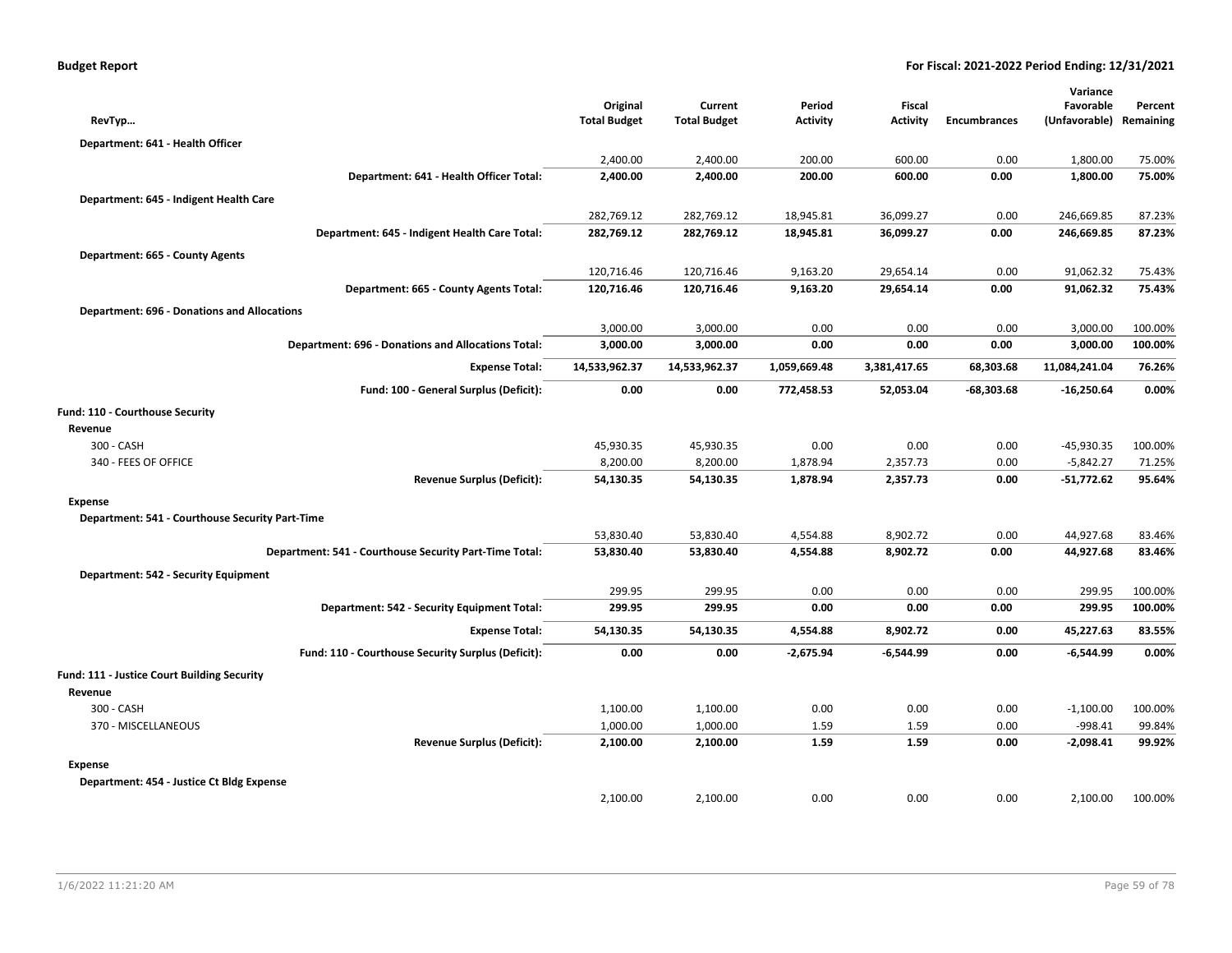| RevTyp… | Original Total Budget | Current Total Budget | Period Activity | Fiscal Activity | Encumbrances | Variance Favorable (Unfavorable) | Percent Remaining |
|---|---|---|---|---|---|---|---|
| **Department: 641 - Health Officer** | | | | | | | |
| | 2,400.00 | 2,400.00 | 200.00 | 600.00 | 0.00 | 1,800.00 | 75.00% |
| **Department: 641 - Health Officer Total:** | **2,400.00** | **2,400.00** | **200.00** | **600.00** | **0.00** | **1,800.00** | **75.00%** |
| **Department: 645 - Indigent Health Care** | | | | | | | |
| | 282,769.12 | 282,769.12 | 18,945.81 | 36,099.27 | 0.00 | 246,669.85 | 87.23% |
| **Department: 645 - Indigent Health Care Total:** | **282,769.12** | **282,769.12** | **18,945.81** | **36,099.27** | **0.00** | **246,669.85** | **87.23%** |
| **Department: 665 - County Agents** | | | | | | | |
| | 120,716.46 | 120,716.46 | 9,163.20 | 29,654.14 | 0.00 | 91,062.32 | 75.43% |
| **Department: 665 - County Agents Total:** | **120,716.46** | **120,716.46** | **9,163.20** | **29,654.14** | **0.00** | **91,062.32** | **75.43%** |
| **Department: 696 - Donations and Allocations** | | | | | | | |
| | 3,000.00 | 3,000.00 | 0.00 | 0.00 | 0.00 | 3,000.00 | 100.00% |
| **Department: 696 - Donations and Allocations Total:** | **3,000.00** | **3,000.00** | **0.00** | **0.00** | **0.00** | **3,000.00** | **100.00%** |
| **Expense Total:** | **14,533,962.37** | **14,533,962.37** | **1,059,669.48** | **3,381,417.65** | **68,303.68** | **11,084,241.04** | **76.26%** |
| **Fund: 100 - General Surplus (Deficit):** | **0.00** | **0.00** | **772,458.53** | **52,053.04** | **-68,303.68** | **-16,250.64** | **0.00%** |
| **Fund: 110 - Courthouse Security** | | | | | | | |
| **Revenue** | | | | | | | |
| 300 - CASH | 45,930.35 | 45,930.35 | 0.00 | 0.00 | 0.00 | -45,930.35 | 100.00% |
| 340 - FEES OF OFFICE | 8,200.00 | 8,200.00 | 1,878.94 | 2,357.73 | 0.00 | -5,842.27 | 71.25% |
| **Revenue Surplus (Deficit):** | **54,130.35** | **54,130.35** | **1,878.94** | **2,357.73** | **0.00** | **-51,772.62** | **95.64%** |
| **Expense** | | | | | | | |
| **Department: 541 - Courthouse Security Part-Time** | | | | | | | |
| | 53,830.40 | 53,830.40 | 4,554.88 | 8,902.72 | 0.00 | 44,927.68 | 83.46% |
| **Department: 541 - Courthouse Security Part-Time Total:** | **53,830.40** | **53,830.40** | **4,554.88** | **8,902.72** | **0.00** | **44,927.68** | **83.46%** |
| **Department: 542 - Security Equipment** | | | | | | | |
| | 299.95 | 299.95 | 0.00 | 0.00 | 0.00 | 299.95 | 100.00% |
| **Department: 542 - Security Equipment Total:** | **299.95** | **299.95** | **0.00** | **0.00** | **0.00** | **299.95** | **100.00%** |
| **Expense Total:** | **54,130.35** | **54,130.35** | **4,554.88** | **8,902.72** | **0.00** | **45,227.63** | **83.55%** |
| **Fund: 110 - Courthouse Security Surplus (Deficit):** | **0.00** | **0.00** | **-2,675.94** | **-6,544.99** | **0.00** | **-6,544.99** | **0.00%** |
| **Fund: 111 - Justice Court Building Security** | | | | | | | |
| **Revenue** | | | | | | | |
| 300 - CASH | 1,100.00 | 1,100.00 | 0.00 | 0.00 | 0.00 | -1,100.00 | 100.00% |
| 370 - MISCELLANEOUS | 1,000.00 | 1,000.00 | 1.59 | 1.59 | 0.00 | -998.41 | 99.84% |
| **Revenue Surplus (Deficit):** | **2,100.00** | **2,100.00** | **1.59** | **1.59** | **0.00** | **-2,098.41** | **99.92%** |
| **Expense** | | | | | | | |
| **Department: 454 - Justice Ct Bldg Expense** | | | | | | | |
| | 2,100.00 | 2,100.00 | 0.00 | 0.00 | 0.00 | 2,100.00 | 100.00% |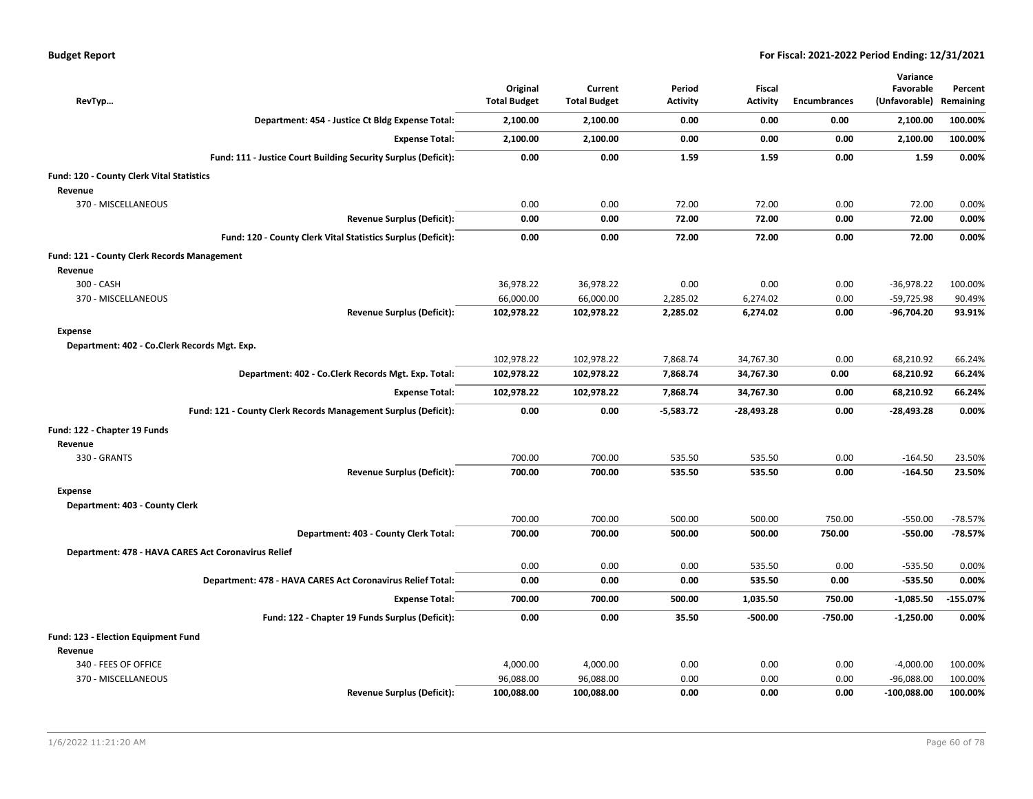**Budget Report** — For Fiscal: 2021-2022 Period Ending: 12/31/2021

| RevTyp... | Original Total Budget | Current Total Budget | Period Activity | Fiscal Activity | Encumbrances | Variance Favorable (Unfavorable) | Percent Remaining |
|---|---|---|---|---|---|---|---|
| **Department: 454 - Justice Ct Bldg Expense Total:** | **2,100.00** | **2,100.00** | **0.00** | **0.00** | **0.00** | **2,100.00** | **100.00%** |
| **Expense Total:** | **2,100.00** | **2,100.00** | **0.00** | **0.00** | **0.00** | **2,100.00** | **100.00%** |
| **Fund: 111 - Justice Court Building Security Surplus (Deficit):** | **0.00** | **0.00** | **1.59** | **1.59** | **0.00** | **1.59** | **0.00%** |
| **Fund: 120 - County Clerk Vital Statistics** | | | | | | | |
| **Revenue** | | | | | | | |
| 370 - MISCELLANEOUS | 0.00 | 0.00 | 72.00 | 72.00 | 0.00 | 72.00 | 0.00% |
| **Revenue Surplus (Deficit):** | **0.00** | **0.00** | **72.00** | **72.00** | **0.00** | **72.00** | **0.00%** |
| **Fund: 120 - County Clerk Vital Statistics Surplus (Deficit):** | **0.00** | **0.00** | **72.00** | **72.00** | **0.00** | **72.00** | **0.00%** |
| **Fund: 121 - County Clerk Records Management** | | | | | | | |
| **Revenue** | | | | | | | |
| 300 - CASH | 36,978.22 | 36,978.22 | 0.00 | 0.00 | 0.00 | -36,978.22 | 100.00% |
| 370 - MISCELLANEOUS | 66,000.00 | 66,000.00 | 2,285.02 | 6,274.02 | 0.00 | -59,725.98 | 90.49% |
| **Revenue Surplus (Deficit):** | **102,978.22** | **102,978.22** | **2,285.02** | **6,274.02** | **0.00** | **-96,704.20** | **93.91%** |
| **Expense** | | | | | | | |
| **Department: 402 - Co.Clerk Records Mgt. Exp.** | | | | | | | |
| | 102,978.22 | 102,978.22 | 7,868.74 | 34,767.30 | 0.00 | 68,210.92 | 66.24% |
| **Department: 402 - Co.Clerk Records Mgt. Exp. Total:** | **102,978.22** | **102,978.22** | **7,868.74** | **34,767.30** | **0.00** | **68,210.92** | **66.24%** |
| **Expense Total:** | **102,978.22** | **102,978.22** | **7,868.74** | **34,767.30** | **0.00** | **68,210.92** | **66.24%** |
| **Fund: 121 - County Clerk Records Management Surplus (Deficit):** | **0.00** | **0.00** | **-5,583.72** | **-28,493.28** | **0.00** | **-28,493.28** | **0.00%** |
| **Fund: 122 - Chapter 19 Funds** | | | | | | | |
| **Revenue** | | | | | | | |
| 330 - GRANTS | 700.00 | 700.00 | 535.50 | 535.50 | 0.00 | -164.50 | 23.50% |
| **Revenue Surplus (Deficit):** | **700.00** | **700.00** | **535.50** | **535.50** | **0.00** | **-164.50** | **23.50%** |
| **Expense** | | | | | | | |
| **Department: 403 - County Clerk** | | | | | | | |
| | 700.00 | 700.00 | 500.00 | 500.00 | 750.00 | -550.00 | -78.57% |
| **Department: 403 - County Clerk Total:** | **700.00** | **700.00** | **500.00** | **500.00** | **750.00** | **-550.00** | **-78.57%** |
| **Department: 478 - HAVA CARES Act Coronavirus Relief** | | | | | | | |
| | 0.00 | 0.00 | 0.00 | 535.50 | 0.00 | -535.50 | 0.00% |
| **Department: 478 - HAVA CARES Act Coronavirus Relief Total:** | **0.00** | **0.00** | **0.00** | **535.50** | **0.00** | **-535.50** | **0.00%** |
| **Expense Total:** | **700.00** | **700.00** | **500.00** | **1,035.50** | **750.00** | **-1,085.50** | **-155.07%** |
| **Fund: 122 - Chapter 19 Funds Surplus (Deficit):** | **0.00** | **0.00** | **35.50** | **-500.00** | **-750.00** | **-1,250.00** | **0.00%** |
| **Fund: 123 - Election Equipment Fund** | | | | | | | |
| **Revenue** | | | | | | | |
| 340 - FEES OF OFFICE | 4,000.00 | 4,000.00 | 0.00 | 0.00 | 0.00 | -4,000.00 | 100.00% |
| 370 - MISCELLANEOUS | 96,088.00 | 96,088.00 | 0.00 | 0.00 | 0.00 | -96,088.00 | 100.00% |
| **Revenue Surplus (Deficit):** | **100,088.00** | **100,088.00** | **0.00** | **0.00** | **0.00** | **-100,088.00** | **100.00%** |

1/6/2022 11:21:20 AM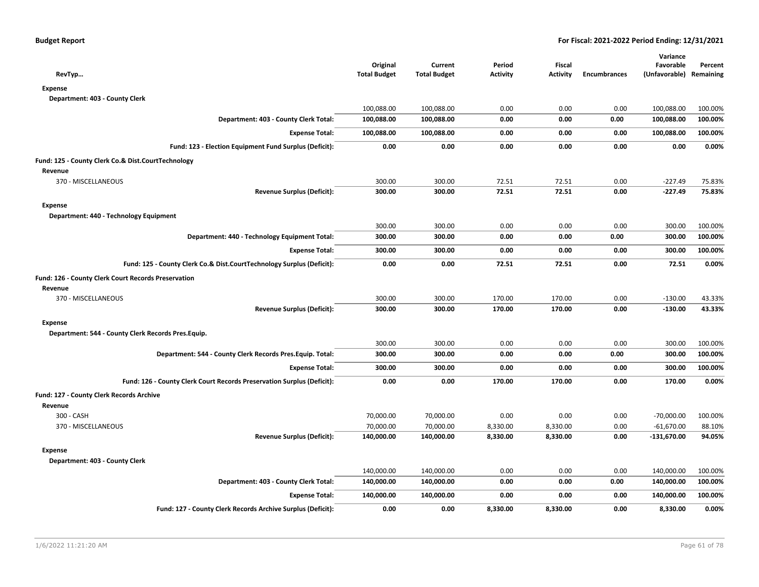**Budget Report** — For Fiscal: 2021-2022 Period Ending: 12/31/2021

| RevTyp… | Original Total Budget | Current Total Budget | Period Activity | Fiscal Activity | Encumbrances | Variance Favorable (Unfavorable) | Percent Remaining |
|---|---|---|---|---|---|---|---|
| **Expense** | | | | | | | |
| **Department: 403 - County Clerk** | | | | | | | |
| | 100,088.00 | 100,088.00 | 0.00 | 0.00 | 0.00 | 100,088.00 | 100.00% |
| **Department: 403 - County Clerk Total:** | **100,088.00** | **100,088.00** | **0.00** | **0.00** | **0.00** | **100,088.00** | **100.00%** |
| **Expense Total:** | **100,088.00** | **100,088.00** | **0.00** | **0.00** | **0.00** | **100,088.00** | **100.00%** |
| **Fund: 123 - Election Equipment Fund Surplus (Deficit):** | **0.00** | **0.00** | **0.00** | **0.00** | **0.00** | **0.00** | **0.00%** |
| **Fund: 125 - County Clerk Co.& Dist.CourtTechnology** | | | | | | | |
| **Revenue** | | | | | | | |
| 370 - MISCELLANEOUS | 300.00 | 300.00 | 72.51 | 72.51 | 0.00 | -227.49 | 75.83% |
| **Revenue Surplus (Deficit):** | **300.00** | **300.00** | **72.51** | **72.51** | **0.00** | **-227.49** | **75.83%** |
| **Expense** | | | | | | | |
| **Department: 440 - Technology Equipment** | | | | | | | |
| | 300.00 | 300.00 | 0.00 | 0.00 | 0.00 | 300.00 | 100.00% |
| **Department: 440 - Technology Equipment Total:** | **300.00** | **300.00** | **0.00** | **0.00** | **0.00** | **300.00** | **100.00%** |
| **Expense Total:** | **300.00** | **300.00** | **0.00** | **0.00** | **0.00** | **300.00** | **100.00%** |
| **Fund: 125 - County Clerk Co.& Dist.CourtTechnology Surplus (Deficit):** | **0.00** | **0.00** | **72.51** | **72.51** | **0.00** | **72.51** | **0.00%** |
| **Fund: 126 - County Clerk Court Records Preservation** | | | | | | | |
| **Revenue** | | | | | | | |
| 370 - MISCELLANEOUS | 300.00 | 300.00 | 170.00 | 170.00 | 0.00 | -130.00 | 43.33% |
| **Revenue Surplus (Deficit):** | **300.00** | **300.00** | **170.00** | **170.00** | **0.00** | **-130.00** | **43.33%** |
| **Expense** | | | | | | | |
| **Department: 544 - County Clerk Records Pres.Equip.** | | | | | | | |
| | 300.00 | 300.00 | 0.00 | 0.00 | 0.00 | 300.00 | 100.00% |
| **Department: 544 - County Clerk Records Pres.Equip. Total:** | **300.00** | **300.00** | **0.00** | **0.00** | **0.00** | **300.00** | **100.00%** |
| **Expense Total:** | **300.00** | **300.00** | **0.00** | **0.00** | **0.00** | **300.00** | **100.00%** |
| **Fund: 126 - County Clerk Court Records Preservation Surplus (Deficit):** | **0.00** | **0.00** | **170.00** | **170.00** | **0.00** | **170.00** | **0.00%** |
| **Fund: 127 - County Clerk Records Archive** | | | | | | | |
| **Revenue** | | | | | | | |
| 300 - CASH | 70,000.00 | 70,000.00 | 0.00 | 0.00 | 0.00 | -70,000.00 | 100.00% |
| 370 - MISCELLANEOUS | 70,000.00 | 70,000.00 | 8,330.00 | 8,330.00 | 0.00 | -61,670.00 | 88.10% |
| **Revenue Surplus (Deficit):** | **140,000.00** | **140,000.00** | **8,330.00** | **8,330.00** | **0.00** | **-131,670.00** | **94.05%** |
| **Expense** | | | | | | | |
| **Department: 403 - County Clerk** | | | | | | | |
| | 140,000.00 | 140,000.00 | 0.00 | 0.00 | 0.00 | 140,000.00 | 100.00% |
| **Department: 403 - County Clerk Total:** | **140,000.00** | **140,000.00** | **0.00** | **0.00** | **0.00** | **140,000.00** | **100.00%** |
| **Expense Total:** | **140,000.00** | **140,000.00** | **0.00** | **0.00** | **0.00** | **140,000.00** | **100.00%** |
| **Fund: 127 - County Clerk Records Archive Surplus (Deficit):** | **0.00** | **0.00** | **8,330.00** | **8,330.00** | **0.00** | **8,330.00** | **0.00%** |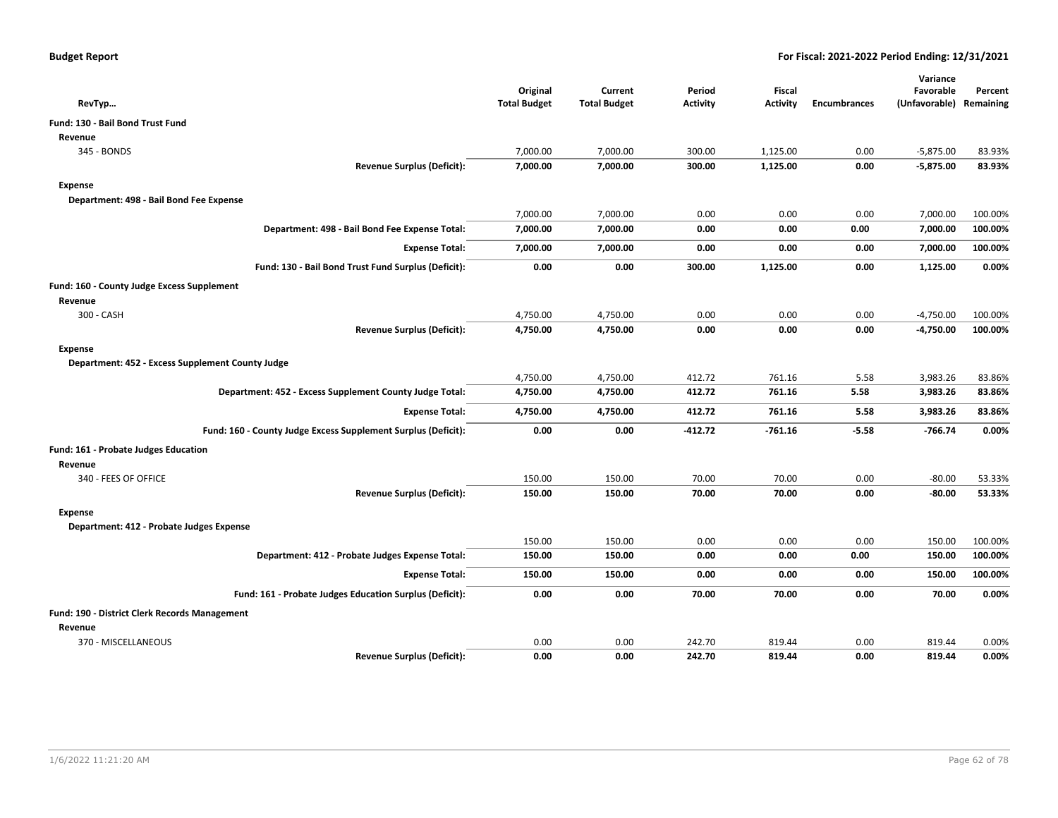**Budget Report** **For Fiscal: 2021-2022 Period Ending: 12/31/2021**

| RevTyp… | Original Total Budget | Current Total Budget | Period Activity | Fiscal Activity | Encumbrances | Variance Favorable (Unfavorable) | Percent Remaining |
|---|---|---|---|---|---|---|---|
| **Fund: 130 - Bail Bond Trust Fund** | | | | | | | |
| **Revenue** | | | | | | | |
| 345 - BONDS | 7,000.00 | 7,000.00 | 300.00 | 1,125.00 | 0.00 | -5,875.00 | 83.93% |
| **Revenue Surplus (Deficit):** | **7,000.00** | **7,000.00** | **300.00** | **1,125.00** | **0.00** | **-5,875.00** | **83.93%** |
| **Expense** | | | | | | | |
| **Department: 498 - Bail Bond Fee Expense** | | | | | | | |
| | 7,000.00 | 7,000.00 | 0.00 | 0.00 | 0.00 | 7,000.00 | 100.00% |
| **Department: 498 - Bail Bond Fee Expense Total:** | **7,000.00** | **7,000.00** | **0.00** | **0.00** | **0.00** | **7,000.00** | **100.00%** |
| **Expense Total:** | **7,000.00** | **7,000.00** | **0.00** | **0.00** | **0.00** | **7,000.00** | **100.00%** |
| **Fund: 130 - Bail Bond Trust Fund Surplus (Deficit):** | **0.00** | **0.00** | **300.00** | **1,125.00** | **0.00** | **1,125.00** | **0.00%** |
| **Fund: 160 - County Judge Excess Supplement** | | | | | | | |
| **Revenue** | | | | | | | |
| 300 - CASH | 4,750.00 | 4,750.00 | 0.00 | 0.00 | 0.00 | -4,750.00 | 100.00% |
| **Revenue Surplus (Deficit):** | **4,750.00** | **4,750.00** | **0.00** | **0.00** | **0.00** | **-4,750.00** | **100.00%** |
| **Expense** | | | | | | | |
| **Department: 452 - Excess Supplement County Judge** | | | | | | | |
| | 4,750.00 | 4,750.00 | 412.72 | 761.16 | 5.58 | 3,983.26 | 83.86% |
| **Department: 452 - Excess Supplement County Judge Total:** | **4,750.00** | **4,750.00** | **412.72** | **761.16** | **5.58** | **3,983.26** | **83.86%** |
| **Expense Total:** | **4,750.00** | **4,750.00** | **412.72** | **761.16** | **5.58** | **3,983.26** | **83.86%** |
| **Fund: 160 - County Judge Excess Supplement Surplus (Deficit):** | **0.00** | **0.00** | **-412.72** | **-761.16** | **-5.58** | **-766.74** | **0.00%** |
| **Fund: 161 - Probate Judges Education** | | | | | | | |
| **Revenue** | | | | | | | |
| 340 - FEES OF OFFICE | 150.00 | 150.00 | 70.00 | 70.00 | 0.00 | -80.00 | 53.33% |
| **Revenue Surplus (Deficit):** | **150.00** | **150.00** | **70.00** | **70.00** | **0.00** | **-80.00** | **53.33%** |
| **Expense** | | | | | | | |
| **Department: 412 - Probate Judges Expense** | | | | | | | |
| | 150.00 | 150.00 | 0.00 | 0.00 | 0.00 | 150.00 | 100.00% |
| **Department: 412 - Probate Judges Expense Total:** | **150.00** | **150.00** | **0.00** | **0.00** | **0.00** | **150.00** | **100.00%** |
| **Expense Total:** | **150.00** | **150.00** | **0.00** | **0.00** | **0.00** | **150.00** | **100.00%** |
| **Fund: 161 - Probate Judges Education Surplus (Deficit):** | **0.00** | **0.00** | **70.00** | **70.00** | **0.00** | **70.00** | **0.00%** |
| **Fund: 190 - District Clerk Records Management** | | | | | | | |
| **Revenue** | | | | | | | |
| 370 - MISCELLANEOUS | 0.00 | 0.00 | 242.70 | 819.44 | 0.00 | 819.44 | 0.00% |
| **Revenue Surplus (Deficit):** | **0.00** | **0.00** | **242.70** | **819.44** | **0.00** | **819.44** | **0.00%** |

1/6/2022 11:21:20 AM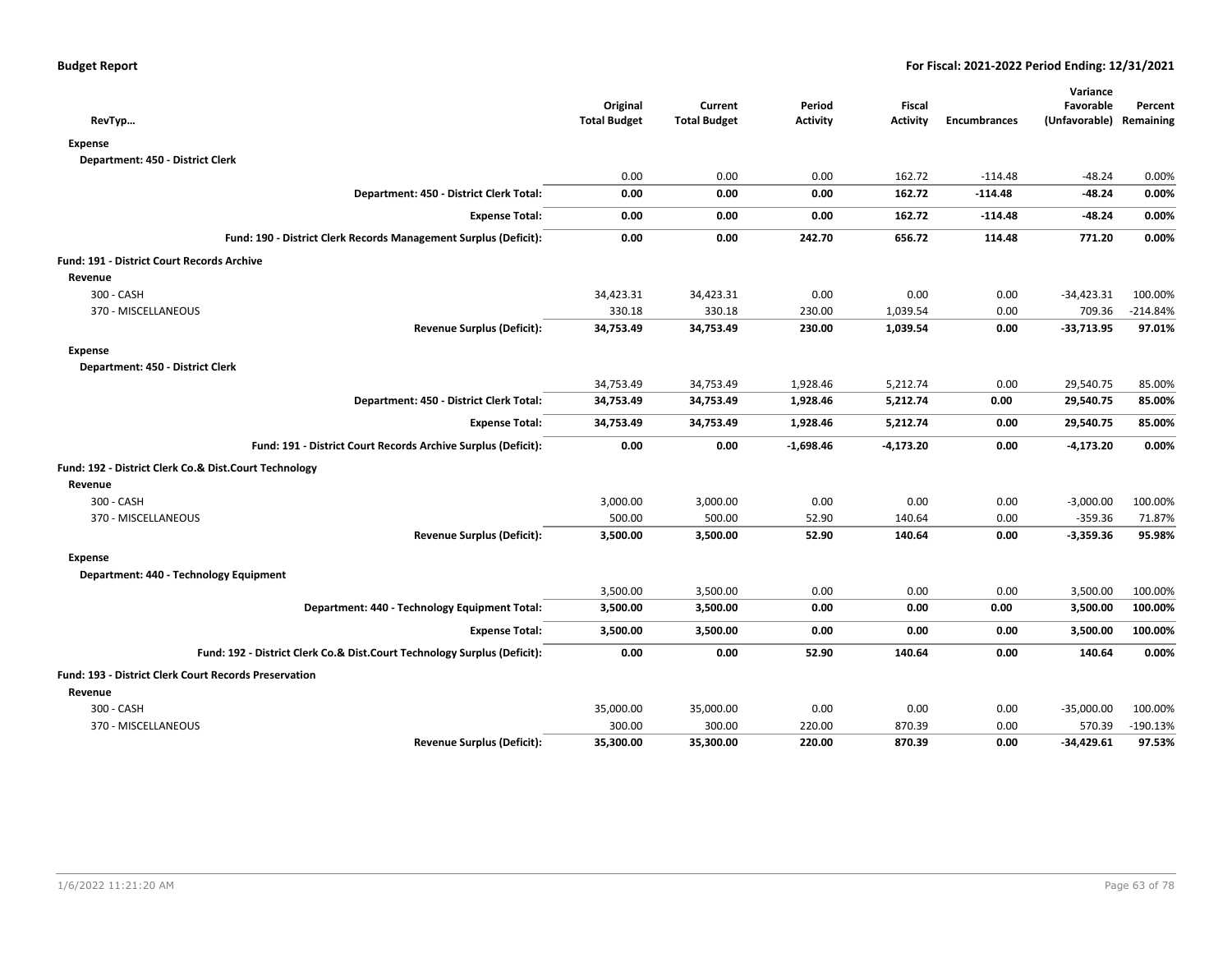| RevTyp… | Original Total Budget | Current Total Budget | Period Activity | Fiscal Activity | Encumbrances | Variance Favorable (Unfavorable) | Percent Remaining |
|---|---|---|---|---|---|---|---|
| **Expense** | | | | | | | |
| **Department: 450 - District Clerk** | | | | | | | |
| | 0.00 | 0.00 | 0.00 | 162.72 | -114.48 | -48.24 | 0.00% |
| **Department: 450 - District Clerk Total:** | **0.00** | **0.00** | **0.00** | **162.72** | **-114.48** | **-48.24** | **0.00%** |
| **Expense Total:** | **0.00** | **0.00** | **0.00** | **162.72** | **-114.48** | **-48.24** | **0.00%** |
| **Fund: 190 - District Clerk Records Management Surplus (Deficit):** | **0.00** | **0.00** | **242.70** | **656.72** | **114.48** | **771.20** | **0.00%** |
| **Fund: 191 - District Court Records Archive** | | | | | | | |
| **Revenue** | | | | | | | |
| 300 - CASH | 34,423.31 | 34,423.31 | 0.00 | 0.00 | 0.00 | -34,423.31 | 100.00% |
| 370 - MISCELLANEOUS | 330.18 | 330.18 | 230.00 | 1,039.54 | 0.00 | 709.36 | -214.84% |
| **Revenue Surplus (Deficit):** | **34,753.49** | **34,753.49** | **230.00** | **1,039.54** | **0.00** | **-33,713.95** | **97.01%** |
| **Expense** | | | | | | | |
| **Department: 450 - District Clerk** | | | | | | | |
| | 34,753.49 | 34,753.49 | 1,928.46 | 5,212.74 | 0.00 | 29,540.75 | 85.00% |
| **Department: 450 - District Clerk Total:** | **34,753.49** | **34,753.49** | **1,928.46** | **5,212.74** | **0.00** | **29,540.75** | **85.00%** |
| **Expense Total:** | **34,753.49** | **34,753.49** | **1,928.46** | **5,212.74** | **0.00** | **29,540.75** | **85.00%** |
| **Fund: 191 - District Court Records Archive Surplus (Deficit):** | **0.00** | **0.00** | **-1,698.46** | **-4,173.20** | **0.00** | **-4,173.20** | **0.00%** |
| **Fund: 192 - District Clerk Co.& Dist.Court Technology** | | | | | | | |
| **Revenue** | | | | | | | |
| 300 - CASH | 3,000.00 | 3,000.00 | 0.00 | 0.00 | 0.00 | -3,000.00 | 100.00% |
| 370 - MISCELLANEOUS | 500.00 | 500.00 | 52.90 | 140.64 | 0.00 | -359.36 | 71.87% |
| **Revenue Surplus (Deficit):** | **3,500.00** | **3,500.00** | **52.90** | **140.64** | **0.00** | **-3,359.36** | **95.98%** |
| **Expense** | | | | | | | |
| **Department: 440 - Technology Equipment** | | | | | | | |
| | 3,500.00 | 3,500.00 | 0.00 | 0.00 | 0.00 | 3,500.00 | 100.00% |
| **Department: 440 - Technology Equipment Total:** | **3,500.00** | **3,500.00** | **0.00** | **0.00** | **0.00** | **3,500.00** | **100.00%** |
| **Expense Total:** | **3,500.00** | **3,500.00** | **0.00** | **0.00** | **0.00** | **3,500.00** | **100.00%** |
| **Fund: 192 - District Clerk Co.& Dist.Court Technology Surplus (Deficit):** | **0.00** | **0.00** | **52.90** | **140.64** | **0.00** | **140.64** | **0.00%** |
| **Fund: 193 - District Clerk Court Records Preservation** | | | | | | | |
| **Revenue** | | | | | | | |
| 300 - CASH | 35,000.00 | 35,000.00 | 0.00 | 0.00 | 0.00 | -35,000.00 | 100.00% |
| 370 - MISCELLANEOUS | 300.00 | 300.00 | 220.00 | 870.39 | 0.00 | 570.39 | -190.13% |
| **Revenue Surplus (Deficit):** | **35,300.00** | **35,300.00** | **220.00** | **870.39** | **0.00** | **-34,429.61** | **97.53%** |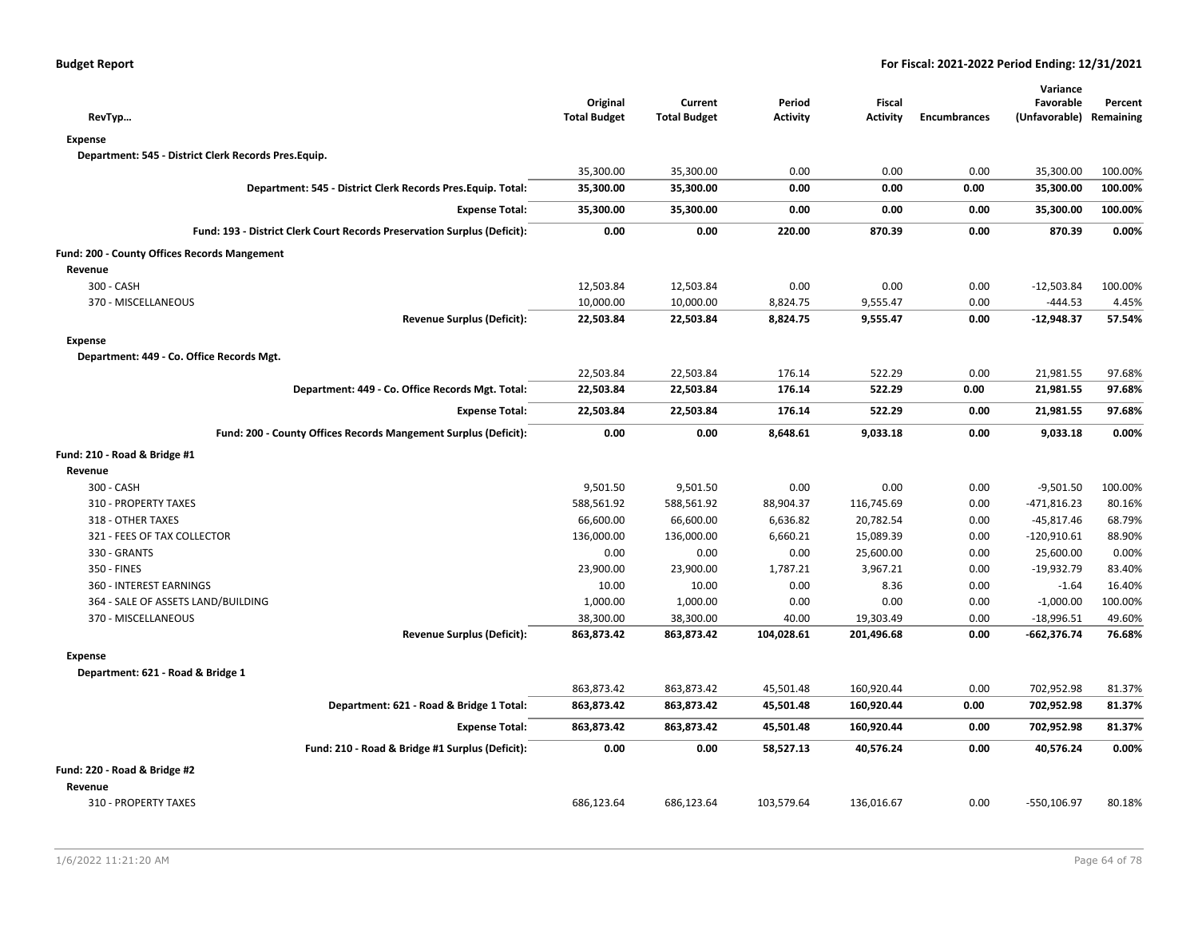**Budget Report** **For Fiscal: 2021-2022 Period Ending: 12/31/2021**

| RevTyp… | Original Total Budget | Current Total Budget | Period Activity | Fiscal Activity | Encumbrances | Variance Favorable (Unfavorable) | Percent Remaining |
|---|---|---|---|---|---|---|---|
| **Expense** | | | | | | | |
| **Department: 545 - District Clerk Records Pres.Equip.** | | | | | | | |
| | 35,300.00 | 35,300.00 | 0.00 | 0.00 | 0.00 | 35,300.00 | 100.00% |
| **Department: 545 - District Clerk Records Pres.Equip. Total:** | **35,300.00** | **35,300.00** | **0.00** | **0.00** | **0.00** | **35,300.00** | **100.00%** |
| **Expense Total:** | **35,300.00** | **35,300.00** | **0.00** | **0.00** | **0.00** | **35,300.00** | **100.00%** |
| **Fund: 193 - District Clerk Court Records Preservation Surplus (Deficit):** | **0.00** | **0.00** | **220.00** | **870.39** | **0.00** | **870.39** | **0.00%** |
| **Fund: 200 - County Offices Records Mangement** | | | | | | | |
| **Revenue** | | | | | | | |
| 300 - CASH | 12,503.84 | 12,503.84 | 0.00 | 0.00 | 0.00 | -12,503.84 | 100.00% |
| 370 - MISCELLANEOUS | 10,000.00 | 10,000.00 | 8,824.75 | 9,555.47 | 0.00 | -444.53 | 4.45% |
| **Revenue Surplus (Deficit):** | **22,503.84** | **22,503.84** | **8,824.75** | **9,555.47** | **0.00** | **-12,948.37** | **57.54%** |
| **Expense** | | | | | | | |
| **Department: 449 - Co. Office Records Mgt.** | | | | | | | |
| | 22,503.84 | 22,503.84 | 176.14 | 522.29 | 0.00 | 21,981.55 | 97.68% |
| **Department: 449 - Co. Office Records Mgt. Total:** | **22,503.84** | **22,503.84** | **176.14** | **522.29** | **0.00** | **21,981.55** | **97.68%** |
| **Expense Total:** | **22,503.84** | **22,503.84** | **176.14** | **522.29** | **0.00** | **21,981.55** | **97.68%** |
| **Fund: 200 - County Offices Records Mangement Surplus (Deficit):** | **0.00** | **0.00** | **8,648.61** | **9,033.18** | **0.00** | **9,033.18** | **0.00%** |
| **Fund: 210 - Road & Bridge #1** | | | | | | | |
| **Revenue** | | | | | | | |
| 300 - CASH | 9,501.50 | 9,501.50 | 0.00 | 0.00 | 0.00 | -9,501.50 | 100.00% |
| 310 - PROPERTY TAXES | 588,561.92 | 588,561.92 | 88,904.37 | 116,745.69 | 0.00 | -471,816.23 | 80.16% |
| 318 - OTHER TAXES | 66,600.00 | 66,600.00 | 6,636.82 | 20,782.54 | 0.00 | -45,817.46 | 68.79% |
| 321 - FEES OF TAX COLLECTOR | 136,000.00 | 136,000.00 | 6,660.21 | 15,089.39 | 0.00 | -120,910.61 | 88.90% |
| 330 - GRANTS | 0.00 | 0.00 | 0.00 | 25,600.00 | 0.00 | 25,600.00 | 0.00% |
| 350 - FINES | 23,900.00 | 23,900.00 | 1,787.21 | 3,967.21 | 0.00 | -19,932.79 | 83.40% |
| 360 - INTEREST EARNINGS | 10.00 | 10.00 | 0.00 | 8.36 | 0.00 | -1.64 | 16.40% |
| 364 - SALE OF ASSETS LAND/BUILDING | 1,000.00 | 1,000.00 | 0.00 | 0.00 | 0.00 | -1,000.00 | 100.00% |
| 370 - MISCELLANEOUS | 38,300.00 | 38,300.00 | 40.00 | 19,303.49 | 0.00 | -18,996.51 | 49.60% |
| **Revenue Surplus (Deficit):** | **863,873.42** | **863,873.42** | **104,028.61** | **201,496.68** | **0.00** | **-662,376.74** | **76.68%** |
| **Expense** | | | | | | | |
| **Department: 621 - Road & Bridge 1** | | | | | | | |
| | 863,873.42 | 863,873.42 | 45,501.48 | 160,920.44 | 0.00 | 702,952.98 | 81.37% |
| **Department: 621 - Road & Bridge 1 Total:** | **863,873.42** | **863,873.42** | **45,501.48** | **160,920.44** | **0.00** | **702,952.98** | **81.37%** |
| **Expense Total:** | **863,873.42** | **863,873.42** | **45,501.48** | **160,920.44** | **0.00** | **702,952.98** | **81.37%** |
| **Fund: 210 - Road & Bridge #1 Surplus (Deficit):** | **0.00** | **0.00** | **58,527.13** | **40,576.24** | **0.00** | **40,576.24** | **0.00%** |
| **Fund: 220 - Road & Bridge #2** | | | | | | | |
| **Revenue** | | | | | | | |
| 310 - PROPERTY TAXES | 686,123.64 | 686,123.64 | 103,579.64 | 136,016.67 | 0.00 | -550,106.97 | 80.18% |

1/6/2022 11:21:20 AM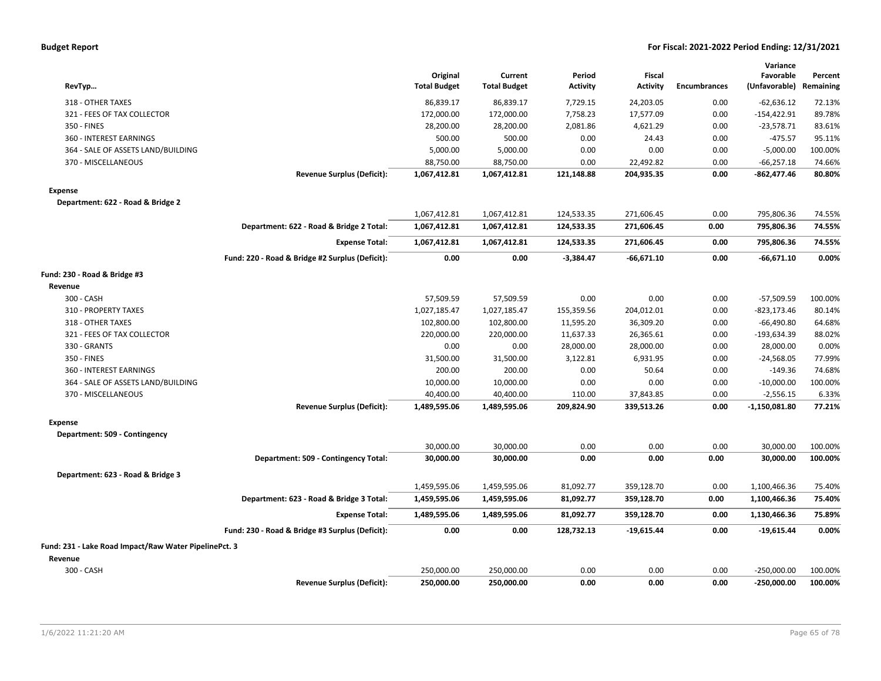**Budget Report** — **For Fiscal: 2021-2022 Period Ending: 12/31/2021**

| RevTyp… | | Original Total Budget | Current Total Budget | Period Activity | Fiscal Activity | Encumbrances | Variance Favorable (Unfavorable) | Percent Remaining |
|---|---|---|---|---|---|---|---|---|
| 318 - OTHER TAXES | | 86,839.17 | 86,839.17 | 7,729.15 | 24,203.05 | 0.00 | -62,636.12 | 72.13% |
| 321 - FEES OF TAX COLLECTOR | | 172,000.00 | 172,000.00 | 7,758.23 | 17,577.09 | 0.00 | -154,422.91 | 89.78% |
| 350 - FINES | | 28,200.00 | 28,200.00 | 2,081.86 | 4,621.29 | 0.00 | -23,578.71 | 83.61% |
| 360 - INTEREST EARNINGS | | 500.00 | 500.00 | 0.00 | 24.43 | 0.00 | -475.57 | 95.11% |
| 364 - SALE OF ASSETS LAND/BUILDING | | 5,000.00 | 5,000.00 | 0.00 | 0.00 | 0.00 | -5,000.00 | 100.00% |
| 370 - MISCELLANEOUS | | 88,750.00 | 88,750.00 | 0.00 | 22,492.82 | 0.00 | -66,257.18 | 74.66% |
| | **Revenue Surplus (Deficit):** | **1,067,412.81** | **1,067,412.81** | **121,148.88** | **204,935.35** | **0.00** | **-862,477.46** | **80.80%** |
| **Expense** | | | | | | | | |
| **Department: 622 - Road & Bridge 2** | | | | | | | | |
| | | 1,067,412.81 | 1,067,412.81 | 124,533.35 | 271,606.45 | 0.00 | 795,806.36 | 74.55% |
| | **Department: 622 - Road & Bridge 2 Total:** | **1,067,412.81** | **1,067,412.81** | **124,533.35** | **271,606.45** | **0.00** | **795,806.36** | **74.55%** |
| | **Expense Total:** | **1,067,412.81** | **1,067,412.81** | **124,533.35** | **271,606.45** | **0.00** | **795,806.36** | **74.55%** |
| | **Fund: 220 - Road & Bridge #2 Surplus (Deficit):** | **0.00** | **0.00** | **-3,384.47** | **-66,671.10** | **0.00** | **-66,671.10** | **0.00%** |
| **Fund: 230 - Road & Bridge #3** | | | | | | | | |
| **Revenue** | | | | | | | | |
| 300 - CASH | | 57,509.59 | 57,509.59 | 0.00 | 0.00 | 0.00 | -57,509.59 | 100.00% |
| 310 - PROPERTY TAXES | | 1,027,185.47 | 1,027,185.47 | 155,359.56 | 204,012.01 | 0.00 | -823,173.46 | 80.14% |
| 318 - OTHER TAXES | | 102,800.00 | 102,800.00 | 11,595.20 | 36,309.20 | 0.00 | -66,490.80 | 64.68% |
| 321 - FEES OF TAX COLLECTOR | | 220,000.00 | 220,000.00 | 11,637.33 | 26,365.61 | 0.00 | -193,634.39 | 88.02% |
| 330 - GRANTS | | 0.00 | 0.00 | 28,000.00 | 28,000.00 | 0.00 | 28,000.00 | 0.00% |
| 350 - FINES | | 31,500.00 | 31,500.00 | 3,122.81 | 6,931.95 | 0.00 | -24,568.05 | 77.99% |
| 360 - INTEREST EARNINGS | | 200.00 | 200.00 | 0.00 | 50.64 | 0.00 | -149.36 | 74.68% |
| 364 - SALE OF ASSETS LAND/BUILDING | | 10,000.00 | 10,000.00 | 0.00 | 0.00 | 0.00 | -10,000.00 | 100.00% |
| 370 - MISCELLANEOUS | | 40,400.00 | 40,400.00 | 110.00 | 37,843.85 | 0.00 | -2,556.15 | 6.33% |
| | **Revenue Surplus (Deficit):** | **1,489,595.06** | **1,489,595.06** | **209,824.90** | **339,513.26** | **0.00** | **-1,150,081.80** | **77.21%** |
| **Expense** | | | | | | | | |
| **Department: 509 - Contingency** | | | | | | | | |
| | | 30,000.00 | 30,000.00 | 0.00 | 0.00 | 0.00 | 30,000.00 | 100.00% |
| | **Department: 509 - Contingency Total:** | **30,000.00** | **30,000.00** | **0.00** | **0.00** | **0.00** | **30,000.00** | **100.00%** |
| **Department: 623 - Road & Bridge 3** | | | | | | | | |
| | | 1,459,595.06 | 1,459,595.06 | 81,092.77 | 359,128.70 | 0.00 | 1,100,466.36 | 75.40% |
| | **Department: 623 - Road & Bridge 3 Total:** | **1,459,595.06** | **1,459,595.06** | **81,092.77** | **359,128.70** | **0.00** | **1,100,466.36** | **75.40%** |
| | **Expense Total:** | **1,489,595.06** | **1,489,595.06** | **81,092.77** | **359,128.70** | **0.00** | **1,130,466.36** | **75.89%** |
| | **Fund: 230 - Road & Bridge #3 Surplus (Deficit):** | **0.00** | **0.00** | **128,732.13** | **-19,615.44** | **0.00** | **-19,615.44** | **0.00%** |
| **Fund: 231 - Lake Road Impact/Raw Water PipelinePct. 3** | | | | | | | | |
| **Revenue** | | | | | | | | |
| 300 - CASH | | 250,000.00 | 250,000.00 | 0.00 | 0.00 | 0.00 | -250,000.00 | 100.00% |
| | **Revenue Surplus (Deficit):** | **250,000.00** | **250,000.00** | **0.00** | **0.00** | **0.00** | **-250,000.00** | **100.00%** |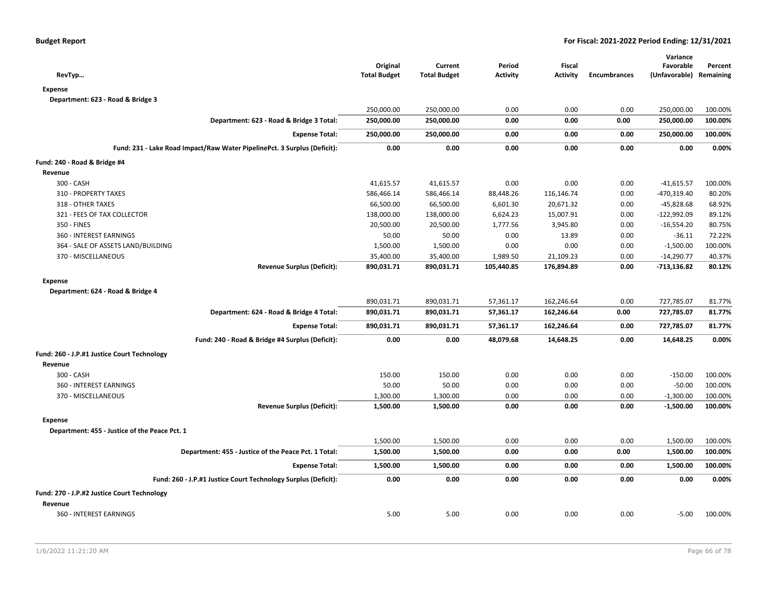**Budget Report** — For Fiscal: 2021-2022 Period Ending: 12/31/2021

| RevTyp… | Original Total Budget | Current Total Budget | Period Activity | Fiscal Activity | Encumbrances | Variance Favorable (Unfavorable) | Percent Remaining |
|---|---|---|---|---|---|---|---|
| **Expense** | | | | | | | |
| Department: 623 - Road & Bridge 3 | | | | | | | |
| | 250,000.00 | 250,000.00 | 0.00 | 0.00 | 0.00 | 250,000.00 | 100.00% |
| **Department: 623 - Road & Bridge 3 Total:** | **250,000.00** | **250,000.00** | **0.00** | **0.00** | **0.00** | **250,000.00** | **100.00%** |
| **Expense Total:** | **250,000.00** | **250,000.00** | **0.00** | **0.00** | **0.00** | **250,000.00** | **100.00%** |
| **Fund: 231 - Lake Road Impact/Raw Water PipelinePct. 3 Surplus (Deficit):** | **0.00** | **0.00** | **0.00** | **0.00** | **0.00** | **0.00** | **0.00%** |
| **Fund: 240 - Road & Bridge #4** | | | | | | | |
| **Revenue** | | | | | | | |
| 300 - CASH | 41,615.57 | 41,615.57 | 0.00 | 0.00 | 0.00 | -41,615.57 | 100.00% |
| 310 - PROPERTY TAXES | 586,466.14 | 586,466.14 | 88,448.26 | 116,146.74 | 0.00 | -470,319.40 | 80.20% |
| 318 - OTHER TAXES | 66,500.00 | 66,500.00 | 6,601.30 | 20,671.32 | 0.00 | -45,828.68 | 68.92% |
| 321 - FEES OF TAX COLLECTOR | 138,000.00 | 138,000.00 | 6,624.23 | 15,007.91 | 0.00 | -122,992.09 | 89.12% |
| 350 - FINES | 20,500.00 | 20,500.00 | 1,777.56 | 3,945.80 | 0.00 | -16,554.20 | 80.75% |
| 360 - INTEREST EARNINGS | 50.00 | 50.00 | 0.00 | 13.89 | 0.00 | -36.11 | 72.22% |
| 364 - SALE OF ASSETS LAND/BUILDING | 1,500.00 | 1,500.00 | 0.00 | 0.00 | 0.00 | -1,500.00 | 100.00% |
| 370 - MISCELLANEOUS | 35,400.00 | 35,400.00 | 1,989.50 | 21,109.23 | 0.00 | -14,290.77 | 40.37% |
| **Revenue Surplus (Deficit):** | **890,031.71** | **890,031.71** | **105,440.85** | **176,894.89** | **0.00** | **-713,136.82** | **80.12%** |
| **Expense** | | | | | | | |
| Department: 624 - Road & Bridge 4 | | | | | | | |
| | 890,031.71 | 890,031.71 | 57,361.17 | 162,246.64 | 0.00 | 727,785.07 | 81.77% |
| **Department: 624 - Road & Bridge 4 Total:** | **890,031.71** | **890,031.71** | **57,361.17** | **162,246.64** | **0.00** | **727,785.07** | **81.77%** |
| **Expense Total:** | **890,031.71** | **890,031.71** | **57,361.17** | **162,246.64** | **0.00** | **727,785.07** | **81.77%** |
| **Fund: 240 - Road & Bridge #4 Surplus (Deficit):** | **0.00** | **0.00** | **48,079.68** | **14,648.25** | **0.00** | **14,648.25** | **0.00%** |
| **Fund: 260 - J.P.#1 Justice Court Technology** | | | | | | | |
| **Revenue** | | | | | | | |
| 300 - CASH | 150.00 | 150.00 | 0.00 | 0.00 | 0.00 | -150.00 | 100.00% |
| 360 - INTEREST EARNINGS | 50.00 | 50.00 | 0.00 | 0.00 | 0.00 | -50.00 | 100.00% |
| 370 - MISCELLANEOUS | 1,300.00 | 1,300.00 | 0.00 | 0.00 | 0.00 | -1,300.00 | 100.00% |
| **Revenue Surplus (Deficit):** | **1,500.00** | **1,500.00** | **0.00** | **0.00** | **0.00** | **-1,500.00** | **100.00%** |
| **Expense** | | | | | | | |
| Department: 455 - Justice of the Peace Pct. 1 | | | | | | | |
| | 1,500.00 | 1,500.00 | 0.00 | 0.00 | 0.00 | 1,500.00 | 100.00% |
| **Department: 455 - Justice of the Peace Pct. 1 Total:** | **1,500.00** | **1,500.00** | **0.00** | **0.00** | **0.00** | **1,500.00** | **100.00%** |
| **Expense Total:** | **1,500.00** | **1,500.00** | **0.00** | **0.00** | **0.00** | **1,500.00** | **100.00%** |
| **Fund: 260 - J.P.#1 Justice Court Technology Surplus (Deficit):** | **0.00** | **0.00** | **0.00** | **0.00** | **0.00** | **0.00** | **0.00%** |
| **Fund: 270 - J.P.#2 Justice Court Technology** | | | | | | | |
| **Revenue** | | | | | | | |
| 360 - INTEREST EARNINGS | 5.00 | 5.00 | 0.00 | 0.00 | 0.00 | -5.00 | 100.00% |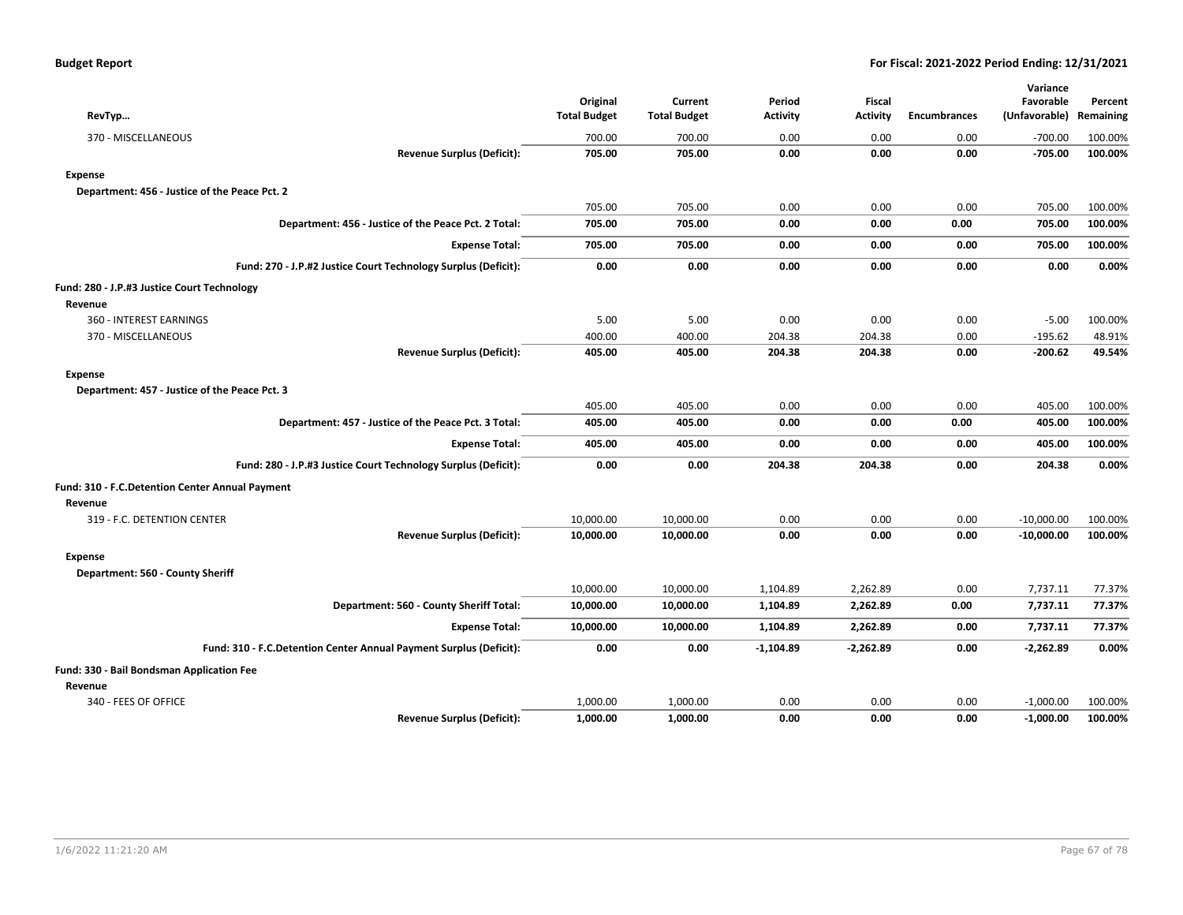| RevTyp... | Original Total Budget | Current Total Budget | Period Activity | Fiscal Activity | Encumbrances | Variance Favorable (Unfavorable) | Percent Remaining |
|---|---|---|---|---|---|---|---|
| 370 - MISCELLANEOUS | 700.00 | 700.00 | 0.00 | 0.00 | 0.00 | -700.00 | 100.00% |
| **Revenue Surplus (Deficit):** | **705.00** | **705.00** | **0.00** | **0.00** | **0.00** | **-705.00** | **100.00%** |
| **Expense** | | | | | | | |
| **Department: 456 - Justice of the Peace Pct. 2** | | | | | | | |
| | 705.00 | 705.00 | 0.00 | 0.00 | 0.00 | 705.00 | 100.00% |
| **Department: 456 - Justice of the Peace Pct. 2 Total:** | **705.00** | **705.00** | **0.00** | **0.00** | **0.00** | **705.00** | **100.00%** |
| **Expense Total:** | **705.00** | **705.00** | **0.00** | **0.00** | **0.00** | **705.00** | **100.00%** |
| **Fund: 270 - J.P.#2 Justice Court Technology Surplus (Deficit):** | **0.00** | **0.00** | **0.00** | **0.00** | **0.00** | **0.00** | **0.00%** |
| **Fund: 280 - J.P.#3 Justice Court Technology** | | | | | | | |
| **Revenue** | | | | | | | |
| 360 - INTEREST EARNINGS | 5.00 | 5.00 | 0.00 | 0.00 | 0.00 | -5.00 | 100.00% |
| 370 - MISCELLANEOUS | 400.00 | 400.00 | 204.38 | 204.38 | 0.00 | -195.62 | 48.91% |
| **Revenue Surplus (Deficit):** | **405.00** | **405.00** | **204.38** | **204.38** | **0.00** | **-200.62** | **49.54%** |
| **Expense** | | | | | | | |
| **Department: 457 - Justice of the Peace Pct. 3** | | | | | | | |
| | 405.00 | 405.00 | 0.00 | 0.00 | 0.00 | 405.00 | 100.00% |
| **Department: 457 - Justice of the Peace Pct. 3 Total:** | **405.00** | **405.00** | **0.00** | **0.00** | **0.00** | **405.00** | **100.00%** |
| **Expense Total:** | **405.00** | **405.00** | **0.00** | **0.00** | **0.00** | **405.00** | **100.00%** |
| **Fund: 280 - J.P.#3 Justice Court Technology Surplus (Deficit):** | **0.00** | **0.00** | **204.38** | **204.38** | **0.00** | **204.38** | **0.00%** |
| **Fund: 310 - F.C.Detention Center Annual Payment** | | | | | | | |
| **Revenue** | | | | | | | |
| 319 - F.C. DETENTION CENTER | 10,000.00 | 10,000.00 | 0.00 | 0.00 | 0.00 | -10,000.00 | 100.00% |
| **Revenue Surplus (Deficit):** | **10,000.00** | **10,000.00** | **0.00** | **0.00** | **0.00** | **-10,000.00** | **100.00%** |
| **Expense** | | | | | | | |
| **Department: 560 - County Sheriff** | | | | | | | |
| | 10,000.00 | 10,000.00 | 1,104.89 | 2,262.89 | 0.00 | 7,737.11 | 77.37% |
| **Department: 560 - County Sheriff Total:** | **10,000.00** | **10,000.00** | **1,104.89** | **2,262.89** | **0.00** | **7,737.11** | **77.37%** |
| **Expense Total:** | **10,000.00** | **10,000.00** | **1,104.89** | **2,262.89** | **0.00** | **7,737.11** | **77.37%** |
| **Fund: 310 - F.C.Detention Center Annual Payment Surplus (Deficit):** | **0.00** | **0.00** | **-1,104.89** | **-2,262.89** | **0.00** | **-2,262.89** | **0.00%** |
| **Fund: 330 - Bail Bondsman Application Fee** | | | | | | | |
| **Revenue** | | | | | | | |
| 340 - FEES OF OFFICE | 1,000.00 | 1,000.00 | 0.00 | 0.00 | 0.00 | -1,000.00 | 100.00% |
| **Revenue Surplus (Deficit):** | **1,000.00** | **1,000.00** | **0.00** | **0.00** | **0.00** | **-1,000.00** | **100.00%** |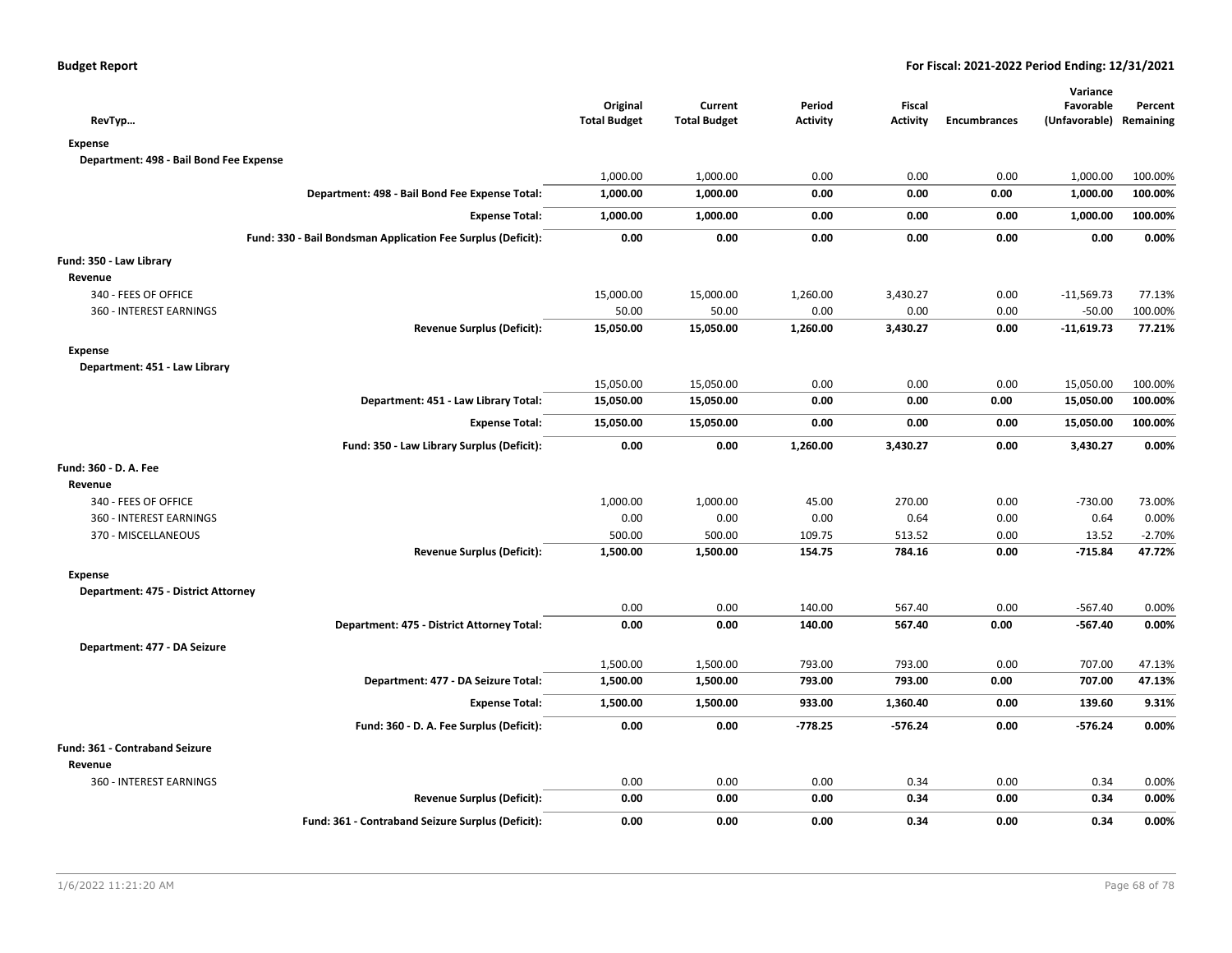**Budget Report** | **For Fiscal: 2021-2022 Period Ending: 12/31/2021**

| RevTyp… | Original Total Budget | Current Total Budget | Period Activity | Fiscal Activity | Encumbrances | Variance Favorable (Unfavorable) | Percent Remaining |
|---|---|---|---|---|---|---|---|
| **Expense** | | | | | | | |
| **Department: 498 - Bail Bond Fee Expense** | | | | | | | |
| | 1,000.00 | 1,000.00 | 0.00 | 0.00 | 0.00 | 1,000.00 | 100.00% |
| **Department: 498 - Bail Bond Fee Expense Total:** | **1,000.00** | **1,000.00** | **0.00** | **0.00** | **0.00** | **1,000.00** | **100.00%** |
| **Expense Total:** | **1,000.00** | **1,000.00** | **0.00** | **0.00** | **0.00** | **1,000.00** | **100.00%** |
| **Fund: 330 - Bail Bondsman Application Fee Surplus (Deficit):** | **0.00** | **0.00** | **0.00** | **0.00** | **0.00** | **0.00** | **0.00%** |
| **Fund: 350 - Law Library** | | | | | | | |
| **Revenue** | | | | | | | |
| 340 - FEES OF OFFICE | 15,000.00 | 15,000.00 | 1,260.00 | 3,430.27 | 0.00 | -11,569.73 | 77.13% |
| 360 - INTEREST EARNINGS | 50.00 | 50.00 | 0.00 | 0.00 | 0.00 | -50.00 | 100.00% |
| **Revenue Surplus (Deficit):** | **15,050.00** | **15,050.00** | **1,260.00** | **3,430.27** | **0.00** | **-11,619.73** | **77.21%** |
| **Expense** | | | | | | | |
| **Department: 451 - Law Library** | | | | | | | |
| | 15,050.00 | 15,050.00 | 0.00 | 0.00 | 0.00 | 15,050.00 | 100.00% |
| **Department: 451 - Law Library Total:** | **15,050.00** | **15,050.00** | **0.00** | **0.00** | **0.00** | **15,050.00** | **100.00%** |
| **Expense Total:** | **15,050.00** | **15,050.00** | **0.00** | **0.00** | **0.00** | **15,050.00** | **100.00%** |
| **Fund: 350 - Law Library Surplus (Deficit):** | **0.00** | **0.00** | **1,260.00** | **3,430.27** | **0.00** | **3,430.27** | **0.00%** |
| **Fund: 360 - D. A. Fee** | | | | | | | |
| **Revenue** | | | | | | | |
| 340 - FEES OF OFFICE | 1,000.00 | 1,000.00 | 45.00 | 270.00 | 0.00 | -730.00 | 73.00% |
| 360 - INTEREST EARNINGS | 0.00 | 0.00 | 0.00 | 0.64 | 0.00 | 0.64 | 0.00% |
| 370 - MISCELLANEOUS | 500.00 | 500.00 | 109.75 | 513.52 | 0.00 | 13.52 | -2.70% |
| **Revenue Surplus (Deficit):** | **1,500.00** | **1,500.00** | **154.75** | **784.16** | **0.00** | **-715.84** | **47.72%** |
| **Expense** | | | | | | | |
| **Department: 475 - District Attorney** | | | | | | | |
| | 0.00 | 0.00 | 140.00 | 567.40 | 0.00 | -567.40 | 0.00% |
| **Department: 475 - District Attorney Total:** | **0.00** | **0.00** | **140.00** | **567.40** | **0.00** | **-567.40** | **0.00%** |
| **Department: 477 - DA Seizure** | | | | | | | |
| | 1,500.00 | 1,500.00 | 793.00 | 793.00 | 0.00 | 707.00 | 47.13% |
| **Department: 477 - DA Seizure Total:** | **1,500.00** | **1,500.00** | **793.00** | **793.00** | **0.00** | **707.00** | **47.13%** |
| **Expense Total:** | **1,500.00** | **1,500.00** | **933.00** | **1,360.40** | **0.00** | **139.60** | **9.31%** |
| **Fund: 360 - D. A. Fee Surplus (Deficit):** | **0.00** | **0.00** | **-778.25** | **-576.24** | **0.00** | **-576.24** | **0.00%** |
| **Fund: 361 - Contraband Seizure** | | | | | | | |
| **Revenue** | | | | | | | |
| 360 - INTEREST EARNINGS | 0.00 | 0.00 | 0.00 | 0.34 | 0.00 | 0.34 | 0.00% |
| **Revenue Surplus (Deficit):** | **0.00** | **0.00** | **0.00** | **0.34** | **0.00** | **0.34** | **0.00%** |
| **Fund: 361 - Contraband Seizure Surplus (Deficit):** | **0.00** | **0.00** | **0.00** | **0.34** | **0.00** | **0.34** | **0.00%** |

1/6/2022 11:21:20 AM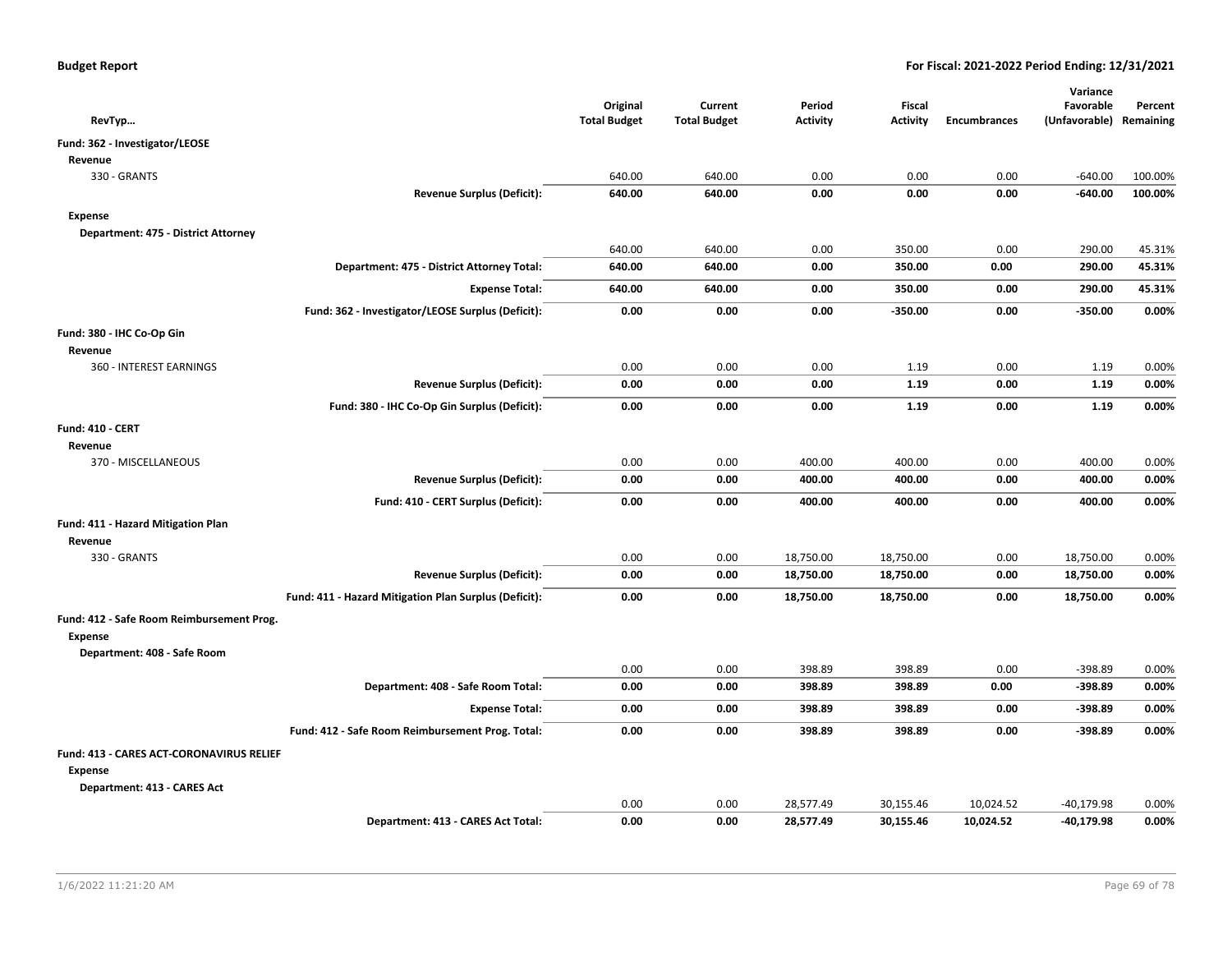**Budget Report** — For Fiscal: 2021-2022 Period Ending: 12/31/2021

| RevTyp... | | Original Total Budget | Current Total Budget | Period Activity | Fiscal Activity | Encumbrances | Variance Favorable (Unfavorable) | Percent Remaining |
|---|---|---|---|---|---|---|---|---|
| **Fund: 362 - Investigator/LEOSE** | | | | | | | | |
| **Revenue** | | | | | | | | |
| 330 - GRANTS | | 640.00 | 640.00 | 0.00 | 0.00 | 0.00 | -640.00 | 100.00% |
| | **Revenue Surplus (Deficit):** | **640.00** | **640.00** | **0.00** | **0.00** | **0.00** | **-640.00** | **100.00%** |
| **Expense** | | | | | | | | |
| **Department: 475 - District Attorney** | | | | | | | | |
| | | 640.00 | 640.00 | 0.00 | 350.00 | 0.00 | 290.00 | 45.31% |
| | **Department: 475 - District Attorney Total:** | **640.00** | **640.00** | **0.00** | **350.00** | **0.00** | **290.00** | **45.31%** |
| | **Expense Total:** | **640.00** | **640.00** | **0.00** | **350.00** | **0.00** | **290.00** | **45.31%** |
| | **Fund: 362 - Investigator/LEOSE Surplus (Deficit):** | **0.00** | **0.00** | **0.00** | **-350.00** | **0.00** | **-350.00** | **0.00%** |
| **Fund: 380 - IHC Co-Op Gin** | | | | | | | | |
| **Revenue** | | | | | | | | |
| 360 - INTEREST EARNINGS | | 0.00 | 0.00 | 0.00 | 1.19 | 0.00 | 1.19 | 0.00% |
| | **Revenue Surplus (Deficit):** | **0.00** | **0.00** | **0.00** | **1.19** | **0.00** | **1.19** | **0.00%** |
| | **Fund: 380 - IHC Co-Op Gin Surplus (Deficit):** | **0.00** | **0.00** | **0.00** | **1.19** | **0.00** | **1.19** | **0.00%** |
| **Fund: 410 - CERT** | | | | | | | | |
| **Revenue** | | | | | | | | |
| 370 - MISCELLANEOUS | | 0.00 | 0.00 | 400.00 | 400.00 | 0.00 | 400.00 | 0.00% |
| | **Revenue Surplus (Deficit):** | **0.00** | **0.00** | **400.00** | **400.00** | **0.00** | **400.00** | **0.00%** |
| | **Fund: 410 - CERT Surplus (Deficit):** | **0.00** | **0.00** | **400.00** | **400.00** | **0.00** | **400.00** | **0.00%** |
| **Fund: 411 - Hazard Mitigation Plan** | | | | | | | | |
| **Revenue** | | | | | | | | |
| 330 - GRANTS | | 0.00 | 0.00 | 18,750.00 | 18,750.00 | 0.00 | 18,750.00 | 0.00% |
| | **Revenue Surplus (Deficit):** | **0.00** | **0.00** | **18,750.00** | **18,750.00** | **0.00** | **18,750.00** | **0.00%** |
| | **Fund: 411 - Hazard Mitigation Plan Surplus (Deficit):** | **0.00** | **0.00** | **18,750.00** | **18,750.00** | **0.00** | **18,750.00** | **0.00%** |
| **Fund: 412 - Safe Room Reimbursement Prog.** | | | | | | | | |
| **Expense** | | | | | | | | |
| **Department: 408 - Safe Room** | | | | | | | | |
| | | 0.00 | 0.00 | 398.89 | 398.89 | 0.00 | -398.89 | 0.00% |
| | **Department: 408 - Safe Room Total:** | **0.00** | **0.00** | **398.89** | **398.89** | **0.00** | **-398.89** | **0.00%** |
| | **Expense Total:** | **0.00** | **0.00** | **398.89** | **398.89** | **0.00** | **-398.89** | **0.00%** |
| | **Fund: 412 - Safe Room Reimbursement Prog. Total:** | **0.00** | **0.00** | **398.89** | **398.89** | **0.00** | **-398.89** | **0.00%** |
| **Fund: 413 - CARES ACT-CORONAVIRUS RELIEF** | | | | | | | | |
| **Expense** | | | | | | | | |
| **Department: 413 - CARES Act** | | | | | | | | |
| | | 0.00 | 0.00 | 28,577.49 | 30,155.46 | 10,024.52 | -40,179.98 | 0.00% |
| | **Department: 413 - CARES Act Total:** | **0.00** | **0.00** | **28,577.49** | **30,155.46** | **10,024.52** | **-40,179.98** | **0.00%** |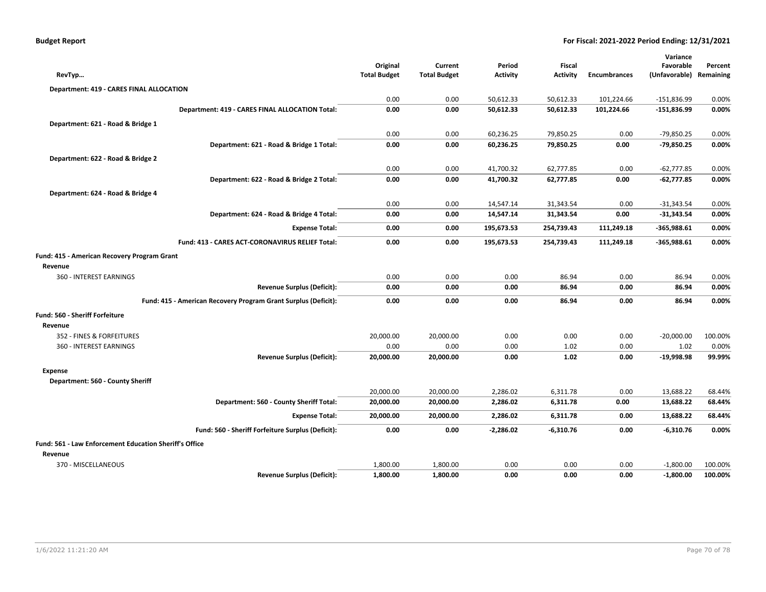| RevTyp… | Original Total Budget | Current Total Budget | Period Activity | Fiscal Activity | Encumbrances | Variance Favorable (Unfavorable) | Percent Remaining |
|---|---|---|---|---|---|---|---|
| **Department: 419 - CARES FINAL ALLOCATION** | | | | | | | |
| | 0.00 | 0.00 | 50,612.33 | 50,612.33 | 101,224.66 | -151,836.99 | 0.00% |
| **Department: 419 - CARES FINAL ALLOCATION Total:** | **0.00** | **0.00** | **50,612.33** | **50,612.33** | **101,224.66** | **-151,836.99** | **0.00%** |
| **Department: 621 - Road & Bridge 1** | | | | | | | |
| | 0.00 | 0.00 | 60,236.25 | 79,850.25 | 0.00 | -79,850.25 | 0.00% |
| **Department: 621 - Road & Bridge 1 Total:** | **0.00** | **0.00** | **60,236.25** | **79,850.25** | **0.00** | **-79,850.25** | **0.00%** |
| **Department: 622 - Road & Bridge 2** | | | | | | | |
| | 0.00 | 0.00 | 41,700.32 | 62,777.85 | 0.00 | -62,777.85 | 0.00% |
| **Department: 622 - Road & Bridge 2 Total:** | **0.00** | **0.00** | **41,700.32** | **62,777.85** | **0.00** | **-62,777.85** | **0.00%** |
| **Department: 624 - Road & Bridge 4** | | | | | | | |
| | 0.00 | 0.00 | 14,547.14 | 31,343.54 | 0.00 | -31,343.54 | 0.00% |
| **Department: 624 - Road & Bridge 4 Total:** | **0.00** | **0.00** | **14,547.14** | **31,343.54** | **0.00** | **-31,343.54** | **0.00%** |
| **Expense Total:** | **0.00** | **0.00** | **195,673.53** | **254,739.43** | **111,249.18** | **-365,988.61** | **0.00%** |
| **Fund: 413 - CARES ACT-CORONAVIRUS RELIEF Total:** | **0.00** | **0.00** | **195,673.53** | **254,739.43** | **111,249.18** | **-365,988.61** | **0.00%** |
| **Fund: 415 - American Recovery Program Grant** | | | | | | | |
| **Revenue** | | | | | | | |
| 360 - INTEREST EARNINGS | 0.00 | 0.00 | 0.00 | 86.94 | 0.00 | 86.94 | 0.00% |
| **Revenue Surplus (Deficit):** | **0.00** | **0.00** | **0.00** | **86.94** | **0.00** | **86.94** | **0.00%** |
| **Fund: 415 - American Recovery Program Grant Surplus (Deficit):** | **0.00** | **0.00** | **0.00** | **86.94** | **0.00** | **86.94** | **0.00%** |
| **Fund: 560 - Sheriff Forfeiture** | | | | | | | |
| **Revenue** | | | | | | | |
| 352 - FINES & FORFEITURES | 20,000.00 | 20,000.00 | 0.00 | 0.00 | 0.00 | -20,000.00 | 100.00% |
| 360 - INTEREST EARNINGS | 0.00 | 0.00 | 0.00 | 1.02 | 0.00 | 1.02 | 0.00% |
| **Revenue Surplus (Deficit):** | **20,000.00** | **20,000.00** | **0.00** | **1.02** | **0.00** | **-19,998.98** | **99.99%** |
| **Expense** | | | | | | | |
| **Department: 560 - County Sheriff** | | | | | | | |
| | 20,000.00 | 20,000.00 | 2,286.02 | 6,311.78 | 0.00 | 13,688.22 | 68.44% |
| **Department: 560 - County Sheriff Total:** | **20,000.00** | **20,000.00** | **2,286.02** | **6,311.78** | **0.00** | **13,688.22** | **68.44%** |
| **Expense Total:** | **20,000.00** | **20,000.00** | **2,286.02** | **6,311.78** | **0.00** | **13,688.22** | **68.44%** |
| **Fund: 560 - Sheriff Forfeiture Surplus (Deficit):** | **0.00** | **0.00** | **-2,286.02** | **-6,310.76** | **0.00** | **-6,310.76** | **0.00%** |
| **Fund: 561 - Law Enforcement Education Sheriff's Office** | | | | | | | |
| **Revenue** | | | | | | | |
| 370 - MISCELLANEOUS | 1,800.00 | 1,800.00 | 0.00 | 0.00 | 0.00 | -1,800.00 | 100.00% |
| **Revenue Surplus (Deficit):** | **1,800.00** | **1,800.00** | **0.00** | **0.00** | **0.00** | **-1,800.00** | **100.00%** |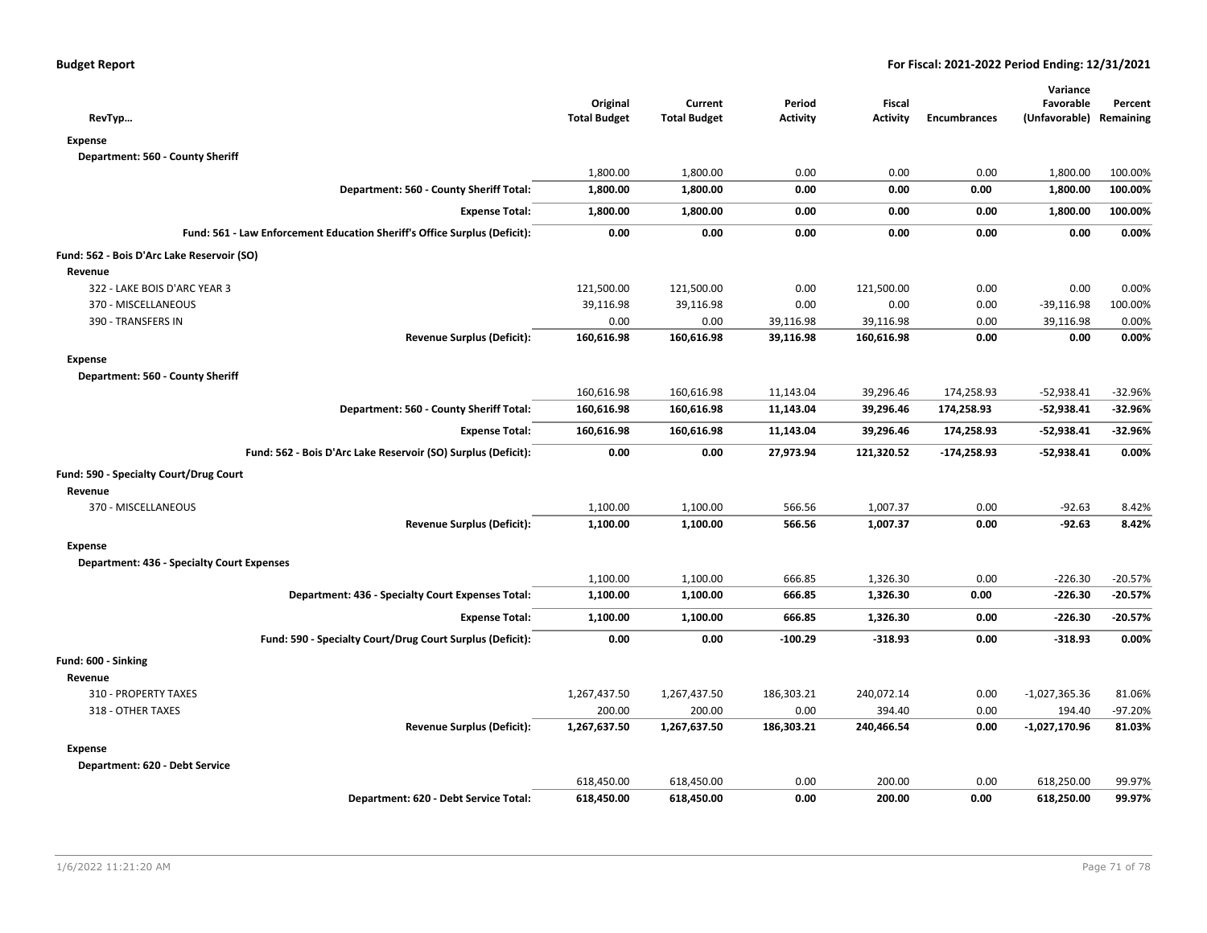| RevTyp… | Original Total Budget | Current Total Budget | Period Activity | Fiscal Activity | Encumbrances | Variance Favorable (Unfavorable) | Percent Remaining |
|---|---|---|---|---|---|---|---|
| **Expense** | | | | | | | |
| **Department: 560 - County Sheriff** | | | | | | | |
| | 1,800.00 | 1,800.00 | 0.00 | 0.00 | 0.00 | 1,800.00 | 100.00% |
| **Department: 560 - County Sheriff Total:** | **1,800.00** | **1,800.00** | **0.00** | **0.00** | **0.00** | **1,800.00** | **100.00%** |
| **Expense Total:** | **1,800.00** | **1,800.00** | **0.00** | **0.00** | **0.00** | **1,800.00** | **100.00%** |
| **Fund: 561 - Law Enforcement Education Sheriff's Office Surplus (Deficit):** | **0.00** | **0.00** | **0.00** | **0.00** | **0.00** | **0.00** | **0.00%** |
| **Fund: 562 - Bois D'Arc Lake Reservoir (SO)** | | | | | | | |
| **Revenue** | | | | | | | |
| 322 - LAKE BOIS D'ARC YEAR 3 | 121,500.00 | 121,500.00 | 0.00 | 121,500.00 | 0.00 | 0.00 | 0.00% |
| 370 - MISCELLANEOUS | 39,116.98 | 39,116.98 | 0.00 | 0.00 | 0.00 | -39,116.98 | 100.00% |
| 390 - TRANSFERS IN | 0.00 | 0.00 | 39,116.98 | 39,116.98 | 0.00 | 39,116.98 | 0.00% |
| **Revenue Surplus (Deficit):** | **160,616.98** | **160,616.98** | **39,116.98** | **160,616.98** | **0.00** | **0.00** | **0.00%** |
| **Expense** | | | | | | | |
| **Department: 560 - County Sheriff** | | | | | | | |
| | 160,616.98 | 160,616.98 | 11,143.04 | 39,296.46 | 174,258.93 | -52,938.41 | -32.96% |
| **Department: 560 - County Sheriff Total:** | **160,616.98** | **160,616.98** | **11,143.04** | **39,296.46** | **174,258.93** | **-52,938.41** | **-32.96%** |
| **Expense Total:** | **160,616.98** | **160,616.98** | **11,143.04** | **39,296.46** | **174,258.93** | **-52,938.41** | **-32.96%** |
| **Fund: 562 - Bois D'Arc Lake Reservoir (SO) Surplus (Deficit):** | **0.00** | **0.00** | **27,973.94** | **121,320.52** | **-174,258.93** | **-52,938.41** | **0.00%** |
| **Fund: 590 - Specialty Court/Drug Court** | | | | | | | |
| **Revenue** | | | | | | | |
| 370 - MISCELLANEOUS | 1,100.00 | 1,100.00 | 566.56 | 1,007.37 | 0.00 | -92.63 | 8.42% |
| **Revenue Surplus (Deficit):** | **1,100.00** | **1,100.00** | **566.56** | **1,007.37** | **0.00** | **-92.63** | **8.42%** |
| **Expense** | | | | | | | |
| **Department: 436 - Specialty Court Expenses** | | | | | | | |
| | 1,100.00 | 1,100.00 | 666.85 | 1,326.30 | 0.00 | -226.30 | -20.57% |
| **Department: 436 - Specialty Court Expenses Total:** | **1,100.00** | **1,100.00** | **666.85** | **1,326.30** | **0.00** | **-226.30** | **-20.57%** |
| **Expense Total:** | **1,100.00** | **1,100.00** | **666.85** | **1,326.30** | **0.00** | **-226.30** | **-20.57%** |
| **Fund: 590 - Specialty Court/Drug Court Surplus (Deficit):** | **0.00** | **0.00** | **-100.29** | **-318.93** | **0.00** | **-318.93** | **0.00%** |
| **Fund: 600 - Sinking** | | | | | | | |
| **Revenue** | | | | | | | |
| 310 - PROPERTY TAXES | 1,267,437.50 | 1,267,437.50 | 186,303.21 | 240,072.14 | 0.00 | -1,027,365.36 | 81.06% |
| 318 - OTHER TAXES | 200.00 | 200.00 | 0.00 | 394.40 | 0.00 | 194.40 | -97.20% |
| **Revenue Surplus (Deficit):** | **1,267,637.50** | **1,267,637.50** | **186,303.21** | **240,466.54** | **0.00** | **-1,027,170.96** | **81.03%** |
| **Expense** | | | | | | | |
| **Department: 620 - Debt Service** | | | | | | | |
| | 618,450.00 | 618,450.00 | 0.00 | 200.00 | 0.00 | 618,250.00 | 99.97% |
| **Department: 620 - Debt Service Total:** | **618,450.00** | **618,450.00** | **0.00** | **200.00** | **0.00** | **618,250.00** | **99.97%** |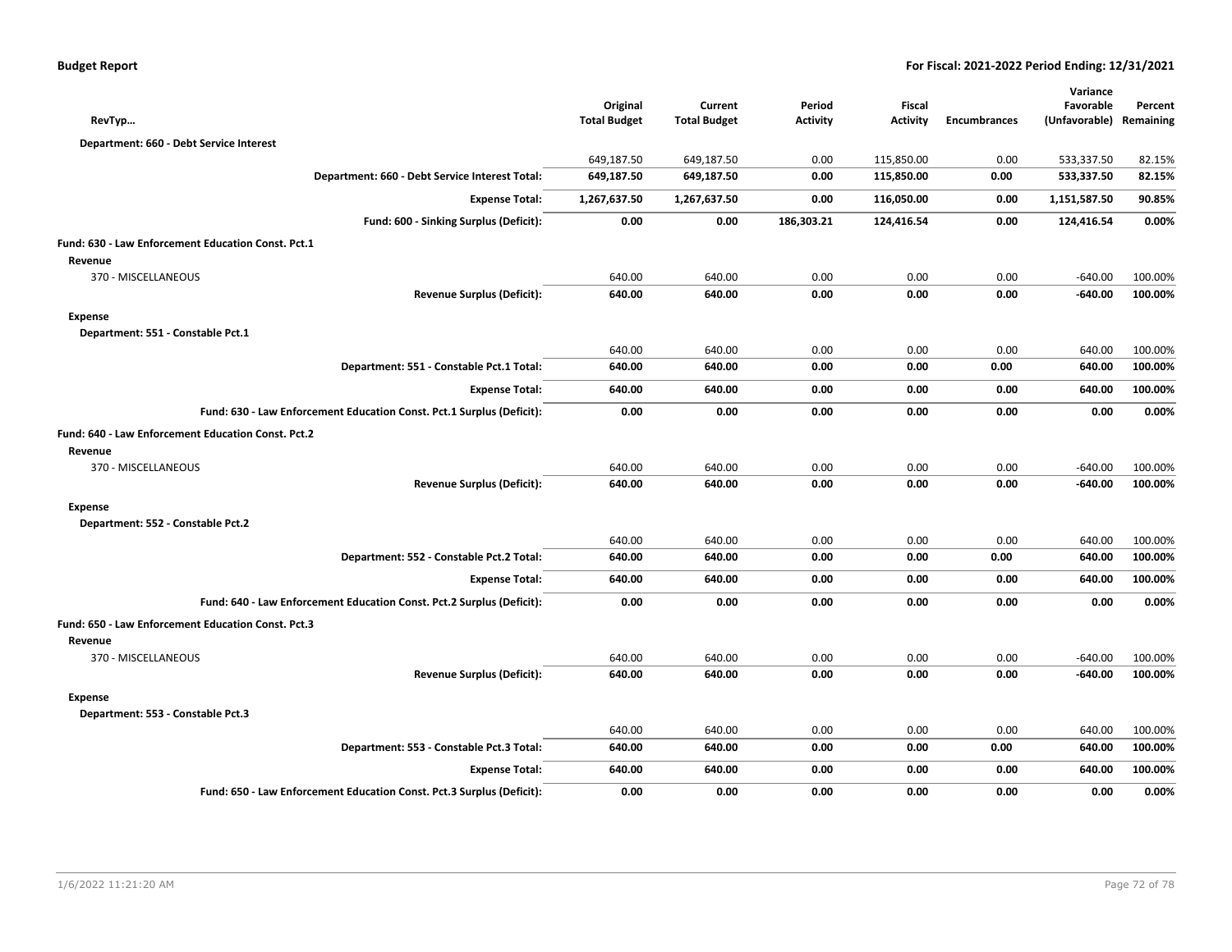**Budget Report**

**For Fiscal: 2021-2022 Period Ending: 12/31/2021**

| RevTyp… | Original Total Budget | Current Total Budget | Period Activity | Fiscal Activity | Encumbrances | Variance Favorable (Unfavorable) | Percent Remaining |
|---|---|---|---|---|---|---|---|
| **Department: 660 - Debt Service Interest** | | | | | | | |
| | 649,187.50 | 649,187.50 | 0.00 | 115,850.00 | 0.00 | 533,337.50 | 82.15% |
| **Department: 660 - Debt Service Interest Total:** | **649,187.50** | **649,187.50** | **0.00** | **115,850.00** | **0.00** | **533,337.50** | **82.15%** |
| **Expense Total:** | **1,267,637.50** | **1,267,637.50** | **0.00** | **116,050.00** | **0.00** | **1,151,587.50** | **90.85%** |
| **Fund: 600 - Sinking Surplus (Deficit):** | **0.00** | **0.00** | **186,303.21** | **124,416.54** | **0.00** | **124,416.54** | **0.00%** |
| **Fund: 630 - Law Enforcement Education Const. Pct.1** | | | | | | | |
| **Revenue** | | | | | | | |
| 370 - MISCELLANEOUS | 640.00 | 640.00 | 0.00 | 0.00 | 0.00 | -640.00 | 100.00% |
| **Revenue Surplus (Deficit):** | **640.00** | **640.00** | **0.00** | **0.00** | **0.00** | **-640.00** | **100.00%** |
| **Expense** | | | | | | | |
| **Department: 551 - Constable Pct.1** | | | | | | | |
| | 640.00 | 640.00 | 0.00 | 0.00 | 0.00 | 640.00 | 100.00% |
| **Department: 551 - Constable Pct.1 Total:** | **640.00** | **640.00** | **0.00** | **0.00** | **0.00** | **640.00** | **100.00%** |
| **Expense Total:** | **640.00** | **640.00** | **0.00** | **0.00** | **0.00** | **640.00** | **100.00%** |
| **Fund: 630 - Law Enforcement Education Const. Pct.1 Surplus (Deficit):** | **0.00** | **0.00** | **0.00** | **0.00** | **0.00** | **0.00** | **0.00%** |
| **Fund: 640 - Law Enforcement Education Const. Pct.2** | | | | | | | |
| **Revenue** | | | | | | | |
| 370 - MISCELLANEOUS | 640.00 | 640.00 | 0.00 | 0.00 | 0.00 | -640.00 | 100.00% |
| **Revenue Surplus (Deficit):** | **640.00** | **640.00** | **0.00** | **0.00** | **0.00** | **-640.00** | **100.00%** |
| **Expense** | | | | | | | |
| **Department: 552 - Constable Pct.2** | | | | | | | |
| | 640.00 | 640.00 | 0.00 | 0.00 | 0.00 | 640.00 | 100.00% |
| **Department: 552 - Constable Pct.2 Total:** | **640.00** | **640.00** | **0.00** | **0.00** | **0.00** | **640.00** | **100.00%** |
| **Expense Total:** | **640.00** | **640.00** | **0.00** | **0.00** | **0.00** | **640.00** | **100.00%** |
| **Fund: 640 - Law Enforcement Education Const. Pct.2 Surplus (Deficit):** | **0.00** | **0.00** | **0.00** | **0.00** | **0.00** | **0.00** | **0.00%** |
| **Fund: 650 - Law Enforcement Education Const. Pct.3** | | | | | | | |
| **Revenue** | | | | | | | |
| 370 - MISCELLANEOUS | 640.00 | 640.00 | 0.00 | 0.00 | 0.00 | -640.00 | 100.00% |
| **Revenue Surplus (Deficit):** | **640.00** | **640.00** | **0.00** | **0.00** | **0.00** | **-640.00** | **100.00%** |
| **Expense** | | | | | | | |
| **Department: 553 - Constable Pct.3** | | | | | | | |
| | 640.00 | 640.00 | 0.00 | 0.00 | 0.00 | 640.00 | 100.00% |
| **Department: 553 - Constable Pct.3 Total:** | **640.00** | **640.00** | **0.00** | **0.00** | **0.00** | **640.00** | **100.00%** |
| **Expense Total:** | **640.00** | **640.00** | **0.00** | **0.00** | **0.00** | **640.00** | **100.00%** |
| **Fund: 650 - Law Enforcement Education Const. Pct.3 Surplus (Deficit):** | **0.00** | **0.00** | **0.00** | **0.00** | **0.00** | **0.00** | **0.00%** |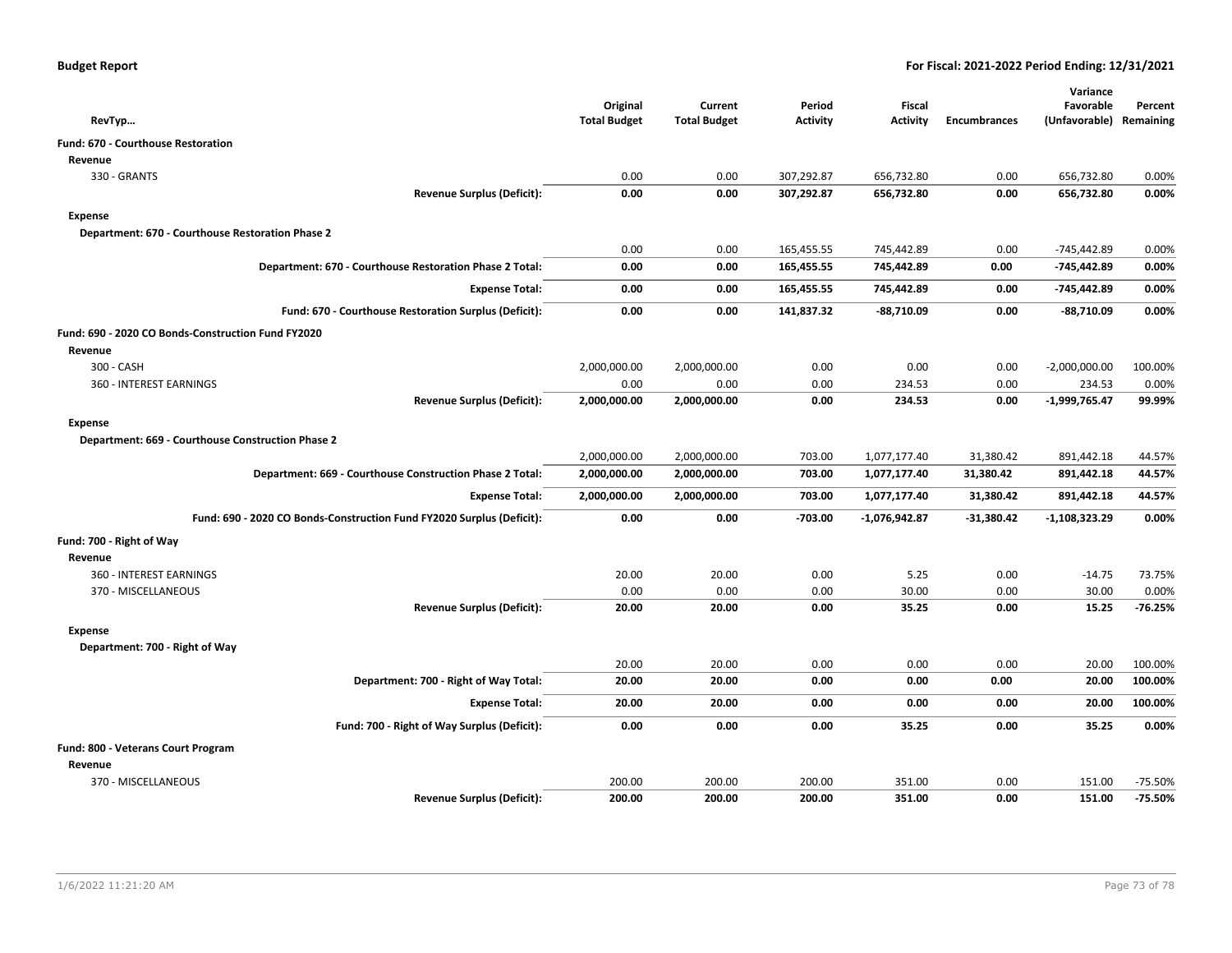**Budget Report** — For Fiscal: 2021-2022 Period Ending: 12/31/2021

| RevTyp… | Original Total Budget | Current Total Budget | Period Activity | Fiscal Activity | Encumbrances | Variance Favorable (Unfavorable) | Percent Remaining |
|---|---|---|---|---|---|---|---|
| **Fund: 670 - Courthouse Restoration** | | | | | | | |
| **Revenue** | | | | | | | |
| 330 - GRANTS | 0.00 | 0.00 | 307,292.87 | 656,732.80 | 0.00 | 656,732.80 | 0.00% |
| **Revenue Surplus (Deficit):** | **0.00** | **0.00** | **307,292.87** | **656,732.80** | **0.00** | **656,732.80** | **0.00%** |
| **Expense** | | | | | | | |
| **Department: 670 - Courthouse Restoration Phase 2** | | | | | | | |
| | 0.00 | 0.00 | 165,455.55 | 745,442.89 | 0.00 | -745,442.89 | 0.00% |
| **Department: 670 - Courthouse Restoration Phase 2 Total:** | **0.00** | **0.00** | **165,455.55** | **745,442.89** | **0.00** | **-745,442.89** | **0.00%** |
| **Expense Total:** | **0.00** | **0.00** | **165,455.55** | **745,442.89** | **0.00** | **-745,442.89** | **0.00%** |
| **Fund: 670 - Courthouse Restoration Surplus (Deficit):** | **0.00** | **0.00** | **141,837.32** | **-88,710.09** | **0.00** | **-88,710.09** | **0.00%** |
| **Fund: 690 - 2020 CO Bonds-Construction Fund FY2020** | | | | | | | |
| **Revenue** | | | | | | | |
| 300 - CASH | 2,000,000.00 | 2,000,000.00 | 0.00 | 0.00 | 0.00 | -2,000,000.00 | 100.00% |
| 360 - INTEREST EARNINGS | 0.00 | 0.00 | 0.00 | 234.53 | 0.00 | 234.53 | 0.00% |
| **Revenue Surplus (Deficit):** | **2,000,000.00** | **2,000,000.00** | **0.00** | **234.53** | **0.00** | **-1,999,765.47** | **99.99%** |
| **Expense** | | | | | | | |
| **Department: 669 - Courthouse Construction Phase 2** | | | | | | | |
| | 2,000,000.00 | 2,000,000.00 | 703.00 | 1,077,177.40 | 31,380.42 | 891,442.18 | 44.57% |
| **Department: 669 - Courthouse Construction Phase 2 Total:** | **2,000,000.00** | **2,000,000.00** | **703.00** | **1,077,177.40** | **31,380.42** | **891,442.18** | **44.57%** |
| **Expense Total:** | **2,000,000.00** | **2,000,000.00** | **703.00** | **1,077,177.40** | **31,380.42** | **891,442.18** | **44.57%** |
| **Fund: 690 - 2020 CO Bonds-Construction Fund FY2020 Surplus (Deficit):** | **0.00** | **0.00** | **-703.00** | **-1,076,942.87** | **-31,380.42** | **-1,108,323.29** | **0.00%** |
| **Fund: 700 - Right of Way** | | | | | | | |
| **Revenue** | | | | | | | |
| 360 - INTEREST EARNINGS | 20.00 | 20.00 | 0.00 | 5.25 | 0.00 | -14.75 | 73.75% |
| 370 - MISCELLANEOUS | 0.00 | 0.00 | 0.00 | 30.00 | 0.00 | 30.00 | 0.00% |
| **Revenue Surplus (Deficit):** | **20.00** | **20.00** | **0.00** | **35.25** | **0.00** | **15.25** | **-76.25%** |
| **Expense** | | | | | | | |
| **Department: 700 - Right of Way** | | | | | | | |
| | 20.00 | 20.00 | 0.00 | 0.00 | 0.00 | 20.00 | 100.00% |
| **Department: 700 - Right of Way Total:** | **20.00** | **20.00** | **0.00** | **0.00** | **0.00** | **20.00** | **100.00%** |
| **Expense Total:** | **20.00** | **20.00** | **0.00** | **0.00** | **0.00** | **20.00** | **100.00%** |
| **Fund: 700 - Right of Way Surplus (Deficit):** | **0.00** | **0.00** | **0.00** | **35.25** | **0.00** | **35.25** | **0.00%** |
| **Fund: 800 - Veterans Court Program** | | | | | | | |
| **Revenue** | | | | | | | |
| 370 - MISCELLANEOUS | 200.00 | 200.00 | 200.00 | 351.00 | 0.00 | 151.00 | -75.50% |
| **Revenue Surplus (Deficit):** | **200.00** | **200.00** | **200.00** | **351.00** | **0.00** | **151.00** | **-75.50%** |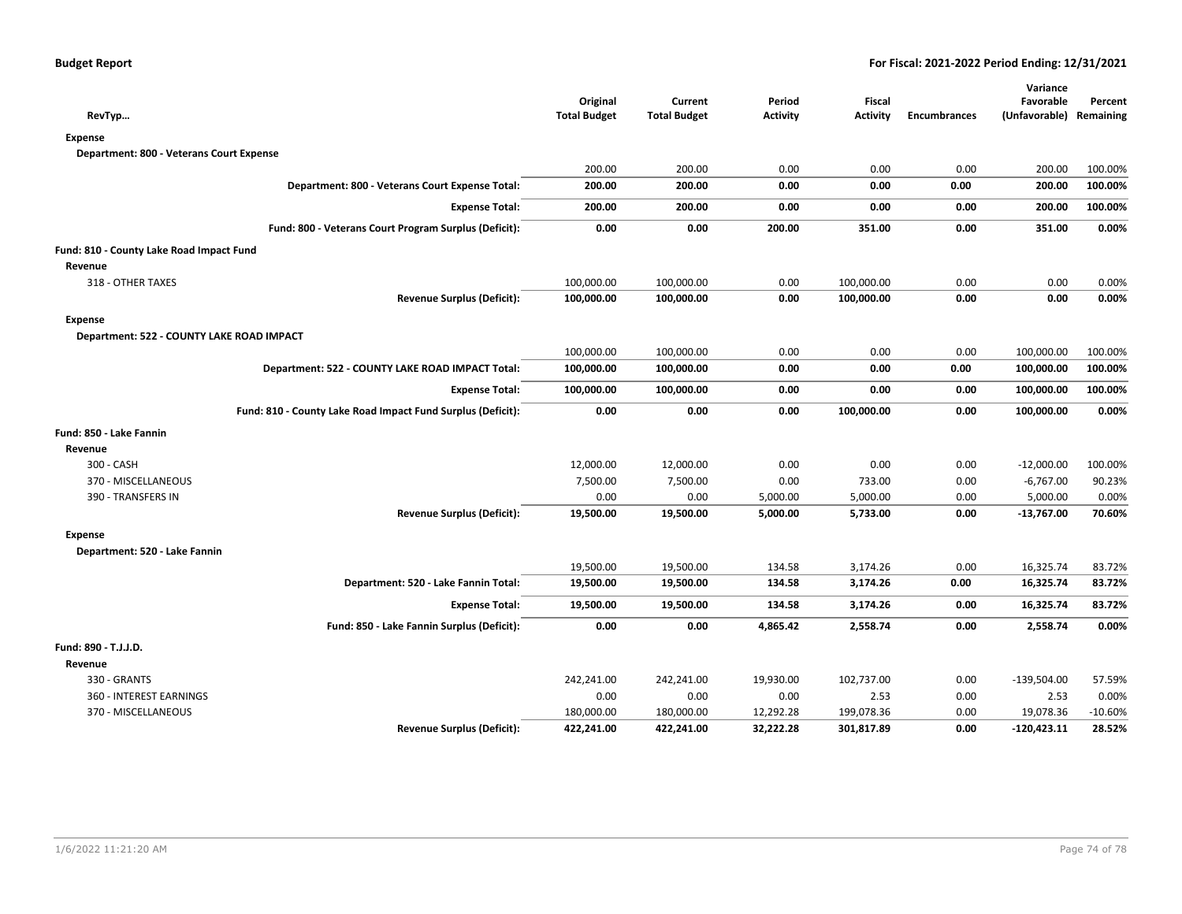**Budget Report** | **For Fiscal: 2021-2022 Period Ending: 12/31/2021**

| RevTyp… | Original Total Budget | Current Total Budget | Period Activity | Fiscal Activity | Encumbrances | Variance Favorable (Unfavorable) | Percent Remaining |
|---|---|---|---|---|---|---|---|
| **Expense** | | | | | | | |
| **Department: 800 - Veterans Court Expense** | | | | | | | |
| | 200.00 | 200.00 | 0.00 | 0.00 | 0.00 | 200.00 | 100.00% |
| **Department: 800 - Veterans Court Expense Total:** | **200.00** | **200.00** | **0.00** | **0.00** | **0.00** | **200.00** | **100.00%** |
| **Expense Total:** | **200.00** | **200.00** | **0.00** | **0.00** | **0.00** | **200.00** | **100.00%** |
| **Fund: 800 - Veterans Court Program Surplus (Deficit):** | **0.00** | **0.00** | **200.00** | **351.00** | **0.00** | **351.00** | **0.00%** |
| **Fund: 810 - County Lake Road Impact Fund** | | | | | | | |
| **Revenue** | | | | | | | |
| 318 - OTHER TAXES | 100,000.00 | 100,000.00 | 0.00 | 100,000.00 | 0.00 | 0.00 | 0.00% |
| **Revenue Surplus (Deficit):** | **100,000.00** | **100,000.00** | **0.00** | **100,000.00** | **0.00** | **0.00** | **0.00%** |
| **Expense** | | | | | | | |
| **Department: 522 - COUNTY LAKE ROAD IMPACT** | | | | | | | |
| | 100,000.00 | 100,000.00 | 0.00 | 0.00 | 0.00 | 100,000.00 | 100.00% |
| **Department: 522 - COUNTY LAKE ROAD IMPACT Total:** | **100,000.00** | **100,000.00** | **0.00** | **0.00** | **0.00** | **100,000.00** | **100.00%** |
| **Expense Total:** | **100,000.00** | **100,000.00** | **0.00** | **0.00** | **0.00** | **100,000.00** | **100.00%** |
| **Fund: 810 - County Lake Road Impact Fund Surplus (Deficit):** | **0.00** | **0.00** | **0.00** | **100,000.00** | **0.00** | **100,000.00** | **0.00%** |
| **Fund: 850 - Lake Fannin** | | | | | | | |
| **Revenue** | | | | | | | |
| 300 - CASH | 12,000.00 | 12,000.00 | 0.00 | 0.00 | 0.00 | -12,000.00 | 100.00% |
| 370 - MISCELLANEOUS | 7,500.00 | 7,500.00 | 0.00 | 733.00 | 0.00 | -6,767.00 | 90.23% |
| 390 - TRANSFERS IN | 0.00 | 0.00 | 5,000.00 | 5,000.00 | 0.00 | 5,000.00 | 0.00% |
| **Revenue Surplus (Deficit):** | **19,500.00** | **19,500.00** | **5,000.00** | **5,733.00** | **0.00** | **-13,767.00** | **70.60%** |
| **Expense** | | | | | | | |
| **Department: 520 - Lake Fannin** | | | | | | | |
| | 19,500.00 | 19,500.00 | 134.58 | 3,174.26 | 0.00 | 16,325.74 | 83.72% |
| **Department: 520 - Lake Fannin Total:** | **19,500.00** | **19,500.00** | **134.58** | **3,174.26** | **0.00** | **16,325.74** | **83.72%** |
| **Expense Total:** | **19,500.00** | **19,500.00** | **134.58** | **3,174.26** | **0.00** | **16,325.74** | **83.72%** |
| **Fund: 850 - Lake Fannin Surplus (Deficit):** | **0.00** | **0.00** | **4,865.42** | **2,558.74** | **0.00** | **2,558.74** | **0.00%** |
| **Fund: 890 - T.J.J.D.** | | | | | | | |
| **Revenue** | | | | | | | |
| 330 - GRANTS | 242,241.00 | 242,241.00 | 19,930.00 | 102,737.00 | 0.00 | -139,504.00 | 57.59% |
| 360 - INTEREST EARNINGS | 0.00 | 0.00 | 0.00 | 2.53 | 0.00 | 2.53 | 0.00% |
| 370 - MISCELLANEOUS | 180,000.00 | 180,000.00 | 12,292.28 | 199,078.36 | 0.00 | 19,078.36 | -10.60% |
| **Revenue Surplus (Deficit):** | **422,241.00** | **422,241.00** | **32,222.28** | **301,817.89** | **0.00** | **-120,423.11** | **28.52%** |

1/6/2022 11:21:20 AM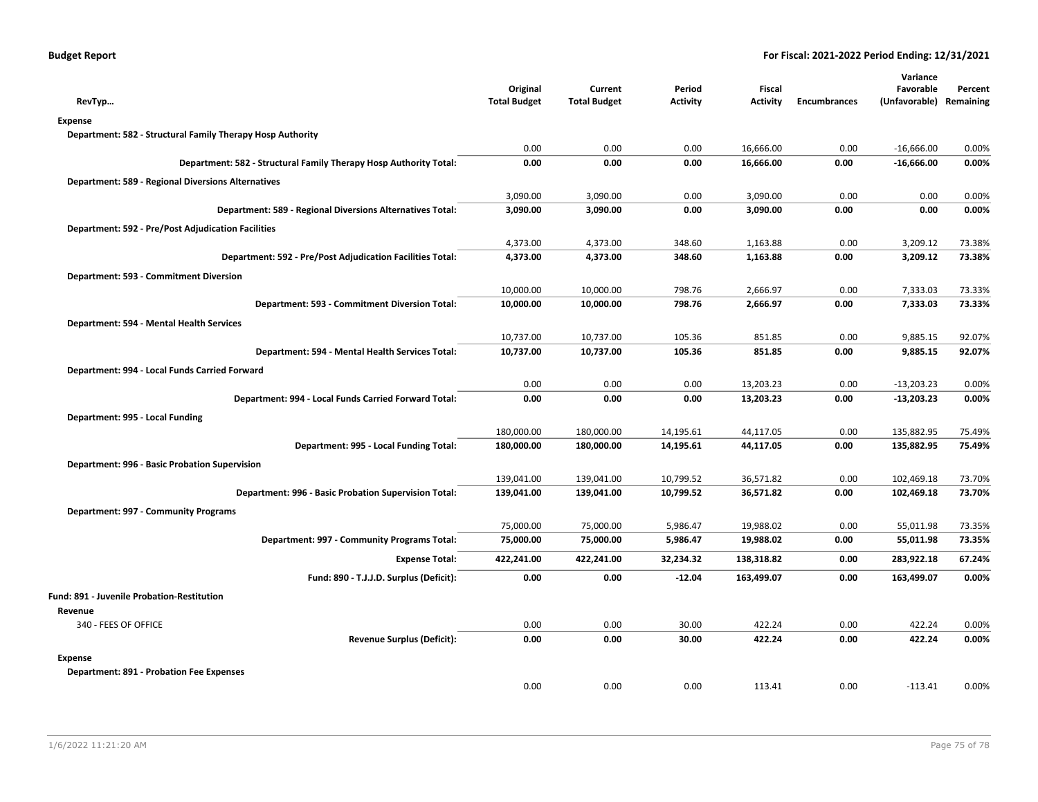| RevTyp… | Original Total Budget | Current Total Budget | Period Activity | Fiscal Activity | Encumbrances | Variance Favorable (Unfavorable) | Percent Remaining |
|---|---|---|---|---|---|---|---|
| **Expense** | | | | | | | |
| **Department: 582 - Structural Family Therapy Hosp Authority** | | | | | | | |
| | 0.00 | 0.00 | 0.00 | 16,666.00 | 0.00 | -16,666.00 | 0.00% |
| **Department: 582 - Structural Family Therapy Hosp Authority Total:** | **0.00** | **0.00** | **0.00** | **16,666.00** | **0.00** | **-16,666.00** | **0.00%** |
| **Department: 589 - Regional Diversions Alternatives** | | | | | | | |
| | 3,090.00 | 3,090.00 | 0.00 | 3,090.00 | 0.00 | 0.00 | 0.00% |
| **Department: 589 - Regional Diversions Alternatives Total:** | **3,090.00** | **3,090.00** | **0.00** | **3,090.00** | **0.00** | **0.00** | **0.00%** |
| **Department: 592 - Pre/Post Adjudication Facilities** | | | | | | | |
| | 4,373.00 | 4,373.00 | 348.60 | 1,163.88 | 0.00 | 3,209.12 | 73.38% |
| **Department: 592 - Pre/Post Adjudication Facilities Total:** | **4,373.00** | **4,373.00** | **348.60** | **1,163.88** | **0.00** | **3,209.12** | **73.38%** |
| **Department: 593 - Commitment Diversion** | | | | | | | |
| | 10,000.00 | 10,000.00 | 798.76 | 2,666.97 | 0.00 | 7,333.03 | 73.33% |
| **Department: 593 - Commitment Diversion Total:** | **10,000.00** | **10,000.00** | **798.76** | **2,666.97** | **0.00** | **7,333.03** | **73.33%** |
| **Department: 594 - Mental Health Services** | | | | | | | |
| | 10,737.00 | 10,737.00 | 105.36 | 851.85 | 0.00 | 9,885.15 | 92.07% |
| **Department: 594 - Mental Health Services Total:** | **10,737.00** | **10,737.00** | **105.36** | **851.85** | **0.00** | **9,885.15** | **92.07%** |
| **Department: 994 - Local Funds Carried Forward** | | | | | | | |
| | 0.00 | 0.00 | 0.00 | 13,203.23 | 0.00 | -13,203.23 | 0.00% |
| **Department: 994 - Local Funds Carried Forward Total:** | **0.00** | **0.00** | **0.00** | **13,203.23** | **0.00** | **-13,203.23** | **0.00%** |
| **Department: 995 - Local Funding** | | | | | | | |
| | 180,000.00 | 180,000.00 | 14,195.61 | 44,117.05 | 0.00 | 135,882.95 | 75.49% |
| **Department: 995 - Local Funding Total:** | **180,000.00** | **180,000.00** | **14,195.61** | **44,117.05** | **0.00** | **135,882.95** | **75.49%** |
| **Department: 996 - Basic Probation Supervision** | | | | | | | |
| | 139,041.00 | 139,041.00 | 10,799.52 | 36,571.82 | 0.00 | 102,469.18 | 73.70% |
| **Department: 996 - Basic Probation Supervision Total:** | **139,041.00** | **139,041.00** | **10,799.52** | **36,571.82** | **0.00** | **102,469.18** | **73.70%** |
| **Department: 997 - Community Programs** | | | | | | | |
| | 75,000.00 | 75,000.00 | 5,986.47 | 19,988.02 | 0.00 | 55,011.98 | 73.35% |
| **Department: 997 - Community Programs Total:** | **75,000.00** | **75,000.00** | **5,986.47** | **19,988.02** | **0.00** | **55,011.98** | **73.35%** |
| **Expense Total:** | **422,241.00** | **422,241.00** | **32,234.32** | **138,318.82** | **0.00** | **283,922.18** | **67.24%** |
| **Fund: 890 - T.J.J.D. Surplus (Deficit):** | **0.00** | **0.00** | **-12.04** | **163,499.07** | **0.00** | **163,499.07** | **0.00%** |
| **Fund: 891 - Juvenile Probation-Restitution** | | | | | | | |
| **Revenue** | | | | | | | |
| 340 - FEES OF OFFICE | 0.00 | 0.00 | 30.00 | 422.24 | 0.00 | 422.24 | 0.00% |
| **Revenue Surplus (Deficit):** | **0.00** | **0.00** | **30.00** | **422.24** | **0.00** | **422.24** | **0.00%** |
| **Expense** | | | | | | | |
| **Department: 891 - Probation Fee Expenses** | | | | | | | |
| | 0.00 | 0.00 | 0.00 | 113.41 | 0.00 | -113.41 | 0.00% |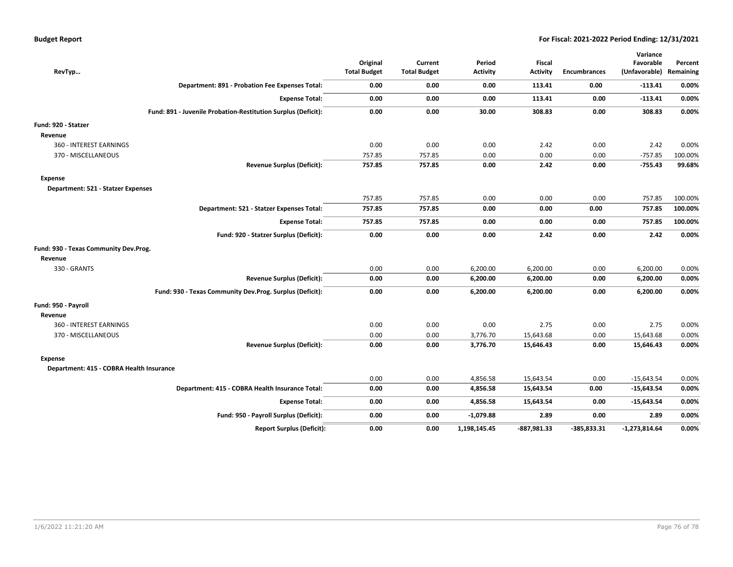| RevTyp... | Original Total Budget | Current Total Budget | Period Activity | Fiscal Activity | Encumbrances | Variance Favorable (Unfavorable) | Percent Remaining |
|---|---|---|---|---|---|---|---|
| **Department: 891 - Probation Fee Expenses Total:** | **0.00** | **0.00** | **0.00** | **113.41** | **0.00** | **-113.41** | **0.00%** |
| **Expense Total:** | **0.00** | **0.00** | **0.00** | **113.41** | **0.00** | **-113.41** | **0.00%** |
| **Fund: 891 - Juvenile Probation-Restitution Surplus (Deficit):** | **0.00** | **0.00** | **30.00** | **308.83** | **0.00** | **308.83** | **0.00%** |
| **Fund: 920 - Statzer** | | | | | | | |
| **Revenue** | | | | | | | |
| 360 - INTEREST EARNINGS | 0.00 | 0.00 | 0.00 | 2.42 | 0.00 | 2.42 | 0.00% |
| 370 - MISCELLANEOUS | 757.85 | 757.85 | 0.00 | 0.00 | 0.00 | -757.85 | 100.00% |
| **Revenue Surplus (Deficit):** | **757.85** | **757.85** | **0.00** | **2.42** | **0.00** | **-755.43** | **99.68%** |
| **Expense** | | | | | | | |
| **Department: 521 - Statzer Expenses** | | | | | | | |
| | 757.85 | 757.85 | 0.00 | 0.00 | 0.00 | 757.85 | 100.00% |
| **Department: 521 - Statzer Expenses Total:** | **757.85** | **757.85** | **0.00** | **0.00** | **0.00** | **757.85** | **100.00%** |
| **Expense Total:** | **757.85** | **757.85** | **0.00** | **0.00** | **0.00** | **757.85** | **100.00%** |
| **Fund: 920 - Statzer Surplus (Deficit):** | **0.00** | **0.00** | **0.00** | **2.42** | **0.00** | **2.42** | **0.00%** |
| **Fund: 930 - Texas Community Dev.Prog.** | | | | | | | |
| **Revenue** | | | | | | | |
| 330 - GRANTS | 0.00 | 0.00 | 6,200.00 | 6,200.00 | 0.00 | 6,200.00 | 0.00% |
| **Revenue Surplus (Deficit):** | **0.00** | **0.00** | **6,200.00** | **6,200.00** | **0.00** | **6,200.00** | **0.00%** |
| **Fund: 930 - Texas Community Dev.Prog. Surplus (Deficit):** | **0.00** | **0.00** | **6,200.00** | **6,200.00** | **0.00** | **6,200.00** | **0.00%** |
| **Fund: 950 - Payroll** | | | | | | | |
| **Revenue** | | | | | | | |
| 360 - INTEREST EARNINGS | 0.00 | 0.00 | 0.00 | 2.75 | 0.00 | 2.75 | 0.00% |
| 370 - MISCELLANEOUS | 0.00 | 0.00 | 3,776.70 | 15,643.68 | 0.00 | 15,643.68 | 0.00% |
| **Revenue Surplus (Deficit):** | **0.00** | **0.00** | **3,776.70** | **15,646.43** | **0.00** | **15,646.43** | **0.00%** |
| **Expense** | | | | | | | |
| **Department: 415 - COBRA Health Insurance** | | | | | | | |
| | 0.00 | 0.00 | 4,856.58 | 15,643.54 | 0.00 | -15,643.54 | 0.00% |
| **Department: 415 - COBRA Health Insurance Total:** | **0.00** | **0.00** | **4,856.58** | **15,643.54** | **0.00** | **-15,643.54** | **0.00%** |
| **Expense Total:** | **0.00** | **0.00** | **4,856.58** | **15,643.54** | **0.00** | **-15,643.54** | **0.00%** |
| **Fund: 950 - Payroll Surplus (Deficit):** | **0.00** | **0.00** | **-1,079.88** | **2.89** | **0.00** | **2.89** | **0.00%** |
| **Report Surplus (Deficit):** | **0.00** | **0.00** | **1,198,145.45** | **-887,981.33** | **-385,833.31** | **-1,273,814.64** | **0.00%** |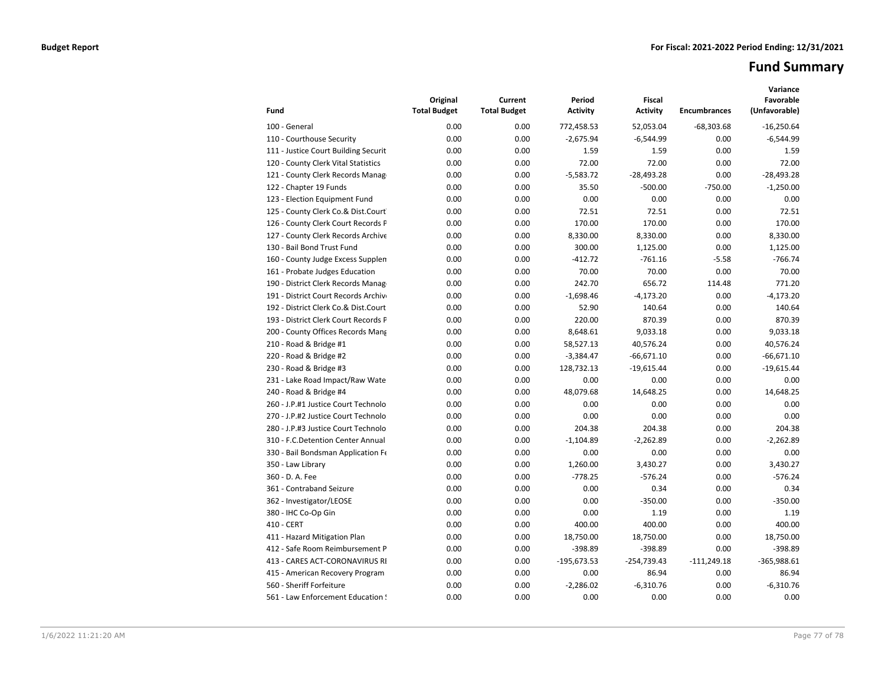**Budget Report** **For Fiscal: 2021-2022 Period Ending: 12/31/2021**

# Fund Summary

| Fund | Original Total Budget | Current Total Budget | Period Activity | Fiscal Activity | Encumbrances | Variance Favorable (Unfavorable) |
|---|---|---|---|---|---|---|
| 100 - General | 0.00 | 0.00 | 772,458.53 | 52,053.04 | -68,303.68 | -16,250.64 |
| 110 - Courthouse Security | 0.00 | 0.00 | -2,675.94 | -6,544.99 | 0.00 | -6,544.99 |
| 111 - Justice Court Building Securit | 0.00 | 0.00 | 1.59 | 1.59 | 0.00 | 1.59 |
| 120 - County Clerk Vital Statistics | 0.00 | 0.00 | 72.00 | 72.00 | 0.00 | 72.00 |
| 121 - County Clerk Records Manag | 0.00 | 0.00 | -5,583.72 | -28,493.28 | 0.00 | -28,493.28 |
| 122 - Chapter 19 Funds | 0.00 | 0.00 | 35.50 | -500.00 | -750.00 | -1,250.00 |
| 123 - Election Equipment Fund | 0.00 | 0.00 | 0.00 | 0.00 | 0.00 | 0.00 |
| 125 - County Clerk Co.& Dist.Court | 0.00 | 0.00 | 72.51 | 72.51 | 0.00 | 72.51 |
| 126 - County Clerk Court Records F | 0.00 | 0.00 | 170.00 | 170.00 | 0.00 | 170.00 |
| 127 - County Clerk Records Archive | 0.00 | 0.00 | 8,330.00 | 8,330.00 | 0.00 | 8,330.00 |
| 130 - Bail Bond Trust Fund | 0.00 | 0.00 | 300.00 | 1,125.00 | 0.00 | 1,125.00 |
| 160 - County Judge Excess Supplen | 0.00 | 0.00 | -412.72 | -761.16 | -5.58 | -766.74 |
| 161 - Probate Judges Education | 0.00 | 0.00 | 70.00 | 70.00 | 0.00 | 70.00 |
| 190 - District Clerk Records Manag | 0.00 | 0.00 | 242.70 | 656.72 | 114.48 | 771.20 |
| 191 - District Court Records Archiv | 0.00 | 0.00 | -1,698.46 | -4,173.20 | 0.00 | -4,173.20 |
| 192 - District Clerk Co.& Dist.Court | 0.00 | 0.00 | 52.90 | 140.64 | 0.00 | 140.64 |
| 193 - District Clerk Court Records F | 0.00 | 0.00 | 220.00 | 870.39 | 0.00 | 870.39 |
| 200 - County Offices Records Mang | 0.00 | 0.00 | 8,648.61 | 9,033.18 | 0.00 | 9,033.18 |
| 210 - Road & Bridge #1 | 0.00 | 0.00 | 58,527.13 | 40,576.24 | 0.00 | 40,576.24 |
| 220 - Road & Bridge #2 | 0.00 | 0.00 | -3,384.47 | -66,671.10 | 0.00 | -66,671.10 |
| 230 - Road & Bridge #3 | 0.00 | 0.00 | 128,732.13 | -19,615.44 | 0.00 | -19,615.44 |
| 231 - Lake Road Impact/Raw Wate | 0.00 | 0.00 | 0.00 | 0.00 | 0.00 | 0.00 |
| 240 - Road & Bridge #4 | 0.00 | 0.00 | 48,079.68 | 14,648.25 | 0.00 | 14,648.25 |
| 260 - J.P.#1 Justice Court Technolo | 0.00 | 0.00 | 0.00 | 0.00 | 0.00 | 0.00 |
| 270 - J.P.#2 Justice Court Technolo | 0.00 | 0.00 | 0.00 | 0.00 | 0.00 | 0.00 |
| 280 - J.P.#3 Justice Court Technolo | 0.00 | 0.00 | 204.38 | 204.38 | 0.00 | 204.38 |
| 310 - F.C.Detention Center Annual | 0.00 | 0.00 | -1,104.89 | -2,262.89 | 0.00 | -2,262.89 |
| 330 - Bail Bondsman Application Fe | 0.00 | 0.00 | 0.00 | 0.00 | 0.00 | 0.00 |
| 350 - Law Library | 0.00 | 0.00 | 1,260.00 | 3,430.27 | 0.00 | 3,430.27 |
| 360 - D. A. Fee | 0.00 | 0.00 | -778.25 | -576.24 | 0.00 | -576.24 |
| 361 - Contraband Seizure | 0.00 | 0.00 | 0.00 | 0.34 | 0.00 | 0.34 |
| 362 - Investigator/LEOSE | 0.00 | 0.00 | 0.00 | -350.00 | 0.00 | -350.00 |
| 380 - IHC Co-Op Gin | 0.00 | 0.00 | 0.00 | 1.19 | 0.00 | 1.19 |
| 410 - CERT | 0.00 | 0.00 | 400.00 | 400.00 | 0.00 | 400.00 |
| 411 - Hazard Mitigation Plan | 0.00 | 0.00 | 18,750.00 | 18,750.00 | 0.00 | 18,750.00 |
| 412 - Safe Room Reimbursement P | 0.00 | 0.00 | -398.89 | -398.89 | 0.00 | -398.89 |
| 413 - CARES ACT-CORONAVIRUS RI | 0.00 | 0.00 | -195,673.53 | -254,739.43 | -111,249.18 | -365,988.61 |
| 415 - American Recovery Program | 0.00 | 0.00 | 0.00 | 86.94 | 0.00 | 86.94 |
| 560 - Sheriff Forfeiture | 0.00 | 0.00 | -2,286.02 | -6,310.76 | 0.00 | -6,310.76 |
| 561 - Law Enforcement Education ! | 0.00 | 0.00 | 0.00 | 0.00 | 0.00 | 0.00 |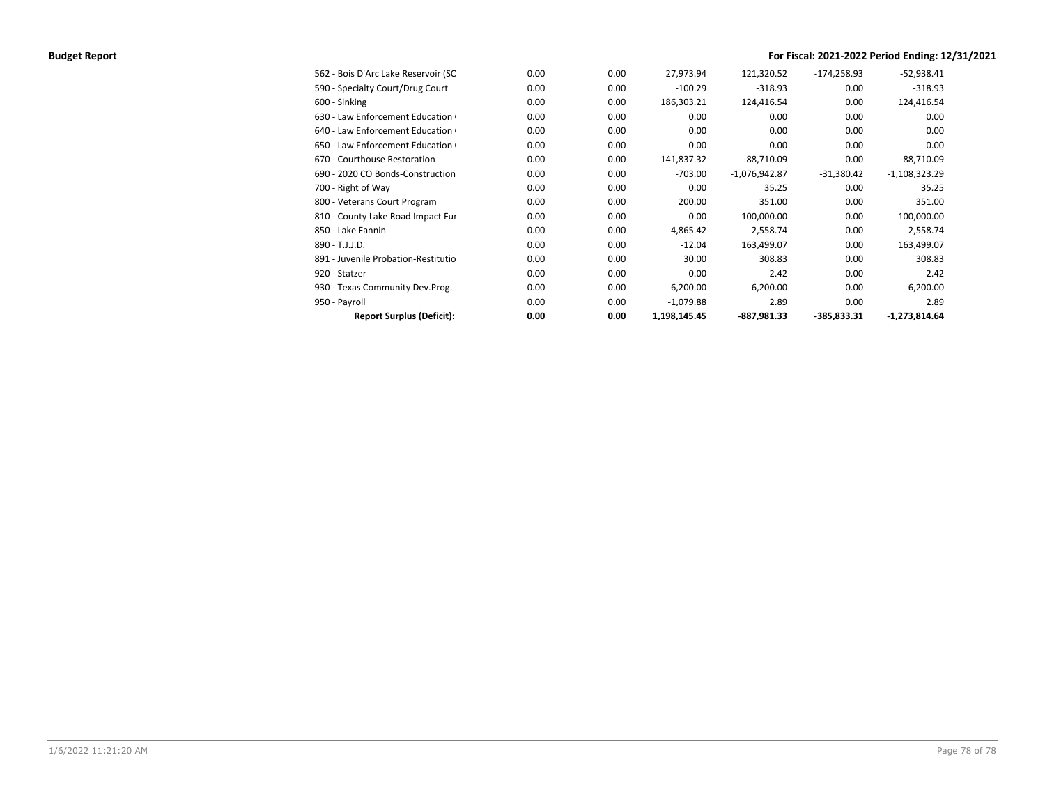| | | | | | | |
|---|---|---|---|---|---|---|
| 562 - Bois D'Arc Lake Reservoir (SO | 0.00 | 0.00 | 27,973.94 | 121,320.52 | -174,258.93 | -52,938.41 |
| 590 - Specialty Court/Drug Court | 0.00 | 0.00 | -100.29 | -318.93 | 0.00 | -318.93 |
| 600 - Sinking | 0.00 | 0.00 | 186,303.21 | 124,416.54 | 0.00 | 124,416.54 |
| 630 - Law Enforcement Education ( | 0.00 | 0.00 | 0.00 | 0.00 | 0.00 | 0.00 |
| 640 - Law Enforcement Education ( | 0.00 | 0.00 | 0.00 | 0.00 | 0.00 | 0.00 |
| 650 - Law Enforcement Education ( | 0.00 | 0.00 | 0.00 | 0.00 | 0.00 | 0.00 |
| 670 - Courthouse Restoration | 0.00 | 0.00 | 141,837.32 | -88,710.09 | 0.00 | -88,710.09 |
| 690 - 2020 CO Bonds-Construction | 0.00 | 0.00 | -703.00 | -1,076,942.87 | -31,380.42 | -1,108,323.29 |
| 700 - Right of Way | 0.00 | 0.00 | 0.00 | 35.25 | 0.00 | 35.25 |
| 800 - Veterans Court Program | 0.00 | 0.00 | 200.00 | 351.00 | 0.00 | 351.00 |
| 810 - County Lake Road Impact Fur | 0.00 | 0.00 | 0.00 | 100,000.00 | 0.00 | 100,000.00 |
| 850 - Lake Fannin | 0.00 | 0.00 | 4,865.42 | 2,558.74 | 0.00 | 2,558.74 |
| 890 - T.J.J.D. | 0.00 | 0.00 | -12.04 | 163,499.07 | 0.00 | 163,499.07 |
| 891 - Juvenile Probation-Restitutio | 0.00 | 0.00 | 30.00 | 308.83 | 0.00 | 308.83 |
| 920 - Statzer | 0.00 | 0.00 | 0.00 | 2.42 | 0.00 | 2.42 |
| 930 - Texas Community Dev.Prog. | 0.00 | 0.00 | 6,200.00 | 6,200.00 | 0.00 | 6,200.00 |
| 950 - Payroll | 0.00 | 0.00 | -1,079.88 | 2.89 | 0.00 | 2.89 |
| **Report Surplus (Deficit):** | **0.00** | **0.00** | **1,198,145.45** | **-887,981.33** | **-385,833.31** | **-1,273,814.64** |